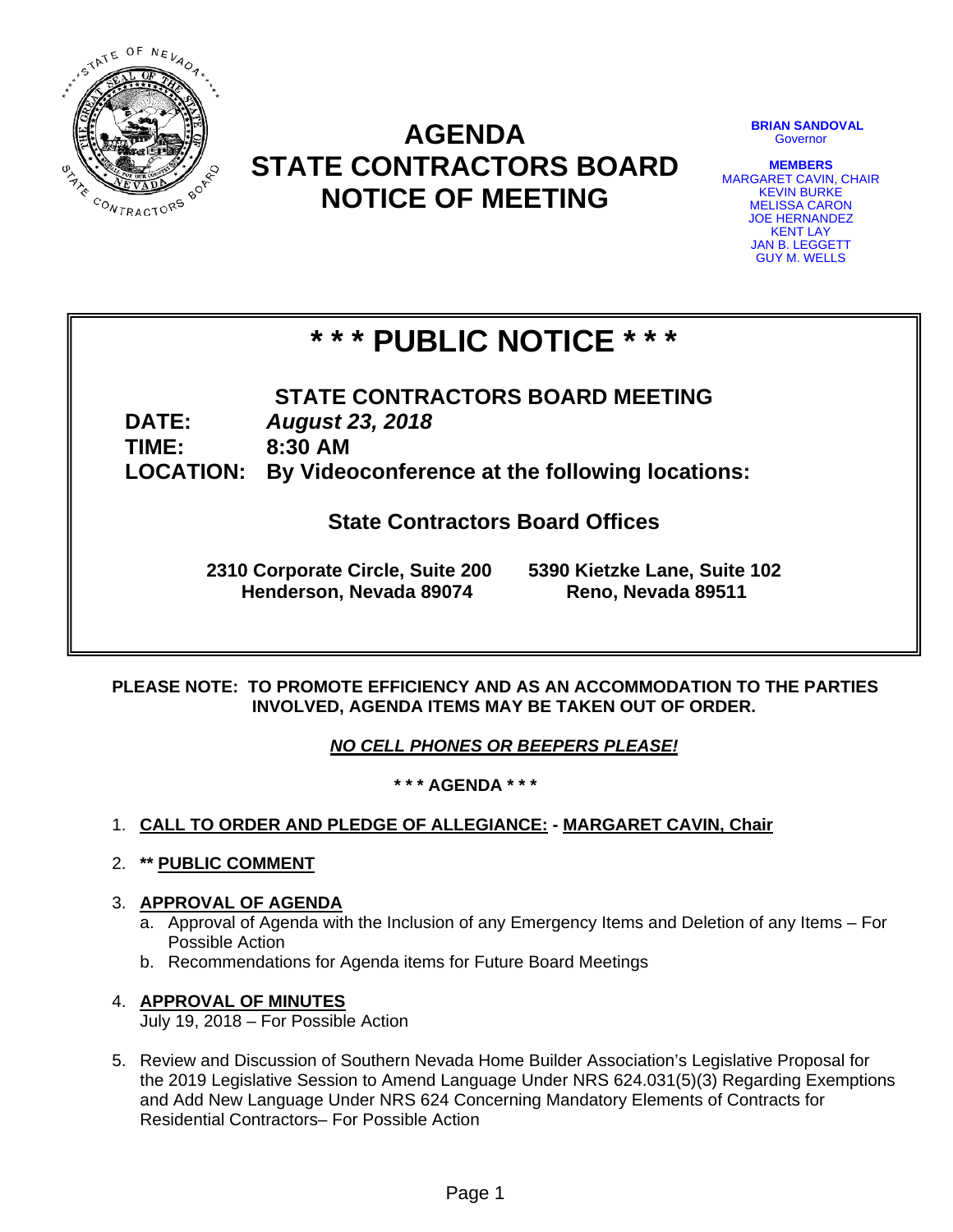# AGENDA
# STATE CONTRACTORS BOARD
# NOTICE OF MEETING

**BRIAN SANDOVAL**
Governor

**MEMBERS**
MARGARET CAVIN, CHAIR
KEVIN BURKE
MELISSA CARON
JOE HERNANDEZ
KENT LAY
JAN B. LEGGETT
GUY M. WELLS

## \* \* \* PUBLIC NOTICE \* \* \*

**STATE CONTRACTORS BOARD MEETING**

**DATE:** ***August 23, 2018***
**TIME:** **8:30 AM**
**LOCATION:** **By Videoconference at the following locations:**

**State Contractors Board Offices**

**2310 Corporate Circle, Suite 200**
**Henderson, Nevada 89074**

**5390 Kietzke Lane, Suite 102**
**Reno, Nevada 89511**

**PLEASE NOTE: TO PROMOTE EFFICIENCY AND AS AN ACCOMMODATION TO THE PARTIES INVOLVED, AGENDA ITEMS MAY BE TAKEN OUT OF ORDER.**

***NO CELL PHONES OR BEEPERS PLEASE!***

**\* \* \* AGENDA \* \* \***

1. **CALL TO ORDER AND PLEDGE OF ALLEGIANCE: - MARGARET CAVIN, Chair**

2. **\*\* PUBLIC COMMENT**

3. **APPROVAL OF AGENDA**
   a. Approval of Agenda with the Inclusion of any Emergency Items and Deletion of any Items – For Possible Action
   b. Recommendations for Agenda items for Future Board Meetings

4. **APPROVAL OF MINUTES**
   July 19, 2018 – For Possible Action

5. Review and Discussion of Southern Nevada Home Builder Association's Legislative Proposal for the 2019 Legislative Session to Amend Language Under NRS 624.031(5)(3) Regarding Exemptions and Add New Language Under NRS 624 Concerning Mandatory Elements of Contracts for Residential Contractors– For Possible Action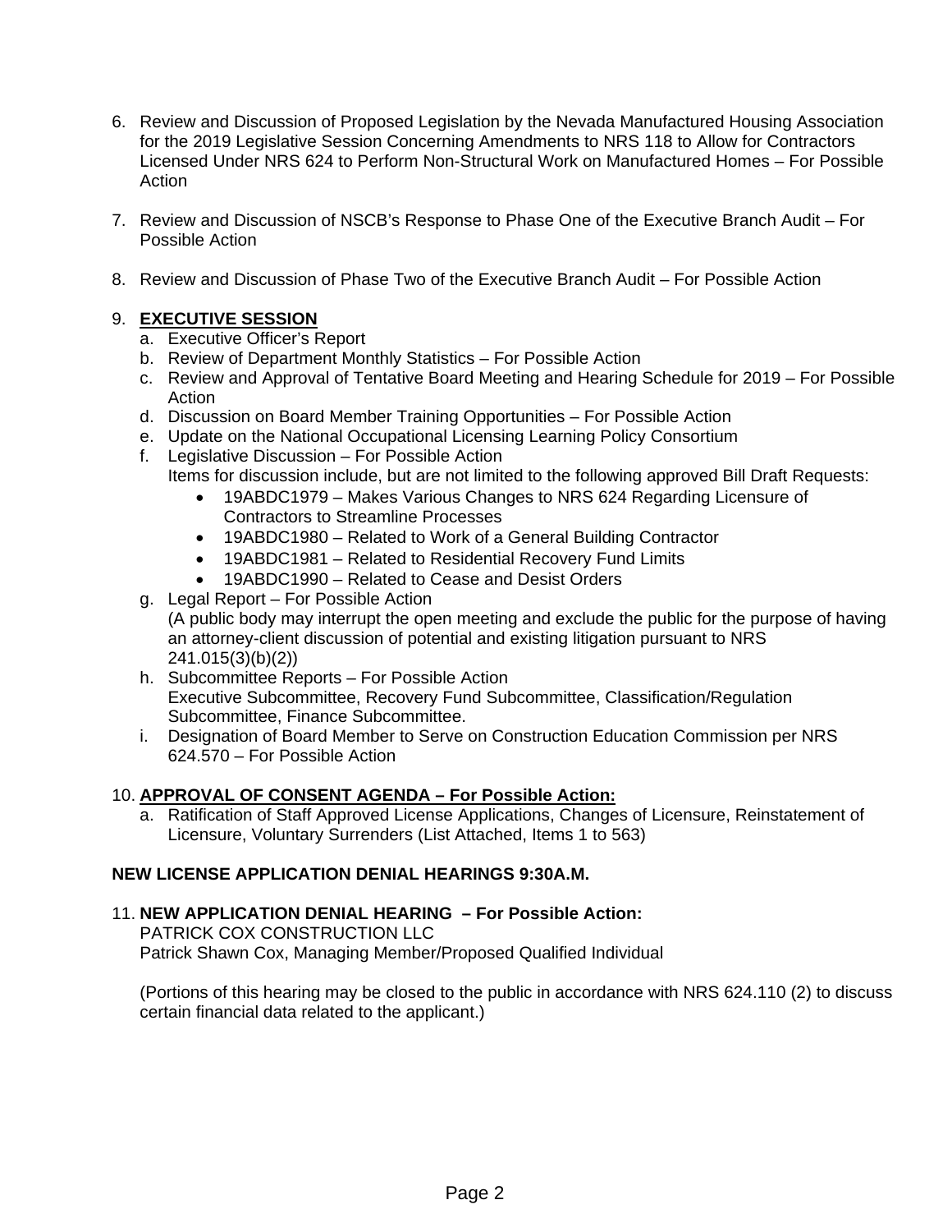6. Review and Discussion of Proposed Legislation by the Nevada Manufactured Housing Association for the 2019 Legislative Session Concerning Amendments to NRS 118 to Allow for Contractors Licensed Under NRS 624 to Perform Non-Structural Work on Manufactured Homes – For Possible Action

7. Review and Discussion of NSCB's Response to Phase One of the Executive Branch Audit – For Possible Action

8. Review and Discussion of Phase Two of the Executive Branch Audit – For Possible Action

9. **EXECUTIVE SESSION**
   a. Executive Officer's Report
   b. Review of Department Monthly Statistics – For Possible Action
   c. Review and Approval of Tentative Board Meeting and Hearing Schedule for 2019 – For Possible Action
   d. Discussion on Board Member Training Opportunities – For Possible Action
   e. Update on the National Occupational Licensing Learning Policy Consortium
   f. Legislative Discussion – For Possible Action
      Items for discussion include, but are not limited to the following approved Bill Draft Requests:
      - 19ABDC1979 – Makes Various Changes to NRS 624 Regarding Licensure of Contractors to Streamline Processes
      - 19ABDC1980 – Related to Work of a General Building Contractor
      - 19ABDC1981 – Related to Residential Recovery Fund Limits
      - 19ABDC1990 – Related to Cease and Desist Orders
   g. Legal Report – For Possible Action
      (A public body may interrupt the open meeting and exclude the public for the purpose of having an attorney-client discussion of potential and existing litigation pursuant to NRS 241.015(3)(b)(2))
   h. Subcommittee Reports – For Possible Action
      Executive Subcommittee, Recovery Fund Subcommittee, Classification/Regulation Subcommittee, Finance Subcommittee.
   i. Designation of Board Member to Serve on Construction Education Commission per NRS 624.570 – For Possible Action

10. **APPROVAL OF CONSENT AGENDA – For Possible Action:**
    a. Ratification of Staff Approved License Applications, Changes of Licensure, Reinstatement of Licensure, Voluntary Surrenders (List Attached, Items 1 to 563)

**NEW LICENSE APPLICATION DENIAL HEARINGS 9:30A.M.**

11. **NEW APPLICATION DENIAL HEARING – For Possible Action:**
    PATRICK COX CONSTRUCTION LLC
    Patrick Shawn Cox, Managing Member/Proposed Qualified Individual

    (Portions of this hearing may be closed to the public in accordance with NRS 624.110 (2) to discuss certain financial data related to the applicant.)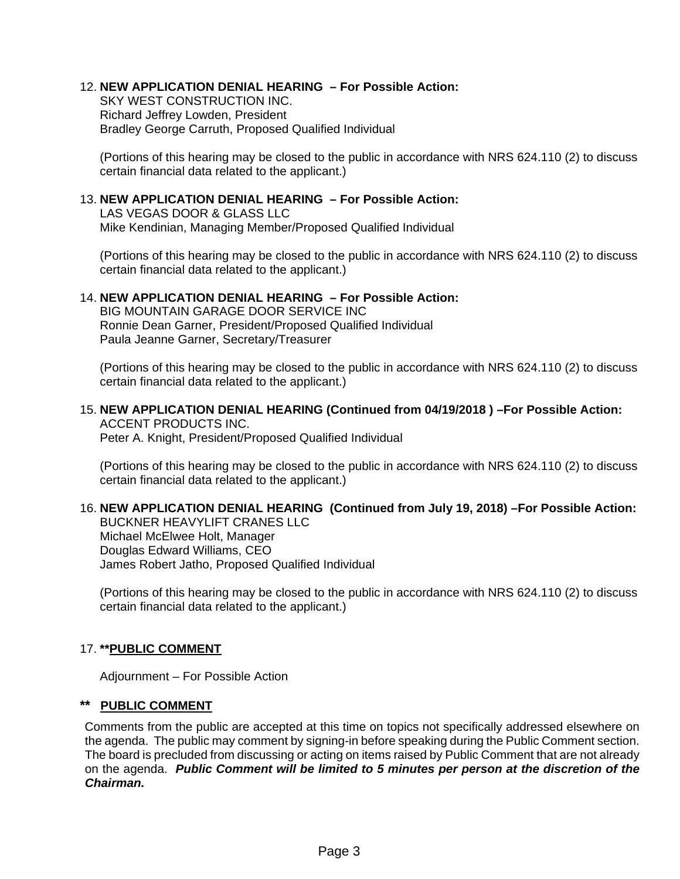12. **NEW APPLICATION DENIAL HEARING – For Possible Action:**
    SKY WEST CONSTRUCTION INC.
    Richard Jeffrey Lowden, President
    Bradley George Carruth, Proposed Qualified Individual

    (Portions of this hearing may be closed to the public in accordance with NRS 624.110 (2) to discuss certain financial data related to the applicant.)

13. **NEW APPLICATION DENIAL HEARING – For Possible Action:**
    LAS VEGAS DOOR & GLASS LLC
    Mike Kendinian, Managing Member/Proposed Qualified Individual

    (Portions of this hearing may be closed to the public in accordance with NRS 624.110 (2) to discuss certain financial data related to the applicant.)

14. **NEW APPLICATION DENIAL HEARING – For Possible Action:**
    BIG MOUNTAIN GARAGE DOOR SERVICE INC
    Ronnie Dean Garner, President/Proposed Qualified Individual
    Paula Jeanne Garner, Secretary/Treasurer

    (Portions of this hearing may be closed to the public in accordance with NRS 624.110 (2) to discuss certain financial data related to the applicant.)

15. **NEW APPLICATION DENIAL HEARING (Continued from 04/19/2018 ) –For Possible Action:**
    ACCENT PRODUCTS INC.
    Peter A. Knight, President/Proposed Qualified Individual

    (Portions of this hearing may be closed to the public in accordance with NRS 624.110 (2) to discuss certain financial data related to the applicant.)

16. **NEW APPLICATION DENIAL HEARING (Continued from July 19, 2018) –For Possible Action:**
    BUCKNER HEAVYLIFT CRANES LLC
    Michael McElwee Holt, Manager
    Douglas Edward Williams, CEO
    James Robert Jatho, Proposed Qualified Individual

    (Portions of this hearing may be closed to the public in accordance with NRS 624.110 (2) to discuss certain financial data related to the applicant.)

17. **&#42;&#42;PUBLIC COMMENT**

    Adjournment – For Possible Action

**&#42;&#42; PUBLIC COMMENT**

Comments from the public are accepted at this time on topics not specifically addressed elsewhere on the agenda. The public may comment by signing-in before speaking during the Public Comment section. The board is precluded from discussing or acting on items raised by Public Comment that are not already on the agenda. ***Public Comment will be limited to 5 minutes per person at the discretion of the Chairman.***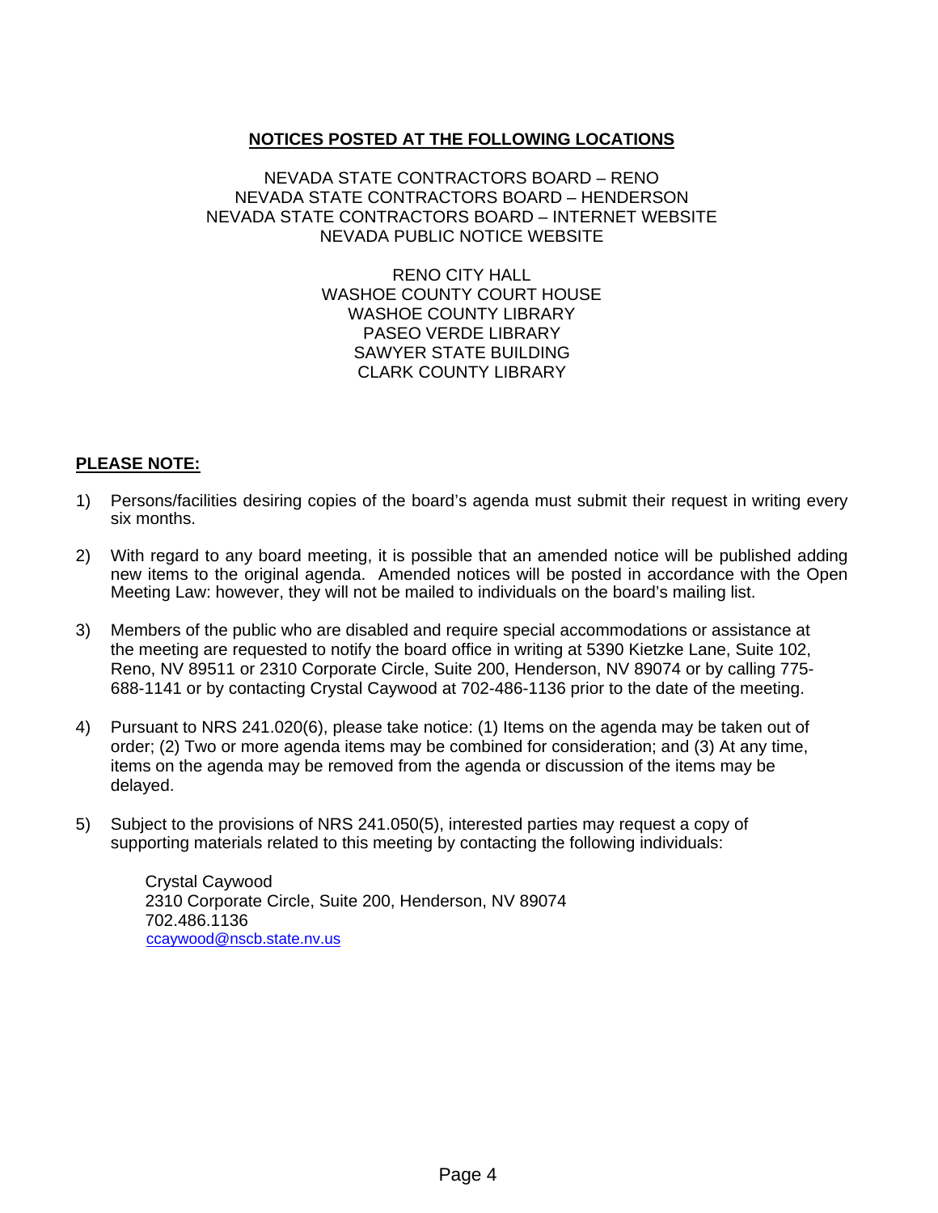**NOTICES POSTED AT THE FOLLOWING LOCATIONS**

NEVADA STATE CONTRACTORS BOARD – RENO
NEVADA STATE CONTRACTORS BOARD – HENDERSON
NEVADA STATE CONTRACTORS BOARD – INTERNET WEBSITE
NEVADA PUBLIC NOTICE WEBSITE

RENO CITY HALL
WASHOE COUNTY COURT HOUSE
WASHOE COUNTY LIBRARY
PASEO VERDE LIBRARY
SAWYER STATE BUILDING
CLARK COUNTY LIBRARY

**PLEASE NOTE:**

1) Persons/facilities desiring copies of the board's agenda must submit their request in writing every six months.

2) With regard to any board meeting, it is possible that an amended notice will be published adding new items to the original agenda. Amended notices will be posted in accordance with the Open Meeting Law: however, they will not be mailed to individuals on the board's mailing list.

3) Members of the public who are disabled and require special accommodations or assistance at the meeting are requested to notify the board office in writing at 5390 Kietzke Lane, Suite 102, Reno, NV 89511 or 2310 Corporate Circle, Suite 200, Henderson, NV 89074 or by calling 775-688-1141 or by contacting Crystal Caywood at 702-486-1136 prior to the date of the meeting.

4) Pursuant to NRS 241.020(6), please take notice: (1) Items on the agenda may be taken out of order; (2) Two or more agenda items may be combined for consideration; and (3) At any time, items on the agenda may be removed from the agenda or discussion of the items may be delayed.

5) Subject to the provisions of NRS 241.050(5), interested parties may request a copy of supporting materials related to this meeting by contacting the following individuals:

   Crystal Caywood
   2310 Corporate Circle, Suite 200, Henderson, NV 89074
   702.486.1136
   ccaywood@nscb.state.nv.us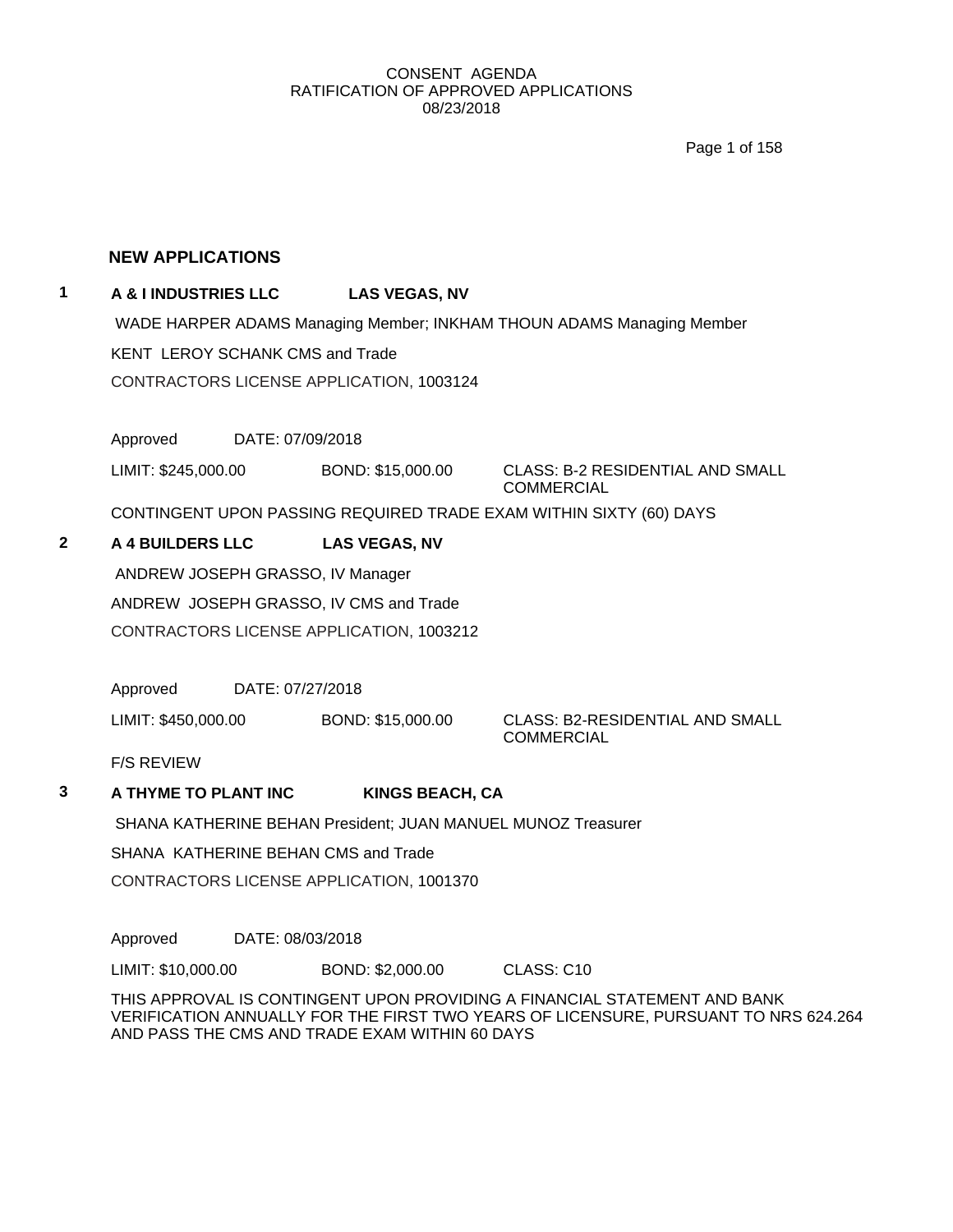CONSENT AGENDA
RATIFICATION OF APPROVED APPLICATIONS
08/23/2018

## NEW APPLICATIONS

### 1 A & I INDUSTRIES LLC LAS VEGAS, NV

WADE HARPER ADAMS Managing Member; INKHAM THOUN ADAMS Managing Member

KENT LEROY SCHANK CMS and Trade

CONTRACTORS LICENSE APPLICATION, 1003124

Approved DATE: 07/09/2018

LIMIT: $245,000.00 BOND: $15,000.00 CLASS: B-2 RESIDENTIAL AND SMALL COMMERCIAL

CONTINGENT UPON PASSING REQUIRED TRADE EXAM WITHIN SIXTY (60) DAYS

### 2 A 4 BUILDERS LLC LAS VEGAS, NV

ANDREW JOSEPH GRASSO, IV Manager

ANDREW JOSEPH GRASSO, IV CMS and Trade

CONTRACTORS LICENSE APPLICATION, 1003212

Approved DATE: 07/27/2018

LIMIT: $450,000.00 BOND: $15,000.00 CLASS: B2-RESIDENTIAL AND SMALL COMMERCIAL

F/S REVIEW

### 3 A THYME TO PLANT INC KINGS BEACH, CA

SHANA KATHERINE BEHAN President; JUAN MANUEL MUNOZ Treasurer

SHANA KATHERINE BEHAN CMS and Trade

CONTRACTORS LICENSE APPLICATION, 1001370

Approved DATE: 08/03/2018

LIMIT: $10,000.00 BOND: $2,000.00 CLASS: C10

THIS APPROVAL IS CONTINGENT UPON PROVIDING A FINANCIAL STATEMENT AND BANK VERIFICATION ANNUALLY FOR THE FIRST TWO YEARS OF LICENSURE, PURSUANT TO NRS 624.264 AND PASS THE CMS AND TRADE EXAM WITHIN 60 DAYS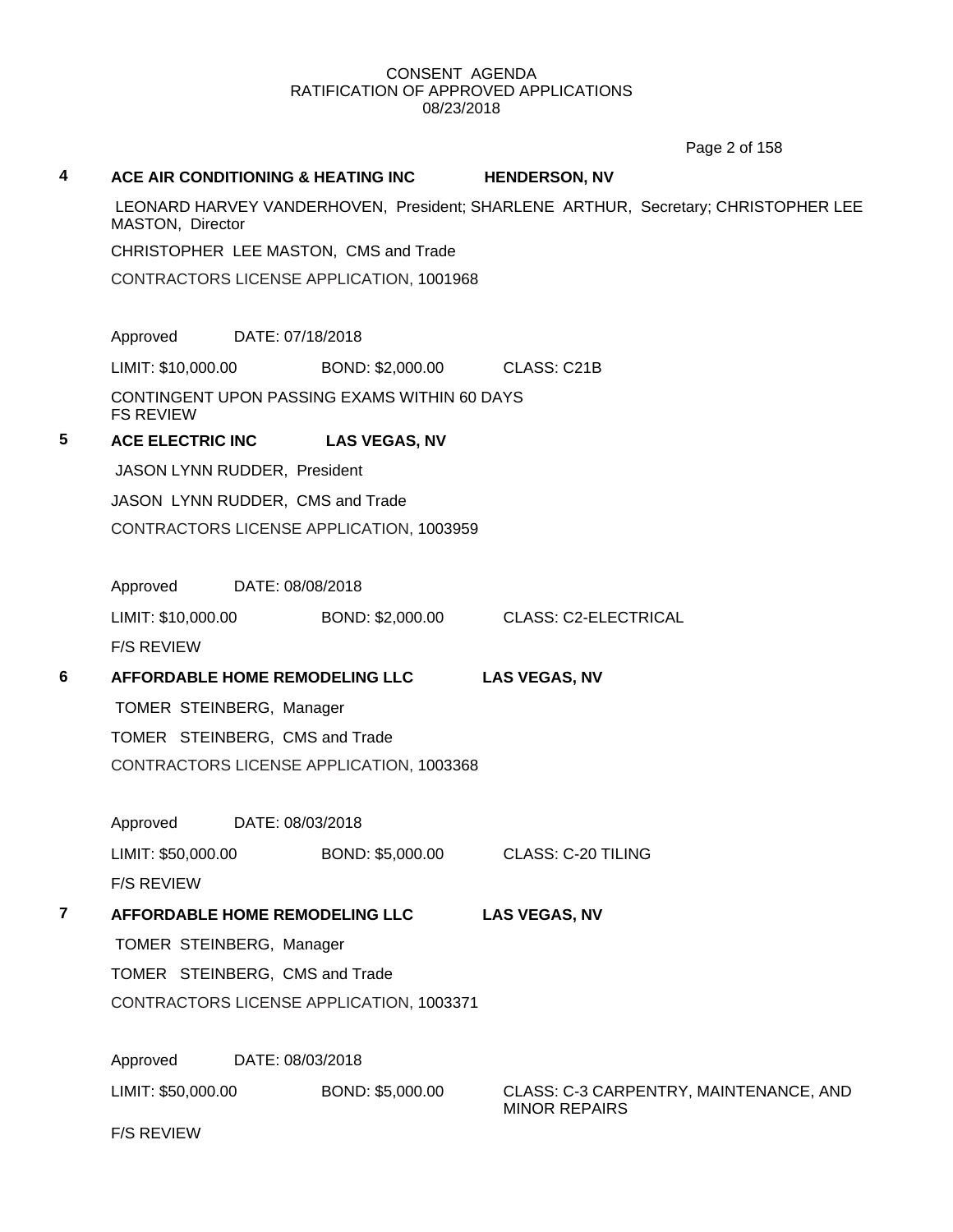CONSENT AGENDA
RATIFICATION OF APPROVED APPLICATIONS
08/23/2018

**4 ACE AIR CONDITIONING & HEATING INC HENDERSON, NV**

LEONARD HARVEY VANDERHOVEN, President; SHARLENE ARTHUR, Secretary; CHRISTOPHER LEE MASTON, Director

CHRISTOPHER LEE MASTON, CMS and Trade

CONTRACTORS LICENSE APPLICATION, 1001968

Approved DATE: 07/18/2018

LIMIT: $10,000.00 BOND: $2,000.00 CLASS: C21B

CONTINGENT UPON PASSING EXAMS WITHIN 60 DAYS
FS REVIEW

**5 ACE ELECTRIC INC LAS VEGAS, NV**

JASON LYNN RUDDER, President

JASON LYNN RUDDER, CMS and Trade

CONTRACTORS LICENSE APPLICATION, 1003959

Approved DATE: 08/08/2018

LIMIT: $10,000.00 BOND: $2,000.00 CLASS: C2-ELECTRICAL

F/S REVIEW

**6 AFFORDABLE HOME REMODELING LLC LAS VEGAS, NV**

TOMER STEINBERG, Manager

TOMER STEINBERG, CMS and Trade

CONTRACTORS LICENSE APPLICATION, 1003368

Approved DATE: 08/03/2018

LIMIT: $50,000.00 BOND: $5,000.00 CLASS: C-20 TILING

F/S REVIEW

**7 AFFORDABLE HOME REMODELING LLC LAS VEGAS, NV**

TOMER STEINBERG, Manager

TOMER STEINBERG, CMS and Trade

CONTRACTORS LICENSE APPLICATION, 1003371

Approved DATE: 08/03/2018

LIMIT: $50,000.00 BOND: $5,000.00 CLASS: C-3 CARPENTRY, MAINTENANCE, AND MINOR REPAIRS

F/S REVIEW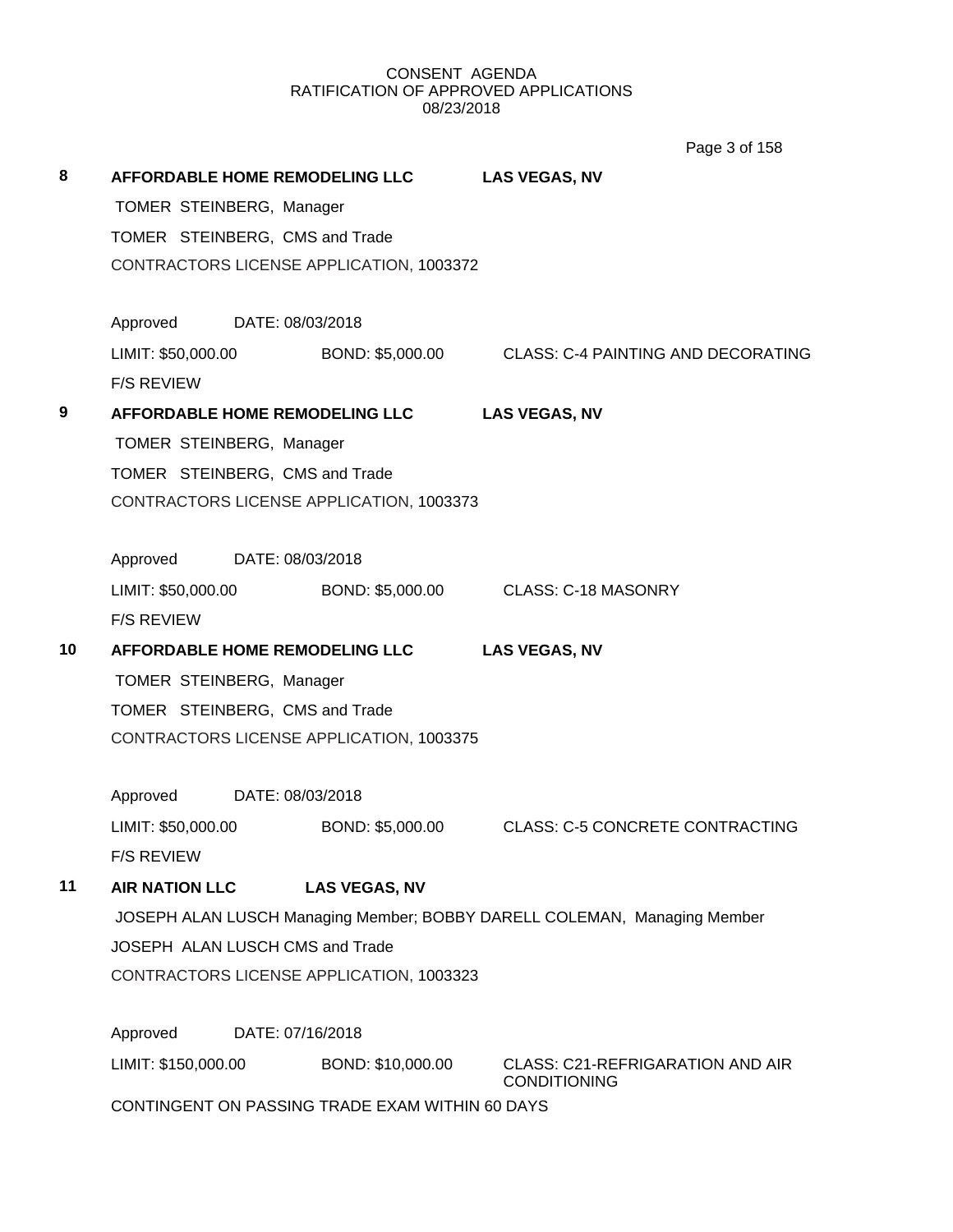CONSENT AGENDA
RATIFICATION OF APPROVED APPLICATIONS
08/23/2018

**8** **AFFORDABLE HOME REMODELING LLC** **LAS VEGAS, NV**

TOMER STEINBERG, Manager

TOMER STEINBERG, CMS and Trade

CONTRACTORS LICENSE APPLICATION, 1003372

Approved DATE: 08/03/2018

LIMIT: $50,000.00 BOND: $5,000.00 CLASS: C-4 PAINTING AND DECORATING

F/S REVIEW

**9** **AFFORDABLE HOME REMODELING LLC** **LAS VEGAS, NV**

TOMER STEINBERG, Manager

TOMER STEINBERG, CMS and Trade

CONTRACTORS LICENSE APPLICATION, 1003373

Approved DATE: 08/03/2018

LIMIT: $50,000.00 BOND: $5,000.00 CLASS: C-18 MASONRY

F/S REVIEW

**10** **AFFORDABLE HOME REMODELING LLC** **LAS VEGAS, NV**

TOMER STEINBERG, Manager

TOMER STEINBERG, CMS and Trade

CONTRACTORS LICENSE APPLICATION, 1003375

Approved DATE: 08/03/2018

LIMIT: $50,000.00 BOND: $5,000.00 CLASS: C-5 CONCRETE CONTRACTING

F/S REVIEW

**11** **AIR NATION LLC** **LAS VEGAS, NV**

JOSEPH ALAN LUSCH Managing Member; BOBBY DARELL COLEMAN, Managing Member

JOSEPH ALAN LUSCH CMS and Trade

CONTRACTORS LICENSE APPLICATION, 1003323

Approved DATE: 07/16/2018

LIMIT: $150,000.00 BOND: $10,000.00 CLASS: C21-REFRIGARATION AND AIR CONDITIONING

CONTINGENT ON PASSING TRADE EXAM WITHIN 60 DAYS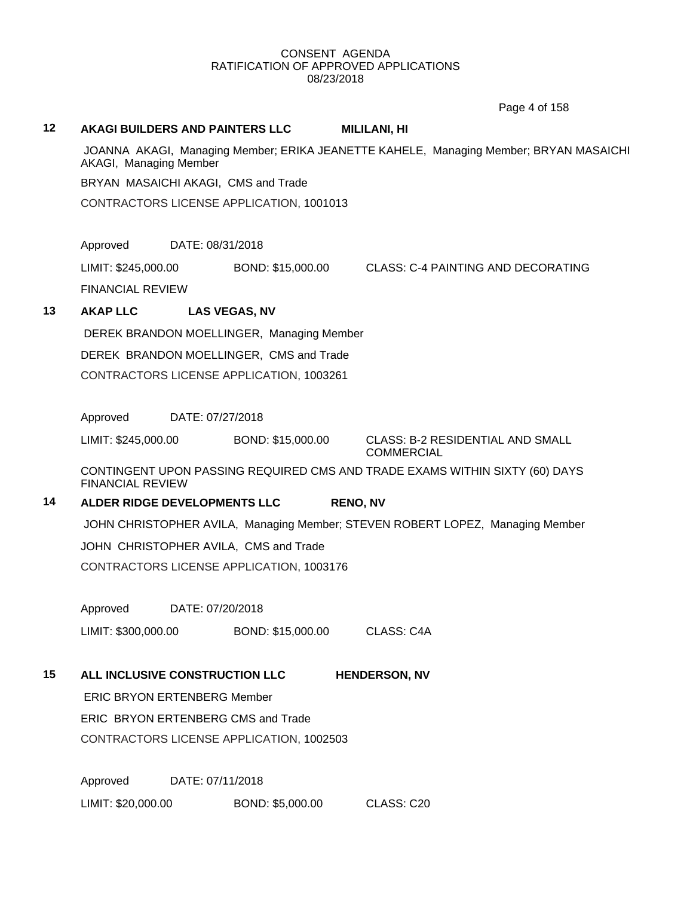CONSENT AGENDA
RATIFICATION OF APPROVED APPLICATIONS
08/23/2018

### 12 AKAGI BUILDERS AND PAINTERS LLC MILILANI, HI

JOANNA AKAGI, Managing Member; ERIKA JEANETTE KAHELE, Managing Member; BRYAN MASAICHI AKAGI, Managing Member

BRYAN MASAICHI AKAGI, CMS and Trade

CONTRACTORS LICENSE APPLICATION, 1001013

Approved DATE: 08/31/2018

LIMIT: $245,000.00 BOND: $15,000.00 CLASS: C-4 PAINTING AND DECORATING

FINANCIAL REVIEW

### 13 AKAP LLC LAS VEGAS, NV

DEREK BRANDON MOELLINGER, Managing Member

DEREK BRANDON MOELLINGER, CMS and Trade

CONTRACTORS LICENSE APPLICATION, 1003261

Approved DATE: 07/27/2018

LIMIT: $245,000.00 BOND: $15,000.00 CLASS: B-2 RESIDENTIAL AND SMALL COMMERCIAL

CONTINGENT UPON PASSING REQUIRED CMS AND TRADE EXAMS WITHIN SIXTY (60) DAYS
FINANCIAL REVIEW

### 14 ALDER RIDGE DEVELOPMENTS LLC RENO, NV

JOHN CHRISTOPHER AVILA, Managing Member; STEVEN ROBERT LOPEZ, Managing Member

JOHN CHRISTOPHER AVILA, CMS and Trade

CONTRACTORS LICENSE APPLICATION, 1003176

Approved DATE: 07/20/2018

LIMIT: $300,000.00 BOND: $15,000.00 CLASS: C4A

### 15 ALL INCLUSIVE CONSTRUCTION LLC HENDERSON, NV

ERIC BRYON ERTENBERG Member

ERIC BRYON ERTENBERG CMS and Trade

CONTRACTORS LICENSE APPLICATION, 1002503

Approved DATE: 07/11/2018

LIMIT: $20,000.00 BOND: $5,000.00 CLASS: C20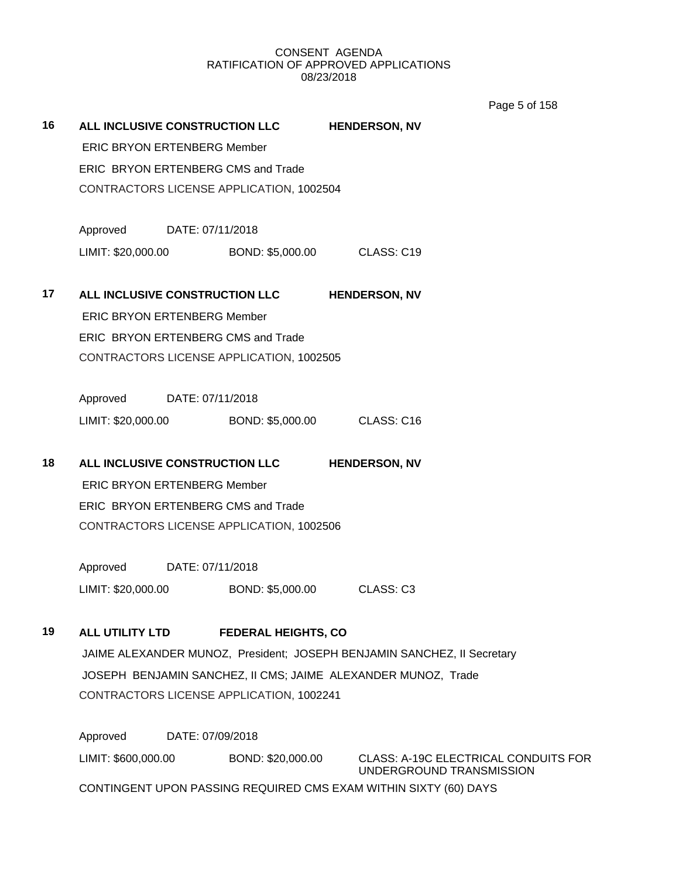CONSENT AGENDA
RATIFICATION OF APPROVED APPLICATIONS
08/23/2018

**16 ALL INCLUSIVE CONSTRUCTION LLC HENDERSON, NV**

ERIC BRYON ERTENBERG Member
ERIC BRYON ERTENBERG CMS and Trade
CONTRACTORS LICENSE APPLICATION, 1002504

Approved DATE: 07/11/2018
LIMIT: $20,000.00 BOND: $5,000.00 CLASS: C19

**17 ALL INCLUSIVE CONSTRUCTION LLC HENDERSON, NV**

ERIC BRYON ERTENBERG Member
ERIC BRYON ERTENBERG CMS and Trade
CONTRACTORS LICENSE APPLICATION, 1002505

Approved DATE: 07/11/2018
LIMIT: $20,000.00 BOND: $5,000.00 CLASS: C16

**18 ALL INCLUSIVE CONSTRUCTION LLC HENDERSON, NV**

ERIC BRYON ERTENBERG Member
ERIC BRYON ERTENBERG CMS and Trade
CONTRACTORS LICENSE APPLICATION, 1002506

Approved DATE: 07/11/2018
LIMIT: $20,000.00 BOND: $5,000.00 CLASS: C3

**19 ALL UTILITY LTD FEDERAL HEIGHTS, CO**

JAIME ALEXANDER MUNOZ, President; JOSEPH BENJAMIN SANCHEZ, II Secretary
JOSEPH BENJAMIN SANCHEZ, II CMS; JAIME ALEXANDER MUNOZ, Trade
CONTRACTORS LICENSE APPLICATION, 1002241

Approved DATE: 07/09/2018
LIMIT: $600,000.00 BOND: $20,000.00 CLASS: A-19C ELECTRICAL CONDUITS FOR UNDERGROUND TRANSMISSION
CONTINGENT UPON PASSING REQUIRED CMS EXAM WITHIN SIXTY (60) DAYS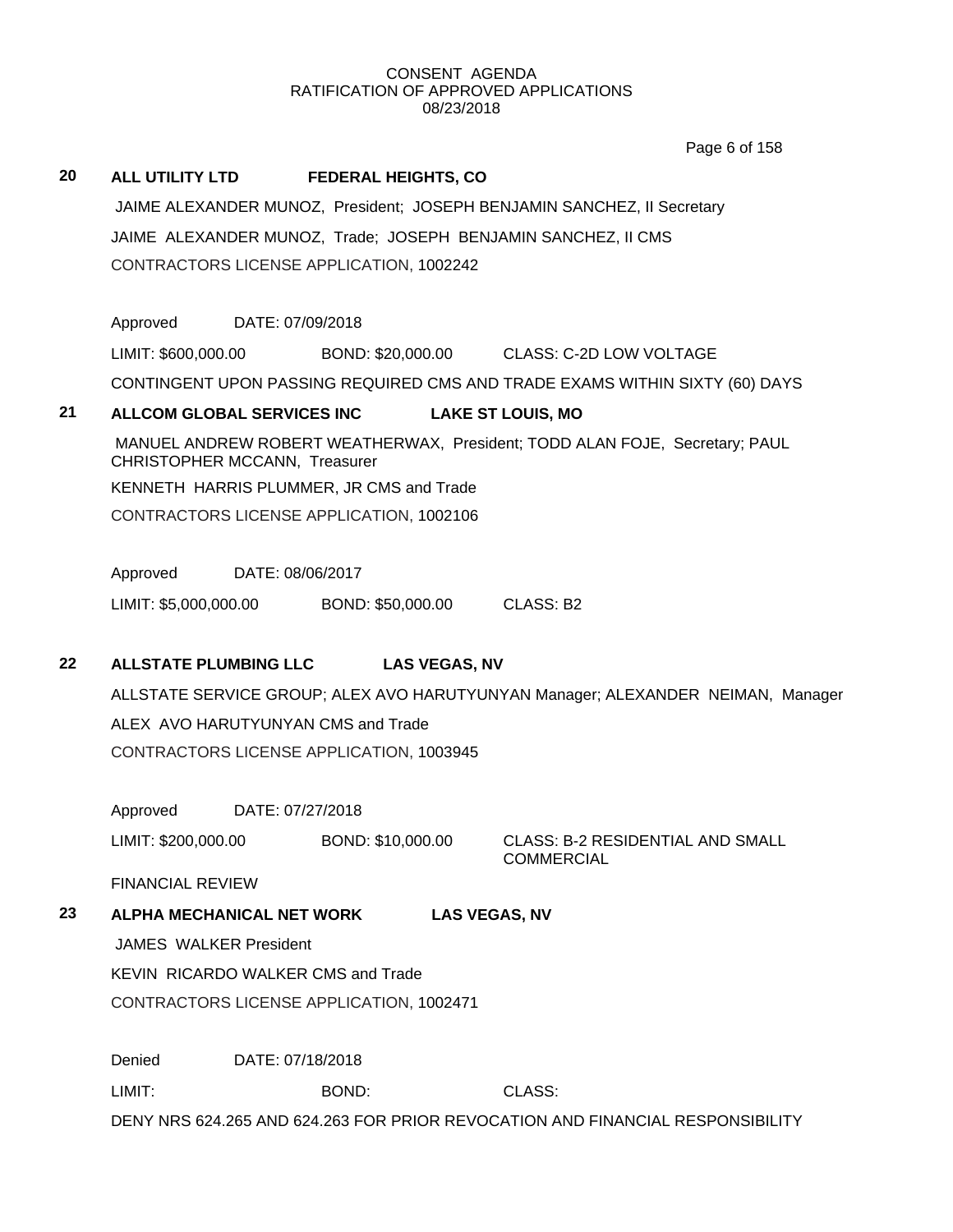CONSENT AGENDA
RATIFICATION OF APPROVED APPLICATIONS
08/23/2018

**20 ALL UTILITY LTD FEDERAL HEIGHTS, CO**

JAIME ALEXANDER MUNOZ, President; JOSEPH BENJAMIN SANCHEZ, II Secretary

JAIME ALEXANDER MUNOZ, Trade; JOSEPH BENJAMIN SANCHEZ, II CMS

CONTRACTORS LICENSE APPLICATION, 1002242

Approved DATE: 07/09/2018

LIMIT: $600,000.00 BOND: $20,000.00 CLASS: C-2D LOW VOLTAGE

CONTINGENT UPON PASSING REQUIRED CMS AND TRADE EXAMS WITHIN SIXTY (60) DAYS

**21 ALLCOM GLOBAL SERVICES INC LAKE ST LOUIS, MO**

MANUEL ANDREW ROBERT WEATHERWAX, President; TODD ALAN FOJE, Secretary; PAUL CHRISTOPHER MCCANN, Treasurer

KENNETH HARRIS PLUMMER, JR CMS and Trade

CONTRACTORS LICENSE APPLICATION, 1002106

Approved DATE: 08/06/2017

LIMIT: $5,000,000.00 BOND: $50,000.00 CLASS: B2

**22 ALLSTATE PLUMBING LLC LAS VEGAS, NV**

ALLSTATE SERVICE GROUP; ALEX AVO HARUTYUNYAN Manager; ALEXANDER NEIMAN, Manager

ALEX AVO HARUTYUNYAN CMS and Trade

CONTRACTORS LICENSE APPLICATION, 1003945

Approved DATE: 07/27/2018

LIMIT: $200,000.00 BOND: $10,000.00 CLASS: B-2 RESIDENTIAL AND SMALL COMMERCIAL

FINANCIAL REVIEW

**23 ALPHA MECHANICAL NET WORK LAS VEGAS, NV**

JAMES WALKER President

KEVIN RICARDO WALKER CMS and Trade

CONTRACTORS LICENSE APPLICATION, 1002471

Denied DATE: 07/18/2018

LIMIT: BOND: CLASS:

DENY NRS 624.265 AND 624.263 FOR PRIOR REVOCATION AND FINANCIAL RESPONSIBILITY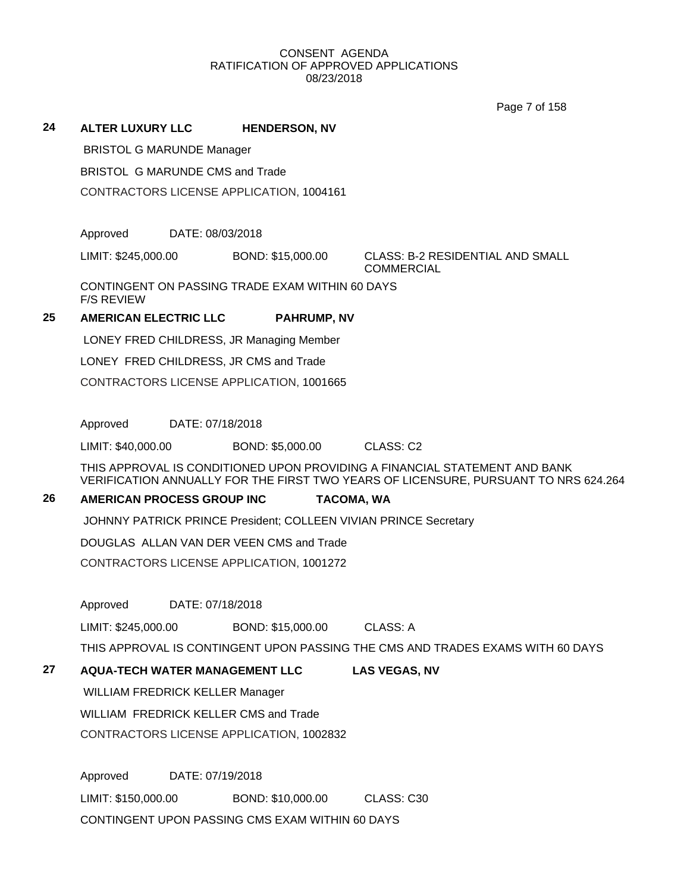CONSENT AGENDA
RATIFICATION OF APPROVED APPLICATIONS
08/23/2018

**24 ALTER LUXURY LLC HENDERSON, NV**

BRISTOL G MARUNDE Manager

BRISTOL G MARUNDE CMS and Trade

CONTRACTORS LICENSE APPLICATION, 1004161

Approved DATE: 08/03/2018

LIMIT: $245,000.00 BOND: $15,000.00 CLASS: B-2 RESIDENTIAL AND SMALL COMMERCIAL

CONTINGENT ON PASSING TRADE EXAM WITHIN 60 DAYS
F/S REVIEW

**25 AMERICAN ELECTRIC LLC PAHRUMP, NV**

LONEY FRED CHILDRESS, JR Managing Member

LONEY FRED CHILDRESS, JR CMS and Trade

CONTRACTORS LICENSE APPLICATION, 1001665

Approved DATE: 07/18/2018

LIMIT: $40,000.00 BOND: $5,000.00 CLASS: C2

THIS APPROVAL IS CONDITIONED UPON PROVIDING A FINANCIAL STATEMENT AND BANK VERIFICATION ANNUALLY FOR THE FIRST TWO YEARS OF LICENSURE, PURSUANT TO NRS 624.264

**26 AMERICAN PROCESS GROUP INC TACOMA, WA**

JOHNNY PATRICK PRINCE President; COLLEEN VIVIAN PRINCE Secretary

DOUGLAS ALLAN VAN DER VEEN CMS and Trade

CONTRACTORS LICENSE APPLICATION, 1001272

Approved DATE: 07/18/2018

LIMIT: $245,000.00 BOND: $15,000.00 CLASS: A

THIS APPROVAL IS CONTINGENT UPON PASSING THE CMS AND TRADES EXAMS WITH 60 DAYS

**27 AQUA-TECH WATER MANAGEMENT LLC LAS VEGAS, NV**

WILLIAM FREDRICK KELLER Manager

WILLIAM FREDRICK KELLER CMS and Trade

CONTRACTORS LICENSE APPLICATION, 1002832

Approved DATE: 07/19/2018

LIMIT: $150,000.00 BOND: $10,000.00 CLASS: C30

CONTINGENT UPON PASSING CMS EXAM WITHIN 60 DAYS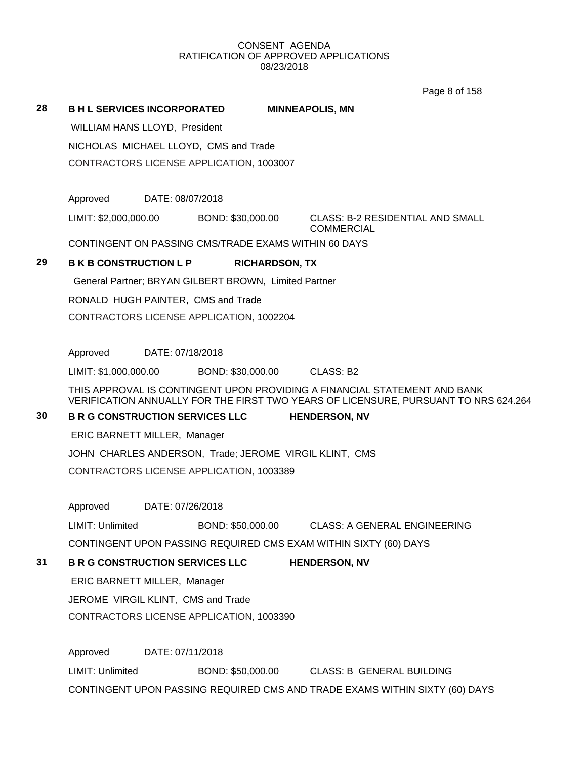CONSENT AGENDA
RATIFICATION OF APPROVED APPLICATIONS
08/23/2018

**28 B H L SERVICES INCORPORATED MINNEAPOLIS, MN**

WILLIAM HANS LLOYD, President

NICHOLAS MICHAEL LLOYD, CMS and Trade

CONTRACTORS LICENSE APPLICATION, 1003007

Approved DATE: 08/07/2018

LIMIT: $2,000,000.00 BOND: $30,000.00 CLASS: B-2 RESIDENTIAL AND SMALL COMMERCIAL

CONTINGENT ON PASSING CMS/TRADE EXAMS WITHIN 60 DAYS

**29 B K B CONSTRUCTION L P RICHARDSON, TX**

General Partner; BRYAN GILBERT BROWN, Limited Partner

RONALD HUGH PAINTER, CMS and Trade

CONTRACTORS LICENSE APPLICATION, 1002204

Approved DATE: 07/18/2018

LIMIT: $1,000,000.00 BOND: $30,000.00 CLASS: B2

THIS APPROVAL IS CONTINGENT UPON PROVIDING A FINANCIAL STATEMENT AND BANK VERIFICATION ANNUALLY FOR THE FIRST TWO YEARS OF LICENSURE, PURSUANT TO NRS 624.264

**30 B R G CONSTRUCTION SERVICES LLC HENDERSON, NV**

ERIC BARNETT MILLER, Manager

JOHN CHARLES ANDERSON, Trade; JEROME VIRGIL KLINT, CMS

CONTRACTORS LICENSE APPLICATION, 1003389

Approved DATE: 07/26/2018

LIMIT: Unlimited BOND: $50,000.00 CLASS: A GENERAL ENGINEERING

CONTINGENT UPON PASSING REQUIRED CMS EXAM WITHIN SIXTY (60) DAYS

**31 B R G CONSTRUCTION SERVICES LLC HENDERSON, NV**

ERIC BARNETT MILLER, Manager

JEROME VIRGIL KLINT, CMS and Trade

CONTRACTORS LICENSE APPLICATION, 1003390

Approved DATE: 07/11/2018

LIMIT: Unlimited BOND: $50,000.00 CLASS: B GENERAL BUILDING

CONTINGENT UPON PASSING REQUIRED CMS AND TRADE EXAMS WITHIN SIXTY (60) DAYS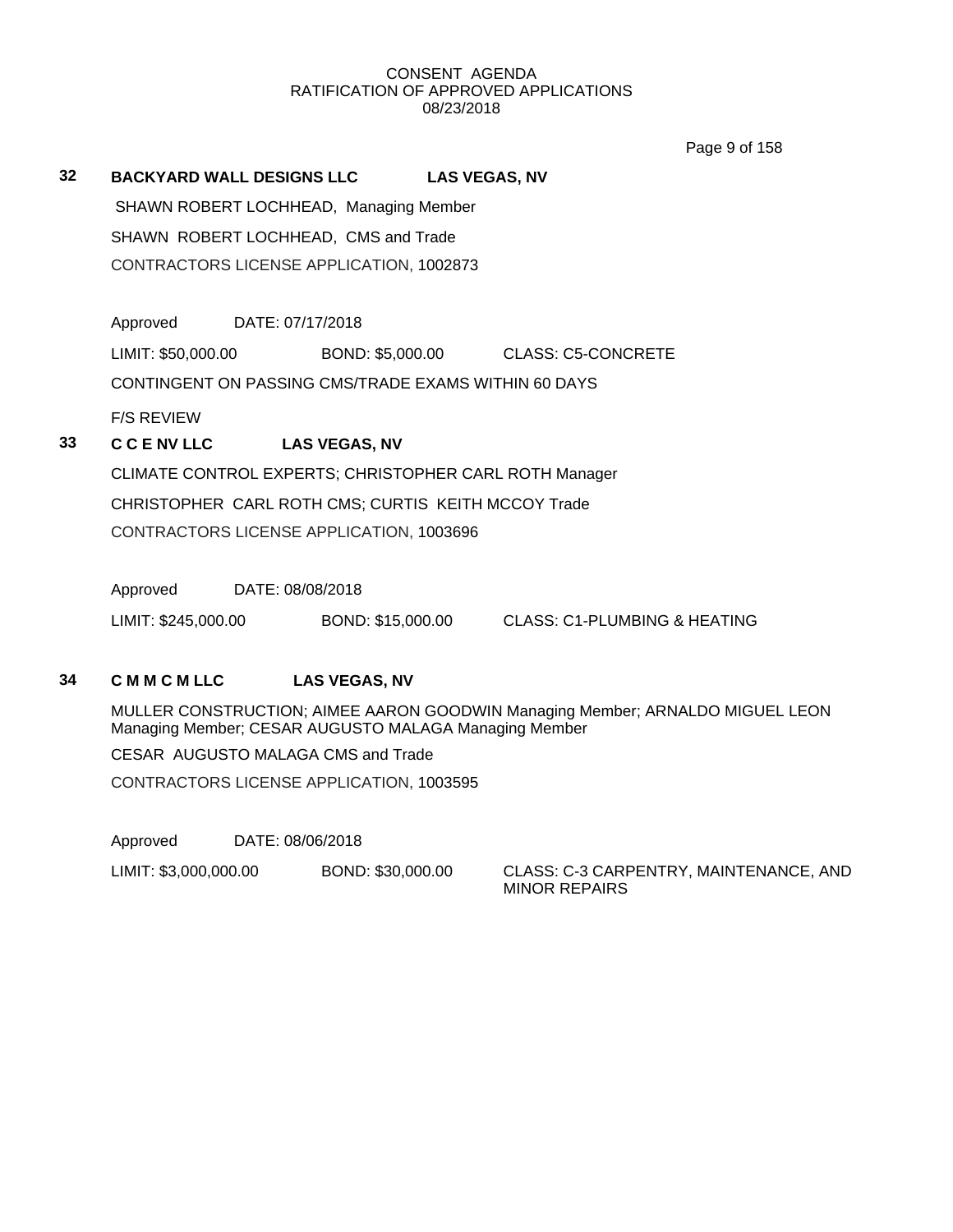CONSENT AGENDA
RATIFICATION OF APPROVED APPLICATIONS
08/23/2018

**32 BACKYARD WALL DESIGNS LLC LAS VEGAS, NV**

SHAWN ROBERT LOCHHEAD, Managing Member

SHAWN ROBERT LOCHHEAD, CMS and Trade

CONTRACTORS LICENSE APPLICATION, 1002873

Approved DATE: 07/17/2018

LIMIT: $50,000.00 BOND: $5,000.00 CLASS: C5-CONCRETE

CONTINGENT ON PASSING CMS/TRADE EXAMS WITHIN 60 DAYS

F/S REVIEW

**33 C C E NV LLC LAS VEGAS, NV**

CLIMATE CONTROL EXPERTS; CHRISTOPHER CARL ROTH Manager

CHRISTOPHER CARL ROTH CMS; CURTIS KEITH MCCOY Trade

CONTRACTORS LICENSE APPLICATION, 1003696

Approved DATE: 08/08/2018

LIMIT: $245,000.00 BOND: $15,000.00 CLASS: C1-PLUMBING & HEATING

**34 C M M C M LLC LAS VEGAS, NV**

MULLER CONSTRUCTION; AIMEE AARON GOODWIN Managing Member; ARNALDO MIGUEL LEON Managing Member; CESAR AUGUSTO MALAGA Managing Member

CESAR AUGUSTO MALAGA CMS and Trade

CONTRACTORS LICENSE APPLICATION, 1003595

Approved DATE: 08/06/2018

LIMIT: $3,000,000.00 BOND: $30,000.00 CLASS: C-3 CARPENTRY, MAINTENANCE, AND MINOR REPAIRS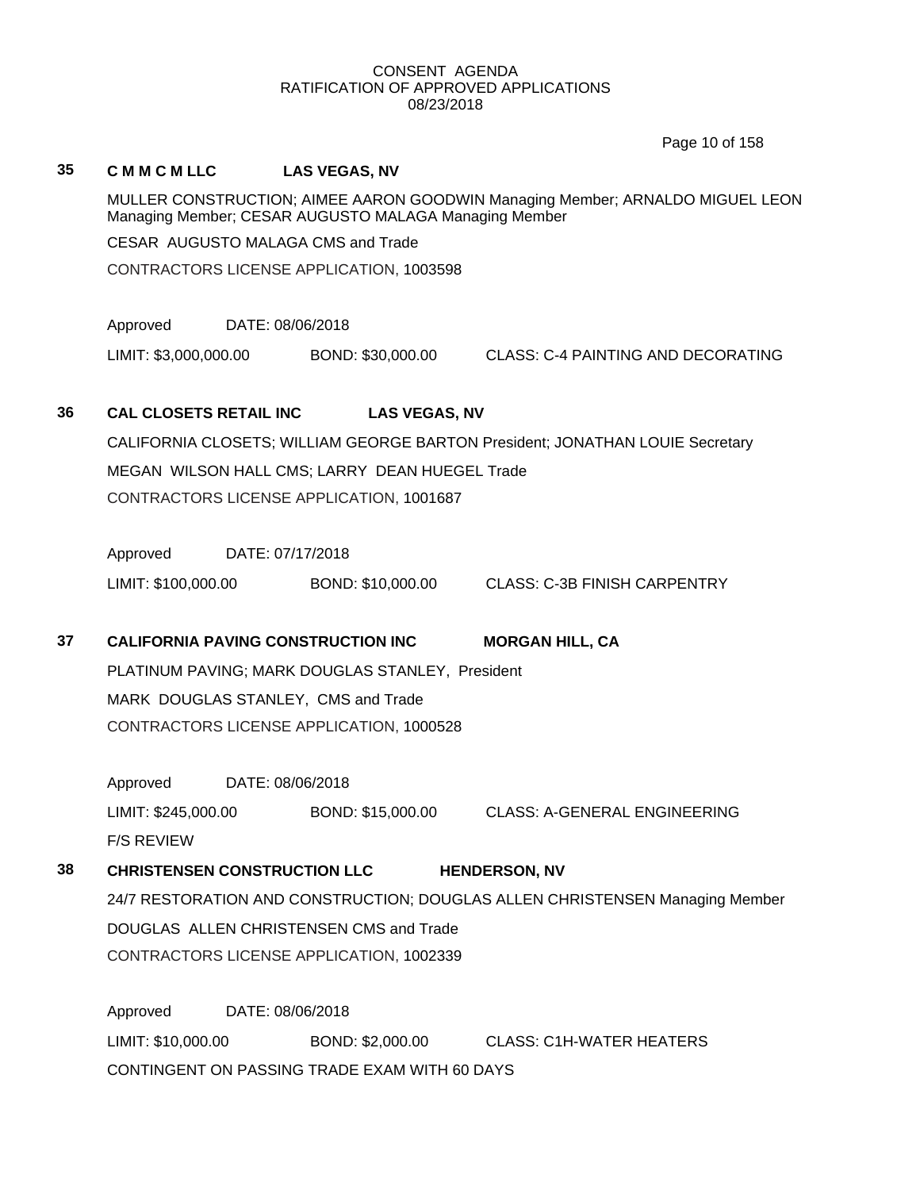CONSENT AGENDA
RATIFICATION OF APPROVED APPLICATIONS
08/23/2018

**35 C M M C M LLC LAS VEGAS, NV**

MULLER CONSTRUCTION; AIMEE AARON GOODWIN Managing Member; ARNALDO MIGUEL LEON Managing Member; CESAR AUGUSTO MALAGA Managing Member

CESAR AUGUSTO MALAGA CMS and Trade

CONTRACTORS LICENSE APPLICATION, 1003598

Approved DATE: 08/06/2018

LIMIT: $3,000,000.00 BOND: $30,000.00 CLASS: C-4 PAINTING AND DECORATING

**36 CAL CLOSETS RETAIL INC LAS VEGAS, NV**

CALIFORNIA CLOSETS; WILLIAM GEORGE BARTON President; JONATHAN LOUIE Secretary

MEGAN WILSON HALL CMS; LARRY DEAN HUEGEL Trade

CONTRACTORS LICENSE APPLICATION, 1001687

Approved DATE: 07/17/2018

LIMIT: $100,000.00 BOND: $10,000.00 CLASS: C-3B FINISH CARPENTRY

**37 CALIFORNIA PAVING CONSTRUCTION INC MORGAN HILL, CA**

PLATINUM PAVING; MARK DOUGLAS STANLEY, President

MARK DOUGLAS STANLEY, CMS and Trade

CONTRACTORS LICENSE APPLICATION, 1000528

Approved DATE: 08/06/2018

LIMIT: $245,000.00 BOND: $15,000.00 CLASS: A-GENERAL ENGINEERING

F/S REVIEW

**38 CHRISTENSEN CONSTRUCTION LLC HENDERSON, NV**

24/7 RESTORATION AND CONSTRUCTION; DOUGLAS ALLEN CHRISTENSEN Managing Member

DOUGLAS ALLEN CHRISTENSEN CMS and Trade

CONTRACTORS LICENSE APPLICATION, 1002339

Approved DATE: 08/06/2018

LIMIT: $10,000.00 BOND: $2,000.00 CLASS: C1H-WATER HEATERS

CONTINGENT ON PASSING TRADE EXAM WITH 60 DAYS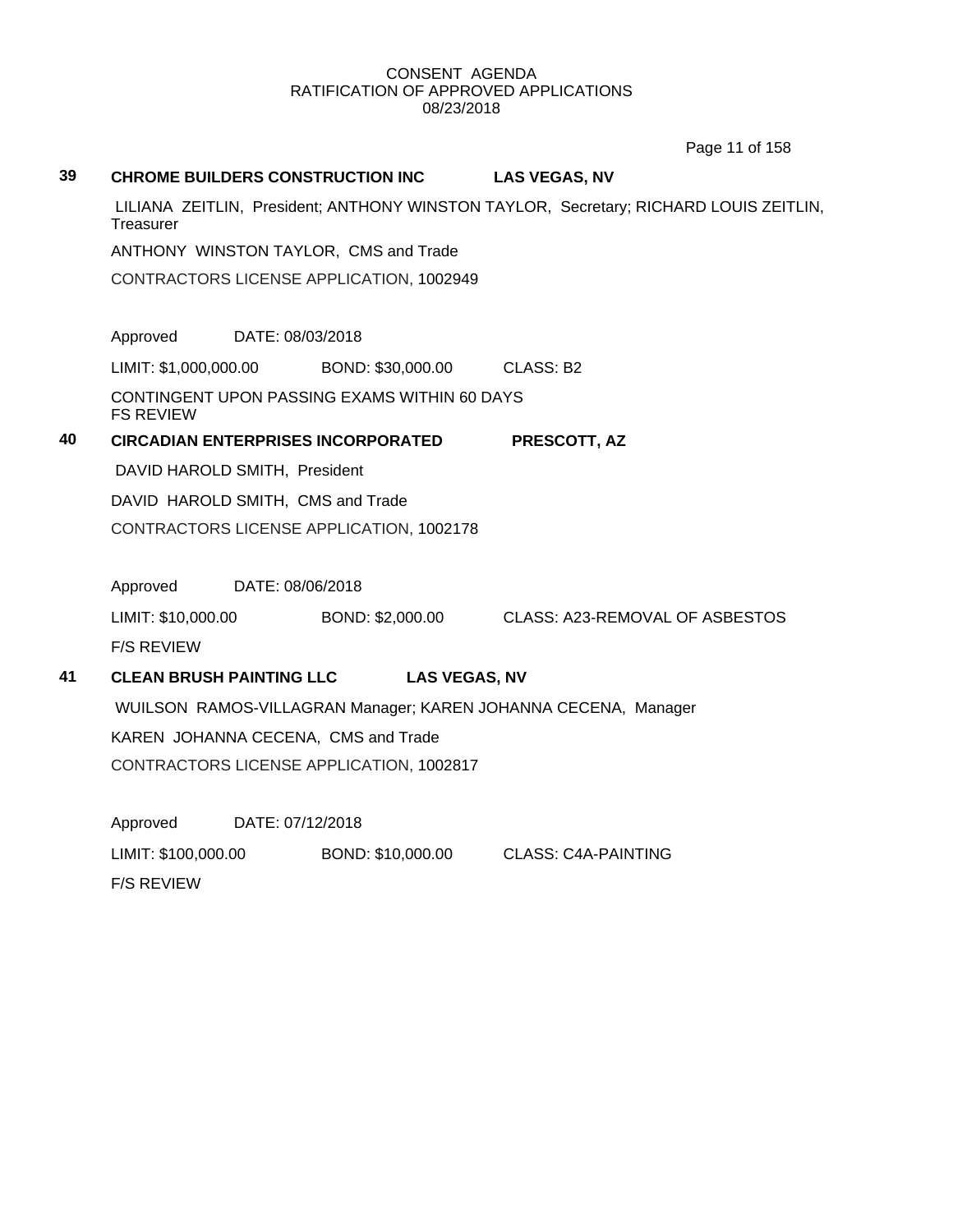CONSENT AGENDA
RATIFICATION OF APPROVED APPLICATIONS
08/23/2018

**39 CHROME BUILDERS CONSTRUCTION INC LAS VEGAS, NV**

LILIANA ZEITLIN, President; ANTHONY WINSTON TAYLOR, Secretary; RICHARD LOUIS ZEITLIN, Treasurer

ANTHONY WINSTON TAYLOR, CMS and Trade

CONTRACTORS LICENSE APPLICATION, 1002949

Approved DATE: 08/03/2018

LIMIT: $1,000,000.00 BOND: $30,000.00 CLASS: B2

CONTINGENT UPON PASSING EXAMS WITHIN 60 DAYS
FS REVIEW

**40 CIRCADIAN ENTERPRISES INCORPORATED PRESCOTT, AZ**

DAVID HAROLD SMITH, President

DAVID HAROLD SMITH, CMS and Trade

CONTRACTORS LICENSE APPLICATION, 1002178

Approved DATE: 08/06/2018

LIMIT: $10,000.00 BOND: $2,000.00 CLASS: A23-REMOVAL OF ASBESTOS

F/S REVIEW

**41 CLEAN BRUSH PAINTING LLC LAS VEGAS, NV**

WUILSON RAMOS-VILLAGRAN Manager; KAREN JOHANNA CECENA, Manager

KAREN JOHANNA CECENA, CMS and Trade

CONTRACTORS LICENSE APPLICATION, 1002817

Approved DATE: 07/12/2018

LIMIT: $100,000.00 BOND: $10,000.00 CLASS: C4A-PAINTING

F/S REVIEW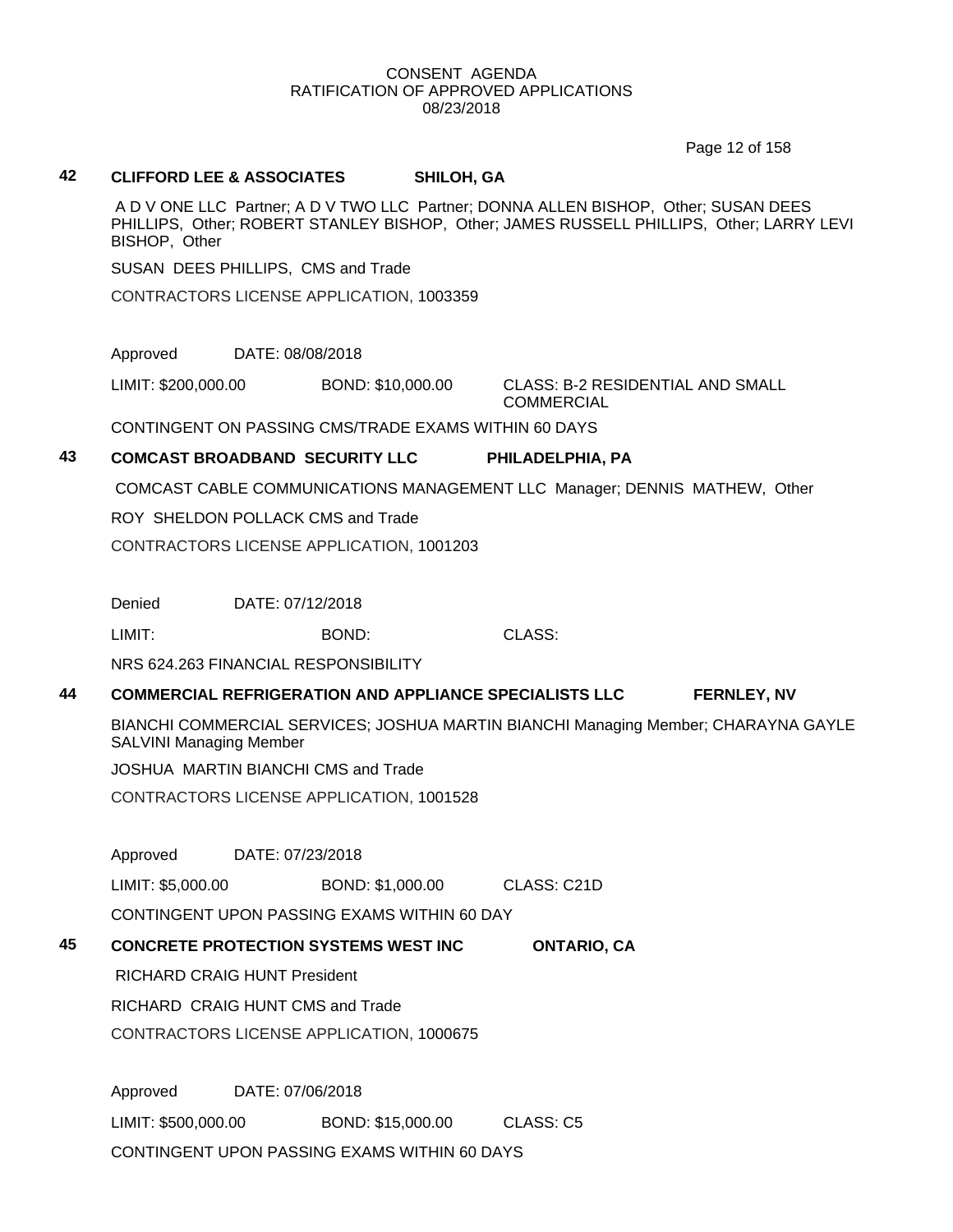CONSENT AGENDA
RATIFICATION OF APPROVED APPLICATIONS
08/23/2018

**42 CLIFFORD LEE & ASSOCIATES SHILOH, GA**

A D V ONE LLC Partner; A D V TWO LLC Partner; DONNA ALLEN BISHOP, Other; SUSAN DEES PHILLIPS, Other; ROBERT STANLEY BISHOP, Other; JAMES RUSSELL PHILLIPS, Other; LARRY LEVI BISHOP, Other

SUSAN DEES PHILLIPS, CMS and Trade

CONTRACTORS LICENSE APPLICATION, 1003359

Approved DATE: 08/08/2018

LIMIT: $200,000.00 BOND: $10,000.00 CLASS: B-2 RESIDENTIAL AND SMALL COMMERCIAL

CONTINGENT ON PASSING CMS/TRADE EXAMS WITHIN 60 DAYS

**43 COMCAST BROADBAND SECURITY LLC PHILADELPHIA, PA**

COMCAST CABLE COMMUNICATIONS MANAGEMENT LLC Manager; DENNIS MATHEW, Other

ROY SHELDON POLLACK CMS and Trade

CONTRACTORS LICENSE APPLICATION, 1001203

Denied DATE: 07/12/2018

LIMIT: BOND: CLASS:

NRS 624.263 FINANCIAL RESPONSIBILITY

**44 COMMERCIAL REFRIGERATION AND APPLIANCE SPECIALISTS LLC FERNLEY, NV**

BIANCHI COMMERCIAL SERVICES; JOSHUA MARTIN BIANCHI Managing Member; CHARAYNA GAYLE SALVINI Managing Member

JOSHUA MARTIN BIANCHI CMS and Trade

CONTRACTORS LICENSE APPLICATION, 1001528

Approved DATE: 07/23/2018

LIMIT: $5,000.00 BOND: $1,000.00 CLASS: C21D

CONTINGENT UPON PASSING EXAMS WITHIN 60 DAY

**45 CONCRETE PROTECTION SYSTEMS WEST INC ONTARIO, CA**

RICHARD CRAIG HUNT President

RICHARD CRAIG HUNT CMS and Trade

CONTRACTORS LICENSE APPLICATION, 1000675

Approved DATE: 07/06/2018

LIMIT: $500,000.00 BOND: $15,000.00 CLASS: C5

CONTINGENT UPON PASSING EXAMS WITHIN 60 DAYS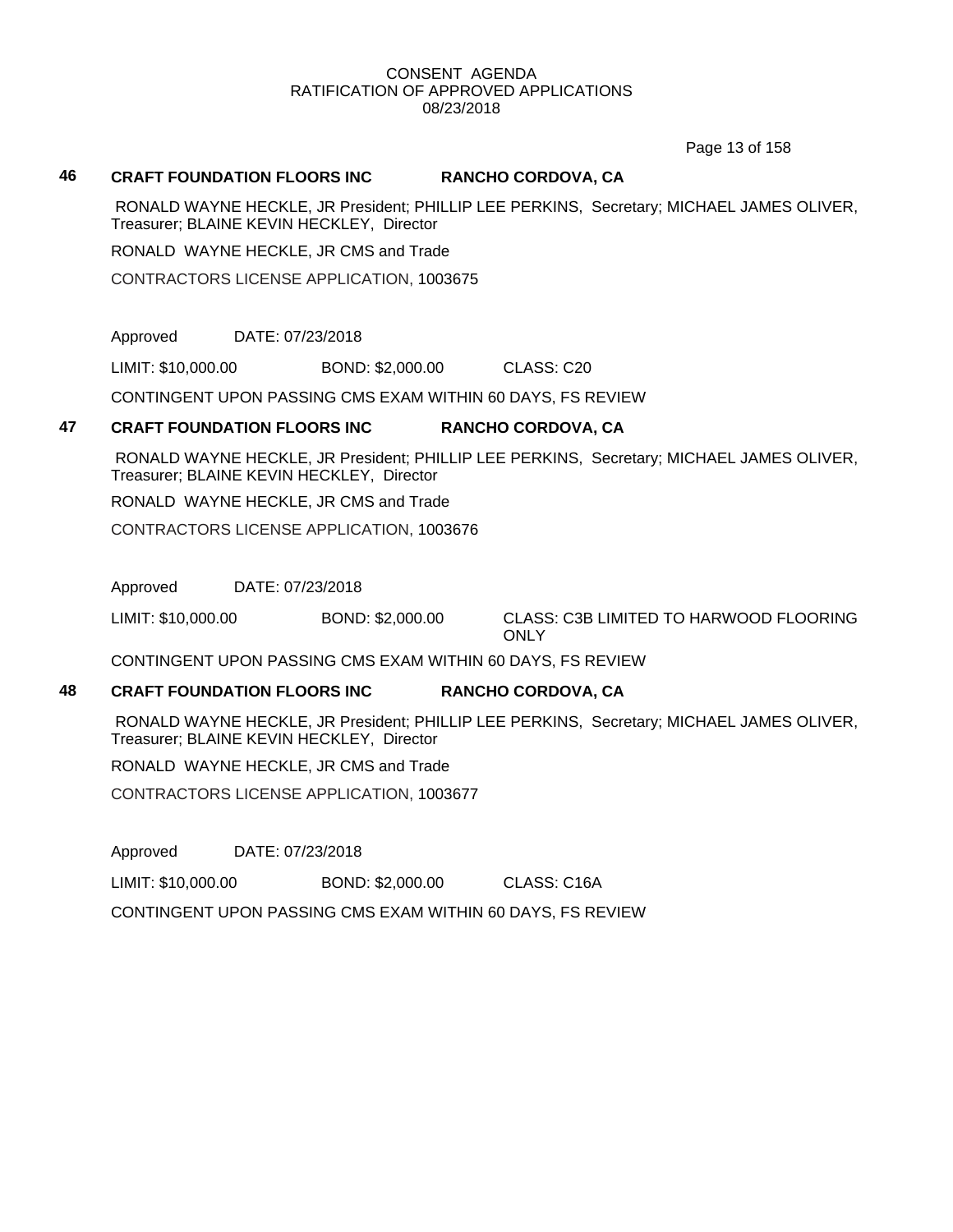CONSENT AGENDA
RATIFICATION OF APPROVED APPLICATIONS
08/23/2018

**46 CRAFT FOUNDATION FLOORS INC RANCHO CORDOVA, CA**

RONALD WAYNE HECKLE, JR President; PHILLIP LEE PERKINS, Secretary; MICHAEL JAMES OLIVER, Treasurer; BLAINE KEVIN HECKLEY, Director

RONALD WAYNE HECKLE, JR CMS and Trade

CONTRACTORS LICENSE APPLICATION, 1003675

Approved DATE: 07/23/2018

LIMIT: $10,000.00 BOND: $2,000.00 CLASS: C20

CONTINGENT UPON PASSING CMS EXAM WITHIN 60 DAYS, FS REVIEW

**47 CRAFT FOUNDATION FLOORS INC RANCHO CORDOVA, CA**

RONALD WAYNE HECKLE, JR President; PHILLIP LEE PERKINS, Secretary; MICHAEL JAMES OLIVER, Treasurer; BLAINE KEVIN HECKLEY, Director

RONALD WAYNE HECKLE, JR CMS and Trade

CONTRACTORS LICENSE APPLICATION, 1003676

Approved DATE: 07/23/2018

LIMIT: $10,000.00 BOND: $2,000.00 CLASS: C3B LIMITED TO HARWOOD FLOORING ONLY

CONTINGENT UPON PASSING CMS EXAM WITHIN 60 DAYS, FS REVIEW

**48 CRAFT FOUNDATION FLOORS INC RANCHO CORDOVA, CA**

RONALD WAYNE HECKLE, JR President; PHILLIP LEE PERKINS, Secretary; MICHAEL JAMES OLIVER, Treasurer; BLAINE KEVIN HECKLEY, Director

RONALD WAYNE HECKLE, JR CMS and Trade

CONTRACTORS LICENSE APPLICATION, 1003677

Approved DATE: 07/23/2018

LIMIT: $10,000.00 BOND: $2,000.00 CLASS: C16A

CONTINGENT UPON PASSING CMS EXAM WITHIN 60 DAYS, FS REVIEW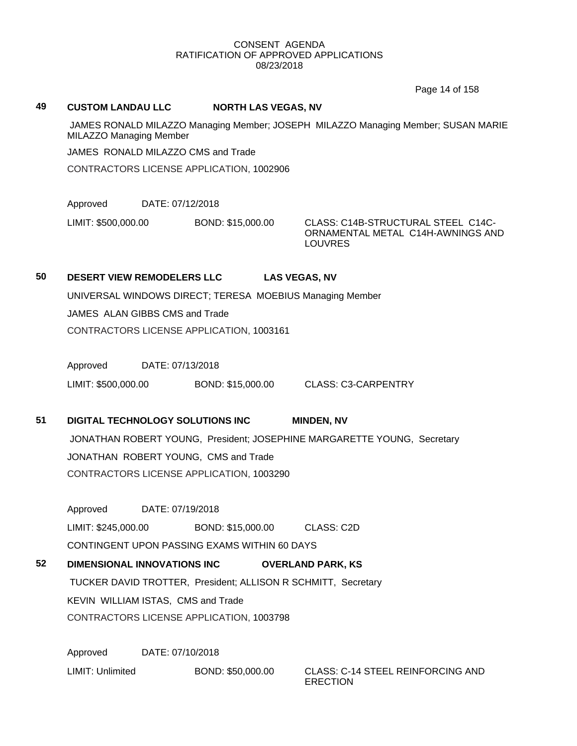CONSENT AGENDA
RATIFICATION OF APPROVED APPLICATIONS
08/23/2018

**49** **CUSTOM LANDAU LLC** **NORTH LAS VEGAS, NV**

JAMES RONALD MILAZZO Managing Member; JOSEPH MILAZZO Managing Member; SUSAN MARIE MILAZZO Managing Member

JAMES RONALD MILAZZO CMS and Trade

CONTRACTORS LICENSE APPLICATION, 1002906

Approved DATE: 07/12/2018

LIMIT: $500,000.00 BOND: $15,000.00 CLASS: C14B-STRUCTURAL STEEL C14C-ORNAMENTAL METAL C14H-AWNINGS AND LOUVRES

**50** **DESERT VIEW REMODELERS LLC** **LAS VEGAS, NV**

UNIVERSAL WINDOWS DIRECT; TERESA MOEBIUS Managing Member

JAMES ALAN GIBBS CMS and Trade

CONTRACTORS LICENSE APPLICATION, 1003161

Approved DATE: 07/13/2018

LIMIT: $500,000.00 BOND: $15,000.00 CLASS: C3-CARPENTRY

**51** **DIGITAL TECHNOLOGY SOLUTIONS INC** **MINDEN, NV**

JONATHAN ROBERT YOUNG, President; JOSEPHINE MARGARETTE YOUNG, Secretary

JONATHAN ROBERT YOUNG, CMS and Trade

CONTRACTORS LICENSE APPLICATION, 1003290

Approved DATE: 07/19/2018

LIMIT: $245,000.00 BOND: $15,000.00 CLASS: C2D

CONTINGENT UPON PASSING EXAMS WITHIN 60 DAYS

**52** **DIMENSIONAL INNOVATIONS INC** **OVERLAND PARK, KS**

TUCKER DAVID TROTTER, President; ALLISON R SCHMITT, Secretary

KEVIN WILLIAM ISTAS, CMS and Trade

CONTRACTORS LICENSE APPLICATION, 1003798

Approved DATE: 07/10/2018

LIMIT: Unlimited BOND: $50,000.00 CLASS: C-14 STEEL REINFORCING AND ERECTION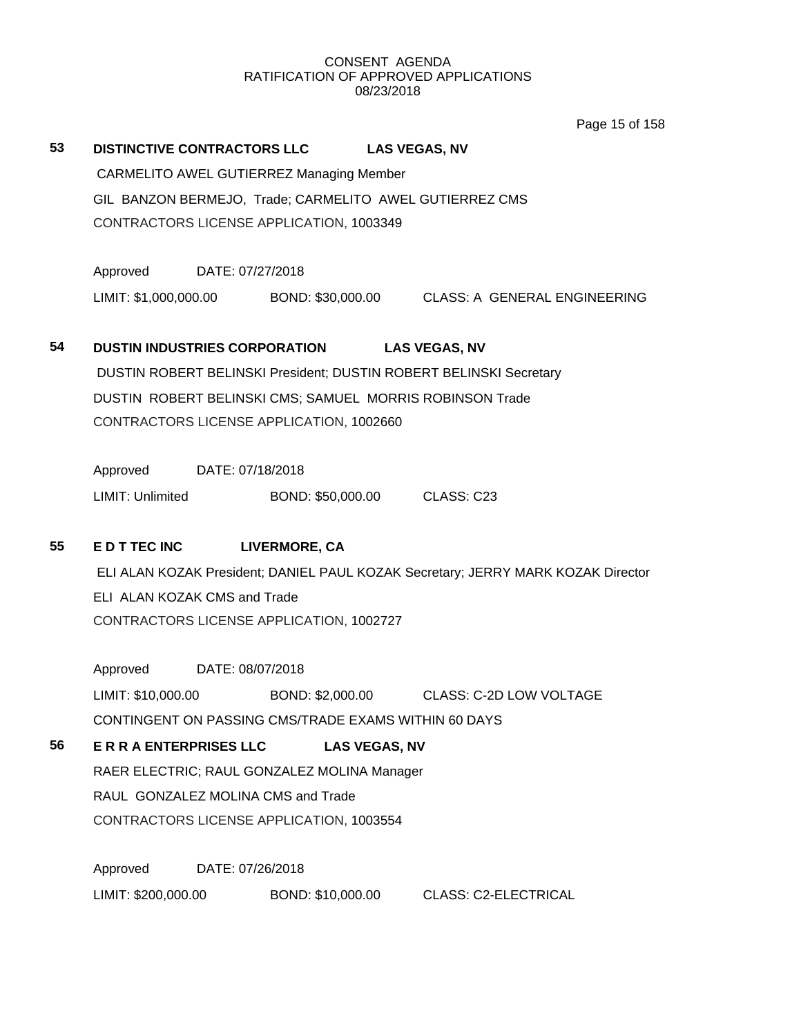CONSENT AGENDA
RATIFICATION OF APPROVED APPLICATIONS
08/23/2018

**53** **DISTINCTIVE CONTRACTORS LLC** **LAS VEGAS, NV**

CARMELITO AWEL GUTIERREZ Managing Member

GIL BANZON BERMEJO, Trade; CARMELITO AWEL GUTIERREZ CMS

CONTRACTORS LICENSE APPLICATION, 1003349

Approved DATE: 07/27/2018

LIMIT: $1,000,000.00 BOND: $30,000.00 CLASS: A GENERAL ENGINEERING

**54** **DUSTIN INDUSTRIES CORPORATION** **LAS VEGAS, NV**

DUSTIN ROBERT BELINSKI President; DUSTIN ROBERT BELINSKI Secretary

DUSTIN ROBERT BELINSKI CMS; SAMUEL MORRIS ROBINSON Trade

CONTRACTORS LICENSE APPLICATION, 1002660

Approved DATE: 07/18/2018

LIMIT: Unlimited BOND: $50,000.00 CLASS: C23

**55** **E D T TEC INC** **LIVERMORE, CA**

ELI ALAN KOZAK President; DANIEL PAUL KOZAK Secretary; JERRY MARK KOZAK Director

ELI ALAN KOZAK CMS and Trade

CONTRACTORS LICENSE APPLICATION, 1002727

Approved DATE: 08/07/2018

LIMIT: $10,000.00 BOND: $2,000.00 CLASS: C-2D LOW VOLTAGE

CONTINGENT ON PASSING CMS/TRADE EXAMS WITHIN 60 DAYS

**56** **E R R A ENTERPRISES LLC** **LAS VEGAS, NV**

RAER ELECTRIC; RAUL GONZALEZ MOLINA Manager

RAUL GONZALEZ MOLINA CMS and Trade

CONTRACTORS LICENSE APPLICATION, 1003554

Approved DATE: 07/26/2018

LIMIT: $200,000.00 BOND: $10,000.00 CLASS: C2-ELECTRICAL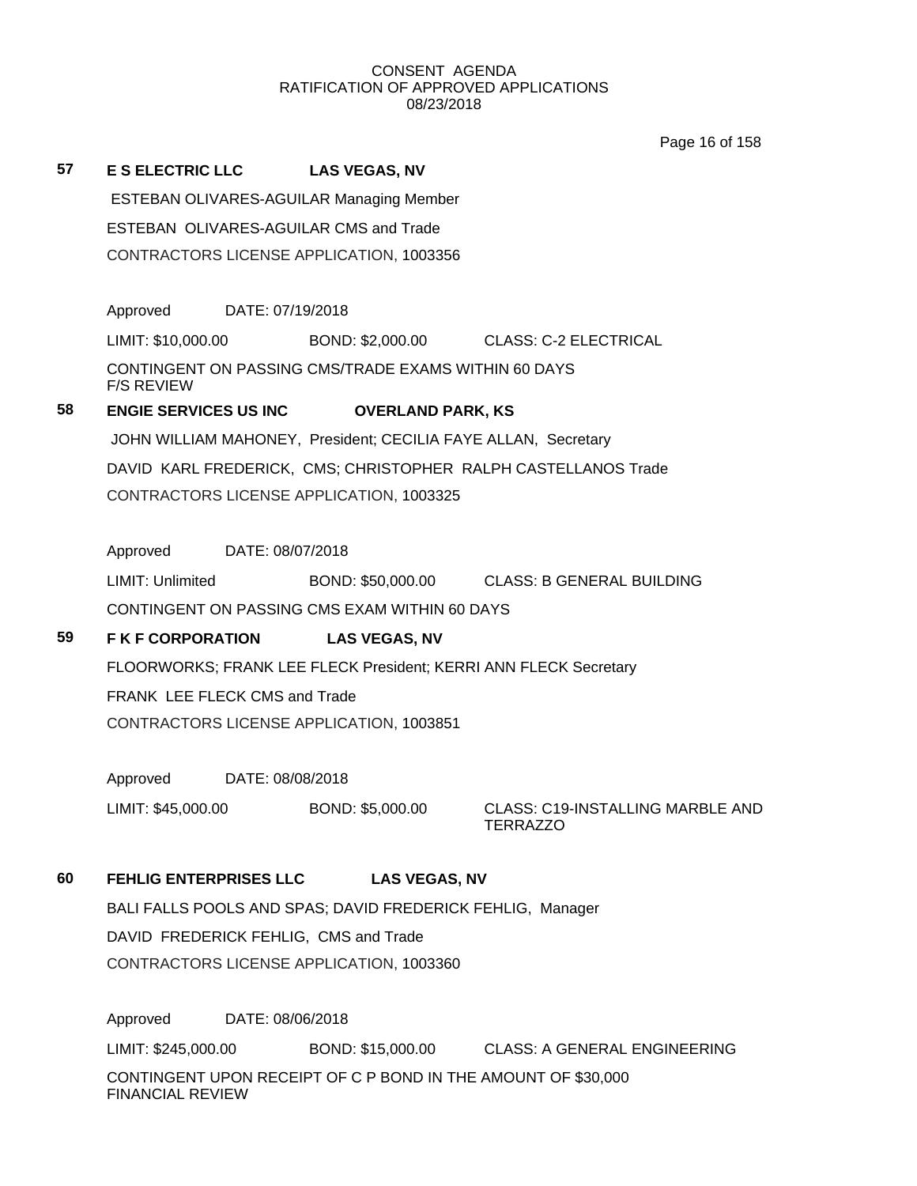CONSENT AGENDA
RATIFICATION OF APPROVED APPLICATIONS
08/23/2018

**57** **E S ELECTRIC LLC** **LAS VEGAS, NV**

ESTEBAN OLIVARES-AGUILAR Managing Member

ESTEBAN OLIVARES-AGUILAR CMS and Trade

CONTRACTORS LICENSE APPLICATION, 1003356

Approved DATE: 07/19/2018

LIMIT: $10,000.00 BOND: $2,000.00 CLASS: C-2 ELECTRICAL

CONTINGENT ON PASSING CMS/TRADE EXAMS WITHIN 60 DAYS
F/S REVIEW

**58** **ENGIE SERVICES US INC** **OVERLAND PARK, KS**

JOHN WILLIAM MAHONEY, President; CECILIA FAYE ALLAN, Secretary

DAVID KARL FREDERICK, CMS; CHRISTOPHER RALPH CASTELLANOS Trade

CONTRACTORS LICENSE APPLICATION, 1003325

Approved DATE: 08/07/2018

LIMIT: Unlimited BOND: $50,000.00 CLASS: B GENERAL BUILDING

CONTINGENT ON PASSING CMS EXAM WITHIN 60 DAYS

**59** **F K F CORPORATION** **LAS VEGAS, NV**

FLOORWORKS; FRANK LEE FLECK President; KERRI ANN FLECK Secretary

FRANK LEE FLECK CMS and Trade

CONTRACTORS LICENSE APPLICATION, 1003851

Approved DATE: 08/08/2018

LIMIT: $45,000.00 BOND: $5,000.00 CLASS: C19-INSTALLING MARBLE AND TERRAZZO

**60** **FEHLIG ENTERPRISES LLC** **LAS VEGAS, NV**

BALI FALLS POOLS AND SPAS; DAVID FREDERICK FEHLIG, Manager

DAVID FREDERICK FEHLIG, CMS and Trade

CONTRACTORS LICENSE APPLICATION, 1003360

Approved DATE: 08/06/2018

LIMIT: $245,000.00 BOND: $15,000.00 CLASS: A GENERAL ENGINEERING

CONTINGENT UPON RECEIPT OF C P BOND IN THE AMOUNT OF $30,000
FINANCIAL REVIEW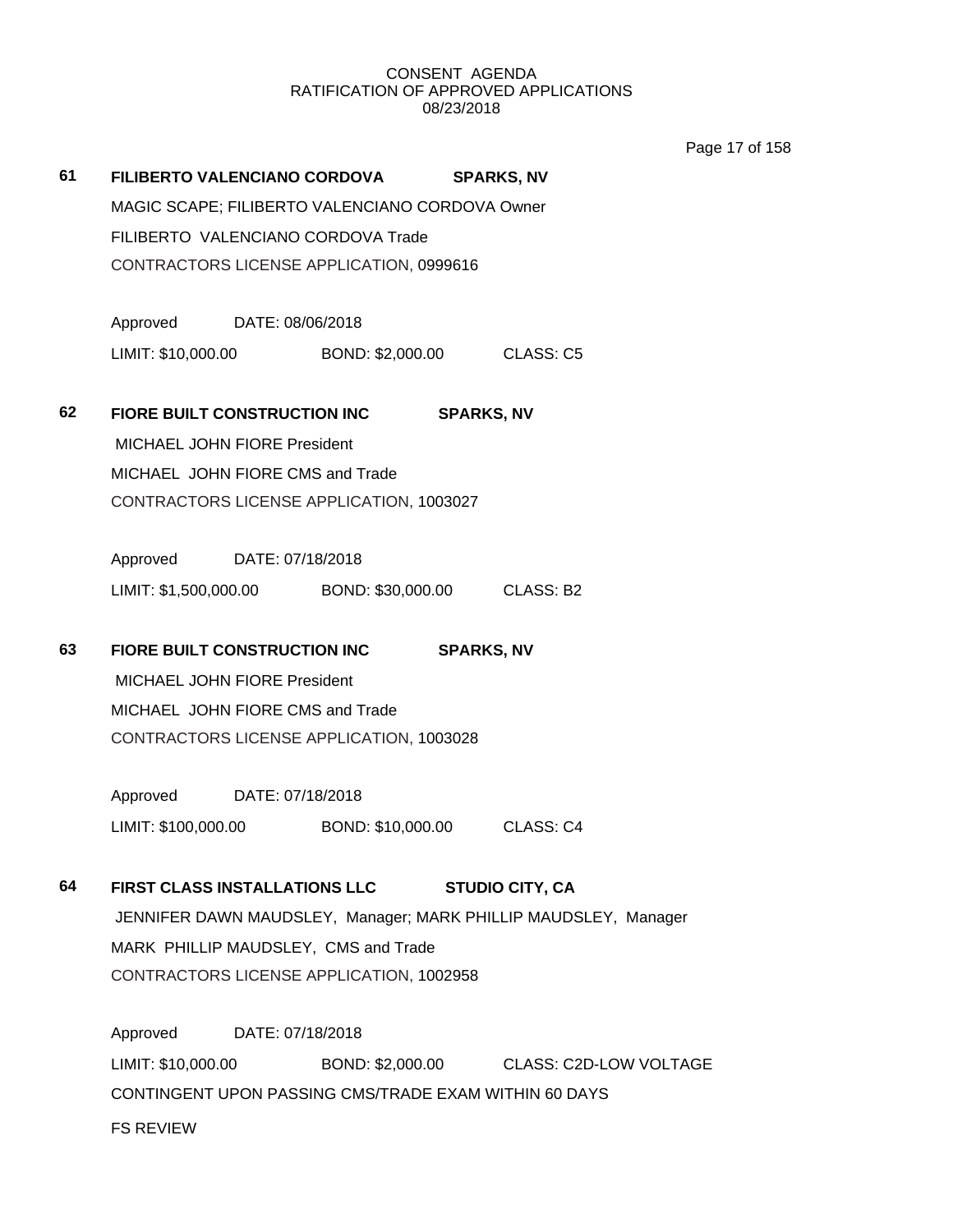CONSENT AGENDA
RATIFICATION OF APPROVED APPLICATIONS
08/23/2018

**61 FILIBERTO VALENCIANO CORDOVA SPARKS, NV**

MAGIC SCAPE; FILIBERTO VALENCIANO CORDOVA Owner
FILIBERTO VALENCIANO CORDOVA Trade
CONTRACTORS LICENSE APPLICATION, 0999616

Approved DATE: 08/06/2018
LIMIT: $10,000.00 BOND: $2,000.00 CLASS: C5

**62 FIORE BUILT CONSTRUCTION INC SPARKS, NV**

MICHAEL JOHN FIORE President
MICHAEL JOHN FIORE CMS and Trade
CONTRACTORS LICENSE APPLICATION, 1003027

Approved DATE: 07/18/2018
LIMIT: $1,500,000.00 BOND: $30,000.00 CLASS: B2

**63 FIORE BUILT CONSTRUCTION INC SPARKS, NV**

MICHAEL JOHN FIORE President
MICHAEL JOHN FIORE CMS and Trade
CONTRACTORS LICENSE APPLICATION, 1003028

Approved DATE: 07/18/2018
LIMIT: $100,000.00 BOND: $10,000.00 CLASS: C4

**64 FIRST CLASS INSTALLATIONS LLC STUDIO CITY, CA**

JENNIFER DAWN MAUDSLEY, Manager; MARK PHILLIP MAUDSLEY, Manager
MARK PHILLIP MAUDSLEY, CMS and Trade
CONTRACTORS LICENSE APPLICATION, 1002958

Approved DATE: 07/18/2018
LIMIT: $10,000.00 BOND: $2,000.00 CLASS: C2D-LOW VOLTAGE
CONTINGENT UPON PASSING CMS/TRADE EXAM WITHIN 60 DAYS
FS REVIEW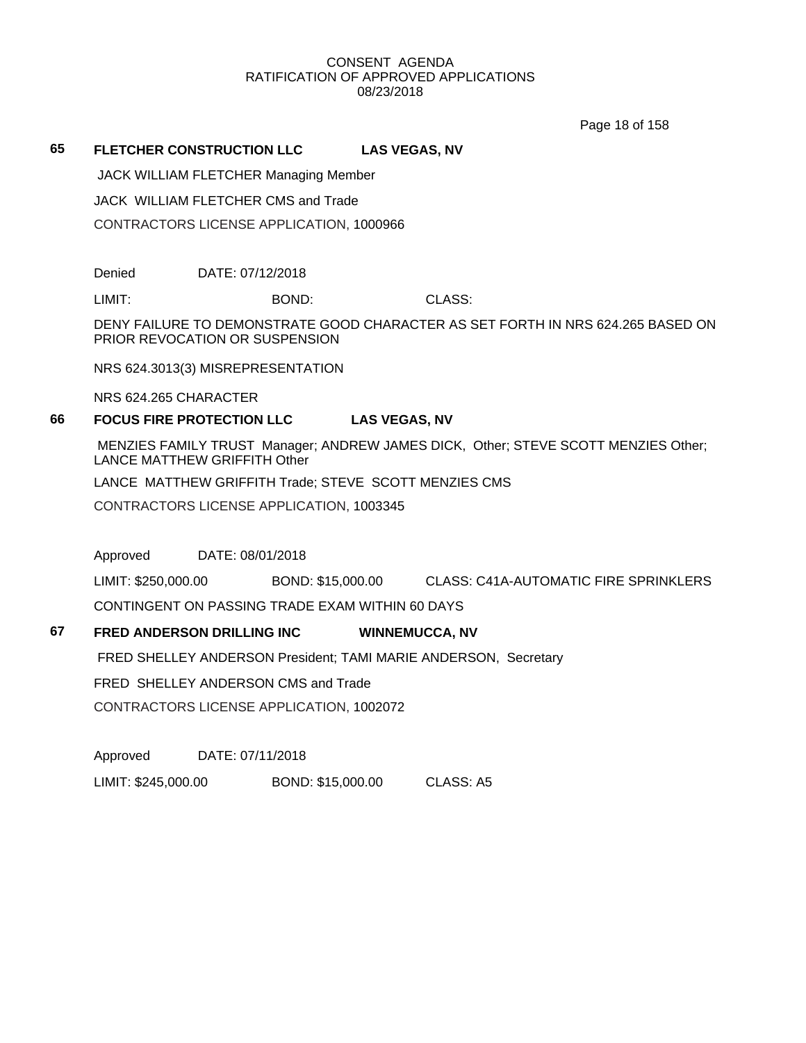CONSENT AGENDA
RATIFICATION OF APPROVED APPLICATIONS
08/23/2018

**65 FLETCHER CONSTRUCTION LLC LAS VEGAS, NV**

JACK WILLIAM FLETCHER Managing Member

JACK WILLIAM FLETCHER CMS and Trade

CONTRACTORS LICENSE APPLICATION, 1000966

Denied DATE: 07/12/2018

LIMIT: BOND: CLASS:

DENY FAILURE TO DEMONSTRATE GOOD CHARACTER AS SET FORTH IN NRS 624.265 BASED ON PRIOR REVOCATION OR SUSPENSION

NRS 624.3013(3) MISREPRESENTATION

NRS 624.265 CHARACTER

**66 FOCUS FIRE PROTECTION LLC LAS VEGAS, NV**

MENZIES FAMILY TRUST Manager; ANDREW JAMES DICK, Other; STEVE SCOTT MENZIES Other; LANCE MATTHEW GRIFFITH Other

LANCE MATTHEW GRIFFITH Trade; STEVE SCOTT MENZIES CMS

CONTRACTORS LICENSE APPLICATION, 1003345

Approved DATE: 08/01/2018

LIMIT: $250,000.00 BOND: $15,000.00 CLASS: C41A-AUTOMATIC FIRE SPRINKLERS

CONTINGENT ON PASSING TRADE EXAM WITHIN 60 DAYS

**67 FRED ANDERSON DRILLING INC WINNEMUCCA, NV**

FRED SHELLEY ANDERSON President; TAMI MARIE ANDERSON, Secretary

FRED SHELLEY ANDERSON CMS and Trade

CONTRACTORS LICENSE APPLICATION, 1002072

Approved DATE: 07/11/2018

LIMIT: $245,000.00 BOND: $15,000.00 CLASS: A5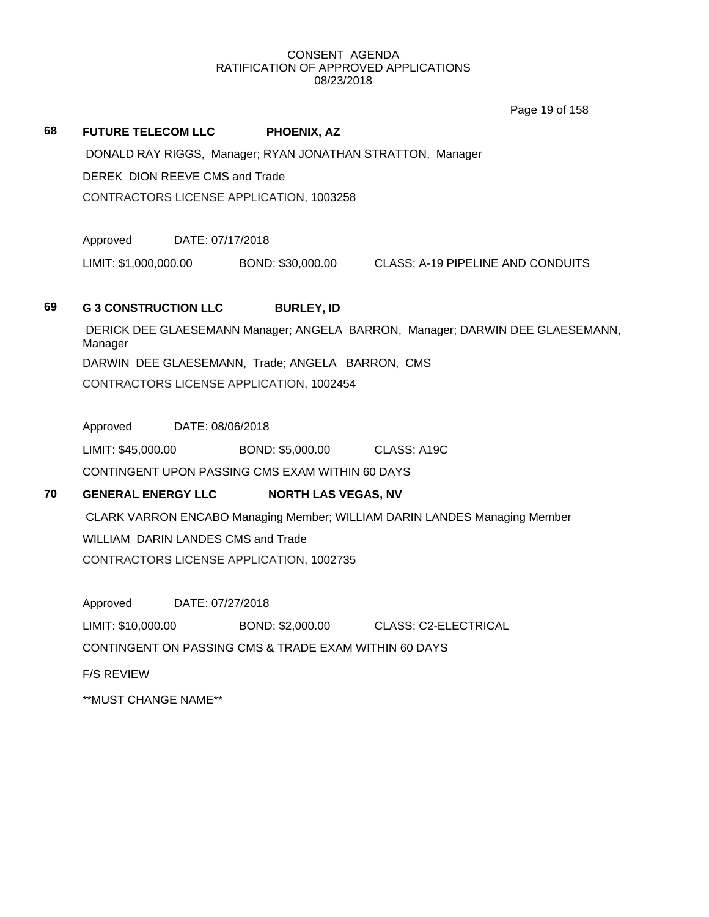CONSENT AGENDA
RATIFICATION OF APPROVED APPLICATIONS
08/23/2018

**68** **FUTURE TELECOM LLC** **PHOENIX, AZ**

DONALD RAY RIGGS, Manager; RYAN JONATHAN STRATTON, Manager

DEREK DION REEVE CMS and Trade

CONTRACTORS LICENSE APPLICATION, 1003258

Approved DATE: 07/17/2018

LIMIT: $1,000,000.00 BOND: $30,000.00 CLASS: A-19 PIPELINE AND CONDUITS

**69** **G 3 CONSTRUCTION LLC** **BURLEY, ID**

DERICK DEE GLAESEMANN Manager; ANGELA BARRON, Manager; DARWIN DEE GLAESEMANN, Manager

DARWIN DEE GLAESEMANN, Trade; ANGELA BARRON, CMS

CONTRACTORS LICENSE APPLICATION, 1002454

Approved DATE: 08/06/2018

LIMIT: $45,000.00 BOND: $5,000.00 CLASS: A19C

CONTINGENT UPON PASSING CMS EXAM WITHIN 60 DAYS

**70** **GENERAL ENERGY LLC** **NORTH LAS VEGAS, NV**

CLARK VARRON ENCABO Managing Member; WILLIAM DARIN LANDES Managing Member

WILLIAM DARIN LANDES CMS and Trade

CONTRACTORS LICENSE APPLICATION, 1002735

Approved DATE: 07/27/2018

LIMIT: $10,000.00 BOND: $2,000.00 CLASS: C2-ELECTRICAL

CONTINGENT ON PASSING CMS & TRADE EXAM WITHIN 60 DAYS

F/S REVIEW

**MUST CHANGE NAME**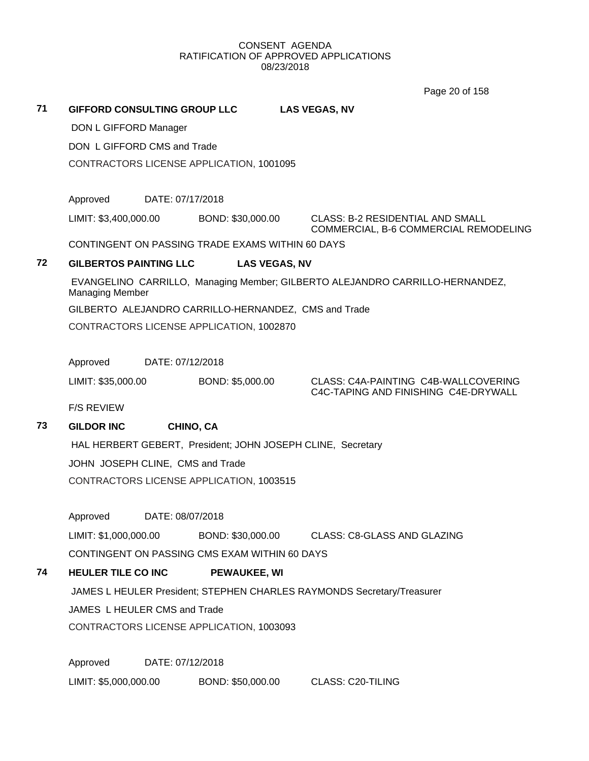CONSENT AGENDA
RATIFICATION OF APPROVED APPLICATIONS
08/23/2018

**71** **GIFFORD CONSULTING GROUP LLC** **LAS VEGAS, NV**

DON L GIFFORD Manager

DON L GIFFORD CMS and Trade

CONTRACTORS LICENSE APPLICATION, 1001095

Approved DATE: 07/17/2018

LIMIT: $3,400,000.00 BOND: $30,000.00 CLASS: B-2 RESIDENTIAL AND SMALL COMMERCIAL, B-6 COMMERCIAL REMODELING

CONTINGENT ON PASSING TRADE EXAMS WITHIN 60 DAYS

**72** **GILBERTOS PAINTING LLC** **LAS VEGAS, NV**

EVANGELINO CARRILLO, Managing Member; GILBERTO ALEJANDRO CARRILLO-HERNANDEZ, Managing Member

GILBERTO ALEJANDRO CARRILLO-HERNANDEZ, CMS and Trade

CONTRACTORS LICENSE APPLICATION, 1002870

Approved DATE: 07/12/2018

LIMIT: $35,000.00 BOND: $5,000.00 CLASS: C4A-PAINTING C4B-WALLCOVERING C4C-TAPING AND FINISHING C4E-DRYWALL

F/S REVIEW

**73** **GILDOR INC** **CHINO, CA**

HAL HERBERT GEBERT, President; JOHN JOSEPH CLINE, Secretary

JOHN JOSEPH CLINE, CMS and Trade

CONTRACTORS LICENSE APPLICATION, 1003515

Approved DATE: 08/07/2018

LIMIT: $1,000,000.00 BOND: $30,000.00 CLASS: C8-GLASS AND GLAZING

CONTINGENT ON PASSING CMS EXAM WITHIN 60 DAYS

**74** **HEULER TILE CO INC** **PEWAUKEE, WI**

JAMES L HEULER President; STEPHEN CHARLES RAYMONDS Secretary/Treasurer

JAMES L HEULER CMS and Trade

CONTRACTORS LICENSE APPLICATION, 1003093

Approved DATE: 07/12/2018

LIMIT: $5,000,000.00 BOND: $50,000.00 CLASS: C20-TILING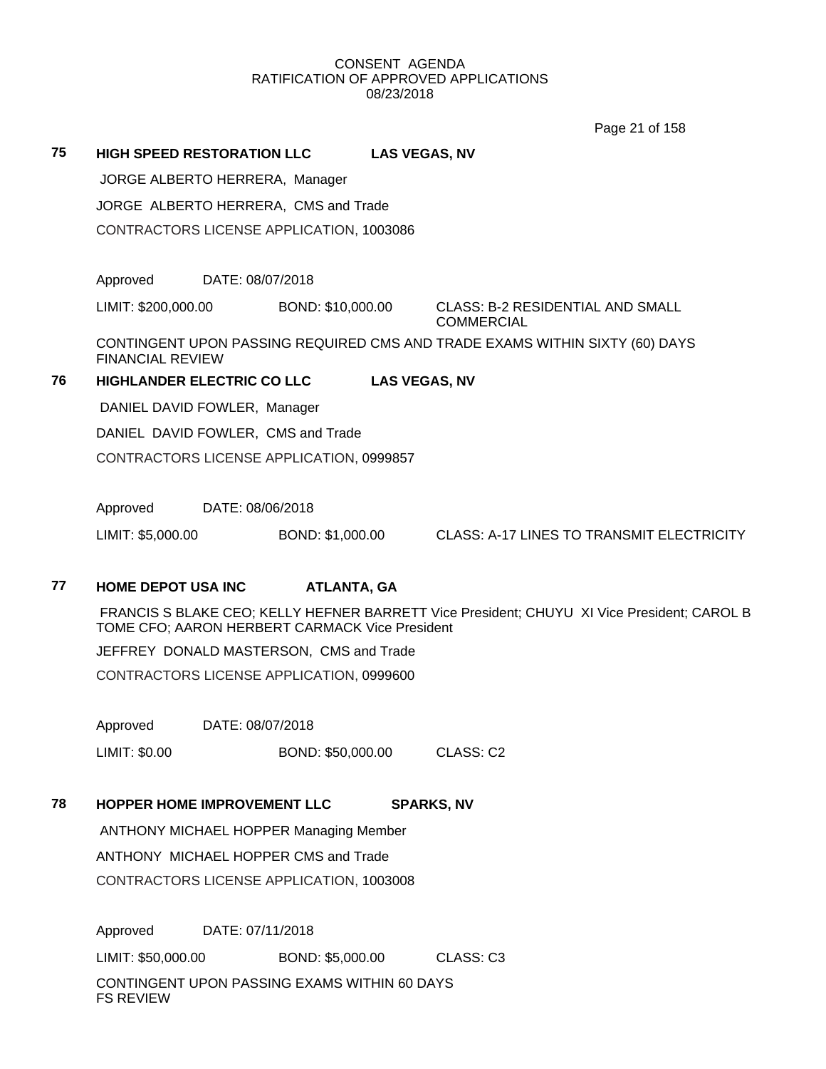**75 HIGH SPEED RESTORATION LLC LAS VEGAS, NV**

JORGE ALBERTO HERRERA, Manager

JORGE ALBERTO HERRERA, CMS and Trade

CONTRACTORS LICENSE APPLICATION, 1003086

Approved DATE: 08/07/2018

LIMIT: $200,000.00 BOND: $10,000.00 CLASS: B-2 RESIDENTIAL AND SMALL COMMERCIAL

CONTINGENT UPON PASSING REQUIRED CMS AND TRADE EXAMS WITHIN SIXTY (60) DAYS
FINANCIAL REVIEW

**76 HIGHLANDER ELECTRIC CO LLC LAS VEGAS, NV**

DANIEL DAVID FOWLER, Manager

DANIEL DAVID FOWLER, CMS and Trade

CONTRACTORS LICENSE APPLICATION, 0999857

Approved DATE: 08/06/2018

LIMIT: $5,000.00 BOND: $1,000.00 CLASS: A-17 LINES TO TRANSMIT ELECTRICITY

**77 HOME DEPOT USA INC ATLANTA, GA**

FRANCIS S BLAKE CEO; KELLY HEFNER BARRETT Vice President; CHUYU XI Vice President; CAROL B TOME CFO; AARON HERBERT CARMACK Vice President

JEFFREY DONALD MASTERSON, CMS and Trade

CONTRACTORS LICENSE APPLICATION, 0999600

Approved DATE: 08/07/2018

LIMIT: $0.00 BOND: $50,000.00 CLASS: C2

**78 HOPPER HOME IMPROVEMENT LLC SPARKS, NV**

ANTHONY MICHAEL HOPPER Managing Member

ANTHONY MICHAEL HOPPER CMS and Trade

CONTRACTORS LICENSE APPLICATION, 1003008

Approved DATE: 07/11/2018

LIMIT: $50,000.00 BOND: $5,000.00 CLASS: C3

CONTINGENT UPON PASSING EXAMS WITHIN 60 DAYS
FS REVIEW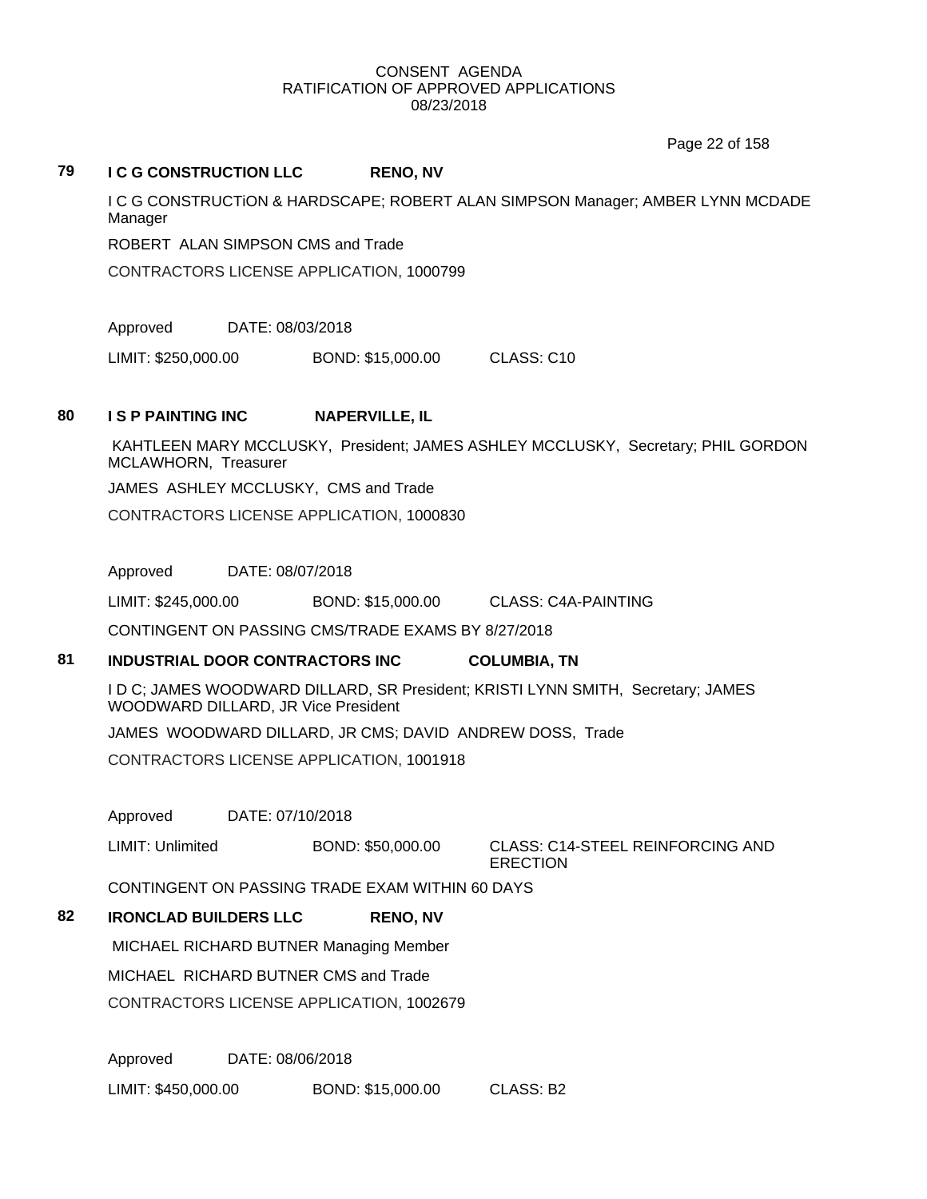CONSENT AGENDA
RATIFICATION OF APPROVED APPLICATIONS
08/23/2018

**79 I C G CONSTRUCTION LLC RENO, NV**

I C G CONSTRUCTiON & HARDSCAPE; ROBERT ALAN SIMPSON Manager; AMBER LYNN MCDADE Manager

ROBERT ALAN SIMPSON CMS and Trade

CONTRACTORS LICENSE APPLICATION, 1000799

Approved DATE: 08/03/2018

LIMIT: $250,000.00 BOND: $15,000.00 CLASS: C10

**80 I S P PAINTING INC NAPERVILLE, IL**

KAHTLEEN MARY MCCLUSKY, President; JAMES ASHLEY MCCLUSKY, Secretary; PHIL GORDON MCLAWHORN, Treasurer

JAMES ASHLEY MCCLUSKY, CMS and Trade

CONTRACTORS LICENSE APPLICATION, 1000830

Approved DATE: 08/07/2018

LIMIT: $245,000.00 BOND: $15,000.00 CLASS: C4A-PAINTING

CONTINGENT ON PASSING CMS/TRADE EXAMS BY 8/27/2018

**81 INDUSTRIAL DOOR CONTRACTORS INC COLUMBIA, TN**

I D C; JAMES WOODWARD DILLARD, SR President; KRISTI LYNN SMITH, Secretary; JAMES WOODWARD DILLARD, JR Vice President

JAMES WOODWARD DILLARD, JR CMS; DAVID ANDREW DOSS, Trade

CONTRACTORS LICENSE APPLICATION, 1001918

Approved DATE: 07/10/2018

LIMIT: Unlimited BOND: $50,000.00 CLASS: C14-STEEL REINFORCING AND ERECTION

CONTINGENT ON PASSING TRADE EXAM WITHIN 60 DAYS

**82 IRONCLAD BUILDERS LLC RENO, NV**

MICHAEL RICHARD BUTNER Managing Member

MICHAEL RICHARD BUTNER CMS and Trade

CONTRACTORS LICENSE APPLICATION, 1002679

Approved DATE: 08/06/2018

LIMIT: $450,000.00 BOND: $15,000.00 CLASS: B2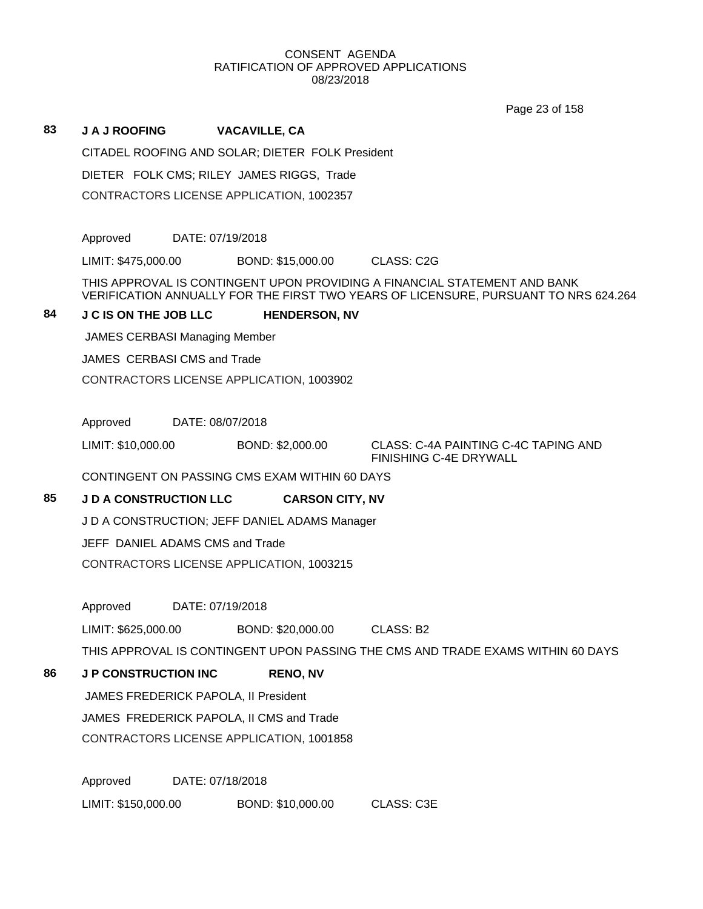CONSENT AGENDA
RATIFICATION OF APPROVED APPLICATIONS
08/23/2018

**83 J A J ROOFING VACAVILLE, CA**

CITADEL ROOFING AND SOLAR; DIETER FOLK President

DIETER FOLK CMS; RILEY JAMES RIGGS, Trade

CONTRACTORS LICENSE APPLICATION, 1002357

Approved DATE: 07/19/2018

LIMIT: $475,000.00 BOND: $15,000.00 CLASS: C2G

THIS APPROVAL IS CONTINGENT UPON PROVIDING A FINANCIAL STATEMENT AND BANK VERIFICATION ANNUALLY FOR THE FIRST TWO YEARS OF LICENSURE, PURSUANT TO NRS 624.264

**84 J C IS ON THE JOB LLC HENDERSON, NV**

JAMES CERBASI Managing Member

JAMES CERBASI CMS and Trade

CONTRACTORS LICENSE APPLICATION, 1003902

Approved DATE: 08/07/2018

LIMIT: $10,000.00 BOND: $2,000.00 CLASS: C-4A PAINTING C-4C TAPING AND FINISHING C-4E DRYWALL

CONTINGENT ON PASSING CMS EXAM WITHIN 60 DAYS

**85 J D A CONSTRUCTION LLC CARSON CITY, NV**

J D A CONSTRUCTION; JEFF DANIEL ADAMS Manager

JEFF DANIEL ADAMS CMS and Trade

CONTRACTORS LICENSE APPLICATION, 1003215

Approved DATE: 07/19/2018

LIMIT: $625,000.00 BOND: $20,000.00 CLASS: B2

THIS APPROVAL IS CONTINGENT UPON PASSING THE CMS AND TRADE EXAMS WITHIN 60 DAYS

**86 J P CONSTRUCTION INC RENO, NV**

JAMES FREDERICK PAPOLA, II President

JAMES FREDERICK PAPOLA, II CMS and Trade

CONTRACTORS LICENSE APPLICATION, 1001858

Approved DATE: 07/18/2018

LIMIT: $150,000.00 BOND: $10,000.00 CLASS: C3E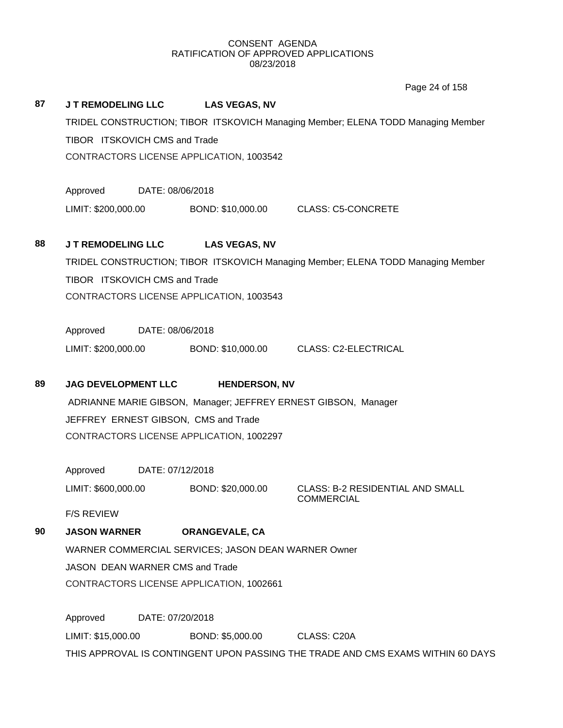CONSENT AGENDA
RATIFICATION OF APPROVED APPLICATIONS
08/23/2018

**87 J T REMODELING LLC LAS VEGAS, NV**

TRIDEL CONSTRUCTION; TIBOR ITSKOVICH Managing Member; ELENA TODD Managing Member

TIBOR ITSKOVICH CMS and Trade

CONTRACTORS LICENSE APPLICATION, 1003542

Approved DATE: 08/06/2018

LIMIT: $200,000.00 BOND: $10,000.00 CLASS: C5-CONCRETE

**88 J T REMODELING LLC LAS VEGAS, NV**

TRIDEL CONSTRUCTION; TIBOR ITSKOVICH Managing Member; ELENA TODD Managing Member

TIBOR ITSKOVICH CMS and Trade

CONTRACTORS LICENSE APPLICATION, 1003543

Approved DATE: 08/06/2018

LIMIT: $200,000.00 BOND: $10,000.00 CLASS: C2-ELECTRICAL

**89 JAG DEVELOPMENT LLC HENDERSON, NV**

ADRIANNE MARIE GIBSON, Manager; JEFFREY ERNEST GIBSON, Manager

JEFFREY ERNEST GIBSON, CMS and Trade

CONTRACTORS LICENSE APPLICATION, 1002297

Approved DATE: 07/12/2018

LIMIT: $600,000.00 BOND: $20,000.00 CLASS: B-2 RESIDENTIAL AND SMALL COMMERCIAL

F/S REVIEW

**90 JASON WARNER ORANGEVALE, CA**

WARNER COMMERCIAL SERVICES; JASON DEAN WARNER Owner

JASON DEAN WARNER CMS and Trade

CONTRACTORS LICENSE APPLICATION, 1002661

Approved DATE: 07/20/2018

LIMIT: $15,000.00 BOND: $5,000.00 CLASS: C20A

THIS APPROVAL IS CONTINGENT UPON PASSING THE TRADE AND CMS EXAMS WITHIN 60 DAYS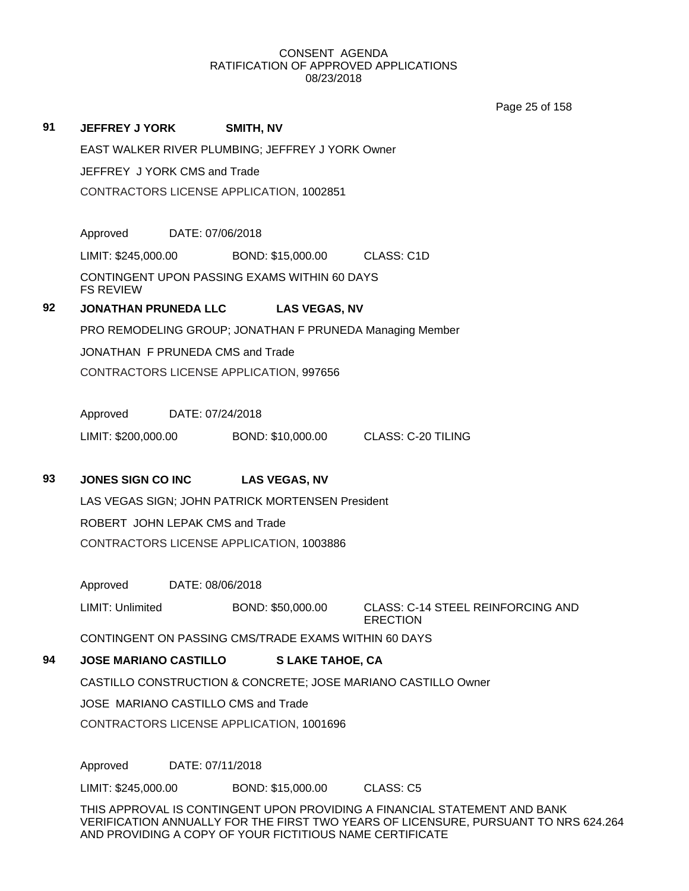CONSENT AGENDA
RATIFICATION OF APPROVED APPLICATIONS
08/23/2018

**91 JEFFREY J YORK SMITH, NV**

EAST WALKER RIVER PLUMBING; JEFFREY J YORK Owner

JEFFREY J YORK CMS and Trade

CONTRACTORS LICENSE APPLICATION, 1002851

Approved DATE: 07/06/2018

LIMIT: $245,000.00 BOND: $15,000.00 CLASS: C1D

CONTINGENT UPON PASSING EXAMS WITHIN 60 DAYS
FS REVIEW

**92 JONATHAN PRUNEDA LLC LAS VEGAS, NV**

PRO REMODELING GROUP; JONATHAN F PRUNEDA Managing Member

JONATHAN F PRUNEDA CMS and Trade

CONTRACTORS LICENSE APPLICATION, 997656

Approved DATE: 07/24/2018

LIMIT: $200,000.00 BOND: $10,000.00 CLASS: C-20 TILING

**93 JONES SIGN CO INC LAS VEGAS, NV**

LAS VEGAS SIGN; JOHN PATRICK MORTENSEN President

ROBERT JOHN LEPAK CMS and Trade

CONTRACTORS LICENSE APPLICATION, 1003886

Approved DATE: 08/06/2018

LIMIT: Unlimited BOND: $50,000.00 CLASS: C-14 STEEL REINFORCING AND ERECTION

CONTINGENT ON PASSING CMS/TRADE EXAMS WITHIN 60 DAYS

**94 JOSE MARIANO CASTILLO S LAKE TAHOE, CA**

CASTILLO CONSTRUCTION & CONCRETE; JOSE MARIANO CASTILLO Owner

JOSE MARIANO CASTILLO CMS and Trade

CONTRACTORS LICENSE APPLICATION, 1001696

Approved DATE: 07/11/2018

LIMIT: $245,000.00 BOND: $15,000.00 CLASS: C5

THIS APPROVAL IS CONTINGENT UPON PROVIDING A FINANCIAL STATEMENT AND BANK VERIFICATION ANNUALLY FOR THE FIRST TWO YEARS OF LICENSURE, PURSUANT TO NRS 624.264 AND PROVIDING A COPY OF YOUR FICTITIOUS NAME CERTIFICATE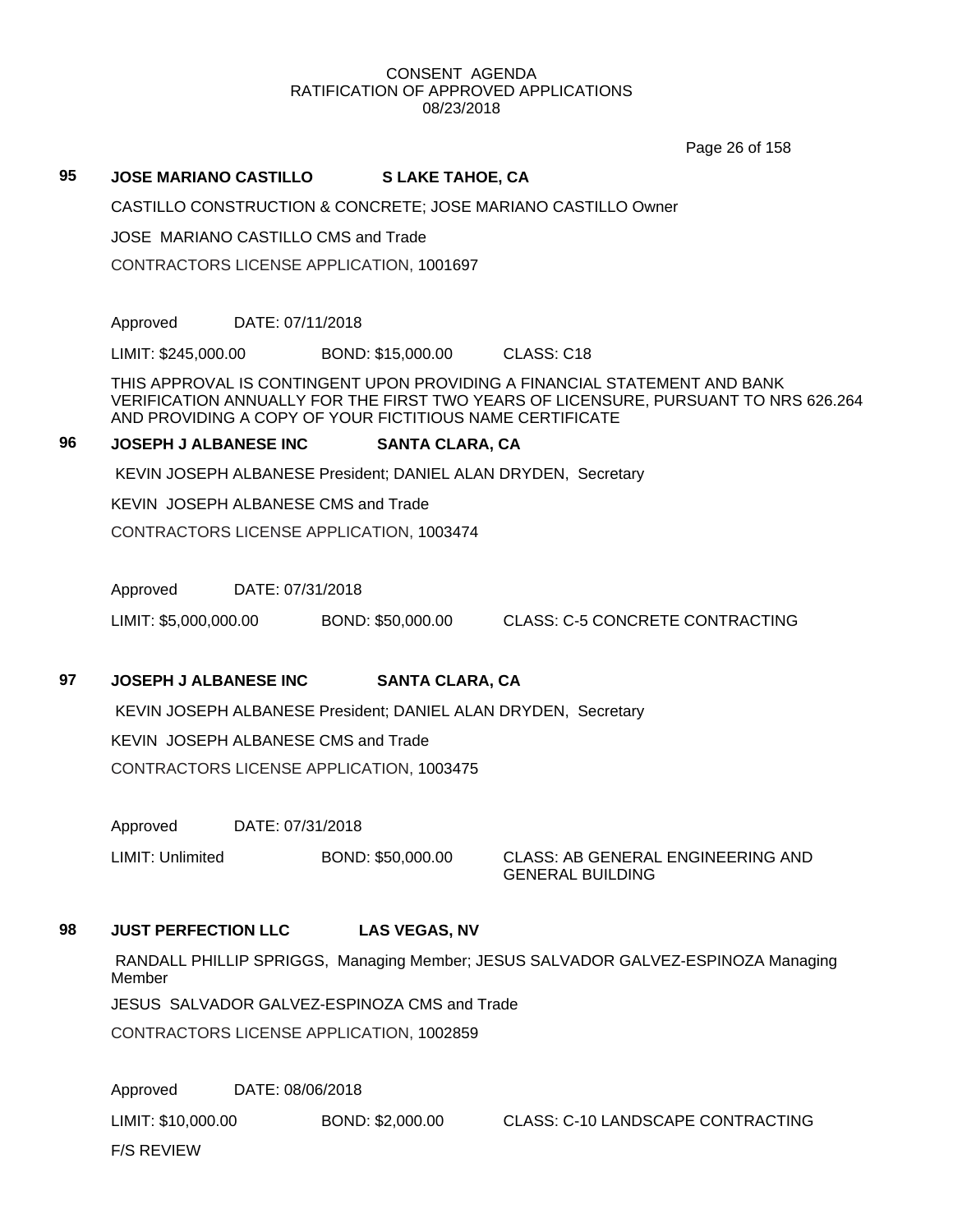CONSENT AGENDA
RATIFICATION OF APPROVED APPLICATIONS
08/23/2018

**95 JOSE MARIANO CASTILLO S LAKE TAHOE, CA**

CASTILLO CONSTRUCTION & CONCRETE; JOSE MARIANO CASTILLO Owner

JOSE MARIANO CASTILLO CMS and Trade

CONTRACTORS LICENSE APPLICATION, 1001697

Approved DATE: 07/11/2018

LIMIT: $245,000.00 BOND: $15,000.00 CLASS: C18

THIS APPROVAL IS CONTINGENT UPON PROVIDING A FINANCIAL STATEMENT AND BANK VERIFICATION ANNUALLY FOR THE FIRST TWO YEARS OF LICENSURE, PURSUANT TO NRS 626.264 AND PROVIDING A COPY OF YOUR FICTITIOUS NAME CERTIFICATE

**96 JOSEPH J ALBANESE INC SANTA CLARA, CA**

KEVIN JOSEPH ALBANESE President; DANIEL ALAN DRYDEN, Secretary

KEVIN JOSEPH ALBANESE CMS and Trade

CONTRACTORS LICENSE APPLICATION, 1003474

Approved DATE: 07/31/2018

LIMIT: $5,000,000.00 BOND: $50,000.00 CLASS: C-5 CONCRETE CONTRACTING

**97 JOSEPH J ALBANESE INC SANTA CLARA, CA**

KEVIN JOSEPH ALBANESE President; DANIEL ALAN DRYDEN, Secretary

KEVIN JOSEPH ALBANESE CMS and Trade

CONTRACTORS LICENSE APPLICATION, 1003475

Approved DATE: 07/31/2018

LIMIT: Unlimited BOND: $50,000.00 CLASS: AB GENERAL ENGINEERING AND GENERAL BUILDING

**98 JUST PERFECTION LLC LAS VEGAS, NV**

RANDALL PHILLIP SPRIGGS, Managing Member; JESUS SALVADOR GALVEZ-ESPINOZA Managing Member

JESUS SALVADOR GALVEZ-ESPINOZA CMS and Trade

CONTRACTORS LICENSE APPLICATION, 1002859

Approved DATE: 08/06/2018

LIMIT: $10,000.00 BOND: $2,000.00 CLASS: C-10 LANDSCAPE CONTRACTING

F/S REVIEW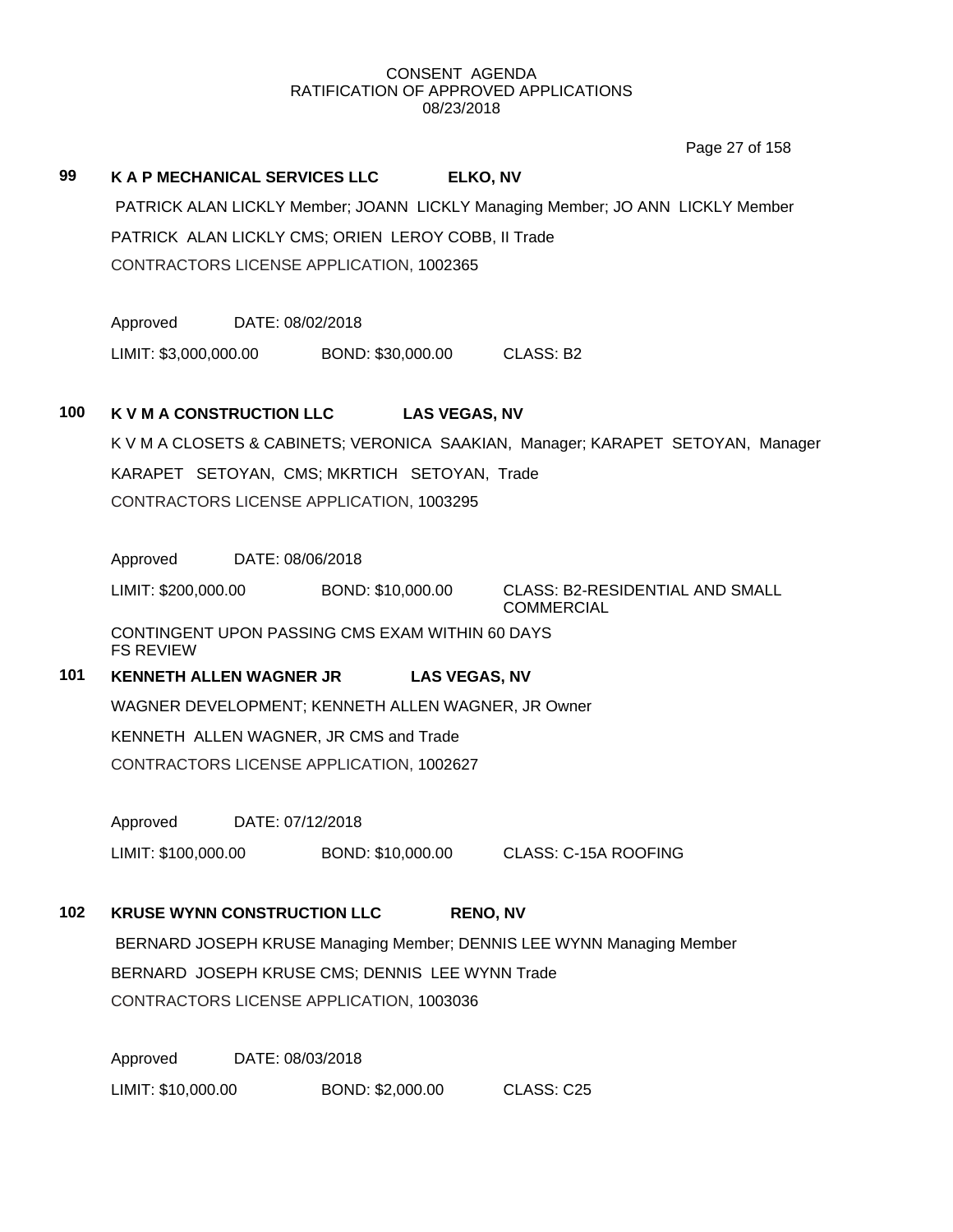CONSENT AGENDA
RATIFICATION OF APPROVED APPLICATIONS
08/23/2018

**99 K A P MECHANICAL SERVICES LLC ELKO, NV**

PATRICK ALAN LICKLY Member; JOANN LICKLY Managing Member; JO ANN LICKLY Member

PATRICK ALAN LICKLY CMS; ORIEN LEROY COBB, II Trade

CONTRACTORS LICENSE APPLICATION, 1002365

Approved DATE: 08/02/2018

LIMIT: $3,000,000.00 BOND: $30,000.00 CLASS: B2

**100 K V M A CONSTRUCTION LLC LAS VEGAS, NV**

K V M A CLOSETS & CABINETS; VERONICA SAAKIAN, Manager; KARAPET SETOYAN, Manager

KARAPET SETOYAN, CMS; MKRTICH SETOYAN, Trade

CONTRACTORS LICENSE APPLICATION, 1003295

Approved DATE: 08/06/2018

LIMIT: $200,000.00 BOND: $10,000.00 CLASS: B2-RESIDENTIAL AND SMALL COMMERCIAL

CONTINGENT UPON PASSING CMS EXAM WITHIN 60 DAYS
FS REVIEW

**101 KENNETH ALLEN WAGNER JR LAS VEGAS, NV**

WAGNER DEVELOPMENT; KENNETH ALLEN WAGNER, JR Owner

KENNETH ALLEN WAGNER, JR CMS and Trade

CONTRACTORS LICENSE APPLICATION, 1002627

Approved DATE: 07/12/2018

LIMIT: $100,000.00 BOND: $10,000.00 CLASS: C-15A ROOFING

**102 KRUSE WYNN CONSTRUCTION LLC RENO, NV**

BERNARD JOSEPH KRUSE Managing Member; DENNIS LEE WYNN Managing Member

BERNARD JOSEPH KRUSE CMS; DENNIS LEE WYNN Trade

CONTRACTORS LICENSE APPLICATION, 1003036

Approved DATE: 08/03/2018

LIMIT: $10,000.00 BOND: $2,000.00 CLASS: C25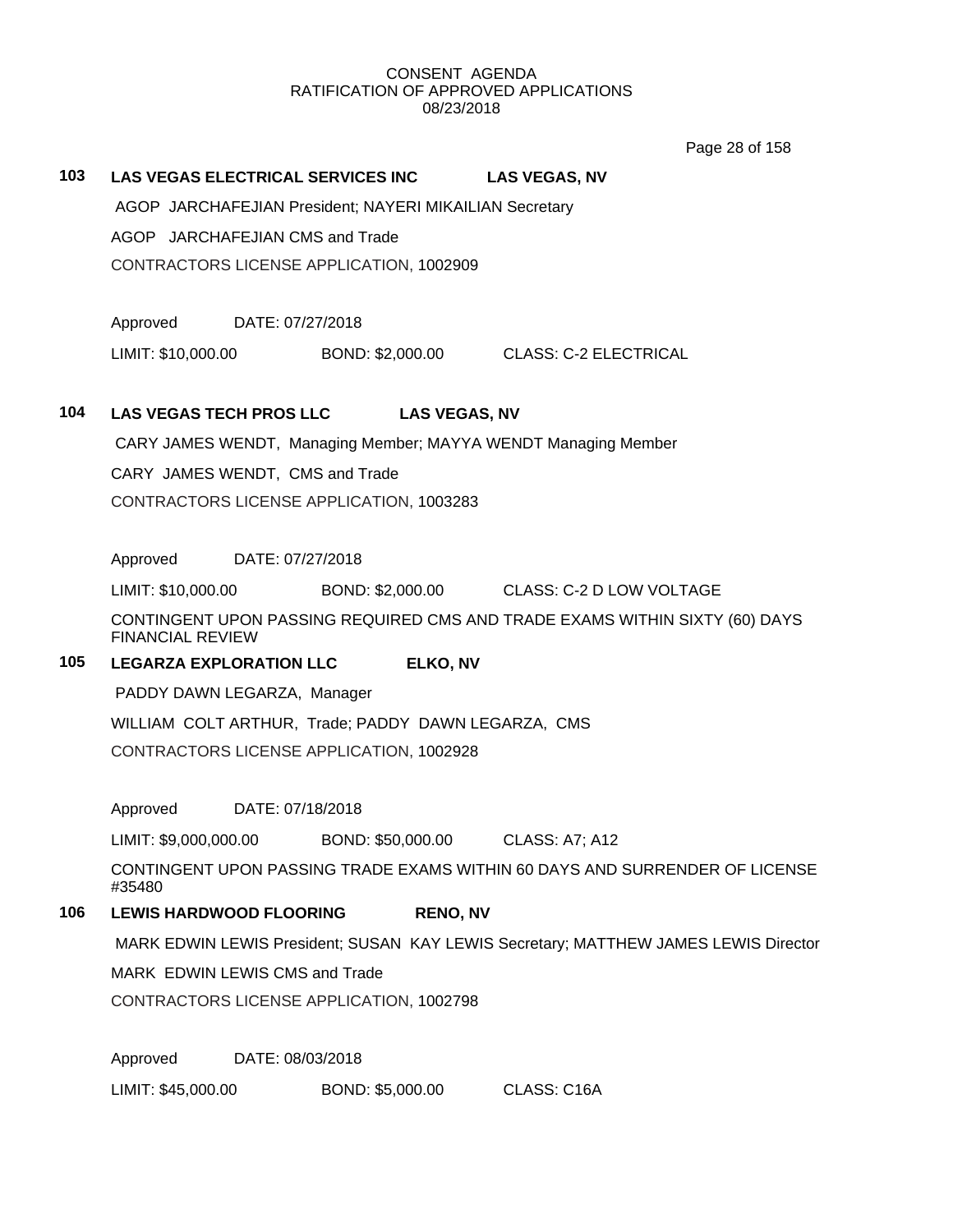CONSENT AGENDA
RATIFICATION OF APPROVED APPLICATIONS
08/23/2018

**103 LAS VEGAS ELECTRICAL SERVICES INC LAS VEGAS, NV**

AGOP JARCHAFEJIAN President; NAYERI MIKAILIAN Secretary

AGOP JARCHAFEJIAN CMS and Trade

CONTRACTORS LICENSE APPLICATION, 1002909

Approved DATE: 07/27/2018

LIMIT: $10,000.00 BOND: $2,000.00 CLASS: C-2 ELECTRICAL

**104 LAS VEGAS TECH PROS LLC LAS VEGAS, NV**

CARY JAMES WENDT, Managing Member; MAYYA WENDT Managing Member

CARY JAMES WENDT, CMS and Trade

CONTRACTORS LICENSE APPLICATION, 1003283

Approved DATE: 07/27/2018

LIMIT: $10,000.00 BOND: $2,000.00 CLASS: C-2 D LOW VOLTAGE

CONTINGENT UPON PASSING REQUIRED CMS AND TRADE EXAMS WITHIN SIXTY (60) DAYS FINANCIAL REVIEW

**105 LEGARZA EXPLORATION LLC ELKO, NV**

PADDY DAWN LEGARZA, Manager

WILLIAM COLT ARTHUR, Trade; PADDY DAWN LEGARZA, CMS

CONTRACTORS LICENSE APPLICATION, 1002928

Approved DATE: 07/18/2018

LIMIT: $9,000,000.00 BOND: $50,000.00 CLASS: A7; A12

CONTINGENT UPON PASSING TRADE EXAMS WITHIN 60 DAYS AND SURRENDER OF LICENSE #35480

**106 LEWIS HARDWOOD FLOORING RENO, NV**

MARK EDWIN LEWIS President; SUSAN KAY LEWIS Secretary; MATTHEW JAMES LEWIS Director

MARK EDWIN LEWIS CMS and Trade

CONTRACTORS LICENSE APPLICATION, 1002798

Approved DATE: 08/03/2018

LIMIT: $45,000.00 BOND: $5,000.00 CLASS: C16A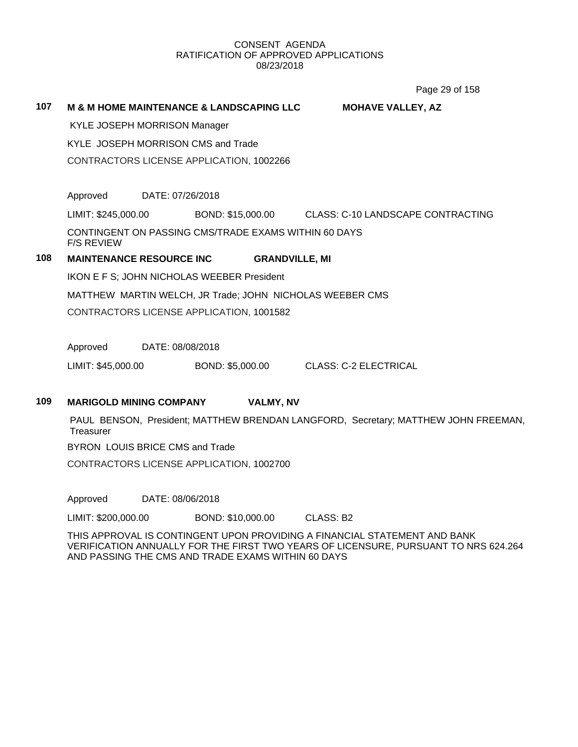CONSENT AGENDA
RATIFICATION OF APPROVED APPLICATIONS
08/23/2018

**107 M & M HOME MAINTENANCE & LANDSCAPING LLC MOHAVE VALLEY, AZ**

KYLE JOSEPH MORRISON Manager

KYLE JOSEPH MORRISON CMS and Trade

CONTRACTORS LICENSE APPLICATION, 1002266

Approved DATE: 07/26/2018

LIMIT: $245,000.00 BOND: $15,000.00 CLASS: C-10 LANDSCAPE CONTRACTING

CONTINGENT ON PASSING CMS/TRADE EXAMS WITHIN 60 DAYS
F/S REVIEW

**108 MAINTENANCE RESOURCE INC GRANDVILLE, MI**

IKON E F S; JOHN NICHOLAS WEEBER President

MATTHEW MARTIN WELCH, JR Trade; JOHN NICHOLAS WEEBER CMS

CONTRACTORS LICENSE APPLICATION, 1001582

Approved DATE: 08/08/2018

LIMIT: $45,000.00 BOND: $5,000.00 CLASS: C-2 ELECTRICAL

**109 MARIGOLD MINING COMPANY VALMY, NV**

PAUL BENSON, President; MATTHEW BRENDAN LANGFORD, Secretary; MATTHEW JOHN FREEMAN, Treasurer

BYRON LOUIS BRICE CMS and Trade

CONTRACTORS LICENSE APPLICATION, 1002700

Approved DATE: 08/06/2018

LIMIT: $200,000.00 BOND: $10,000.00 CLASS: B2

THIS APPROVAL IS CONTINGENT UPON PROVIDING A FINANCIAL STATEMENT AND BANK VERIFICATION ANNUALLY FOR THE FIRST TWO YEARS OF LICENSURE, PURSUANT TO NRS 624.264 AND PASSING THE CMS AND TRADE EXAMS WITHIN 60 DAYS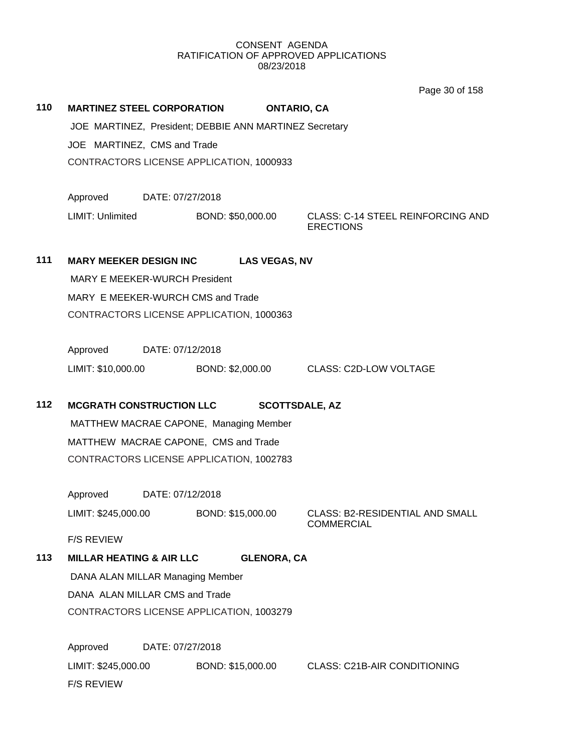CONSENT AGENDA
RATIFICATION OF APPROVED APPLICATIONS
08/23/2018

**110 MARTINEZ STEEL CORPORATION ONTARIO, CA**

JOE MARTINEZ, President; DEBBIE ANN MARTINEZ Secretary

JOE MARTINEZ, CMS and Trade

CONTRACTORS LICENSE APPLICATION, 1000933

Approved DATE: 07/27/2018

LIMIT: Unlimited BOND: $50,000.00 CLASS: C-14 STEEL REINFORCING AND ERECTIONS

**111 MARY MEEKER DESIGN INC LAS VEGAS, NV**

MARY E MEEKER-WURCH President

MARY E MEEKER-WURCH CMS and Trade

CONTRACTORS LICENSE APPLICATION, 1000363

Approved DATE: 07/12/2018

LIMIT: $10,000.00 BOND: $2,000.00 CLASS: C2D-LOW VOLTAGE

**112 MCGRATH CONSTRUCTION LLC SCOTTSDALE, AZ**

MATTHEW MACRAE CAPONE, Managing Member

MATTHEW MACRAE CAPONE, CMS and Trade

CONTRACTORS LICENSE APPLICATION, 1002783

Approved DATE: 07/12/2018

LIMIT: $245,000.00 BOND: $15,000.00 CLASS: B2-RESIDENTIAL AND SMALL COMMERCIAL

F/S REVIEW

**113 MILLAR HEATING & AIR LLC GLENORA, CA**

DANA ALAN MILLAR Managing Member

DANA ALAN MILLAR CMS and Trade

CONTRACTORS LICENSE APPLICATION, 1003279

Approved DATE: 07/27/2018

LIMIT: $245,000.00 BOND: $15,000.00 CLASS: C21B-AIR CONDITIONING

F/S REVIEW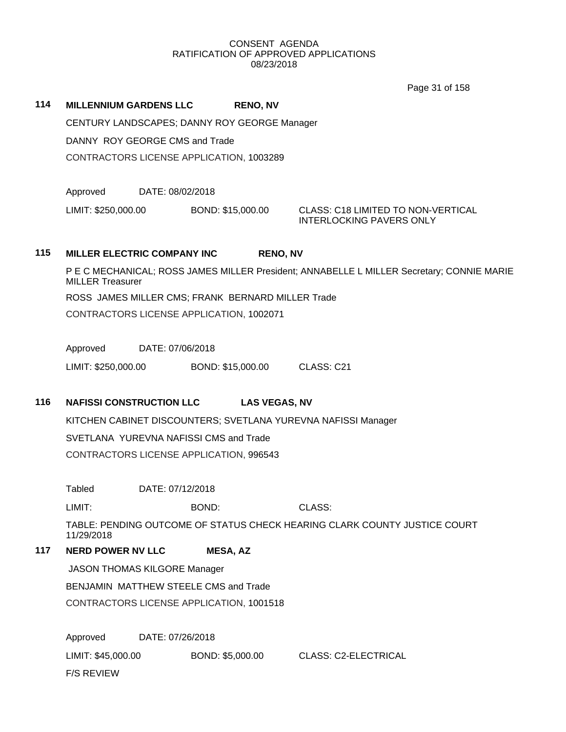CONSENT AGENDA
RATIFICATION OF APPROVED APPLICATIONS
08/23/2018

**114 MILLENNIUM GARDENS LLC RENO, NV**

CENTURY LANDSCAPES; DANNY ROY GEORGE Manager

DANNY ROY GEORGE CMS and Trade

CONTRACTORS LICENSE APPLICATION, 1003289

Approved DATE: 08/02/2018

LIMIT: $250,000.00 BOND: $15,000.00 CLASS: C18 LIMITED TO NON-VERTICAL INTERLOCKING PAVERS ONLY

**115 MILLER ELECTRIC COMPANY INC RENO, NV**

P E C MECHANICAL; ROSS JAMES MILLER President; ANNABELLE L MILLER Secretary; CONNIE MARIE MILLER Treasurer

ROSS JAMES MILLER CMS; FRANK BERNARD MILLER Trade

CONTRACTORS LICENSE APPLICATION, 1002071

Approved DATE: 07/06/2018

LIMIT: $250,000.00 BOND: $15,000.00 CLASS: C21

**116 NAFISSI CONSTRUCTION LLC LAS VEGAS, NV**

KITCHEN CABINET DISCOUNTERS; SVETLANA YUREVNA NAFISSI Manager

SVETLANA YUREVNA NAFISSI CMS and Trade

CONTRACTORS LICENSE APPLICATION, 996543

Tabled DATE: 07/12/2018

LIMIT: BOND: CLASS:

TABLE: PENDING OUTCOME OF STATUS CHECK HEARING CLARK COUNTY JUSTICE COURT 11/29/2018

**117 NERD POWER NV LLC MESA, AZ**

JASON THOMAS KILGORE Manager

BENJAMIN MATTHEW STEELE CMS and Trade

CONTRACTORS LICENSE APPLICATION, 1001518

Approved DATE: 07/26/2018

LIMIT: $45,000.00 BOND: $5,000.00 CLASS: C2-ELECTRICAL

F/S REVIEW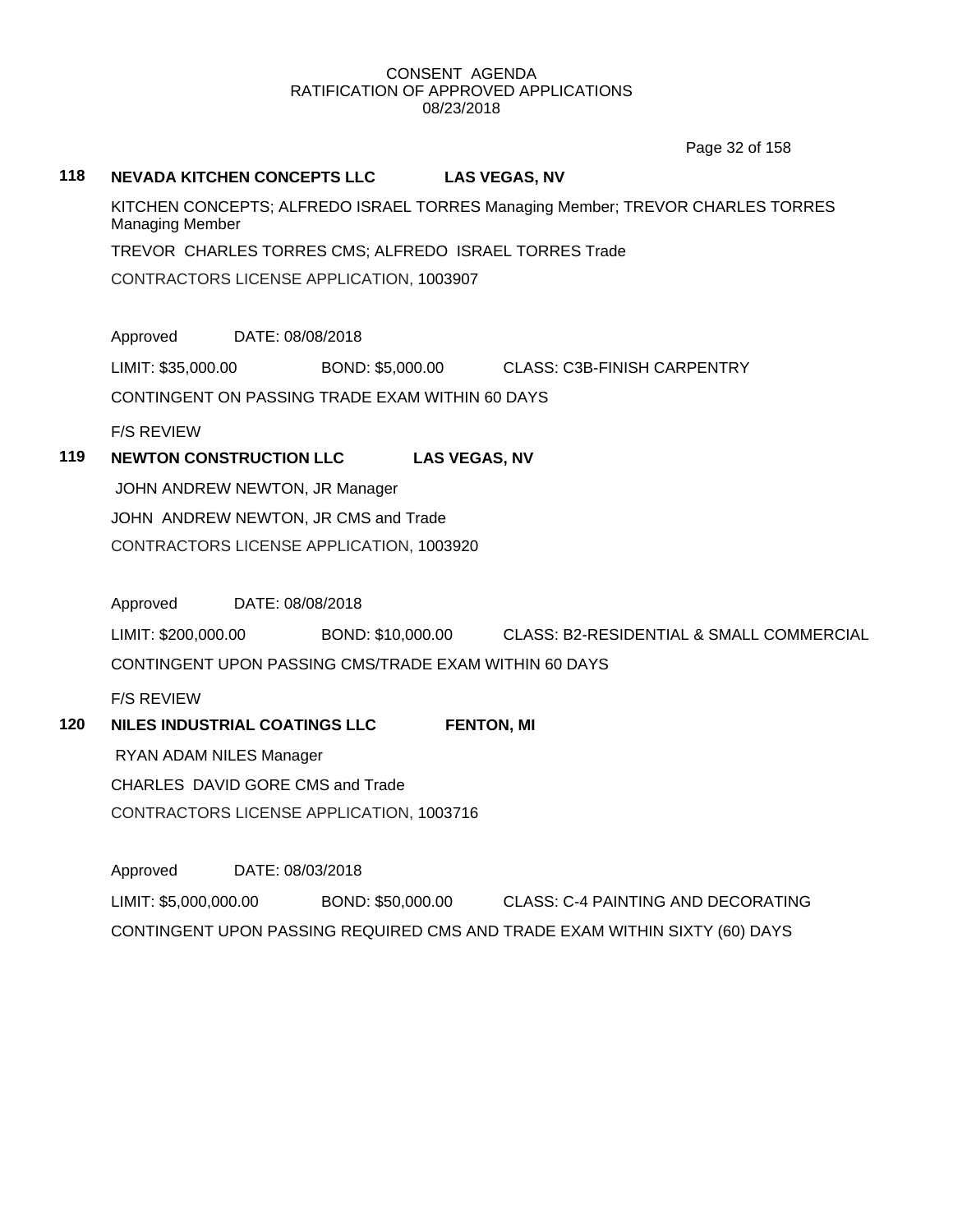CONSENT AGENDA
RATIFICATION OF APPROVED APPLICATIONS
08/23/2018

## 118 NEVADA KITCHEN CONCEPTS LLC — LAS VEGAS, NV

KITCHEN CONCEPTS; ALFREDO ISRAEL TORRES Managing Member; TREVOR CHARLES TORRES Managing Member

TREVOR CHARLES TORRES CMS; ALFREDO ISRAEL TORRES Trade

CONTRACTORS LICENSE APPLICATION, 1003907

Approved DATE: 08/08/2018

LIMIT: $35,000.00 BOND: $5,000.00 CLASS: C3B-FINISH CARPENTRY

CONTINGENT ON PASSING TRADE EXAM WITHIN 60 DAYS

F/S REVIEW

## 119 NEWTON CONSTRUCTION LLC — LAS VEGAS, NV

JOHN ANDREW NEWTON, JR Manager

JOHN ANDREW NEWTON, JR CMS and Trade

CONTRACTORS LICENSE APPLICATION, 1003920

Approved DATE: 08/08/2018

LIMIT: $200,000.00 BOND: $10,000.00 CLASS: B2-RESIDENTIAL & SMALL COMMERCIAL

CONTINGENT UPON PASSING CMS/TRADE EXAM WITHIN 60 DAYS

F/S REVIEW

## 120 NILES INDUSTRIAL COATINGS LLC — FENTON, MI

RYAN ADAM NILES Manager

CHARLES DAVID GORE CMS and Trade

CONTRACTORS LICENSE APPLICATION, 1003716

Approved DATE: 08/03/2018

LIMIT: $5,000,000.00 BOND: $50,000.00 CLASS: C-4 PAINTING AND DECORATING

CONTINGENT UPON PASSING REQUIRED CMS AND TRADE EXAM WITHIN SIXTY (60) DAYS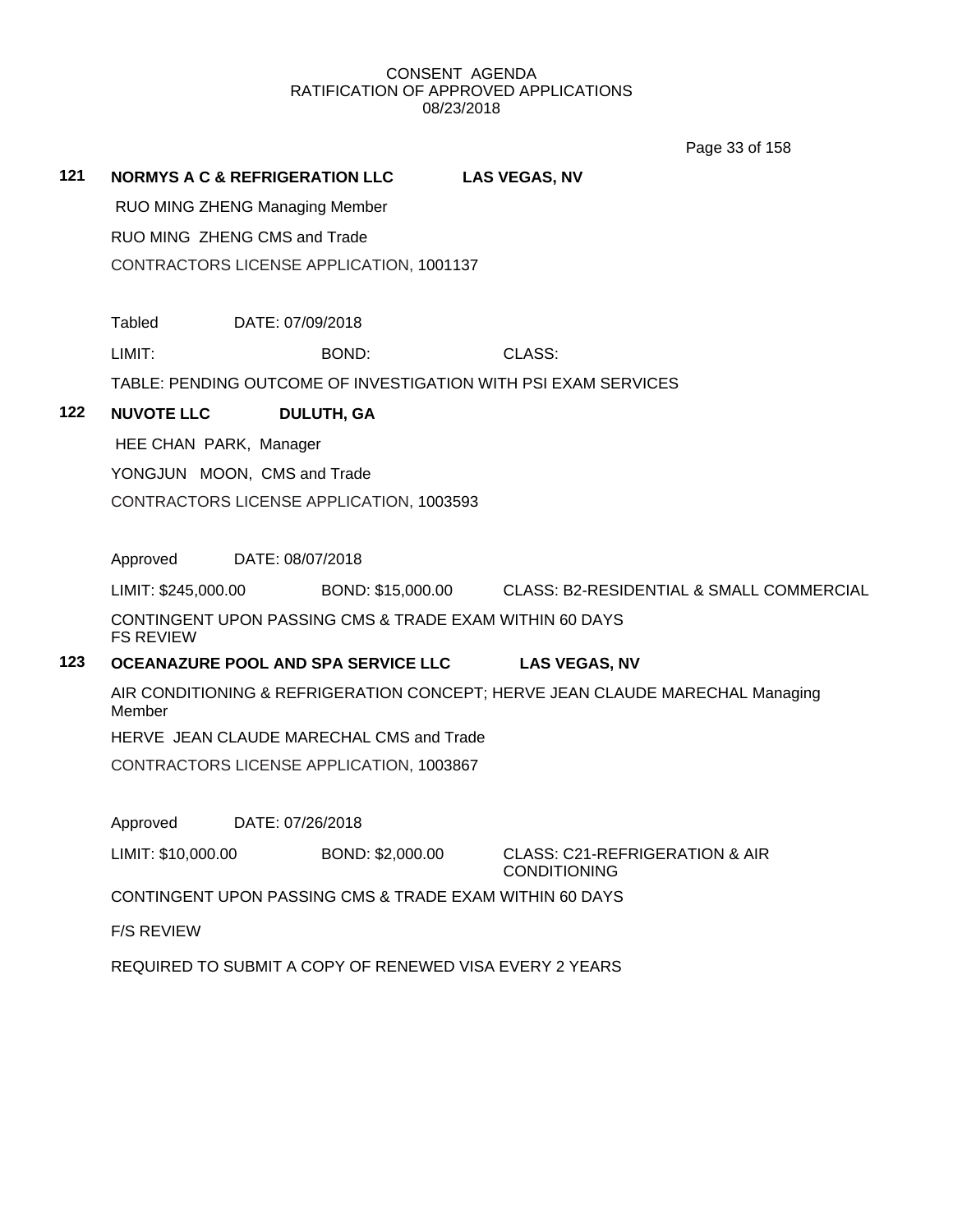CONSENT AGENDA
RATIFICATION OF APPROVED APPLICATIONS
08/23/2018

**121 NORMYS A C & REFRIGERATION LLC — LAS VEGAS, NV**

RUO MING ZHENG Managing Member

RUO MING ZHENG CMS and Trade

CONTRACTORS LICENSE APPLICATION, 1001137

Tabled DATE: 07/09/2018

LIMIT: BOND: CLASS:

TABLE: PENDING OUTCOME OF INVESTIGATION WITH PSI EXAM SERVICES

**122 NUVOTE LLC — DULUTH, GA**

HEE CHAN PARK, Manager

YONGJUN MOON, CMS and Trade

CONTRACTORS LICENSE APPLICATION, 1003593

Approved DATE: 08/07/2018

LIMIT: $245,000.00 BOND: $15,000.00 CLASS: B2-RESIDENTIAL & SMALL COMMERCIAL

CONTINGENT UPON PASSING CMS & TRADE EXAM WITHIN 60 DAYS
FS REVIEW

**123 OCEANAZURE POOL AND SPA SERVICE LLC — LAS VEGAS, NV**

AIR CONDITIONING & REFRIGERATION CONCEPT; HERVE JEAN CLAUDE MARECHAL Managing Member

HERVE JEAN CLAUDE MARECHAL CMS and Trade

CONTRACTORS LICENSE APPLICATION, 1003867

Approved DATE: 07/26/2018

LIMIT: $10,000.00 BOND: $2,000.00 CLASS: C21-REFRIGERATION & AIR CONDITIONING

CONTINGENT UPON PASSING CMS & TRADE EXAM WITHIN 60 DAYS

F/S REVIEW

REQUIRED TO SUBMIT A COPY OF RENEWED VISA EVERY 2 YEARS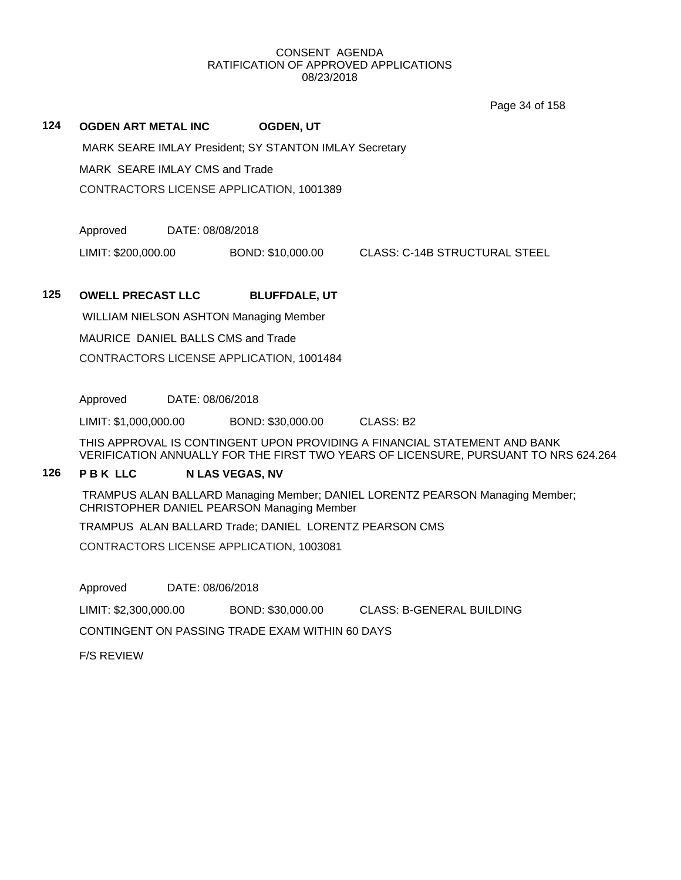CONSENT AGENDA
RATIFICATION OF APPROVED APPLICATIONS
08/23/2018

**124 OGDEN ART METAL INC OGDEN, UT**

MARK SEARE IMLAY President; SY STANTON IMLAY Secretary

MARK SEARE IMLAY CMS and Trade

CONTRACTORS LICENSE APPLICATION, 1001389

Approved DATE: 08/08/2018

LIMIT: $200,000.00 BOND: $10,000.00 CLASS: C-14B STRUCTURAL STEEL

**125 OWELL PRECAST LLC BLUFFDALE, UT**

WILLIAM NIELSON ASHTON Managing Member

MAURICE DANIEL BALLS CMS and Trade

CONTRACTORS LICENSE APPLICATION, 1001484

Approved DATE: 08/06/2018

LIMIT: $1,000,000.00 BOND: $30,000.00 CLASS: B2

THIS APPROVAL IS CONTINGENT UPON PROVIDING A FINANCIAL STATEMENT AND BANK VERIFICATION ANNUALLY FOR THE FIRST TWO YEARS OF LICENSURE, PURSUANT TO NRS 624.264

**126 P B K LLC N LAS VEGAS, NV**

TRAMPUS ALAN BALLARD Managing Member; DANIEL LORENTZ PEARSON Managing Member; CHRISTOPHER DANIEL PEARSON Managing Member

TRAMPUS ALAN BALLARD Trade; DANIEL LORENTZ PEARSON CMS

CONTRACTORS LICENSE APPLICATION, 1003081

Approved DATE: 08/06/2018

LIMIT: $2,300,000.00 BOND: $30,000.00 CLASS: B-GENERAL BUILDING

CONTINGENT ON PASSING TRADE EXAM WITHIN 60 DAYS

F/S REVIEW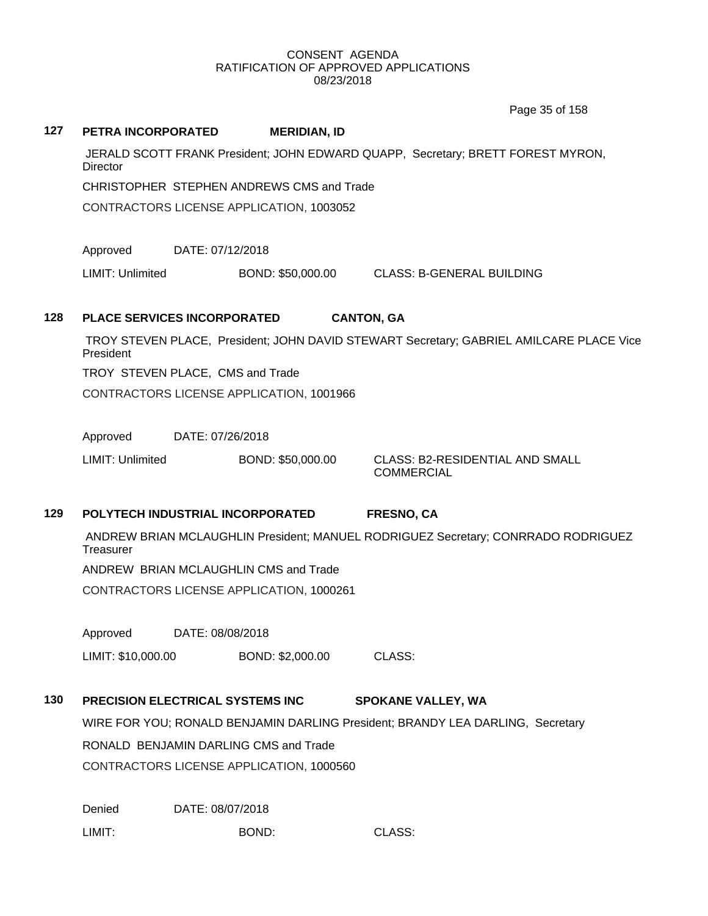CONSENT AGENDA
RATIFICATION OF APPROVED APPLICATIONS
08/23/2018

## 127 PETRA INCORPORATED MERIDIAN, ID

JERALD SCOTT FRANK President; JOHN EDWARD QUAPP, Secretary; BRETT FOREST MYRON, Director

CHRISTOPHER STEPHEN ANDREWS CMS and Trade

CONTRACTORS LICENSE APPLICATION, 1003052

Approved DATE: 07/12/2018

LIMIT: Unlimited BOND: $50,000.00 CLASS: B-GENERAL BUILDING

## 128 PLACE SERVICES INCORPORATED CANTON, GA

TROY STEVEN PLACE, President; JOHN DAVID STEWART Secretary; GABRIEL AMILCARE PLACE Vice President

TROY STEVEN PLACE, CMS and Trade

CONTRACTORS LICENSE APPLICATION, 1001966

Approved DATE: 07/26/2018

LIMIT: Unlimited BOND: $50,000.00 CLASS: B2-RESIDENTIAL AND SMALL COMMERCIAL

## 129 POLYTECH INDUSTRIAL INCORPORATED FRESNO, CA

ANDREW BRIAN MCLAUGHLIN President; MANUEL RODRIGUEZ Secretary; CONRRADO RODRIGUEZ Treasurer

ANDREW BRIAN MCLAUGHLIN CMS and Trade

CONTRACTORS LICENSE APPLICATION, 1000261

Approved DATE: 08/08/2018

LIMIT: $10,000.00 BOND: $2,000.00 CLASS:

## 130 PRECISION ELECTRICAL SYSTEMS INC SPOKANE VALLEY, WA

WIRE FOR YOU; RONALD BENJAMIN DARLING President; BRANDY LEA DARLING, Secretary

RONALD BENJAMIN DARLING CMS and Trade

CONTRACTORS LICENSE APPLICATION, 1000560

Denied DATE: 08/07/2018

LIMIT: BOND: CLASS: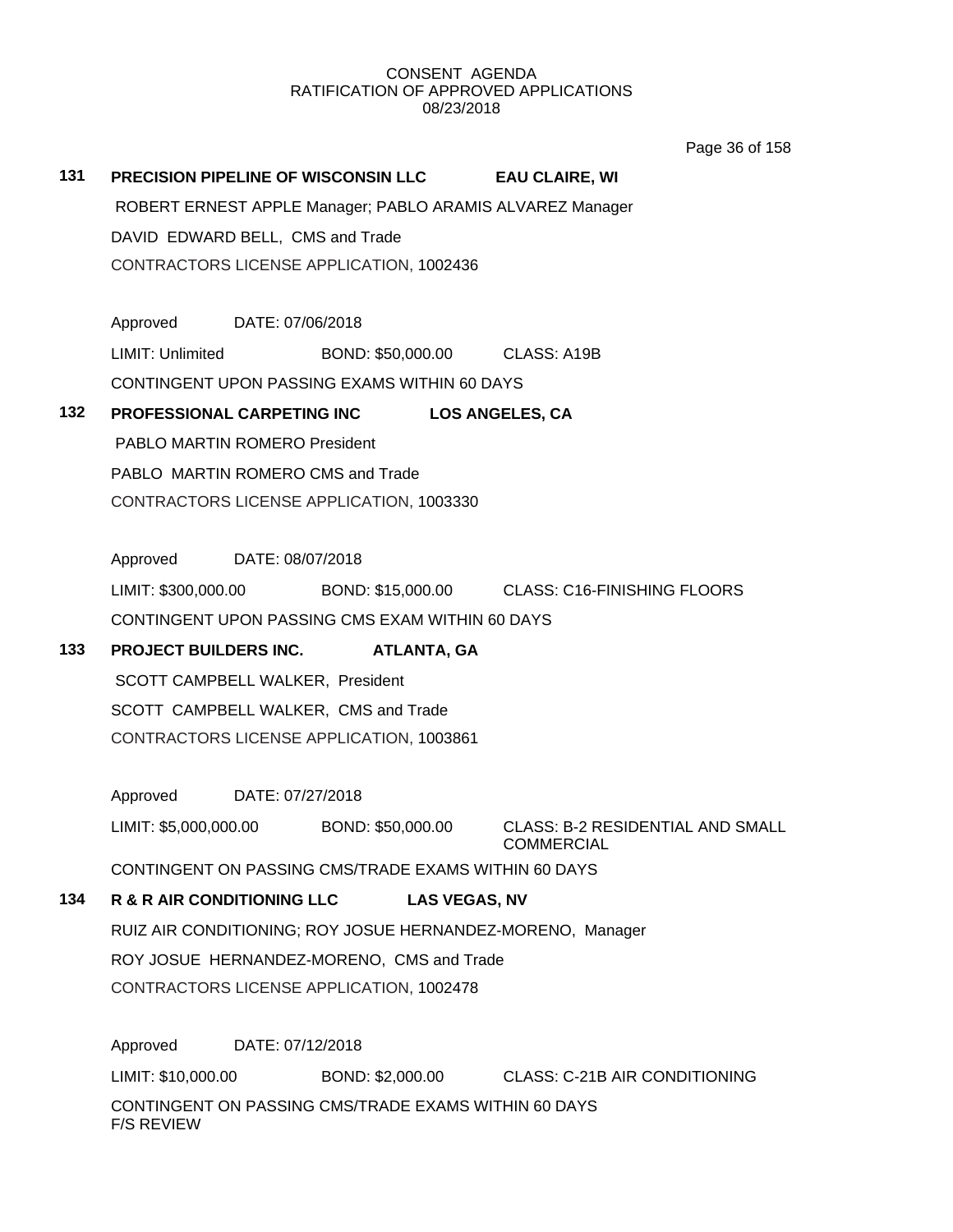CONSENT AGENDA
RATIFICATION OF APPROVED APPLICATIONS
08/23/2018

**131 PRECISION PIPELINE OF WISCONSIN LLC EAU CLAIRE, WI**

ROBERT ERNEST APPLE Manager; PABLO ARAMIS ALVAREZ Manager

DAVID EDWARD BELL, CMS and Trade

CONTRACTORS LICENSE APPLICATION, 1002436

Approved DATE: 07/06/2018

LIMIT: Unlimited BOND: $50,000.00 CLASS: A19B

CONTINGENT UPON PASSING EXAMS WITHIN 60 DAYS

**132 PROFESSIONAL CARPETING INC LOS ANGELES, CA**

PABLO MARTIN ROMERO President

PABLO MARTIN ROMERO CMS and Trade

CONTRACTORS LICENSE APPLICATION, 1003330

Approved DATE: 08/07/2018

LIMIT: $300,000.00 BOND: $15,000.00 CLASS: C16-FINISHING FLOORS

CONTINGENT UPON PASSING CMS EXAM WITHIN 60 DAYS

**133 PROJECT BUILDERS INC. ATLANTA, GA**

SCOTT CAMPBELL WALKER, President

SCOTT CAMPBELL WALKER, CMS and Trade

CONTRACTORS LICENSE APPLICATION, 1003861

Approved DATE: 07/27/2018

LIMIT: $5,000,000.00 BOND: $50,000.00 CLASS: B-2 RESIDENTIAL AND SMALL COMMERCIAL

CONTINGENT ON PASSING CMS/TRADE EXAMS WITHIN 60 DAYS

**134 R & R AIR CONDITIONING LLC LAS VEGAS, NV**

RUIZ AIR CONDITIONING; ROY JOSUE HERNANDEZ-MORENO, Manager

ROY JOSUE HERNANDEZ-MORENO, CMS and Trade

CONTRACTORS LICENSE APPLICATION, 1002478

Approved DATE: 07/12/2018

LIMIT: $10,000.00 BOND: $2,000.00 CLASS: C-21B AIR CONDITIONING

CONTINGENT ON PASSING CMS/TRADE EXAMS WITHIN 60 DAYS
F/S REVIEW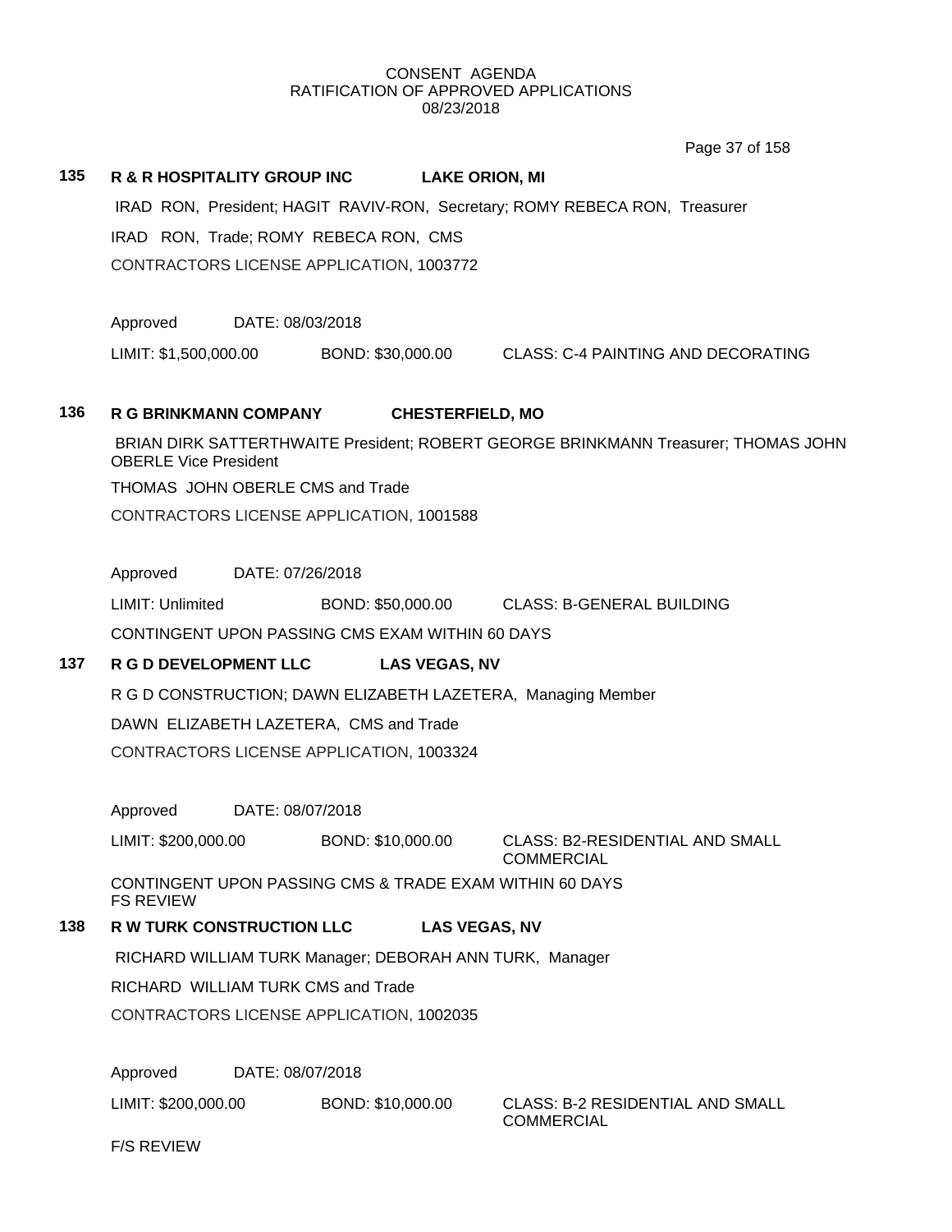CONSENT AGENDA
RATIFICATION OF APPROVED APPLICATIONS
08/23/2018

**135 R & R HOSPITALITY GROUP INC LAKE ORION, MI**

IRAD RON, President; HAGIT RAVIV-RON, Secretary; ROMY REBECA RON, Treasurer

IRAD RON, Trade; ROMY REBECA RON, CMS

CONTRACTORS LICENSE APPLICATION, 1003772

Approved DATE: 08/03/2018

LIMIT: $1,500,000.00 BOND: $30,000.00 CLASS: C-4 PAINTING AND DECORATING

**136 R G BRINKMANN COMPANY CHESTERFIELD, MO**

BRIAN DIRK SATTERTHWAITE President; ROBERT GEORGE BRINKMANN Treasurer; THOMAS JOHN OBERLE Vice President

THOMAS JOHN OBERLE CMS and Trade

CONTRACTORS LICENSE APPLICATION, 1001588

Approved DATE: 07/26/2018

LIMIT: Unlimited BOND: $50,000.00 CLASS: B-GENERAL BUILDING

CONTINGENT UPON PASSING CMS EXAM WITHIN 60 DAYS

**137 R G D DEVELOPMENT LLC LAS VEGAS, NV**

R G D CONSTRUCTION; DAWN ELIZABETH LAZETERA, Managing Member

DAWN ELIZABETH LAZETERA, CMS and Trade

CONTRACTORS LICENSE APPLICATION, 1003324

Approved DATE: 08/07/2018

LIMIT: $200,000.00 BOND: $10,000.00 CLASS: B2-RESIDENTIAL AND SMALL COMMERCIAL

CONTINGENT UPON PASSING CMS & TRADE EXAM WITHIN 60 DAYS
FS REVIEW

**138 R W TURK CONSTRUCTION LLC LAS VEGAS, NV**

RICHARD WILLIAM TURK Manager; DEBORAH ANN TURK, Manager

RICHARD WILLIAM TURK CMS and Trade

CONTRACTORS LICENSE APPLICATION, 1002035

Approved DATE: 08/07/2018

LIMIT: $200,000.00 BOND: $10,000.00 CLASS: B-2 RESIDENTIAL AND SMALL COMMERCIAL

F/S REVIEW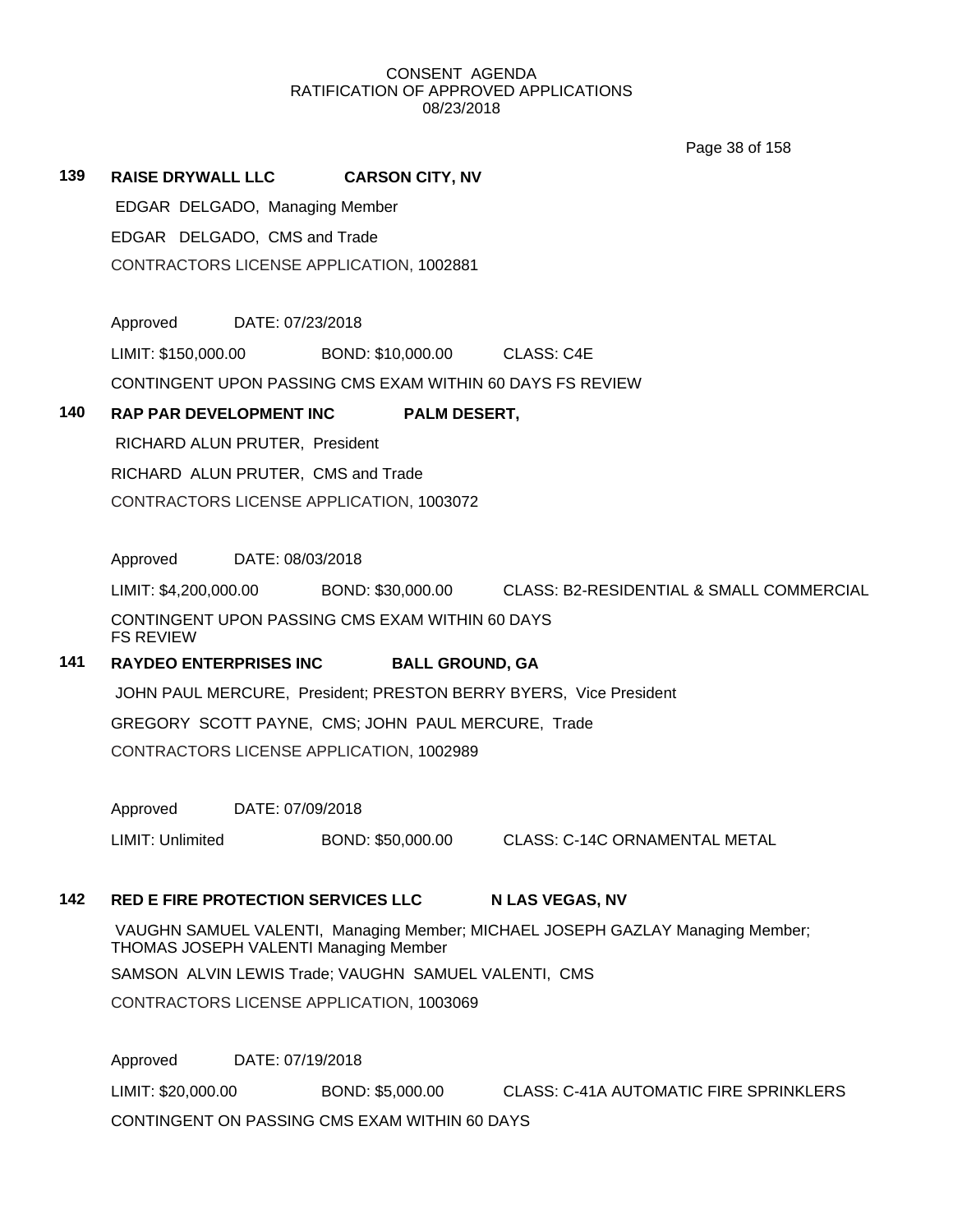CONSENT AGENDA
RATIFICATION OF APPROVED APPLICATIONS
08/23/2018

**139 RAISE DRYWALL LLC CARSON CITY, NV**

EDGAR DELGADO, Managing Member

EDGAR DELGADO, CMS and Trade

CONTRACTORS LICENSE APPLICATION, 1002881

Approved DATE: 07/23/2018

LIMIT: $150,000.00 BOND: $10,000.00 CLASS: C4E

CONTINGENT UPON PASSING CMS EXAM WITHIN 60 DAYS FS REVIEW

**140 RAP PAR DEVELOPMENT INC PALM DESERT,**

RICHARD ALUN PRUTER, President

RICHARD ALUN PRUTER, CMS and Trade

CONTRACTORS LICENSE APPLICATION, 1003072

Approved DATE: 08/03/2018

LIMIT: $4,200,000.00 BOND: $30,000.00 CLASS: B2-RESIDENTIAL & SMALL COMMERCIAL

CONTINGENT UPON PASSING CMS EXAM WITHIN 60 DAYS
FS REVIEW

**141 RAYDEO ENTERPRISES INC BALL GROUND, GA**

JOHN PAUL MERCURE, President; PRESTON BERRY BYERS, Vice President

GREGORY SCOTT PAYNE, CMS; JOHN PAUL MERCURE, Trade

CONTRACTORS LICENSE APPLICATION, 1002989

Approved DATE: 07/09/2018

LIMIT: Unlimited BOND: $50,000.00 CLASS: C-14C ORNAMENTAL METAL

**142 RED E FIRE PROTECTION SERVICES LLC N LAS VEGAS, NV**

VAUGHN SAMUEL VALENTI, Managing Member; MICHAEL JOSEPH GAZLAY Managing Member; THOMAS JOSEPH VALENTI Managing Member

SAMSON ALVIN LEWIS Trade; VAUGHN SAMUEL VALENTI, CMS

CONTRACTORS LICENSE APPLICATION, 1003069

Approved DATE: 07/19/2018

LIMIT: $20,000.00 BOND: $5,000.00 CLASS: C-41A AUTOMATIC FIRE SPRINKLERS

CONTINGENT ON PASSING CMS EXAM WITHIN 60 DAYS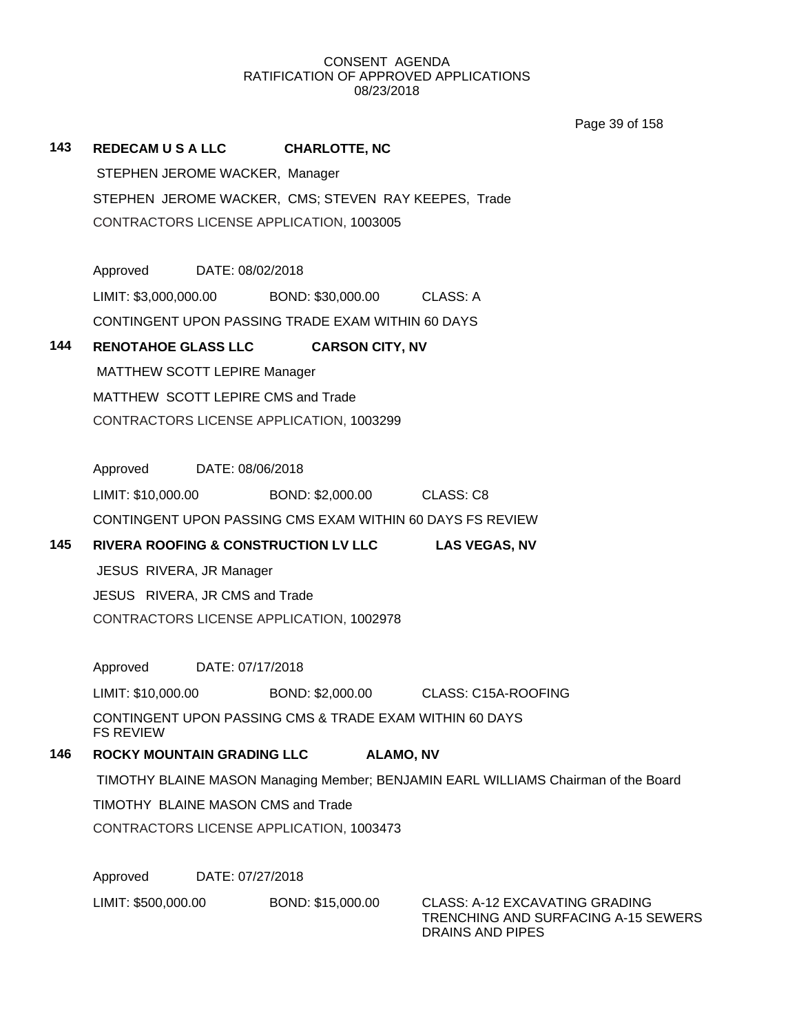CONSENT AGENDA
RATIFICATION OF APPROVED APPLICATIONS
08/23/2018

**143 REDECAM U S A LLC CHARLOTTE, NC**

STEPHEN JEROME WACKER, Manager

STEPHEN JEROME WACKER, CMS; STEVEN RAY KEEPES, Trade

CONTRACTORS LICENSE APPLICATION, 1003005

Approved DATE: 08/02/2018

LIMIT: $3,000,000.00 BOND: $30,000.00 CLASS: A

CONTINGENT UPON PASSING TRADE EXAM WITHIN 60 DAYS

**144 RENOTAHOE GLASS LLC CARSON CITY, NV**

MATTHEW SCOTT LEPIRE Manager

MATTHEW SCOTT LEPIRE CMS and Trade

CONTRACTORS LICENSE APPLICATION, 1003299

Approved DATE: 08/06/2018

LIMIT: $10,000.00 BOND: $2,000.00 CLASS: C8

CONTINGENT UPON PASSING CMS EXAM WITHIN 60 DAYS FS REVIEW

**145 RIVERA ROOFING & CONSTRUCTION LV LLC LAS VEGAS, NV**

JESUS RIVERA, JR Manager

JESUS RIVERA, JR CMS and Trade

CONTRACTORS LICENSE APPLICATION, 1002978

Approved DATE: 07/17/2018

LIMIT: $10,000.00 BOND: $2,000.00 CLASS: C15A-ROOFING

CONTINGENT UPON PASSING CMS & TRADE EXAM WITHIN 60 DAYS
FS REVIEW

**146 ROCKY MOUNTAIN GRADING LLC ALAMO, NV**

TIMOTHY BLAINE MASON Managing Member; BENJAMIN EARL WILLIAMS Chairman of the Board

TIMOTHY BLAINE MASON CMS and Trade

CONTRACTORS LICENSE APPLICATION, 1003473

Approved DATE: 07/27/2018

LIMIT: $500,000.00 BOND: $15,000.00 CLASS: A-12 EXCAVATING GRADING TRENCHING AND SURFACING A-15 SEWERS DRAINS AND PIPES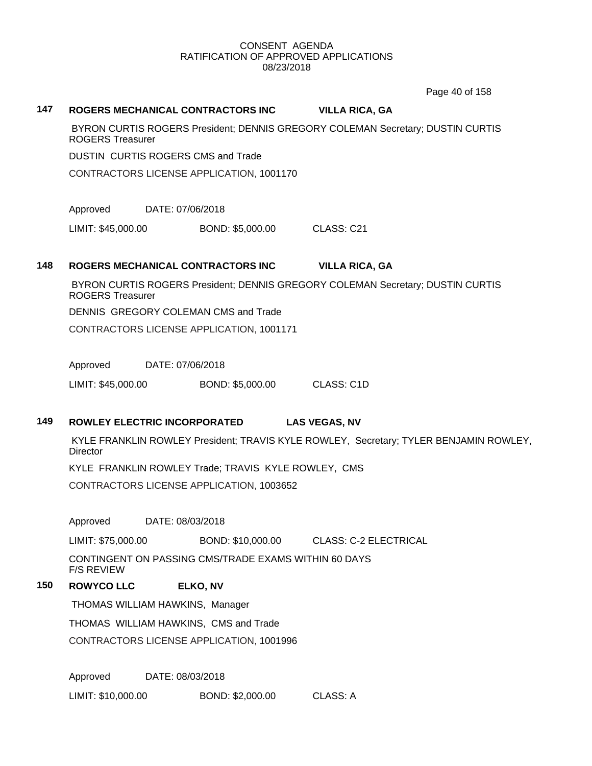CONSENT AGENDA
RATIFICATION OF APPROVED APPLICATIONS
08/23/2018

**147 ROGERS MECHANICAL CONTRACTORS INC VILLA RICA, GA**

BYRON CURTIS ROGERS President; DENNIS GREGORY COLEMAN Secretary; DUSTIN CURTIS ROGERS Treasurer

DUSTIN CURTIS ROGERS CMS and Trade

CONTRACTORS LICENSE APPLICATION, 1001170

Approved DATE: 07/06/2018

LIMIT: $45,000.00 BOND: $5,000.00 CLASS: C21

**148 ROGERS MECHANICAL CONTRACTORS INC VILLA RICA, GA**

BYRON CURTIS ROGERS President; DENNIS GREGORY COLEMAN Secretary; DUSTIN CURTIS ROGERS Treasurer

DENNIS GREGORY COLEMAN CMS and Trade

CONTRACTORS LICENSE APPLICATION, 1001171

Approved DATE: 07/06/2018

LIMIT: $45,000.00 BOND: $5,000.00 CLASS: C1D

**149 ROWLEY ELECTRIC INCORPORATED LAS VEGAS, NV**

KYLE FRANKLIN ROWLEY President; TRAVIS KYLE ROWLEY, Secretary; TYLER BENJAMIN ROWLEY, Director

KYLE FRANKLIN ROWLEY Trade; TRAVIS KYLE ROWLEY, CMS

CONTRACTORS LICENSE APPLICATION, 1003652

Approved DATE: 08/03/2018

LIMIT: $75,000.00 BOND: $10,000.00 CLASS: C-2 ELECTRICAL

CONTINGENT ON PASSING CMS/TRADE EXAMS WITHIN 60 DAYS
F/S REVIEW

**150 ROWYCO LLC ELKO, NV**

THOMAS WILLIAM HAWKINS, Manager

THOMAS WILLIAM HAWKINS, CMS and Trade

CONTRACTORS LICENSE APPLICATION, 1001996

Approved DATE: 08/03/2018

LIMIT: $10,000.00 BOND: $2,000.00 CLASS: A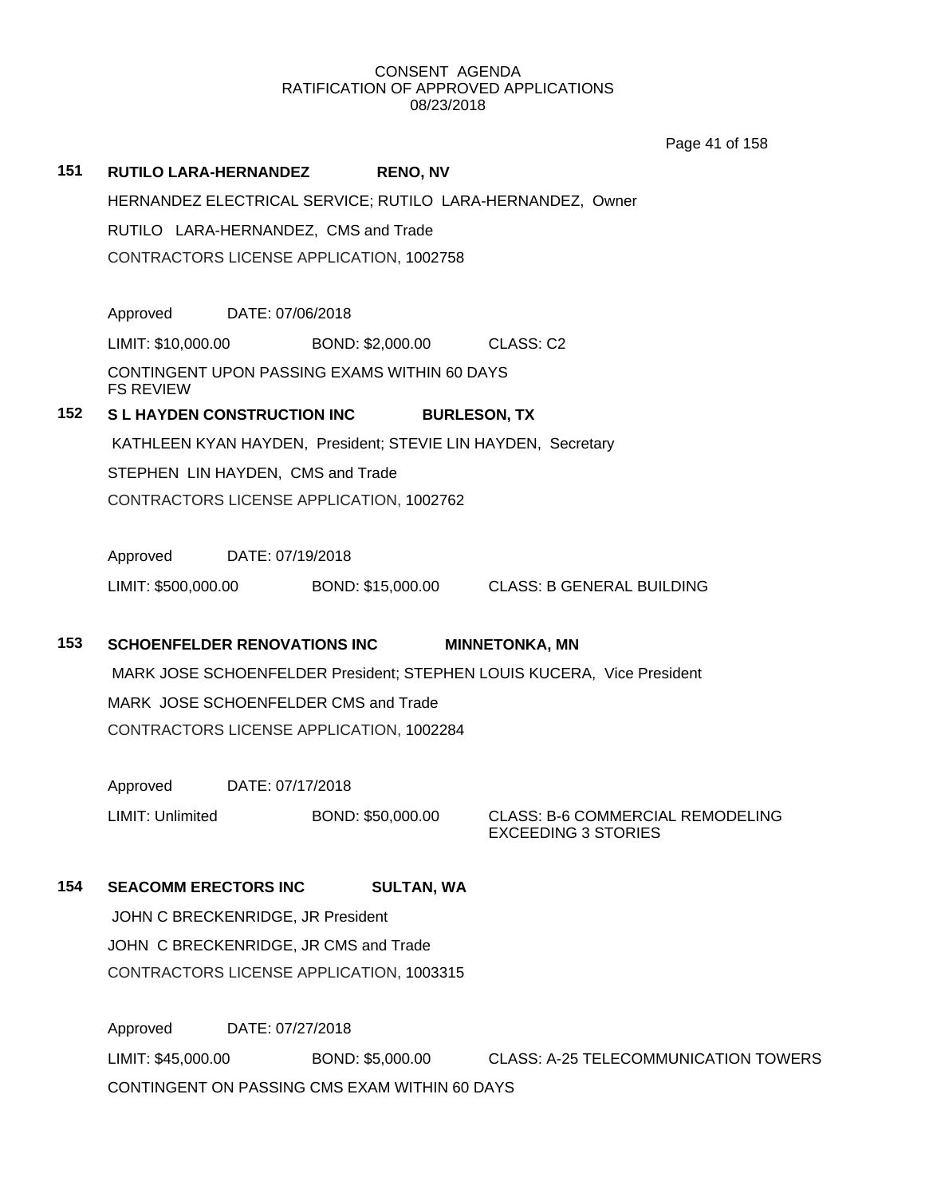CONSENT AGENDA
RATIFICATION OF APPROVED APPLICATIONS
08/23/2018

**151 RUTILO LARA-HERNANDEZ RENO, NV**

HERNANDEZ ELECTRICAL SERVICE; RUTILO LARA-HERNANDEZ, Owner

RUTILO LARA-HERNANDEZ, CMS and Trade

CONTRACTORS LICENSE APPLICATION, 1002758

Approved DATE: 07/06/2018

LIMIT: $10,000.00 BOND: $2,000.00 CLASS: C2

CONTINGENT UPON PASSING EXAMS WITHIN 60 DAYS
FS REVIEW

**152 S L HAYDEN CONSTRUCTION INC BURLESON, TX**

KATHLEEN KYAN HAYDEN, President; STEVIE LIN HAYDEN, Secretary

STEPHEN LIN HAYDEN, CMS and Trade

CONTRACTORS LICENSE APPLICATION, 1002762

Approved DATE: 07/19/2018

LIMIT: $500,000.00 BOND: $15,000.00 CLASS: B GENERAL BUILDING

**153 SCHOENFELDER RENOVATIONS INC MINNETONKA, MN**

MARK JOSE SCHOENFELDER President; STEPHEN LOUIS KUCERA, Vice President

MARK JOSE SCHOENFELDER CMS and Trade

CONTRACTORS LICENSE APPLICATION, 1002284

Approved DATE: 07/17/2018

LIMIT: Unlimited BOND: $50,000.00 CLASS: B-6 COMMERCIAL REMODELING EXCEEDING 3 STORIES

**154 SEACOMM ERECTORS INC SULTAN, WA**

JOHN C BRECKENRIDGE, JR President

JOHN C BRECKENRIDGE, JR CMS and Trade

CONTRACTORS LICENSE APPLICATION, 1003315

Approved DATE: 07/27/2018

LIMIT: $45,000.00 BOND: $5,000.00 CLASS: A-25 TELECOMMUNICATION TOWERS

CONTINGENT ON PASSING CMS EXAM WITHIN 60 DAYS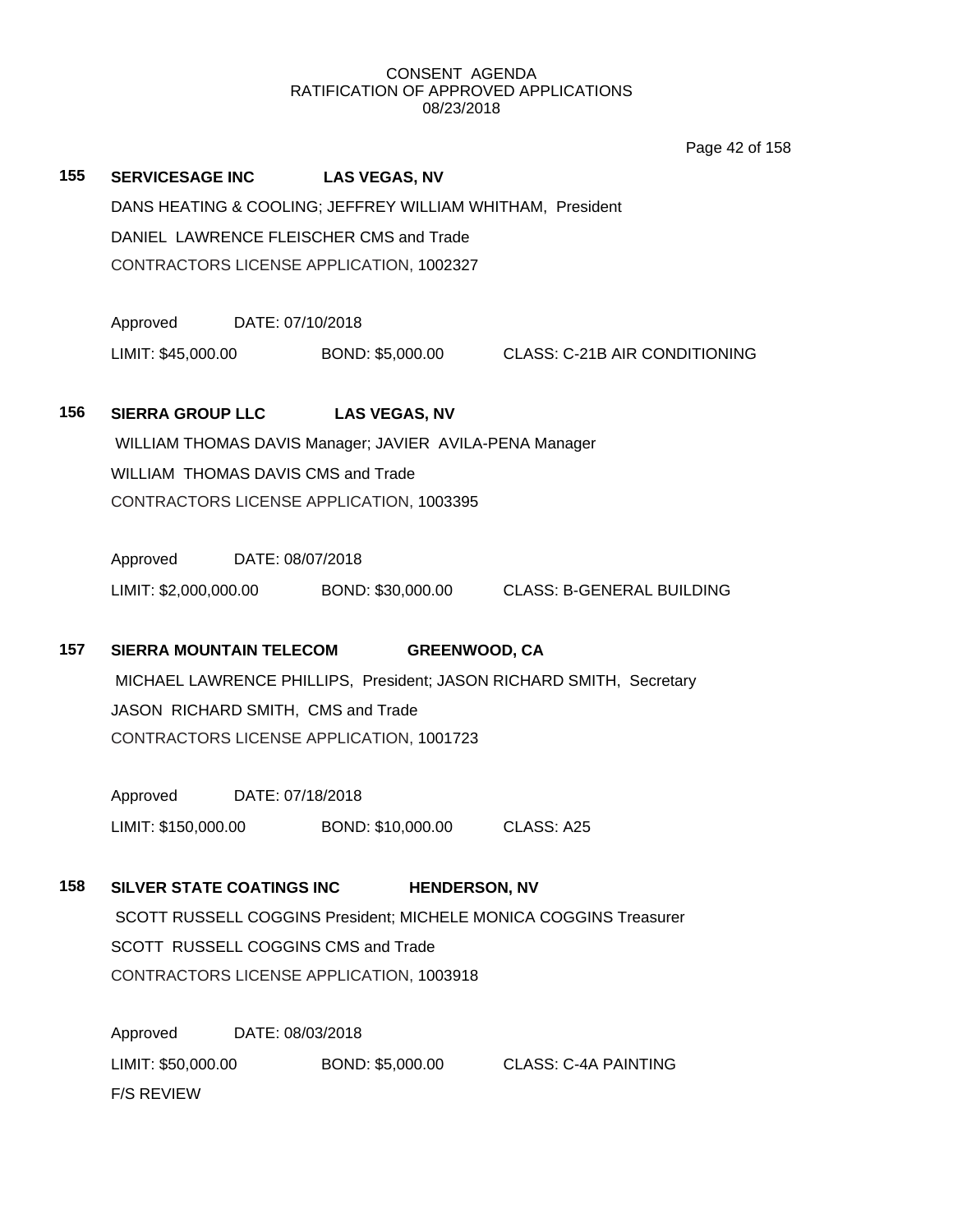CONSENT AGENDA
RATIFICATION OF APPROVED APPLICATIONS
08/23/2018

**155** **SERVICESAGE INC** **LAS VEGAS, NV**

DANS HEATING & COOLING; JEFFREY WILLIAM WHITHAM, President
DANIEL LAWRENCE FLEISCHER CMS and Trade
CONTRACTORS LICENSE APPLICATION, 1002327

Approved DATE: 07/10/2018
LIMIT: $45,000.00 BOND: $5,000.00 CLASS: C-21B AIR CONDITIONING

**156** **SIERRA GROUP LLC** **LAS VEGAS, NV**

WILLIAM THOMAS DAVIS Manager; JAVIER AVILA-PENA Manager
WILLIAM THOMAS DAVIS CMS and Trade
CONTRACTORS LICENSE APPLICATION, 1003395

Approved DATE: 08/07/2018
LIMIT: $2,000,000.00 BOND: $30,000.00 CLASS: B-GENERAL BUILDING

**157** **SIERRA MOUNTAIN TELECOM** **GREENWOOD, CA**

MICHAEL LAWRENCE PHILLIPS, President; JASON RICHARD SMITH, Secretary
JASON RICHARD SMITH, CMS and Trade
CONTRACTORS LICENSE APPLICATION, 1001723

Approved DATE: 07/18/2018
LIMIT: $150,000.00 BOND: $10,000.00 CLASS: A25

**158** **SILVER STATE COATINGS INC** **HENDERSON, NV**

SCOTT RUSSELL COGGINS President; MICHELE MONICA COGGINS Treasurer
SCOTT RUSSELL COGGINS CMS and Trade
CONTRACTORS LICENSE APPLICATION, 1003918

Approved DATE: 08/03/2018
LIMIT: $50,000.00 BOND: $5,000.00 CLASS: C-4A PAINTING
F/S REVIEW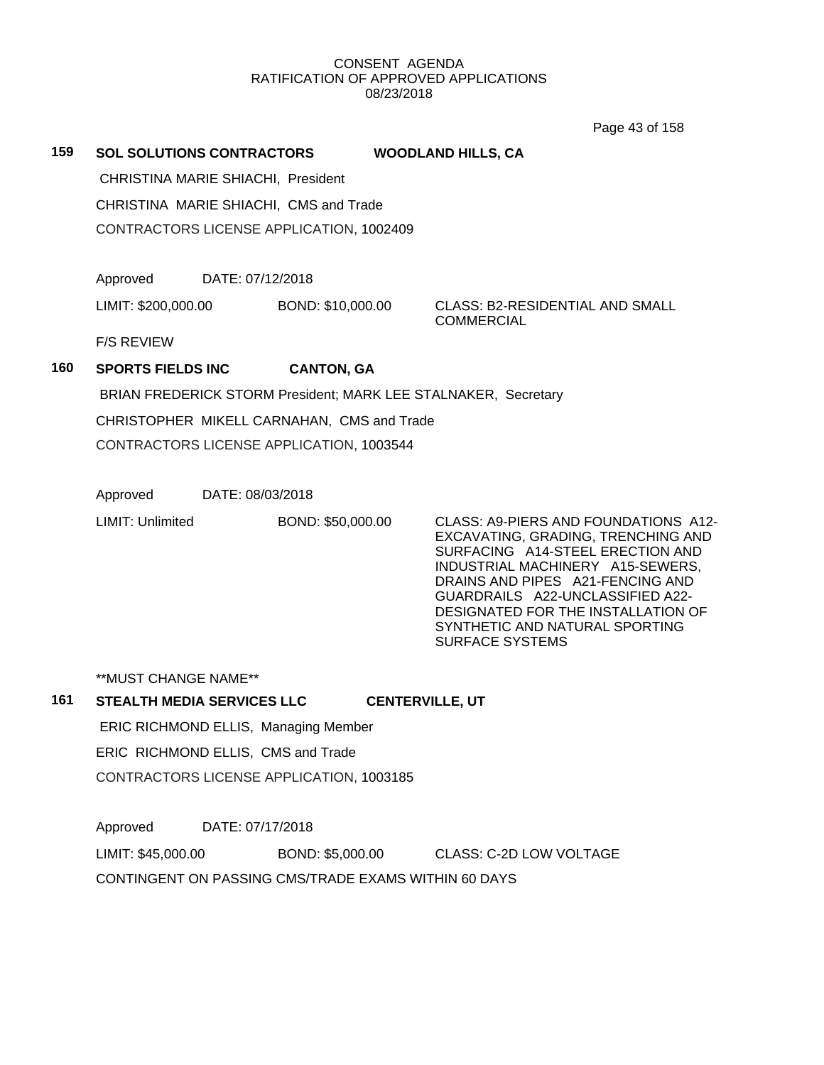**159 SOL SOLUTIONS CONTRACTORS WOODLAND HILLS, CA**

CHRISTINA MARIE SHIACHI, President

CHRISTINA MARIE SHIACHI, CMS and Trade

CONTRACTORS LICENSE APPLICATION, 1002409

Approved DATE: 07/12/2018

LIMIT: $200,000.00 BOND: $10,000.00 CLASS: B2-RESIDENTIAL AND SMALL COMMERCIAL

F/S REVIEW

**160 SPORTS FIELDS INC CANTON, GA**

BRIAN FREDERICK STORM President; MARK LEE STALNAKER, Secretary

CHRISTOPHER MIKELL CARNAHAN, CMS and Trade

CONTRACTORS LICENSE APPLICATION, 1003544

Approved DATE: 08/03/2018

LIMIT: Unlimited BOND: $50,000.00 CLASS: A9-PIERS AND FOUNDATIONS A12-EXCAVATING, GRADING, TRENCHING AND SURFACING A14-STEEL ERECTION AND INDUSTRIAL MACHINERY A15-SEWERS, DRAINS AND PIPES A21-FENCING AND GUARDRAILS A22-UNCLASSIFIED A22-DESIGNATED FOR THE INSTALLATION OF SYNTHETIC AND NATURAL SPORTING SURFACE SYSTEMS

**MUST CHANGE NAME**

**161 STEALTH MEDIA SERVICES LLC CENTERVILLE, UT**

ERIC RICHMOND ELLIS, Managing Member

ERIC RICHMOND ELLIS, CMS and Trade

CONTRACTORS LICENSE APPLICATION, 1003185

Approved DATE: 07/17/2018

LIMIT: $45,000.00 BOND: $5,000.00 CLASS: C-2D LOW VOLTAGE

CONTINGENT ON PASSING CMS/TRADE EXAMS WITHIN 60 DAYS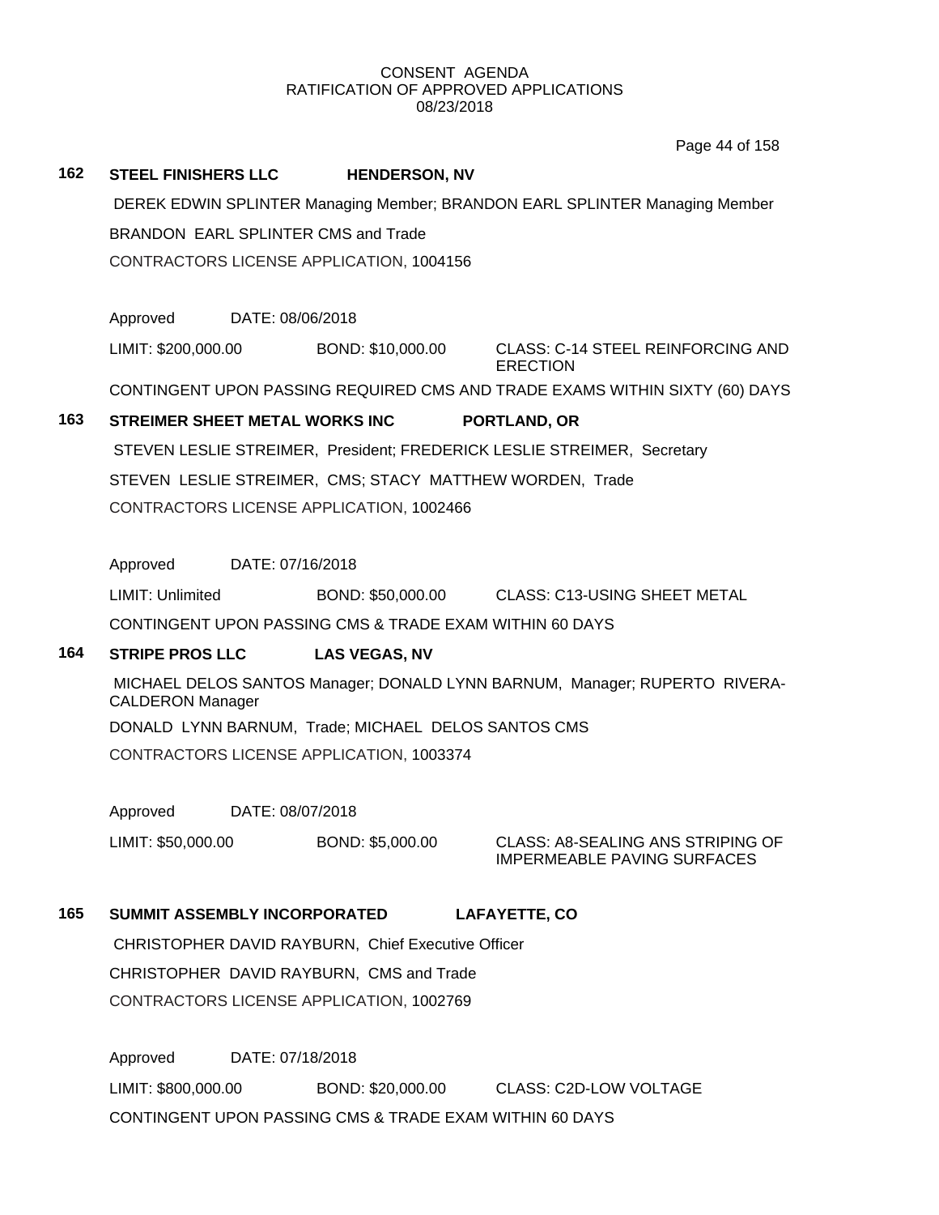CONSENT AGENDA
RATIFICATION OF APPROVED APPLICATIONS
08/23/2018

## 162 STEEL FINISHERS LLC HENDERSON, NV

DEREK EDWIN SPLINTER Managing Member; BRANDON EARL SPLINTER Managing Member

BRANDON EARL SPLINTER CMS and Trade

CONTRACTORS LICENSE APPLICATION, 1004156

Approved DATE: 08/06/2018

LIMIT: $200,000.00 BOND: $10,000.00 CLASS: C-14 STEEL REINFORCING AND ERECTION

CONTINGENT UPON PASSING REQUIRED CMS AND TRADE EXAMS WITHIN SIXTY (60) DAYS

## 163 STREIMER SHEET METAL WORKS INC PORTLAND, OR

STEVEN LESLIE STREIMER, President; FREDERICK LESLIE STREIMER, Secretary

STEVEN LESLIE STREIMER, CMS; STACY MATTHEW WORDEN, Trade

CONTRACTORS LICENSE APPLICATION, 1002466

Approved DATE: 07/16/2018

LIMIT: Unlimited BOND: $50,000.00 CLASS: C13-USING SHEET METAL

CONTINGENT UPON PASSING CMS & TRADE EXAM WITHIN 60 DAYS

## 164 STRIPE PROS LLC LAS VEGAS, NV

MICHAEL DELOS SANTOS Manager; DONALD LYNN BARNUM, Manager; RUPERTO RIVERA-CALDERON Manager

DONALD LYNN BARNUM, Trade; MICHAEL DELOS SANTOS CMS

CONTRACTORS LICENSE APPLICATION, 1003374

Approved DATE: 08/07/2018

LIMIT: $50,000.00 BOND: $5,000.00 CLASS: A8-SEALING ANS STRIPING OF IMPERMEABLE PAVING SURFACES

## 165 SUMMIT ASSEMBLY INCORPORATED LAFAYETTE, CO

CHRISTOPHER DAVID RAYBURN, Chief Executive Officer

CHRISTOPHER DAVID RAYBURN, CMS and Trade

CONTRACTORS LICENSE APPLICATION, 1002769

Approved DATE: 07/18/2018

LIMIT: $800,000.00 BOND: $20,000.00 CLASS: C2D-LOW VOLTAGE

CONTINGENT UPON PASSING CMS & TRADE EXAM WITHIN 60 DAYS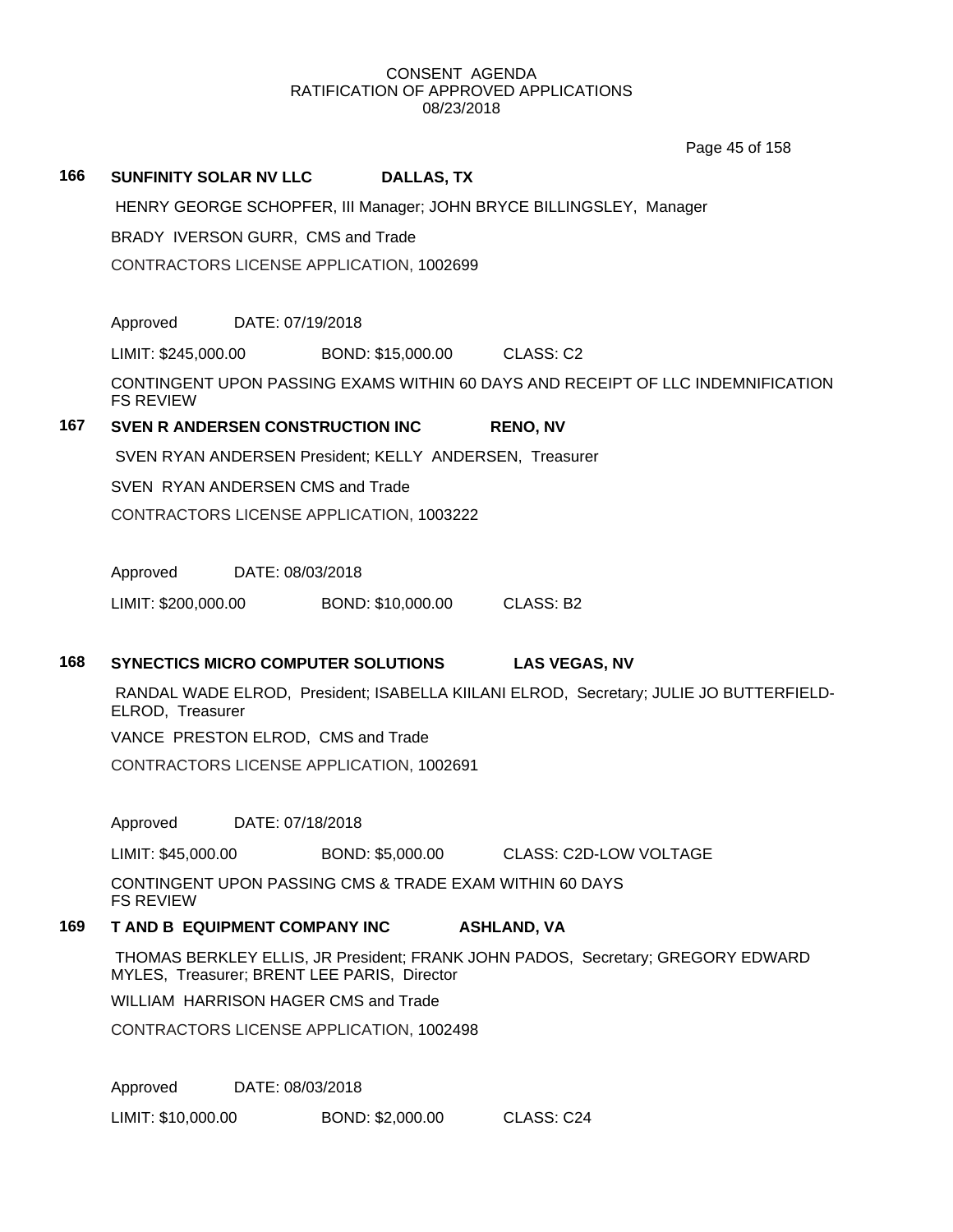CONSENT AGENDA
RATIFICATION OF APPROVED APPLICATIONS
08/23/2018

**166 SUNFINITY SOLAR NV LLC DALLAS, TX**

HENRY GEORGE SCHOPFER, III Manager; JOHN BRYCE BILLINGSLEY, Manager

BRADY IVERSON GURR, CMS and Trade

CONTRACTORS LICENSE APPLICATION, 1002699

Approved DATE: 07/19/2018

LIMIT: $245,000.00 BOND: $15,000.00 CLASS: C2

CONTINGENT UPON PASSING EXAMS WITHIN 60 DAYS AND RECEIPT OF LLC INDEMNIFICATION
FS REVIEW

**167 SVEN R ANDERSEN CONSTRUCTION INC RENO, NV**

SVEN RYAN ANDERSEN President; KELLY ANDERSEN, Treasurer

SVEN RYAN ANDERSEN CMS and Trade

CONTRACTORS LICENSE APPLICATION, 1003222

Approved DATE: 08/03/2018

LIMIT: $200,000.00 BOND: $10,000.00 CLASS: B2

**168 SYNECTICS MICRO COMPUTER SOLUTIONS LAS VEGAS, NV**

RANDAL WADE ELROD, President; ISABELLA KIILANI ELROD, Secretary; JULIE JO BUTTERFIELD-ELROD, Treasurer

VANCE PRESTON ELROD, CMS and Trade

CONTRACTORS LICENSE APPLICATION, 1002691

Approved DATE: 07/18/2018

LIMIT: $45,000.00 BOND: $5,000.00 CLASS: C2D-LOW VOLTAGE

CONTINGENT UPON PASSING CMS & TRADE EXAM WITHIN 60 DAYS
FS REVIEW

**169 T AND B EQUIPMENT COMPANY INC ASHLAND, VA**

THOMAS BERKLEY ELLIS, JR President; FRANK JOHN PADOS, Secretary; GREGORY EDWARD MYLES, Treasurer; BRENT LEE PARIS, Director

WILLIAM HARRISON HAGER CMS and Trade

CONTRACTORS LICENSE APPLICATION, 1002498

Approved DATE: 08/03/2018

LIMIT: $10,000.00 BOND: $2,000.00 CLASS: C24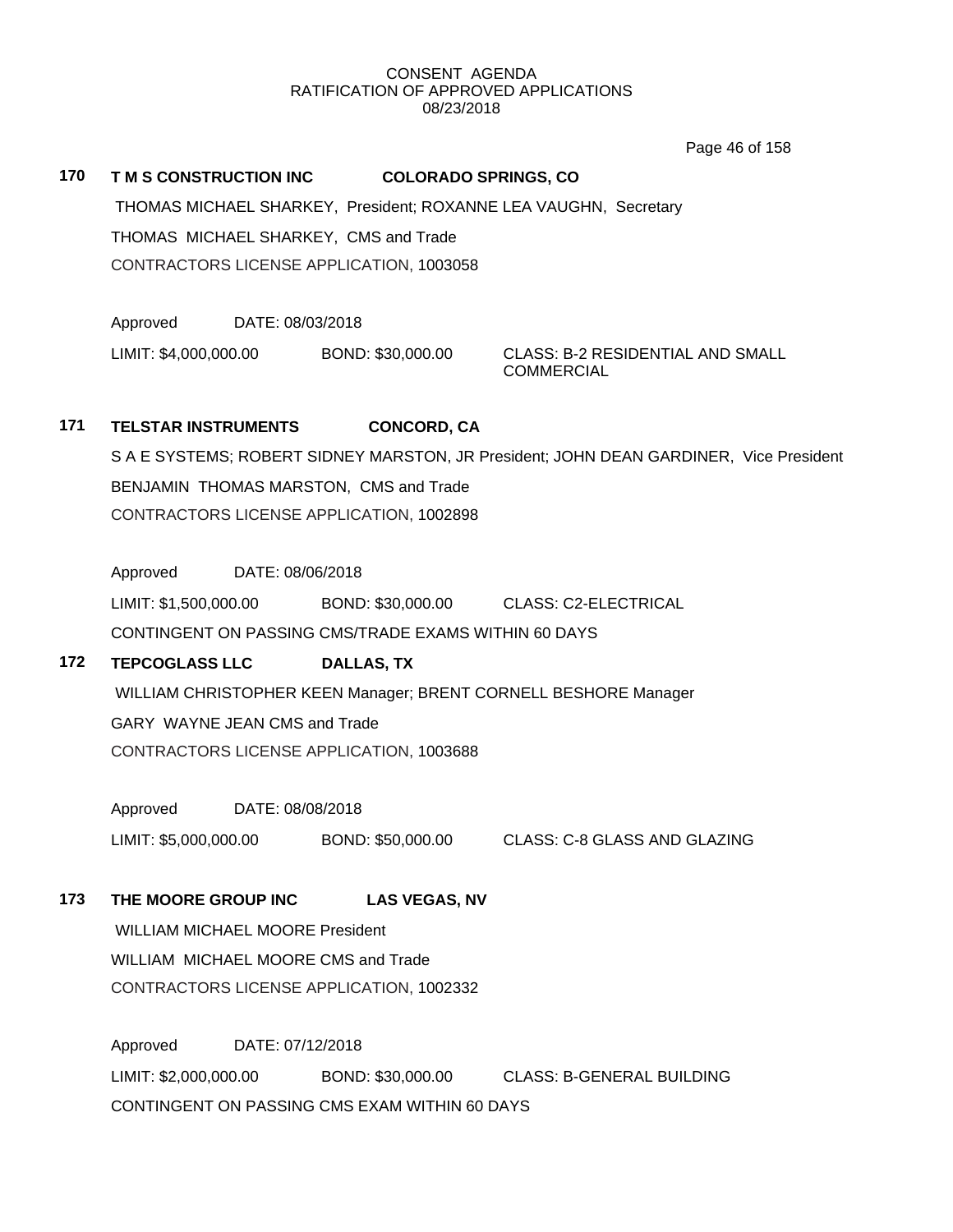CONSENT AGENDA
RATIFICATION OF APPROVED APPLICATIONS
08/23/2018

**170 T M S CONSTRUCTION INC COLORADO SPRINGS, CO**

THOMAS MICHAEL SHARKEY, President; ROXANNE LEA VAUGHN, Secretary

THOMAS MICHAEL SHARKEY, CMS and Trade

CONTRACTORS LICENSE APPLICATION, 1003058

Approved DATE: 08/03/2018

LIMIT: $4,000,000.00 BOND: $30,000.00 CLASS: B-2 RESIDENTIAL AND SMALL COMMERCIAL

**171 TELSTAR INSTRUMENTS CONCORD, CA**

S A E SYSTEMS; ROBERT SIDNEY MARSTON, JR President; JOHN DEAN GARDINER, Vice President

BENJAMIN THOMAS MARSTON, CMS and Trade

CONTRACTORS LICENSE APPLICATION, 1002898

Approved DATE: 08/06/2018

LIMIT: $1,500,000.00 BOND: $30,000.00 CLASS: C2-ELECTRICAL

CONTINGENT ON PASSING CMS/TRADE EXAMS WITHIN 60 DAYS

**172 TEPCOGLASS LLC DALLAS, TX**

WILLIAM CHRISTOPHER KEEN Manager; BRENT CORNELL BESHORE Manager

GARY WAYNE JEAN CMS and Trade

CONTRACTORS LICENSE APPLICATION, 1003688

Approved DATE: 08/08/2018

LIMIT: $5,000,000.00 BOND: $50,000.00 CLASS: C-8 GLASS AND GLAZING

**173 THE MOORE GROUP INC LAS VEGAS, NV**

WILLIAM MICHAEL MOORE President

WILLIAM MICHAEL MOORE CMS and Trade

CONTRACTORS LICENSE APPLICATION, 1002332

Approved DATE: 07/12/2018

LIMIT: $2,000,000.00 BOND: $30,000.00 CLASS: B-GENERAL BUILDING

CONTINGENT ON PASSING CMS EXAM WITHIN 60 DAYS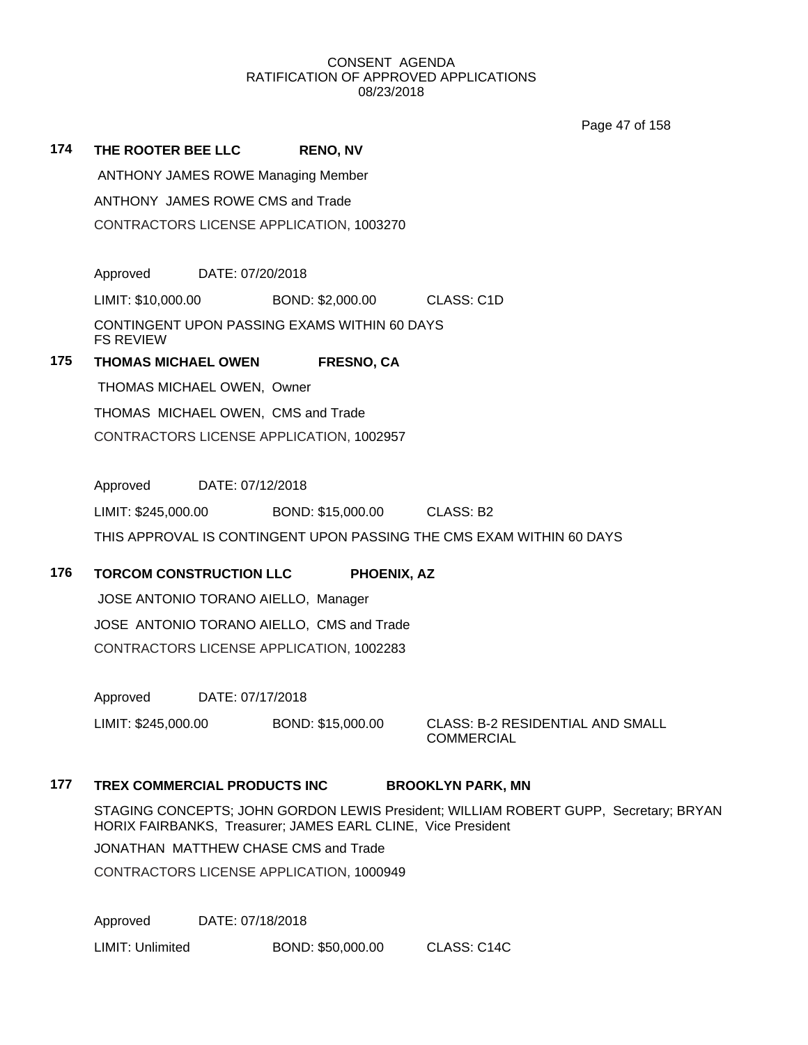CONSENT AGENDA
RATIFICATION OF APPROVED APPLICATIONS
08/23/2018

**174 THE ROOTER BEE LLC RENO, NV**

ANTHONY JAMES ROWE Managing Member

ANTHONY JAMES ROWE CMS and Trade

CONTRACTORS LICENSE APPLICATION, 1003270

Approved DATE: 07/20/2018

LIMIT: $10,000.00 BOND: $2,000.00 CLASS: C1D

CONTINGENT UPON PASSING EXAMS WITHIN 60 DAYS
FS REVIEW

**175 THOMAS MICHAEL OWEN FRESNO, CA**

THOMAS MICHAEL OWEN, Owner

THOMAS MICHAEL OWEN, CMS and Trade

CONTRACTORS LICENSE APPLICATION, 1002957

Approved DATE: 07/12/2018

LIMIT: $245,000.00 BOND: $15,000.00 CLASS: B2

THIS APPROVAL IS CONTINGENT UPON PASSING THE CMS EXAM WITHIN 60 DAYS

**176 TORCOM CONSTRUCTION LLC PHOENIX, AZ**

JOSE ANTONIO TORANO AIELLO, Manager

JOSE ANTONIO TORANO AIELLO, CMS and Trade

CONTRACTORS LICENSE APPLICATION, 1002283

Approved DATE: 07/17/2018

LIMIT: $245,000.00 BOND: $15,000.00 CLASS: B-2 RESIDENTIAL AND SMALL COMMERCIAL

**177 TREX COMMERCIAL PRODUCTS INC BROOKLYN PARK, MN**

STAGING CONCEPTS; JOHN GORDON LEWIS President; WILLIAM ROBERT GUPP, Secretary; BRYAN HORIX FAIRBANKS, Treasurer; JAMES EARL CLINE, Vice President

JONATHAN MATTHEW CHASE CMS and Trade

CONTRACTORS LICENSE APPLICATION, 1000949

Approved DATE: 07/18/2018

LIMIT: Unlimited BOND: $50,000.00 CLASS: C14C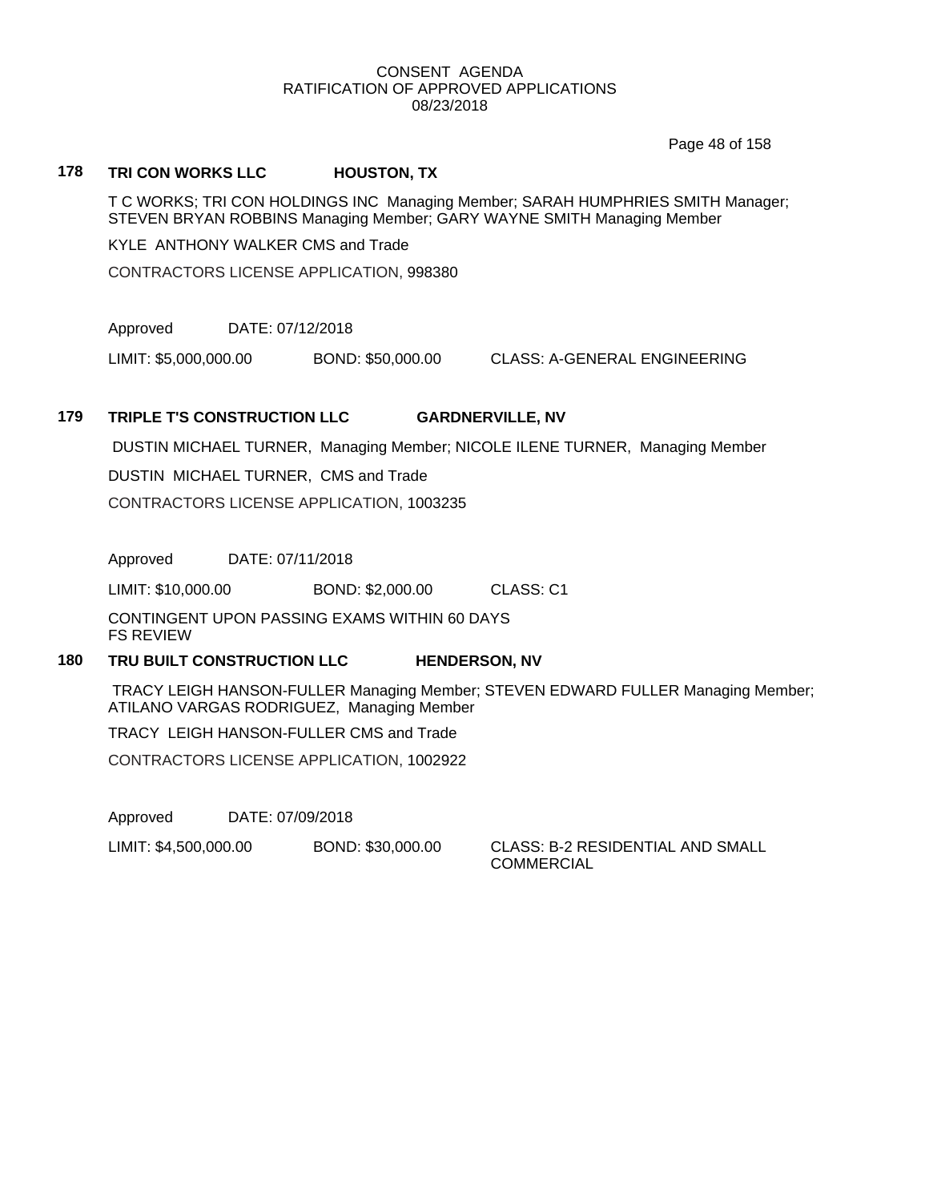CONSENT AGENDA
RATIFICATION OF APPROVED APPLICATIONS
08/23/2018

### 178 TRI CON WORKS LLC HOUSTON, TX

T C WORKS; TRI CON HOLDINGS INC Managing Member; SARAH HUMPHRIES SMITH Manager; STEVEN BRYAN ROBBINS Managing Member; GARY WAYNE SMITH Managing Member

KYLE ANTHONY WALKER CMS and Trade

CONTRACTORS LICENSE APPLICATION, 998380

Approved DATE: 07/12/2018

LIMIT: $5,000,000.00 BOND: $50,000.00 CLASS: A-GENERAL ENGINEERING

### 179 TRIPLE T'S CONSTRUCTION LLC GARDNERVILLE, NV

DUSTIN MICHAEL TURNER, Managing Member; NICOLE ILENE TURNER, Managing Member

DUSTIN MICHAEL TURNER, CMS and Trade

CONTRACTORS LICENSE APPLICATION, 1003235

Approved DATE: 07/11/2018

LIMIT: $10,000.00 BOND: $2,000.00 CLASS: C1

CONTINGENT UPON PASSING EXAMS WITHIN 60 DAYS
FS REVIEW

### 180 TRU BUILT CONSTRUCTION LLC HENDERSON, NV

TRACY LEIGH HANSON-FULLER Managing Member; STEVEN EDWARD FULLER Managing Member; ATILANO VARGAS RODRIGUEZ, Managing Member

TRACY LEIGH HANSON-FULLER CMS and Trade

CONTRACTORS LICENSE APPLICATION, 1002922

Approved DATE: 07/09/2018

LIMIT: $4,500,000.00 BOND: $30,000.00 CLASS: B-2 RESIDENTIAL AND SMALL COMMERCIAL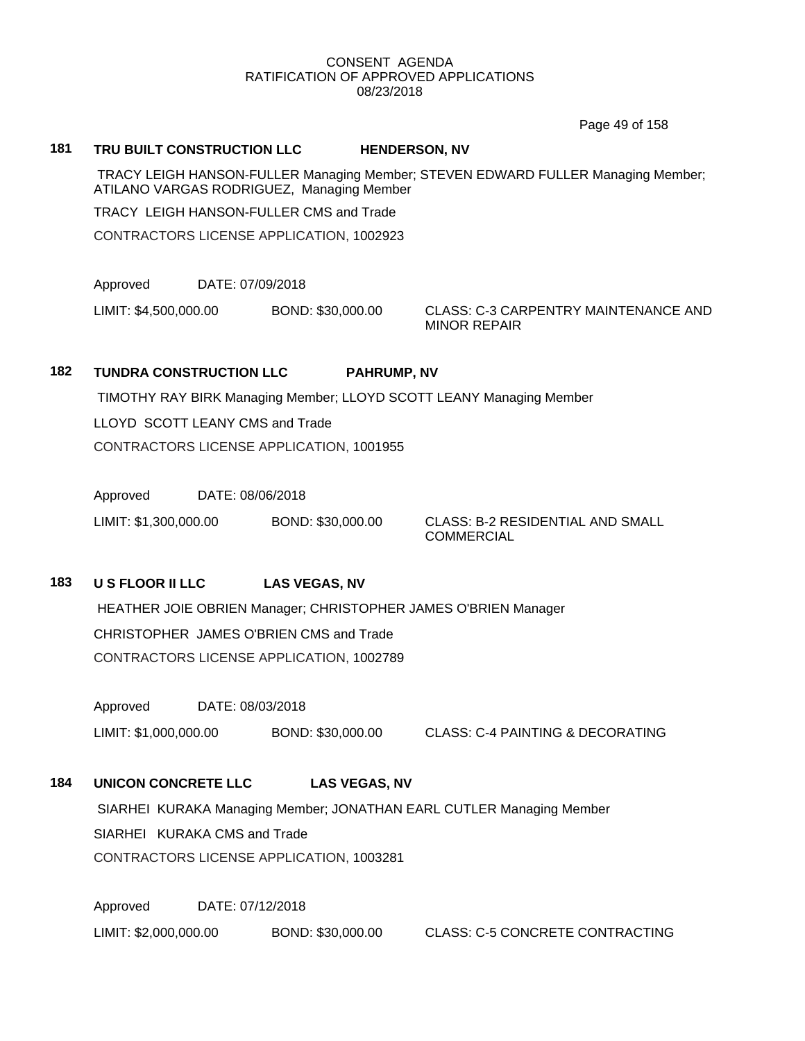CONSENT AGENDA
RATIFICATION OF APPROVED APPLICATIONS
08/23/2018

**181 TRU BUILT CONSTRUCTION LLC HENDERSON, NV**

TRACY LEIGH HANSON-FULLER Managing Member; STEVEN EDWARD FULLER Managing Member; ATILANO VARGAS RODRIGUEZ, Managing Member

TRACY LEIGH HANSON-FULLER CMS and Trade

CONTRACTORS LICENSE APPLICATION, 1002923

Approved DATE: 07/09/2018

LIMIT: $4,500,000.00 BOND: $30,000.00 CLASS: C-3 CARPENTRY MAINTENANCE AND MINOR REPAIR

**182 TUNDRA CONSTRUCTION LLC PAHRUMP, NV**

TIMOTHY RAY BIRK Managing Member; LLOYD SCOTT LEANY Managing Member

LLOYD SCOTT LEANY CMS and Trade

CONTRACTORS LICENSE APPLICATION, 1001955

Approved DATE: 08/06/2018

LIMIT: $1,300,000.00 BOND: $30,000.00 CLASS: B-2 RESIDENTIAL AND SMALL COMMERCIAL

**183 U S FLOOR II LLC LAS VEGAS, NV**

HEATHER JOIE OBRIEN Manager; CHRISTOPHER JAMES O'BRIEN Manager

CHRISTOPHER JAMES O'BRIEN CMS and Trade

CONTRACTORS LICENSE APPLICATION, 1002789

Approved DATE: 08/03/2018

LIMIT: $1,000,000.00 BOND: $30,000.00 CLASS: C-4 PAINTING & DECORATING

**184 UNICON CONCRETE LLC LAS VEGAS, NV**

SIARHEI KURAKA Managing Member; JONATHAN EARL CUTLER Managing Member

SIARHEI KURAKA CMS and Trade

CONTRACTORS LICENSE APPLICATION, 1003281

Approved DATE: 07/12/2018

LIMIT: $2,000,000.00 BOND: $30,000.00 CLASS: C-5 CONCRETE CONTRACTING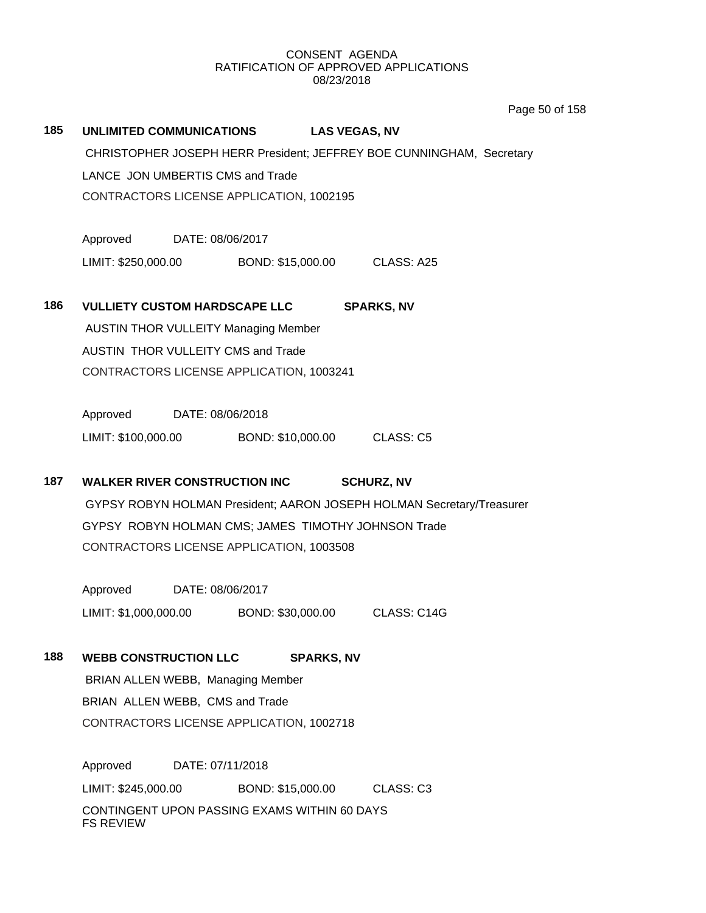CONSENT AGENDA
RATIFICATION OF APPROVED APPLICATIONS
08/23/2018

**185 UNLIMITED COMMUNICATIONS LAS VEGAS, NV**

CHRISTOPHER JOSEPH HERR President; JEFFREY BOE CUNNINGHAM, Secretary
LANCE JON UMBERTIS CMS and Trade
CONTRACTORS LICENSE APPLICATION, 1002195

Approved DATE: 08/06/2017

LIMIT: $250,000.00 BOND: $15,000.00 CLASS: A25

**186 VULLIETY CUSTOM HARDSCAPE LLC SPARKS, NV**

AUSTIN THOR VULLEITY Managing Member
AUSTIN THOR VULLEITY CMS and Trade
CONTRACTORS LICENSE APPLICATION, 1003241

Approved DATE: 08/06/2018

LIMIT: $100,000.00 BOND: $10,000.00 CLASS: C5

**187 WALKER RIVER CONSTRUCTION INC SCHURZ, NV**

GYPSY ROBYN HOLMAN President; AARON JOSEPH HOLMAN Secretary/Treasurer
GYPSY ROBYN HOLMAN CMS; JAMES TIMOTHY JOHNSON Trade
CONTRACTORS LICENSE APPLICATION, 1003508

Approved DATE: 08/06/2017

LIMIT: $1,000,000.00 BOND: $30,000.00 CLASS: C14G

**188 WEBB CONSTRUCTION LLC SPARKS, NV**

BRIAN ALLEN WEBB, Managing Member
BRIAN ALLEN WEBB, CMS and Trade
CONTRACTORS LICENSE APPLICATION, 1002718

Approved DATE: 07/11/2018

LIMIT: $245,000.00 BOND: $15,000.00 CLASS: C3

CONTINGENT UPON PASSING EXAMS WITHIN 60 DAYS
FS REVIEW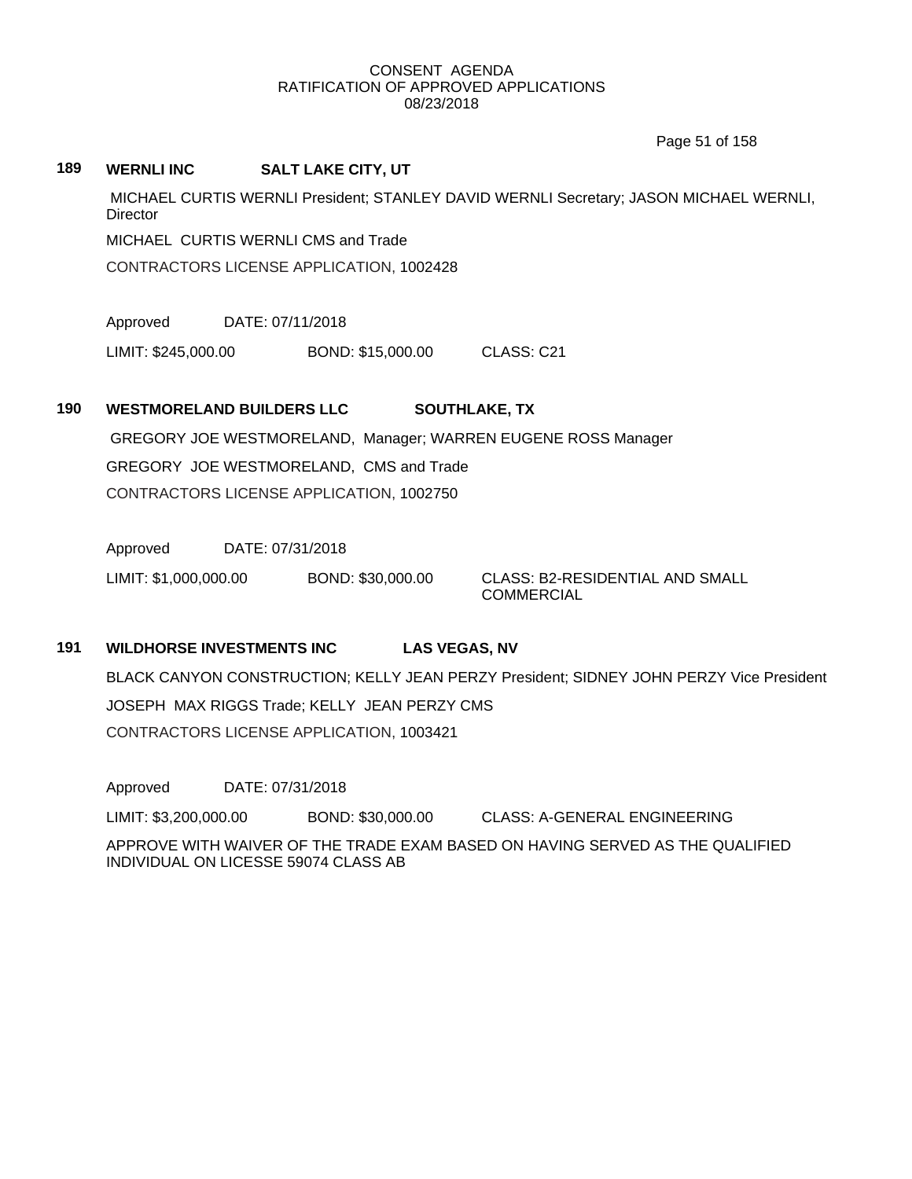# CONSENT AGENDA
## RATIFICATION OF APPROVED APPLICATIONS
### 08/23/2018

**189 WERNLI INC SALT LAKE CITY, UT**

MICHAEL CURTIS WERNLI President; STANLEY DAVID WERNLI Secretary; JASON MICHAEL WERNLI, Director

MICHAEL CURTIS WERNLI CMS and Trade

CONTRACTORS LICENSE APPLICATION, 1002428

Approved DATE: 07/11/2018

LIMIT: $245,000.00 BOND: $15,000.00 CLASS: C21

**190 WESTMORELAND BUILDERS LLC SOUTHLAKE, TX**

GREGORY JOE WESTMORELAND, Manager; WARREN EUGENE ROSS Manager

GREGORY JOE WESTMORELAND, CMS and Trade

CONTRACTORS LICENSE APPLICATION, 1002750

Approved DATE: 07/31/2018

LIMIT: $1,000,000.00 BOND: $30,000.00 CLASS: B2-RESIDENTIAL AND SMALL COMMERCIAL

**191 WILDHORSE INVESTMENTS INC LAS VEGAS, NV**

BLACK CANYON CONSTRUCTION; KELLY JEAN PERZY President; SIDNEY JOHN PERZY Vice President

JOSEPH MAX RIGGS Trade; KELLY JEAN PERZY CMS

CONTRACTORS LICENSE APPLICATION, 1003421

Approved DATE: 07/31/2018

LIMIT: $3,200,000.00 BOND: $30,000.00 CLASS: A-GENERAL ENGINEERING

APPROVE WITH WAIVER OF THE TRADE EXAM BASED ON HAVING SERVED AS THE QUALIFIED INDIVIDUAL ON LICESSE 59074 CLASS AB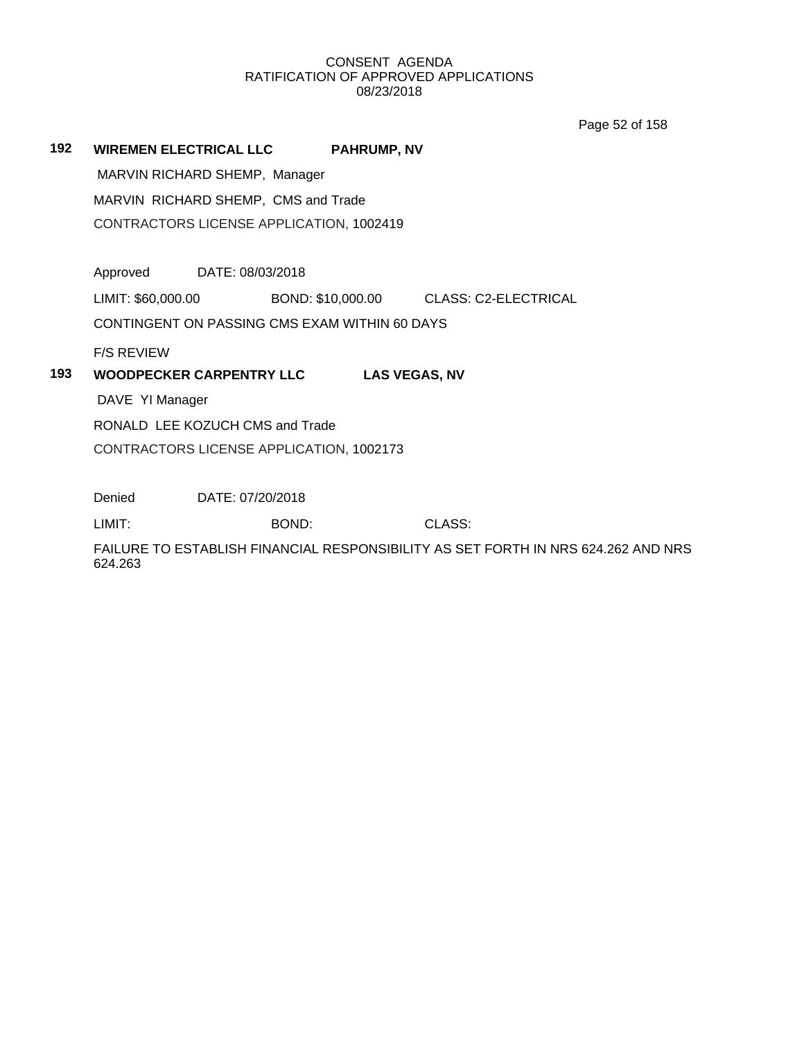CONSENT AGENDA
RATIFICATION OF APPROVED APPLICATIONS
08/23/2018

**192 WIREMEN ELECTRICAL LLC PAHRUMP, NV**

MARVIN RICHARD SHEMP, Manager

MARVIN RICHARD SHEMP, CMS and Trade

CONTRACTORS LICENSE APPLICATION, 1002419

Approved DATE: 08/03/2018

LIMIT: $60,000.00 BOND: $10,000.00 CLASS: C2-ELECTRICAL

CONTINGENT ON PASSING CMS EXAM WITHIN 60 DAYS

F/S REVIEW

**193 WOODPECKER CARPENTRY LLC LAS VEGAS, NV**

DAVE YI Manager

RONALD LEE KOZUCH CMS and Trade

CONTRACTORS LICENSE APPLICATION, 1002173

Denied DATE: 07/20/2018

LIMIT: BOND: CLASS:

FAILURE TO ESTABLISH FINANCIAL RESPONSIBILITY AS SET FORTH IN NRS 624.262 AND NRS 624.263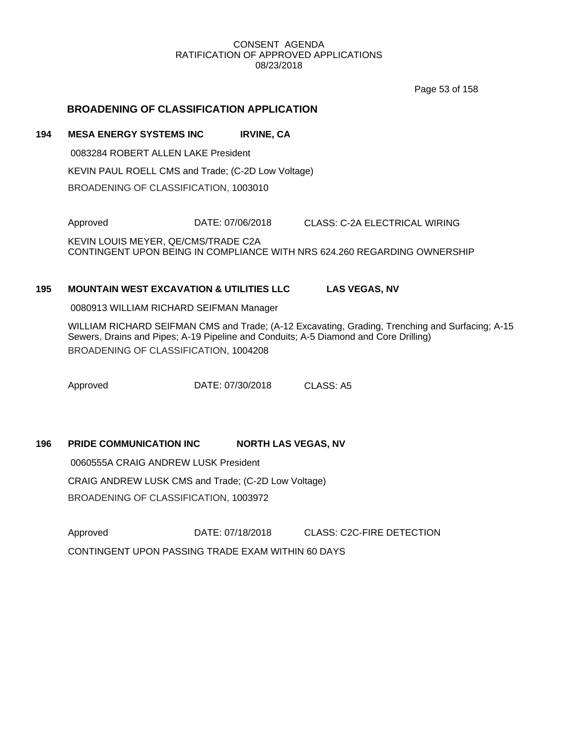CONSENT AGENDA
RATIFICATION OF APPROVED APPLICATIONS
08/23/2018

## BROADENING OF CLASSIFICATION APPLICATION

**194 MESA ENERGY SYSTEMS INC IRVINE, CA**

0083284 ROBERT ALLEN LAKE President

KEVIN PAUL ROELL CMS and Trade; (C-2D Low Voltage)

BROADENING OF CLASSIFICATION, 1003010

Approved DATE: 07/06/2018 CLASS: C-2A ELECTRICAL WIRING

KEVIN LOUIS MEYER, QE/CMS/TRADE C2A
CONTINGENT UPON BEING IN COMPLIANCE WITH NRS 624.260 REGARDING OWNERSHIP

**195 MOUNTAIN WEST EXCAVATION & UTILITIES LLC LAS VEGAS, NV**

0080913 WILLIAM RICHARD SEIFMAN Manager

WILLIAM RICHARD SEIFMAN CMS and Trade; (A-12 Excavating, Grading, Trenching and Surfacing; A-15 Sewers, Drains and Pipes; A-19 Pipeline and Conduits; A-5 Diamond and Core Drilling)

BROADENING OF CLASSIFICATION, 1004208

Approved DATE: 07/30/2018 CLASS: A5

**196 PRIDE COMMUNICATION INC NORTH LAS VEGAS, NV**

0060555A CRAIG ANDREW LUSK President

CRAIG ANDREW LUSK CMS and Trade; (C-2D Low Voltage)

BROADENING OF CLASSIFICATION, 1003972

Approved DATE: 07/18/2018 CLASS: C2C-FIRE DETECTION

CONTINGENT UPON PASSING TRADE EXAM WITHIN 60 DAYS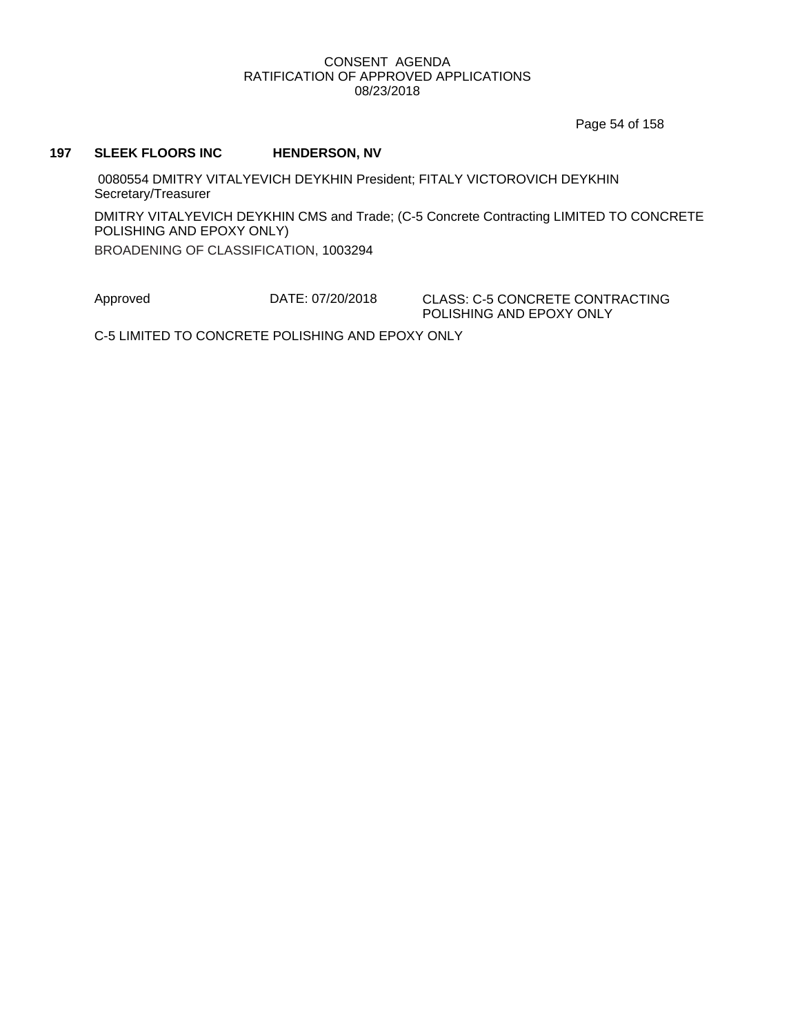CONSENT AGENDA
RATIFICATION OF APPROVED APPLICATIONS
08/23/2018

**197 SLEEK FLOORS INC HENDERSON, NV**

0080554 DMITRY VITALYEVICH DEYKHIN President; FITALY VICTOROVICH DEYKHIN Secretary/Treasurer

DMITRY VITALYEVICH DEYKHIN CMS and Trade; (C-5 Concrete Contracting LIMITED TO CONCRETE POLISHING AND EPOXY ONLY)

BROADENING OF CLASSIFICATION, 1003294

Approved DATE: 07/20/2018 CLASS: C-5 CONCRETE CONTRACTING POLISHING AND EPOXY ONLY

C-5 LIMITED TO CONCRETE POLISHING AND EPOXY ONLY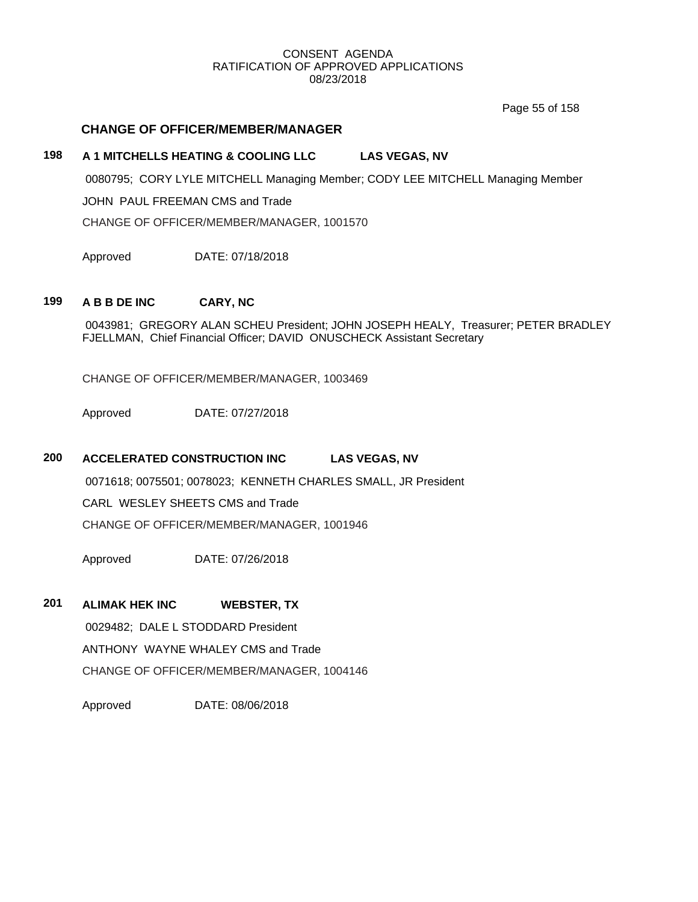CONSENT AGENDA
RATIFICATION OF APPROVED APPLICATIONS
08/23/2018

## CHANGE OF OFFICER/MEMBER/MANAGER

**198 A 1 MITCHELLS HEATING & COOLING LLC LAS VEGAS, NV**

0080795; CORY LYLE MITCHELL Managing Member; CODY LEE MITCHELL Managing Member

JOHN PAUL FREEMAN CMS and Trade

CHANGE OF OFFICER/MEMBER/MANAGER, 1001570

Approved DATE: 07/18/2018

**199 A B B DE INC CARY, NC**

0043981; GREGORY ALAN SCHEU President; JOHN JOSEPH HEALY, Treasurer; PETER BRADLEY FJELLMAN, Chief Financial Officer; DAVID ONUSCHECK Assistant Secretary

CHANGE OF OFFICER/MEMBER/MANAGER, 1003469

Approved DATE: 07/27/2018

**200 ACCELERATED CONSTRUCTION INC LAS VEGAS, NV**

0071618; 0075501; 0078023; KENNETH CHARLES SMALL, JR President

CARL WESLEY SHEETS CMS and Trade

CHANGE OF OFFICER/MEMBER/MANAGER, 1001946

Approved DATE: 07/26/2018

**201 ALIMAK HEK INC WEBSTER, TX**

0029482; DALE L STODDARD President

ANTHONY WAYNE WHALEY CMS and Trade

CHANGE OF OFFICER/MEMBER/MANAGER, 1004146

Approved DATE: 08/06/2018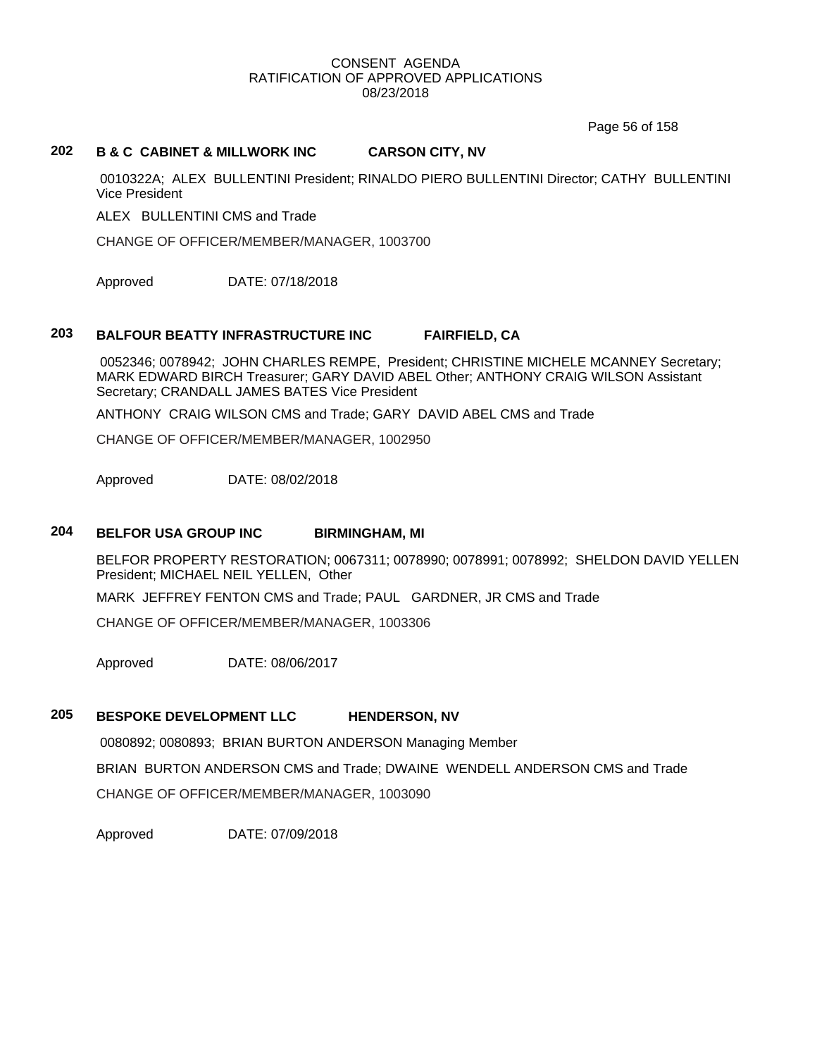CONSENT AGENDA
RATIFICATION OF APPROVED APPLICATIONS
08/23/2018

### 202 B & C CABINET & MILLWORK INC CARSON CITY, NV

0010322A; ALEX BULLENTINI President; RINALDO PIERO BULLENTINI Director; CATHY BULLENTINI Vice President

ALEX BULLENTINI CMS and Trade

CHANGE OF OFFICER/MEMBER/MANAGER, 1003700

Approved DATE: 07/18/2018

### 203 BALFOUR BEATTY INFRASTRUCTURE INC FAIRFIELD, CA

0052346; 0078942; JOHN CHARLES REMPE, President; CHRISTINE MICHELE MCANNEY Secretary; MARK EDWARD BIRCH Treasurer; GARY DAVID ABEL Other; ANTHONY CRAIG WILSON Assistant Secretary; CRANDALL JAMES BATES Vice President

ANTHONY CRAIG WILSON CMS and Trade; GARY DAVID ABEL CMS and Trade

CHANGE OF OFFICER/MEMBER/MANAGER, 1002950

Approved DATE: 08/02/2018

### 204 BELFOR USA GROUP INC BIRMINGHAM, MI

BELFOR PROPERTY RESTORATION; 0067311; 0078990; 0078991; 0078992; SHELDON DAVID YELLEN President; MICHAEL NEIL YELLEN, Other

MARK JEFFREY FENTON CMS and Trade; PAUL GARDNER, JR CMS and Trade

CHANGE OF OFFICER/MEMBER/MANAGER, 1003306

Approved DATE: 08/06/2017

### 205 BESPOKE DEVELOPMENT LLC HENDERSON, NV

0080892; 0080893; BRIAN BURTON ANDERSON Managing Member

BRIAN BURTON ANDERSON CMS and Trade; DWAINE WENDELL ANDERSON CMS and Trade

CHANGE OF OFFICER/MEMBER/MANAGER, 1003090

Approved DATE: 07/09/2018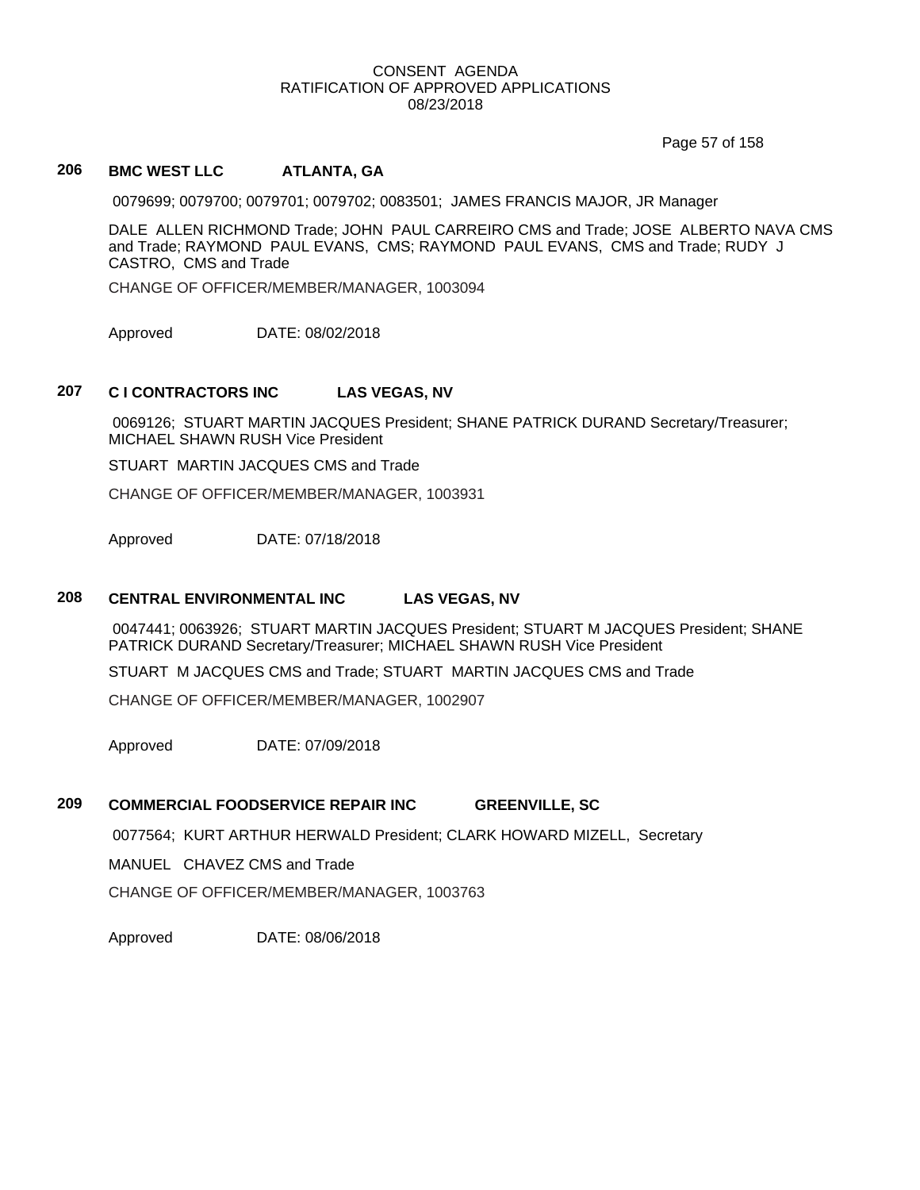CONSENT AGENDA
RATIFICATION OF APPROVED APPLICATIONS
08/23/2018

### 206 BMC WEST LLC ATLANTA, GA

0079699; 0079700; 0079701; 0079702; 0083501; JAMES FRANCIS MAJOR, JR Manager

DALE ALLEN RICHMOND Trade; JOHN PAUL CARREIRO CMS and Trade; JOSE ALBERTO NAVA CMS and Trade; RAYMOND PAUL EVANS, CMS; RAYMOND PAUL EVANS, CMS and Trade; RUDY J CASTRO, CMS and Trade

CHANGE OF OFFICER/MEMBER/MANAGER, 1003094

Approved DATE: 08/02/2018

### 207 C I CONTRACTORS INC LAS VEGAS, NV

0069126; STUART MARTIN JACQUES President; SHANE PATRICK DURAND Secretary/Treasurer; MICHAEL SHAWN RUSH Vice President

STUART MARTIN JACQUES CMS and Trade

CHANGE OF OFFICER/MEMBER/MANAGER, 1003931

Approved DATE: 07/18/2018

### 208 CENTRAL ENVIRONMENTAL INC LAS VEGAS, NV

0047441; 0063926; STUART MARTIN JACQUES President; STUART M JACQUES President; SHANE PATRICK DURAND Secretary/Treasurer; MICHAEL SHAWN RUSH Vice President

STUART M JACQUES CMS and Trade; STUART MARTIN JACQUES CMS and Trade

CHANGE OF OFFICER/MEMBER/MANAGER, 1002907

Approved DATE: 07/09/2018

### 209 COMMERCIAL FOODSERVICE REPAIR INC GREENVILLE, SC

0077564; KURT ARTHUR HERWALD President; CLARK HOWARD MIZELL, Secretary

MANUEL CHAVEZ CMS and Trade

CHANGE OF OFFICER/MEMBER/MANAGER, 1003763

Approved DATE: 08/06/2018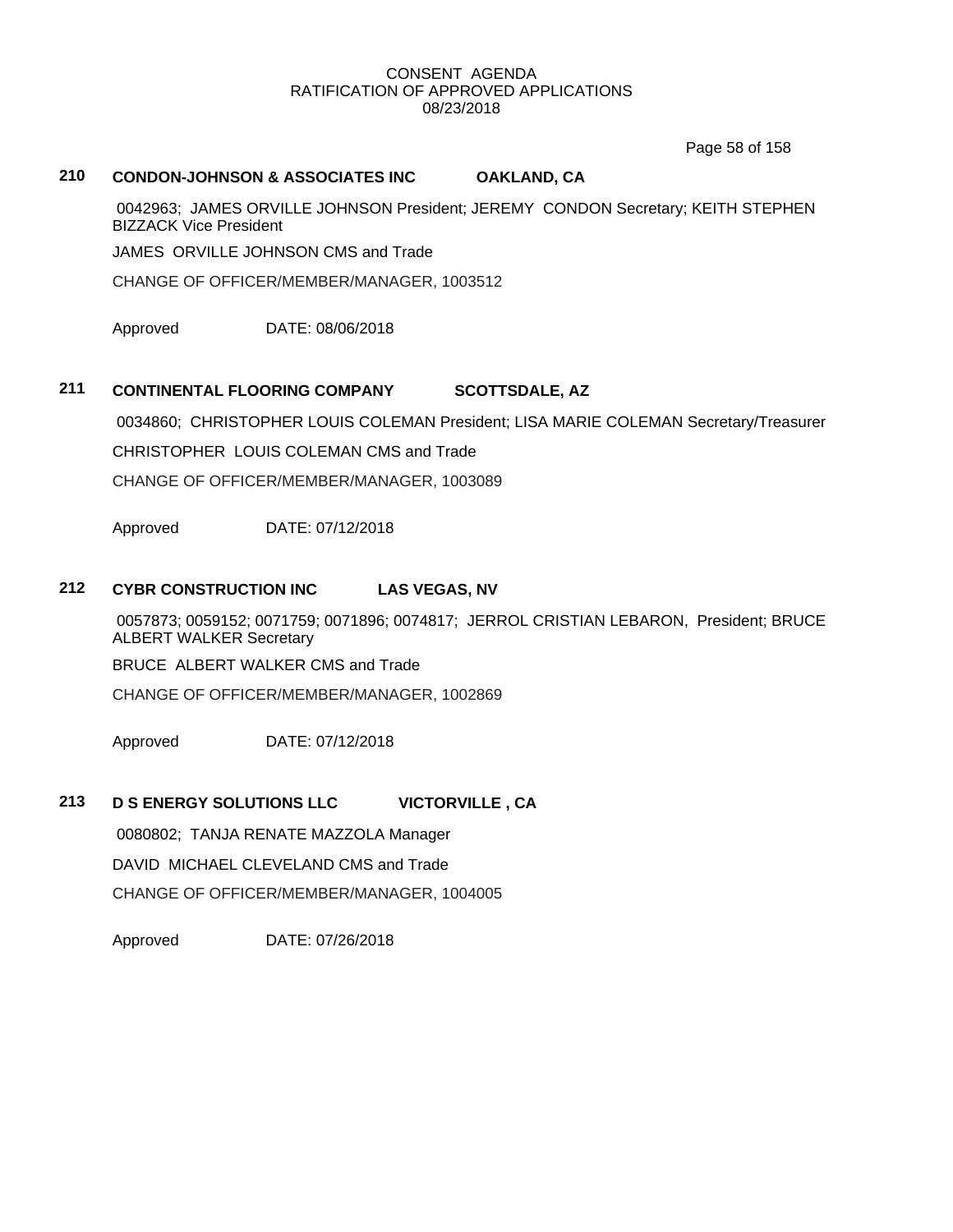CONSENT AGENDA
RATIFICATION OF APPROVED APPLICATIONS
08/23/2018

**210 CONDON-JOHNSON & ASSOCIATES INC OAKLAND, CA**

0042963; JAMES ORVILLE JOHNSON President; JEREMY CONDON Secretary; KEITH STEPHEN BIZZACK Vice President

JAMES ORVILLE JOHNSON CMS and Trade

CHANGE OF OFFICER/MEMBER/MANAGER, 1003512

Approved DATE: 08/06/2018

**211 CONTINENTAL FLOORING COMPANY SCOTTSDALE, AZ**

0034860; CHRISTOPHER LOUIS COLEMAN President; LISA MARIE COLEMAN Secretary/Treasurer

CHRISTOPHER LOUIS COLEMAN CMS and Trade

CHANGE OF OFFICER/MEMBER/MANAGER, 1003089

Approved DATE: 07/12/2018

**212 CYBR CONSTRUCTION INC LAS VEGAS, NV**

0057873; 0059152; 0071759; 0071896; 0074817; JERROL CRISTIAN LEBARON, President; BRUCE ALBERT WALKER Secretary

BRUCE ALBERT WALKER CMS and Trade

CHANGE OF OFFICER/MEMBER/MANAGER, 1002869

Approved DATE: 07/12/2018

**213 D S ENERGY SOLUTIONS LLC VICTORVILLE , CA**

0080802; TANJA RENATE MAZZOLA Manager

DAVID MICHAEL CLEVELAND CMS and Trade

CHANGE OF OFFICER/MEMBER/MANAGER, 1004005

Approved DATE: 07/26/2018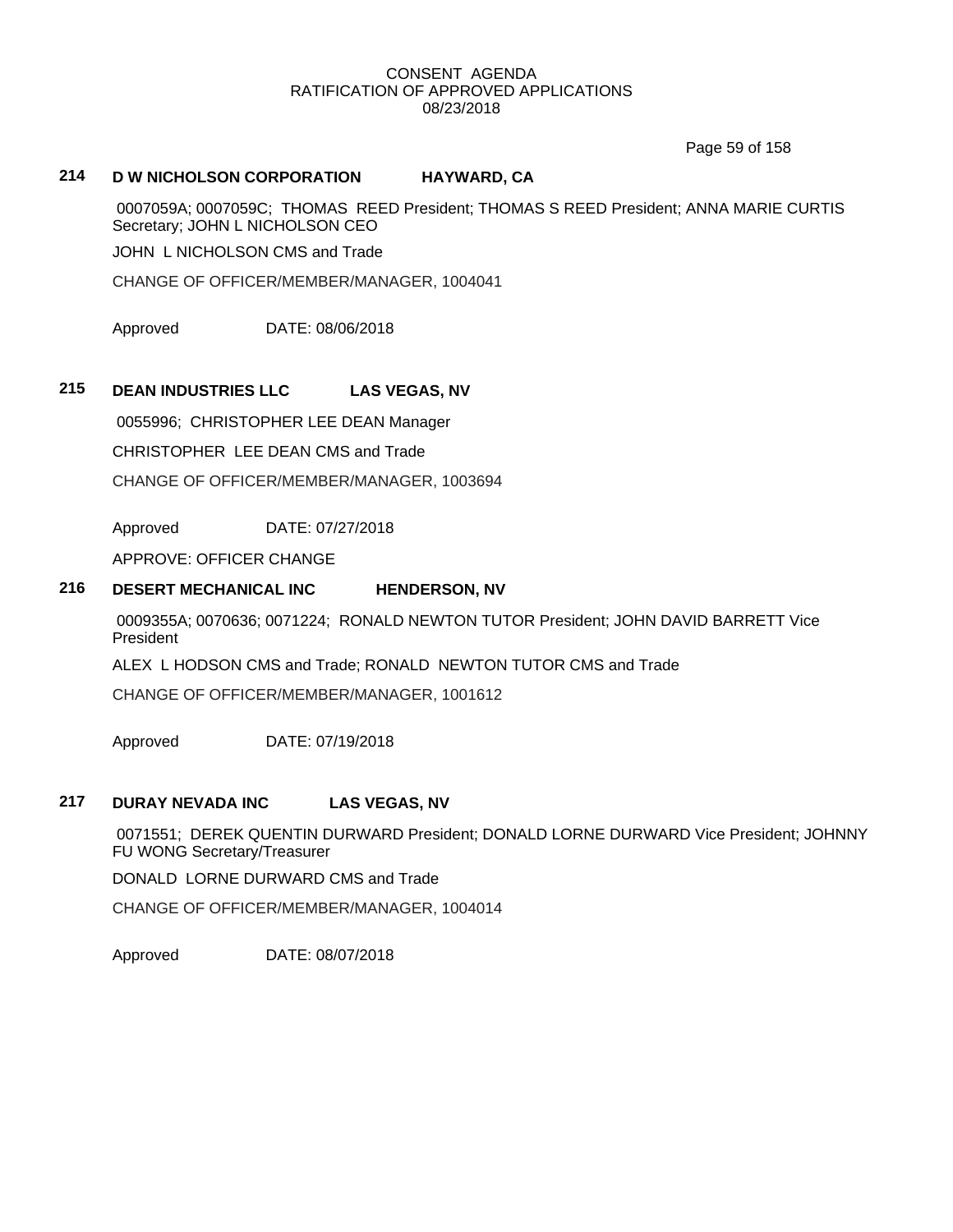CONSENT AGENDA
RATIFICATION OF APPROVED APPLICATIONS
08/23/2018

### 214 D W NICHOLSON CORPORATION HAYWARD, CA

0007059A; 0007059C; THOMAS REED President; THOMAS S REED President; ANNA MARIE CURTIS Secretary; JOHN L NICHOLSON CEO

JOHN L NICHOLSON CMS and Trade

CHANGE OF OFFICER/MEMBER/MANAGER, 1004041

Approved DATE: 08/06/2018

### 215 DEAN INDUSTRIES LLC LAS VEGAS, NV

0055996; CHRISTOPHER LEE DEAN Manager

CHRISTOPHER LEE DEAN CMS and Trade

CHANGE OF OFFICER/MEMBER/MANAGER, 1003694

Approved DATE: 07/27/2018

APPROVE: OFFICER CHANGE

### 216 DESERT MECHANICAL INC HENDERSON, NV

0009355A; 0070636; 0071224; RONALD NEWTON TUTOR President; JOHN DAVID BARRETT Vice President

ALEX L HODSON CMS and Trade; RONALD NEWTON TUTOR CMS and Trade

CHANGE OF OFFICER/MEMBER/MANAGER, 1001612

Approved DATE: 07/19/2018

### 217 DURAY NEVADA INC LAS VEGAS, NV

0071551; DEREK QUENTIN DURWARD President; DONALD LORNE DURWARD Vice President; JOHNNY FU WONG Secretary/Treasurer

DONALD LORNE DURWARD CMS and Trade

CHANGE OF OFFICER/MEMBER/MANAGER, 1004014

Approved DATE: 08/07/2018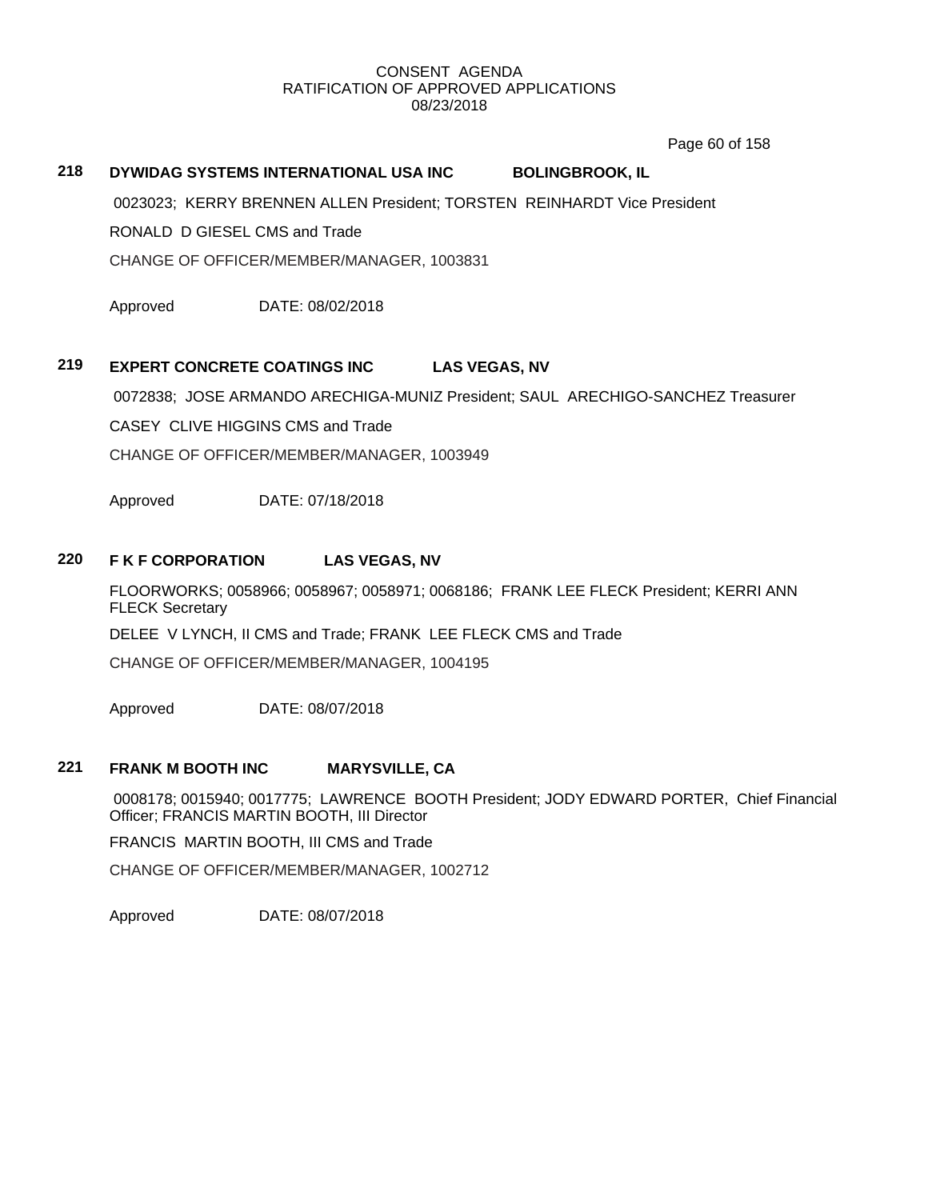CONSENT AGENDA
RATIFICATION OF APPROVED APPLICATIONS
08/23/2018

**218 DYWIDAG SYSTEMS INTERNATIONAL USA INC BOLINGBROOK, IL**

0023023; KERRY BRENNEN ALLEN President; TORSTEN REINHARDT Vice President

RONALD D GIESEL CMS and Trade

CHANGE OF OFFICER/MEMBER/MANAGER, 1003831

Approved DATE: 08/02/2018

**219 EXPERT CONCRETE COATINGS INC LAS VEGAS, NV**

0072838; JOSE ARMANDO ARECHIGA-MUNIZ President; SAUL ARECHIGO-SANCHEZ Treasurer

CASEY CLIVE HIGGINS CMS and Trade

CHANGE OF OFFICER/MEMBER/MANAGER, 1003949

Approved DATE: 07/18/2018

**220 F K F CORPORATION LAS VEGAS, NV**

FLOORWORKS; 0058966; 0058967; 0058971; 0068186; FRANK LEE FLECK President; KERRI ANN FLECK Secretary

DELEE V LYNCH, II CMS and Trade; FRANK LEE FLECK CMS and Trade

CHANGE OF OFFICER/MEMBER/MANAGER, 1004195

Approved DATE: 08/07/2018

**221 FRANK M BOOTH INC MARYSVILLE, CA**

0008178; 0015940; 0017775; LAWRENCE BOOTH President; JODY EDWARD PORTER, Chief Financial Officer; FRANCIS MARTIN BOOTH, III Director

FRANCIS MARTIN BOOTH, III CMS and Trade

CHANGE OF OFFICER/MEMBER/MANAGER, 1002712

Approved DATE: 08/07/2018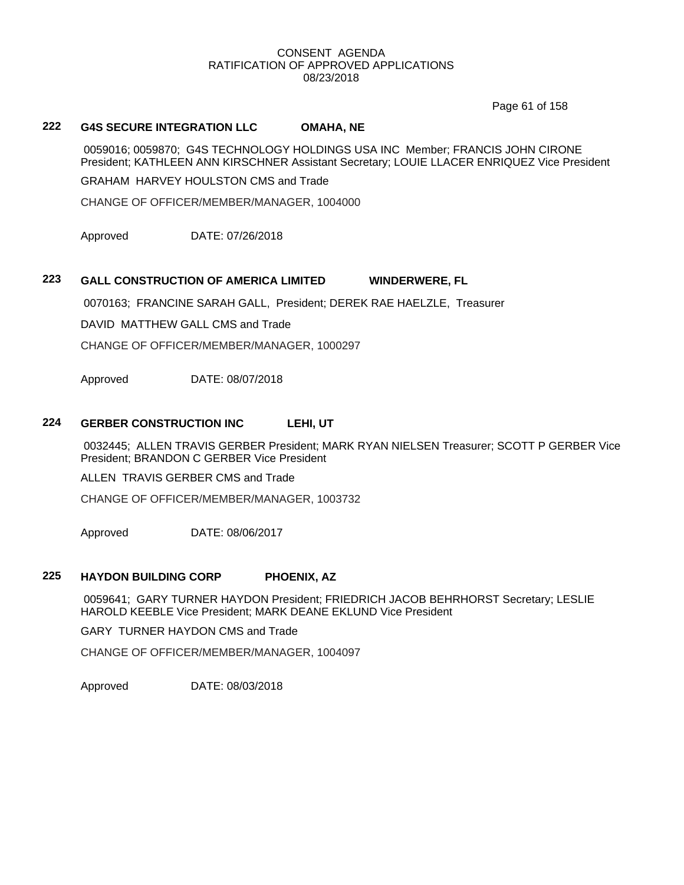CONSENT AGENDA
RATIFICATION OF APPROVED APPLICATIONS
08/23/2018

### 222 G4S SECURE INTEGRATION LLC OMAHA, NE

0059016; 0059870; G4S TECHNOLOGY HOLDINGS USA INC Member; FRANCIS JOHN CIRONE President; KATHLEEN ANN KIRSCHNER Assistant Secretary; LOUIE LLACER ENRIQUEZ Vice President

GRAHAM HARVEY HOULSTON CMS and Trade

CHANGE OF OFFICER/MEMBER/MANAGER, 1004000

Approved DATE: 07/26/2018

### 223 GALL CONSTRUCTION OF AMERICA LIMITED WINDERWERE, FL

0070163; FRANCINE SARAH GALL, President; DEREK RAE HAELZLE, Treasurer

DAVID MATTHEW GALL CMS and Trade

CHANGE OF OFFICER/MEMBER/MANAGER, 1000297

Approved DATE: 08/07/2018

### 224 GERBER CONSTRUCTION INC LEHI, UT

0032445; ALLEN TRAVIS GERBER President; MARK RYAN NIELSEN Treasurer; SCOTT P GERBER Vice President; BRANDON C GERBER Vice President

ALLEN TRAVIS GERBER CMS and Trade

CHANGE OF OFFICER/MEMBER/MANAGER, 1003732

Approved DATE: 08/06/2017

### 225 HAYDON BUILDING CORP PHOENIX, AZ

0059641; GARY TURNER HAYDON President; FRIEDRICH JACOB BEHRHORST Secretary; LESLIE HAROLD KEEBLE Vice President; MARK DEANE EKLUND Vice President

GARY TURNER HAYDON CMS and Trade

CHANGE OF OFFICER/MEMBER/MANAGER, 1004097

Approved DATE: 08/03/2018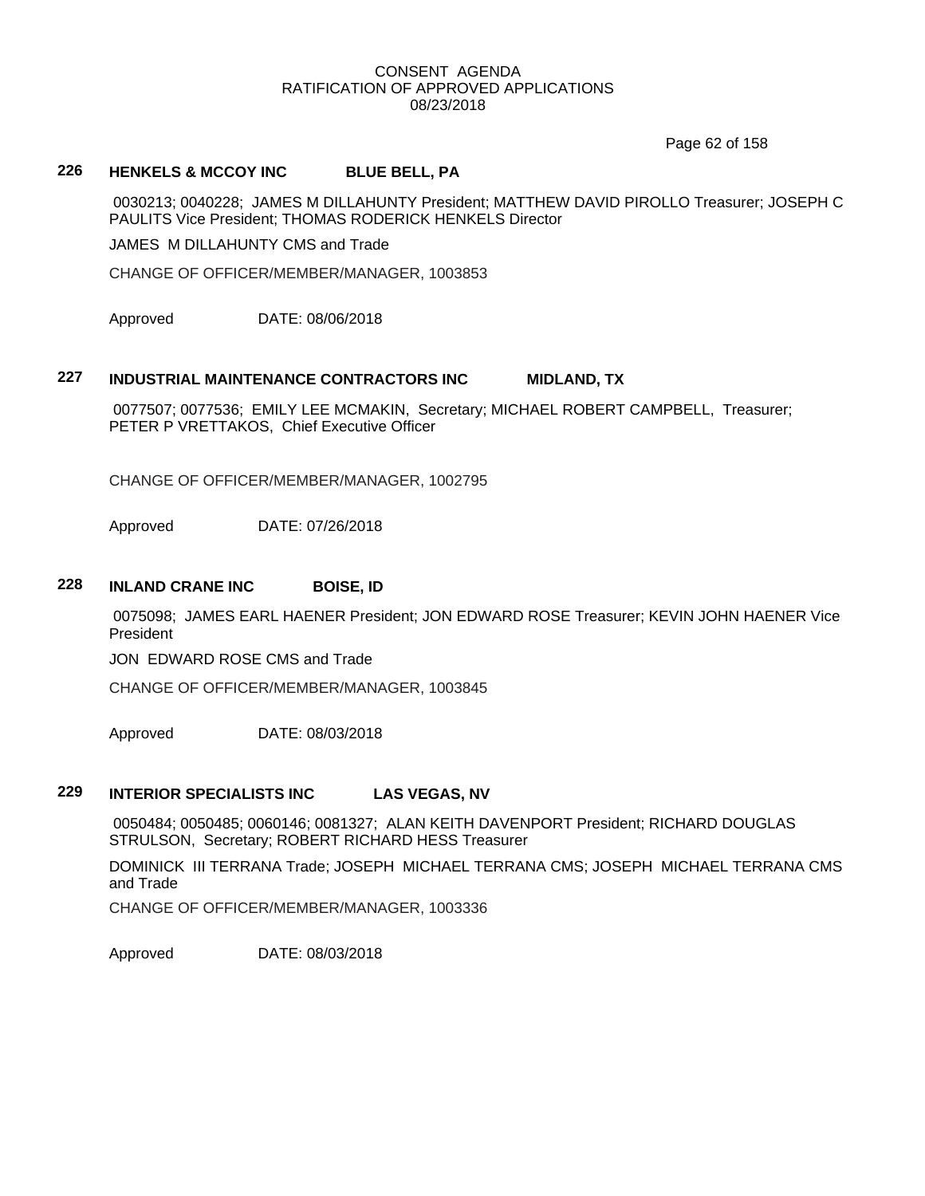CONSENT AGENDA
RATIFICATION OF APPROVED APPLICATIONS
08/23/2018

**226 HENKELS & MCCOY INC BLUE BELL, PA**

0030213; 0040228; JAMES M DILLAHUNTY President; MATTHEW DAVID PIROLLO Treasurer; JOSEPH C PAULITS Vice President; THOMAS RODERICK HENKELS Director

JAMES M DILLAHUNTY CMS and Trade

CHANGE OF OFFICER/MEMBER/MANAGER, 1003853

Approved DATE: 08/06/2018

**227 INDUSTRIAL MAINTENANCE CONTRACTORS INC MIDLAND, TX**

0077507; 0077536; EMILY LEE MCMAKIN, Secretary; MICHAEL ROBERT CAMPBELL, Treasurer; PETER P VRETTAKOS, Chief Executive Officer

CHANGE OF OFFICER/MEMBER/MANAGER, 1002795

Approved DATE: 07/26/2018

**228 INLAND CRANE INC BOISE, ID**

0075098; JAMES EARL HAENER President; JON EDWARD ROSE Treasurer; KEVIN JOHN HAENER Vice President

JON EDWARD ROSE CMS and Trade

CHANGE OF OFFICER/MEMBER/MANAGER, 1003845

Approved DATE: 08/03/2018

**229 INTERIOR SPECIALISTS INC LAS VEGAS, NV**

0050484; 0050485; 0060146; 0081327; ALAN KEITH DAVENPORT President; RICHARD DOUGLAS STRULSON, Secretary; ROBERT RICHARD HESS Treasurer

DOMINICK III TERRANA Trade; JOSEPH MICHAEL TERRANA CMS; JOSEPH MICHAEL TERRANA CMS and Trade

CHANGE OF OFFICER/MEMBER/MANAGER, 1003336

Approved DATE: 08/03/2018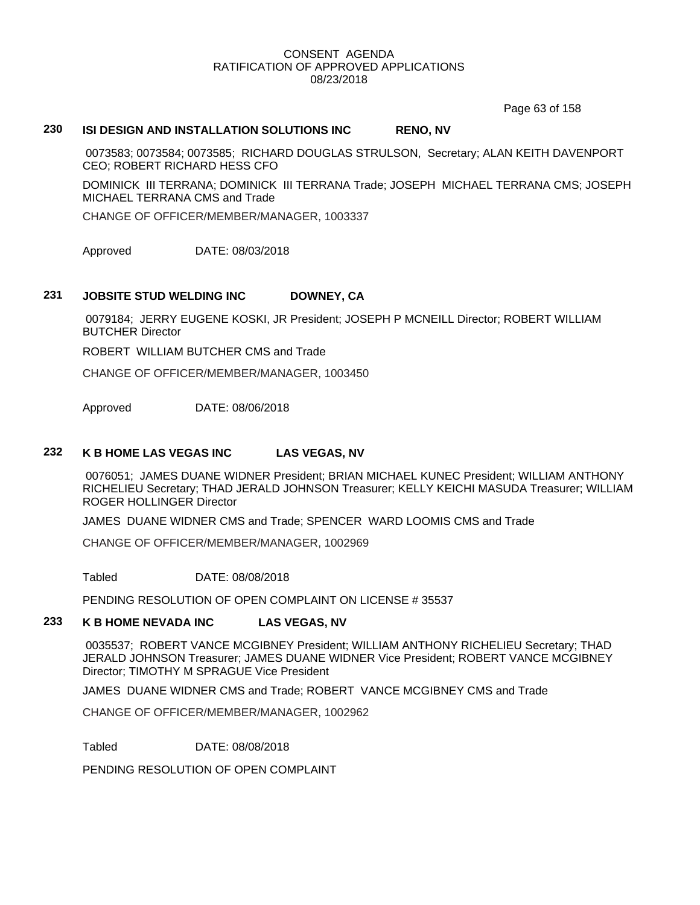CONSENT AGENDA
RATIFICATION OF APPROVED APPLICATIONS
08/23/2018

## 230 ISI DESIGN AND INSTALLATION SOLUTIONS INC RENO, NV

0073583; 0073584; 0073585; RICHARD DOUGLAS STRULSON, Secretary; ALAN KEITH DAVENPORT CEO; ROBERT RICHARD HESS CFO

DOMINICK III TERRANA; DOMINICK III TERRANA Trade; JOSEPH MICHAEL TERRANA CMS; JOSEPH MICHAEL TERRANA CMS and Trade

CHANGE OF OFFICER/MEMBER/MANAGER, 1003337

Approved DATE: 08/03/2018

## 231 JOBSITE STUD WELDING INC DOWNEY, CA

0079184; JERRY EUGENE KOSKI, JR President; JOSEPH P MCNEILL Director; ROBERT WILLIAM BUTCHER Director

ROBERT WILLIAM BUTCHER CMS and Trade

CHANGE OF OFFICER/MEMBER/MANAGER, 1003450

Approved DATE: 08/06/2018

## 232 K B HOME LAS VEGAS INC LAS VEGAS, NV

0076051; JAMES DUANE WIDNER President; BRIAN MICHAEL KUNEC President; WILLIAM ANTHONY RICHELIEU Secretary; THAD JERALD JOHNSON Treasurer; KELLY KEICHI MASUDA Treasurer; WILLIAM ROGER HOLLINGER Director

JAMES DUANE WIDNER CMS and Trade; SPENCER WARD LOOMIS CMS and Trade

CHANGE OF OFFICER/MEMBER/MANAGER, 1002969

Tabled DATE: 08/08/2018

PENDING RESOLUTION OF OPEN COMPLAINT ON LICENSE # 35537

## 233 K B HOME NEVADA INC LAS VEGAS, NV

0035537; ROBERT VANCE MCGIBNEY President; WILLIAM ANTHONY RICHELIEU Secretary; THAD JERALD JOHNSON Treasurer; JAMES DUANE WIDNER Vice President; ROBERT VANCE MCGIBNEY Director; TIMOTHY M SPRAGUE Vice President

JAMES DUANE WIDNER CMS and Trade; ROBERT VANCE MCGIBNEY CMS and Trade

CHANGE OF OFFICER/MEMBER/MANAGER, 1002962

Tabled DATE: 08/08/2018

PENDING RESOLUTION OF OPEN COMPLAINT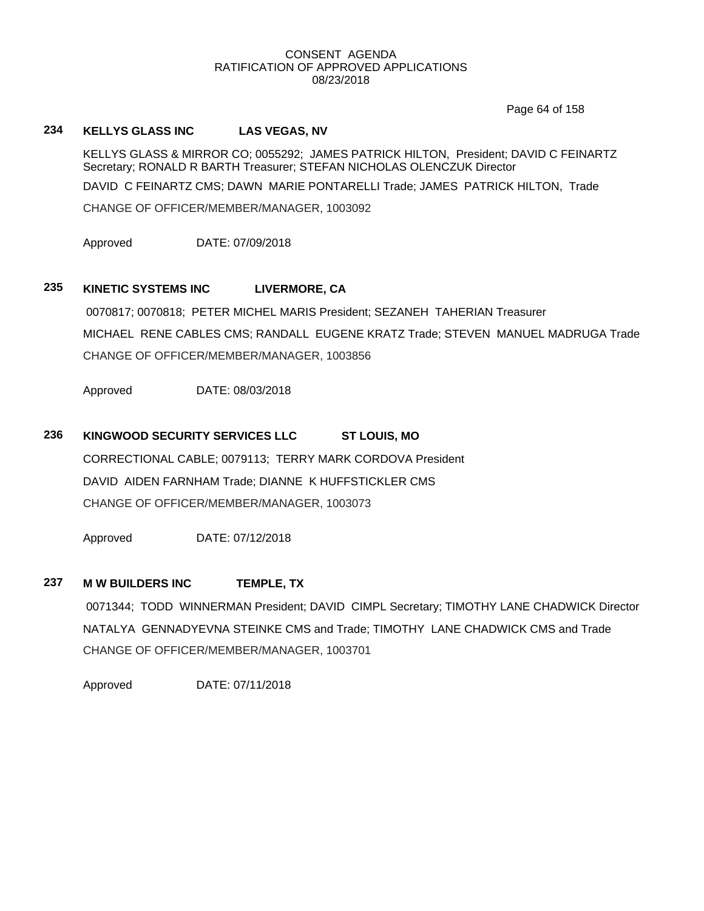CONSENT AGENDA
RATIFICATION OF APPROVED APPLICATIONS
08/23/2018

**234 KELLYS GLASS INC LAS VEGAS, NV**

KELLYS GLASS & MIRROR CO; 0055292; JAMES PATRICK HILTON, President; DAVID C FEINARTZ Secretary; RONALD R BARTH Treasurer; STEFAN NICHOLAS OLENCZUK Director

DAVID C FEINARTZ CMS; DAWN MARIE PONTARELLI Trade; JAMES PATRICK HILTON, Trade

CHANGE OF OFFICER/MEMBER/MANAGER, 1003092

Approved DATE: 07/09/2018

**235 KINETIC SYSTEMS INC LIVERMORE, CA**

0070817; 0070818; PETER MICHEL MARIS President; SEZANEH TAHERIAN Treasurer

MICHAEL RENE CABLES CMS; RANDALL EUGENE KRATZ Trade; STEVEN MANUEL MADRUGA Trade

CHANGE OF OFFICER/MEMBER/MANAGER, 1003856

Approved DATE: 08/03/2018

**236 KINGWOOD SECURITY SERVICES LLC ST LOUIS, MO**

CORRECTIONAL CABLE; 0079113; TERRY MARK CORDOVA President

DAVID AIDEN FARNHAM Trade; DIANNE K HUFFSTICKLER CMS

CHANGE OF OFFICER/MEMBER/MANAGER, 1003073

Approved DATE: 07/12/2018

**237 M W BUILDERS INC TEMPLE, TX**

0071344; TODD WINNERMAN President; DAVID CIMPL Secretary; TIMOTHY LANE CHADWICK Director

NATALYA GENNADYEVNA STEINKE CMS and Trade; TIMOTHY LANE CHADWICK CMS and Trade

CHANGE OF OFFICER/MEMBER/MANAGER, 1003701

Approved DATE: 07/11/2018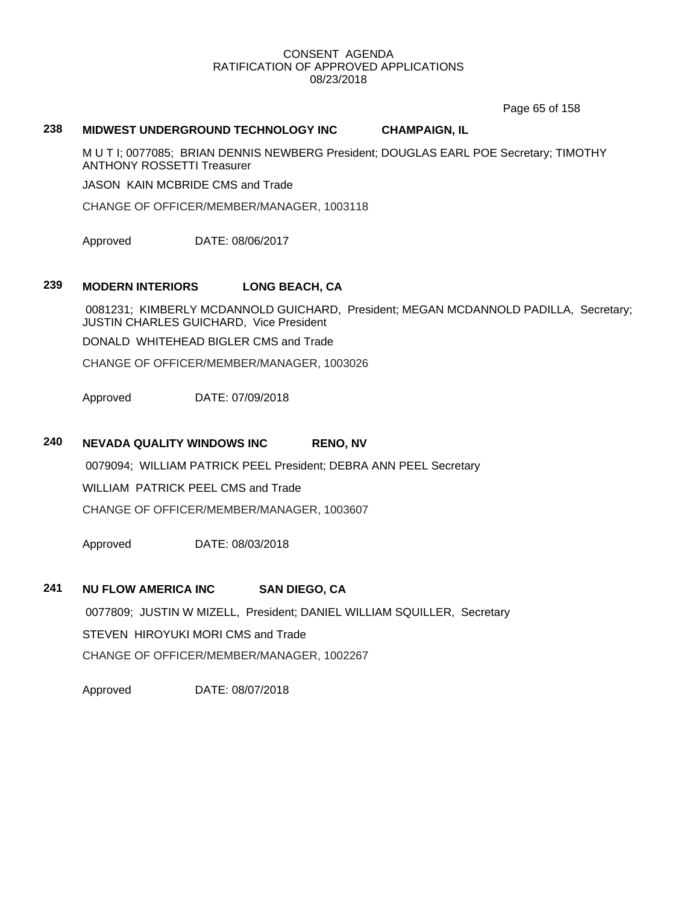CONSENT AGENDA
RATIFICATION OF APPROVED APPLICATIONS
08/23/2018

**238 MIDWEST UNDERGROUND TECHNOLOGY INC CHAMPAIGN, IL**

M U T I; 0077085; BRIAN DENNIS NEWBERG President; DOUGLAS EARL POE Secretary; TIMOTHY ANTHONY ROSSETTI Treasurer

JASON KAIN MCBRIDE CMS and Trade

CHANGE OF OFFICER/MEMBER/MANAGER, 1003118

Approved DATE: 08/06/2017

**239 MODERN INTERIORS LONG BEACH, CA**

0081231; KIMBERLY MCDANNOLD GUICHARD, President; MEGAN MCDANNOLD PADILLA, Secretary; JUSTIN CHARLES GUICHARD, Vice President

DONALD WHITEHEAD BIGLER CMS and Trade

CHANGE OF OFFICER/MEMBER/MANAGER, 1003026

Approved DATE: 07/09/2018

**240 NEVADA QUALITY WINDOWS INC RENO, NV**

0079094; WILLIAM PATRICK PEEL President; DEBRA ANN PEEL Secretary

WILLIAM PATRICK PEEL CMS and Trade

CHANGE OF OFFICER/MEMBER/MANAGER, 1003607

Approved DATE: 08/03/2018

**241 NU FLOW AMERICA INC SAN DIEGO, CA**

0077809; JUSTIN W MIZELL, President; DANIEL WILLIAM SQUILLER, Secretary

STEVEN HIROYUKI MORI CMS and Trade

CHANGE OF OFFICER/MEMBER/MANAGER, 1002267

Approved DATE: 08/07/2018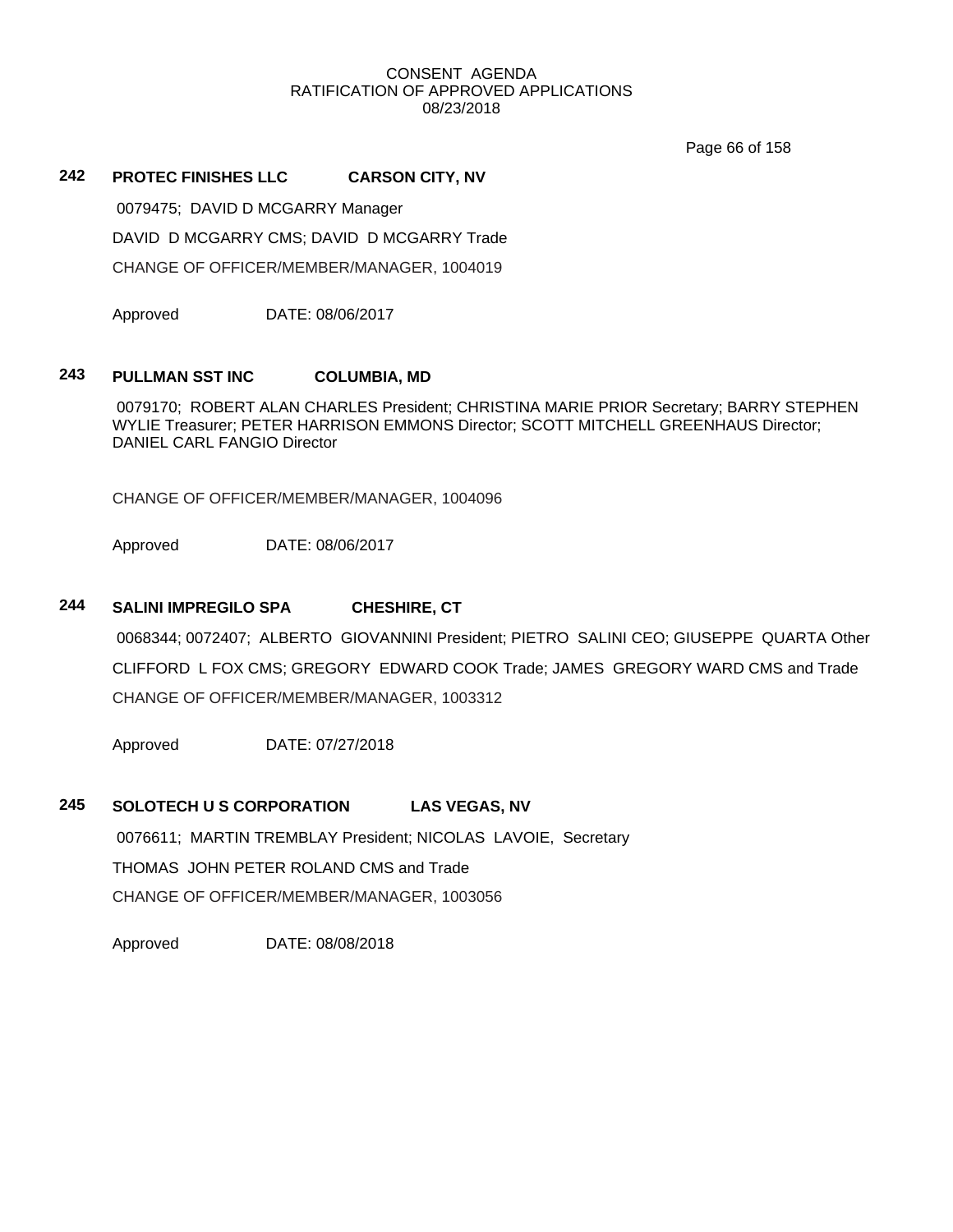CONSENT AGENDA
RATIFICATION OF APPROVED APPLICATIONS
08/23/2018

**242 PROTEC FINISHES LLC CARSON CITY, NV**

0079475; DAVID D MCGARRY Manager

DAVID D MCGARRY CMS; DAVID D MCGARRY Trade

CHANGE OF OFFICER/MEMBER/MANAGER, 1004019

Approved DATE: 08/06/2017

**243 PULLMAN SST INC COLUMBIA, MD**

0079170; ROBERT ALAN CHARLES President; CHRISTINA MARIE PRIOR Secretary; BARRY STEPHEN WYLIE Treasurer; PETER HARRISON EMMONS Director; SCOTT MITCHELL GREENHAUS Director; DANIEL CARL FANGIO Director

CHANGE OF OFFICER/MEMBER/MANAGER, 1004096

Approved DATE: 08/06/2017

**244 SALINI IMPREGILO SPA CHESHIRE, CT**

0068344; 0072407; ALBERTO GIOVANNINI President; PIETRO SALINI CEO; GIUSEPPE QUARTA Other

CLIFFORD L FOX CMS; GREGORY EDWARD COOK Trade; JAMES GREGORY WARD CMS and Trade

CHANGE OF OFFICER/MEMBER/MANAGER, 1003312

Approved DATE: 07/27/2018

**245 SOLOTECH U S CORPORATION LAS VEGAS, NV**

0076611; MARTIN TREMBLAY President; NICOLAS LAVOIE, Secretary

THOMAS JOHN PETER ROLAND CMS and Trade

CHANGE OF OFFICER/MEMBER/MANAGER, 1003056

Approved DATE: 08/08/2018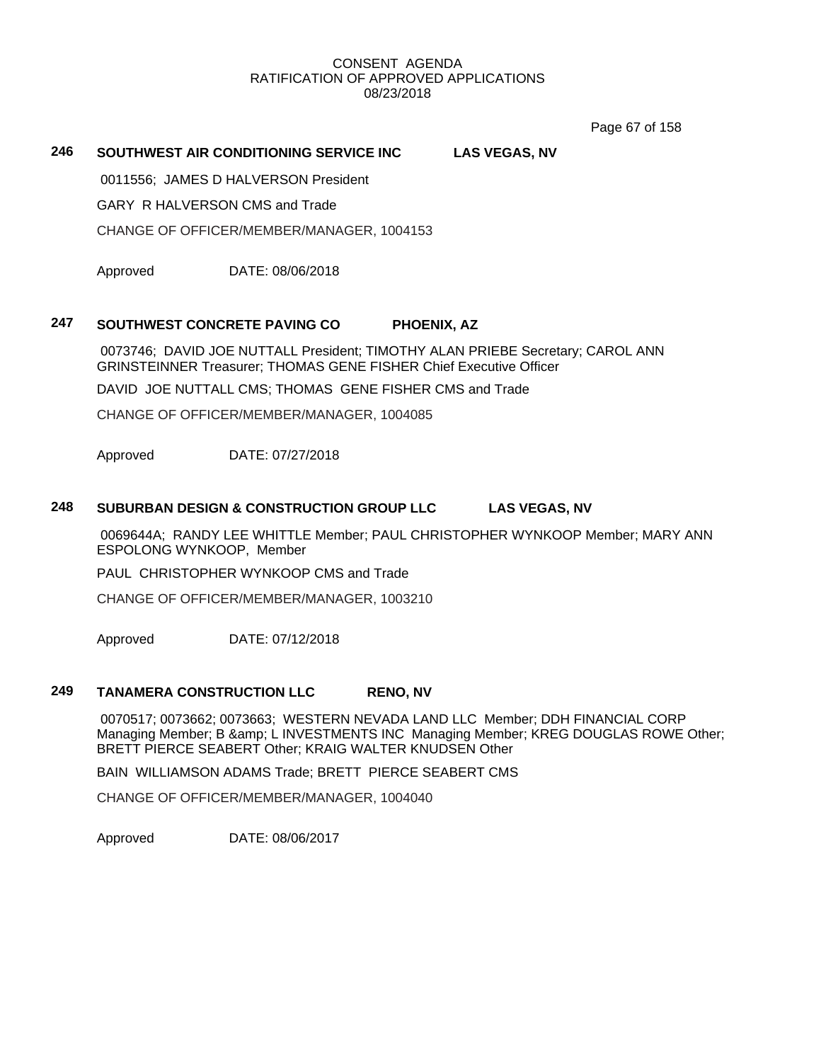CONSENT AGENDA
RATIFICATION OF APPROVED APPLICATIONS
08/23/2018

### 246 SOUTHWEST AIR CONDITIONING SERVICE INC LAS VEGAS, NV

0011556; JAMES D HALVERSON President

GARY R HALVERSON CMS and Trade

CHANGE OF OFFICER/MEMBER/MANAGER, 1004153

Approved DATE: 08/06/2018

### 247 SOUTHWEST CONCRETE PAVING CO PHOENIX, AZ

0073746; DAVID JOE NUTTALL President; TIMOTHY ALAN PRIEBE Secretary; CAROL ANN GRINSTEINNER Treasurer; THOMAS GENE FISHER Chief Executive Officer

DAVID JOE NUTTALL CMS; THOMAS GENE FISHER CMS and Trade

CHANGE OF OFFICER/MEMBER/MANAGER, 1004085

Approved DATE: 07/27/2018

### 248 SUBURBAN DESIGN & CONSTRUCTION GROUP LLC LAS VEGAS, NV

0069644A; RANDY LEE WHITTLE Member; PAUL CHRISTOPHER WYNKOOP Member; MARY ANN ESPOLONG WYNKOOP, Member

PAUL CHRISTOPHER WYNKOOP CMS and Trade

CHANGE OF OFFICER/MEMBER/MANAGER, 1003210

Approved DATE: 07/12/2018

### 249 TANAMERA CONSTRUCTION LLC RENO, NV

0070517; 0073662; 0073663; WESTERN NEVADA LAND LLC Member; DDH FINANCIAL CORP Managing Member; B &amp; L INVESTMENTS INC Managing Member; KREG DOUGLAS ROWE Other; BRETT PIERCE SEABERT Other; KRAIG WALTER KNUDSEN Other

BAIN WILLIAMSON ADAMS Trade; BRETT PIERCE SEABERT CMS

CHANGE OF OFFICER/MEMBER/MANAGER, 1004040

Approved DATE: 08/06/2017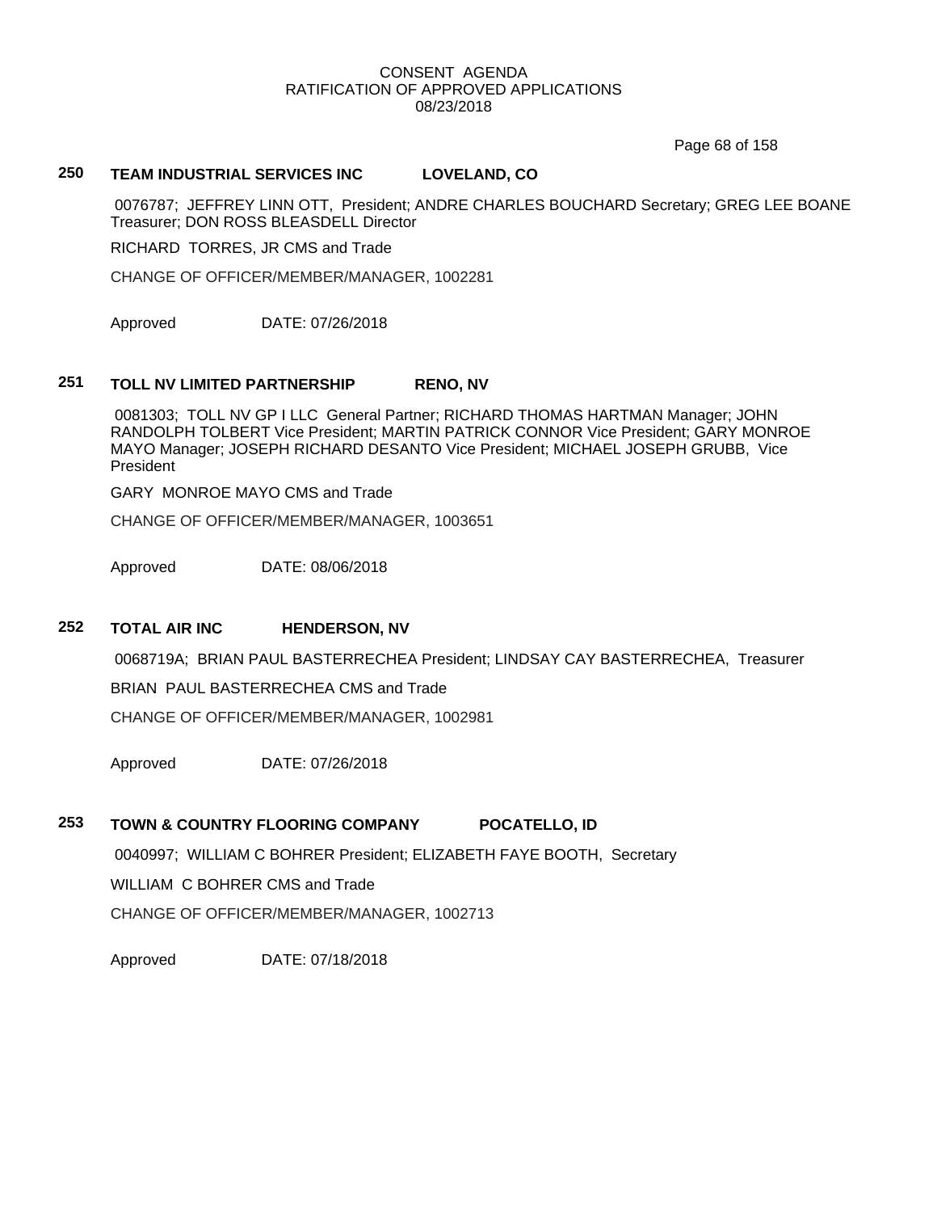CONSENT AGENDA
RATIFICATION OF APPROVED APPLICATIONS
08/23/2018

## 250 TEAM INDUSTRIAL SERVICES INC LOVELAND, CO

0076787; JEFFREY LINN OTT, President; ANDRE CHARLES BOUCHARD Secretary; GREG LEE BOANE Treasurer; DON ROSS BLEASDELL Director

RICHARD TORRES, JR CMS and Trade

CHANGE OF OFFICER/MEMBER/MANAGER, 1002281

Approved DATE: 07/26/2018

## 251 TOLL NV LIMITED PARTNERSHIP RENO, NV

0081303; TOLL NV GP I LLC General Partner; RICHARD THOMAS HARTMAN Manager; JOHN RANDOLPH TOLBERT Vice President; MARTIN PATRICK CONNOR Vice President; GARY MONROE MAYO Manager; JOSEPH RICHARD DESANTO Vice President; MICHAEL JOSEPH GRUBB, Vice President

GARY MONROE MAYO CMS and Trade

CHANGE OF OFFICER/MEMBER/MANAGER, 1003651

Approved DATE: 08/06/2018

## 252 TOTAL AIR INC HENDERSON, NV

0068719A; BRIAN PAUL BASTERRECHEA President; LINDSAY CAY BASTERRECHEA, Treasurer

BRIAN PAUL BASTERRECHEA CMS and Trade

CHANGE OF OFFICER/MEMBER/MANAGER, 1002981

Approved DATE: 07/26/2018

## 253 TOWN & COUNTRY FLOORING COMPANY POCATELLO, ID

0040997; WILLIAM C BOHRER President; ELIZABETH FAYE BOOTH, Secretary

WILLIAM C BOHRER CMS and Trade

CHANGE OF OFFICER/MEMBER/MANAGER, 1002713

Approved DATE: 07/18/2018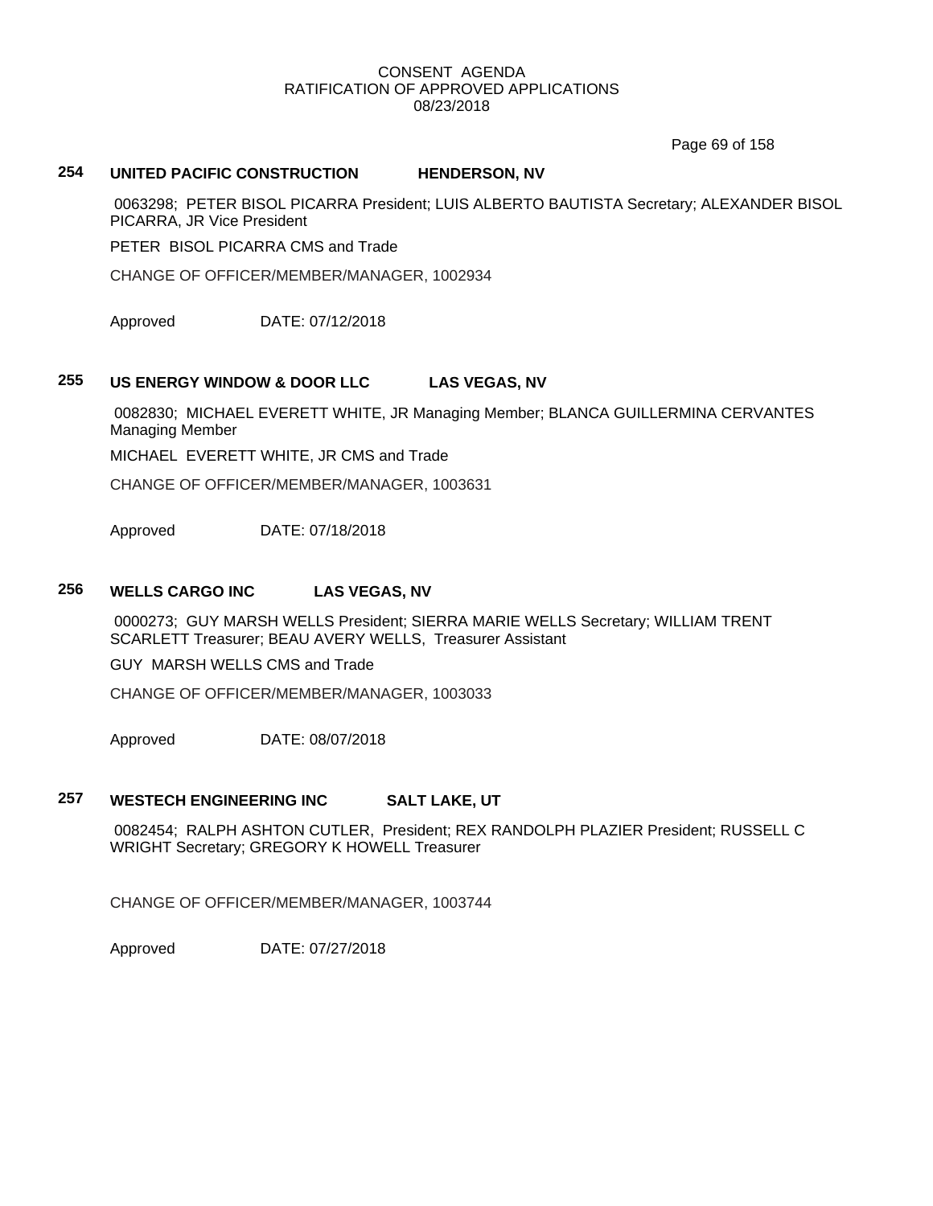CONSENT AGENDA
RATIFICATION OF APPROVED APPLICATIONS
08/23/2018

## 254 UNITED PACIFIC CONSTRUCTION HENDERSON, NV

0063298; PETER BISOL PICARRA President; LUIS ALBERTO BAUTISTA Secretary; ALEXANDER BISOL PICARRA, JR Vice President

PETER BISOL PICARRA CMS and Trade

CHANGE OF OFFICER/MEMBER/MANAGER, 1002934

Approved DATE: 07/12/2018

## 255 US ENERGY WINDOW & DOOR LLC LAS VEGAS, NV

0082830; MICHAEL EVERETT WHITE, JR Managing Member; BLANCA GUILLERMINA CERVANTES Managing Member

MICHAEL EVERETT WHITE, JR CMS and Trade

CHANGE OF OFFICER/MEMBER/MANAGER, 1003631

Approved DATE: 07/18/2018

## 256 WELLS CARGO INC LAS VEGAS, NV

0000273; GUY MARSH WELLS President; SIERRA MARIE WELLS Secretary; WILLIAM TRENT SCARLETT Treasurer; BEAU AVERY WELLS, Treasurer Assistant

GUY MARSH WELLS CMS and Trade

CHANGE OF OFFICER/MEMBER/MANAGER, 1003033

Approved DATE: 08/07/2018

## 257 WESTECH ENGINEERING INC SALT LAKE, UT

0082454; RALPH ASHTON CUTLER, President; REX RANDOLPH PLAZIER President; RUSSELL C WRIGHT Secretary; GREGORY K HOWELL Treasurer

CHANGE OF OFFICER/MEMBER/MANAGER, 1003744

Approved DATE: 07/27/2018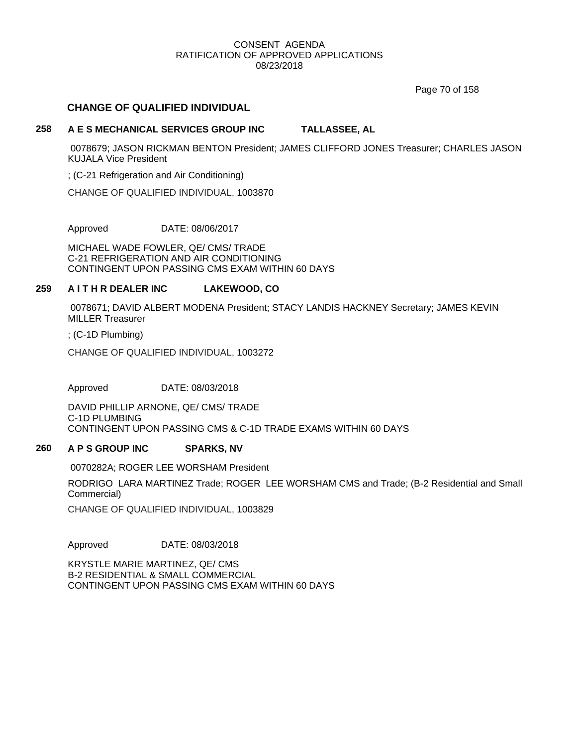CONSENT AGENDA
RATIFICATION OF APPROVED APPLICATIONS
08/23/2018

## CHANGE OF QUALIFIED INDIVIDUAL

### 258 A E S MECHANICAL SERVICES GROUP INC TALLASSEE, AL

0078679; JASON RICKMAN BENTON President; JAMES CLIFFORD JONES Treasurer; CHARLES JASON KUJALA Vice President

; (C-21 Refrigeration and Air Conditioning)

CHANGE OF QUALIFIED INDIVIDUAL, 1003870

Approved DATE: 08/06/2017

MICHAEL WADE FOWLER, QE/ CMS/ TRADE
C-21 REFRIGERATION AND AIR CONDITIONING
CONTINGENT UPON PASSING CMS EXAM WITHIN 60 DAYS

### 259 A I T H R DEALER INC LAKEWOOD, CO

0078671; DAVID ALBERT MODENA President; STACY LANDIS HACKNEY Secretary; JAMES KEVIN MILLER Treasurer

; (C-1D Plumbing)

CHANGE OF QUALIFIED INDIVIDUAL, 1003272

Approved DATE: 08/03/2018

DAVID PHILLIP ARNONE, QE/ CMS/ TRADE
C-1D PLUMBING
CONTINGENT UPON PASSING CMS & C-1D TRADE EXAMS WITHIN 60 DAYS

### 260 A P S GROUP INC SPARKS, NV

0070282A; ROGER LEE WORSHAM President

RODRIGO LARA MARTINEZ Trade; ROGER LEE WORSHAM CMS and Trade; (B-2 Residential and Small Commercial)

CHANGE OF QUALIFIED INDIVIDUAL, 1003829

Approved DATE: 08/03/2018

KRYSTLE MARIE MARTINEZ, QE/ CMS
B-2 RESIDENTIAL & SMALL COMMERCIAL
CONTINGENT UPON PASSING CMS EXAM WITHIN 60 DAYS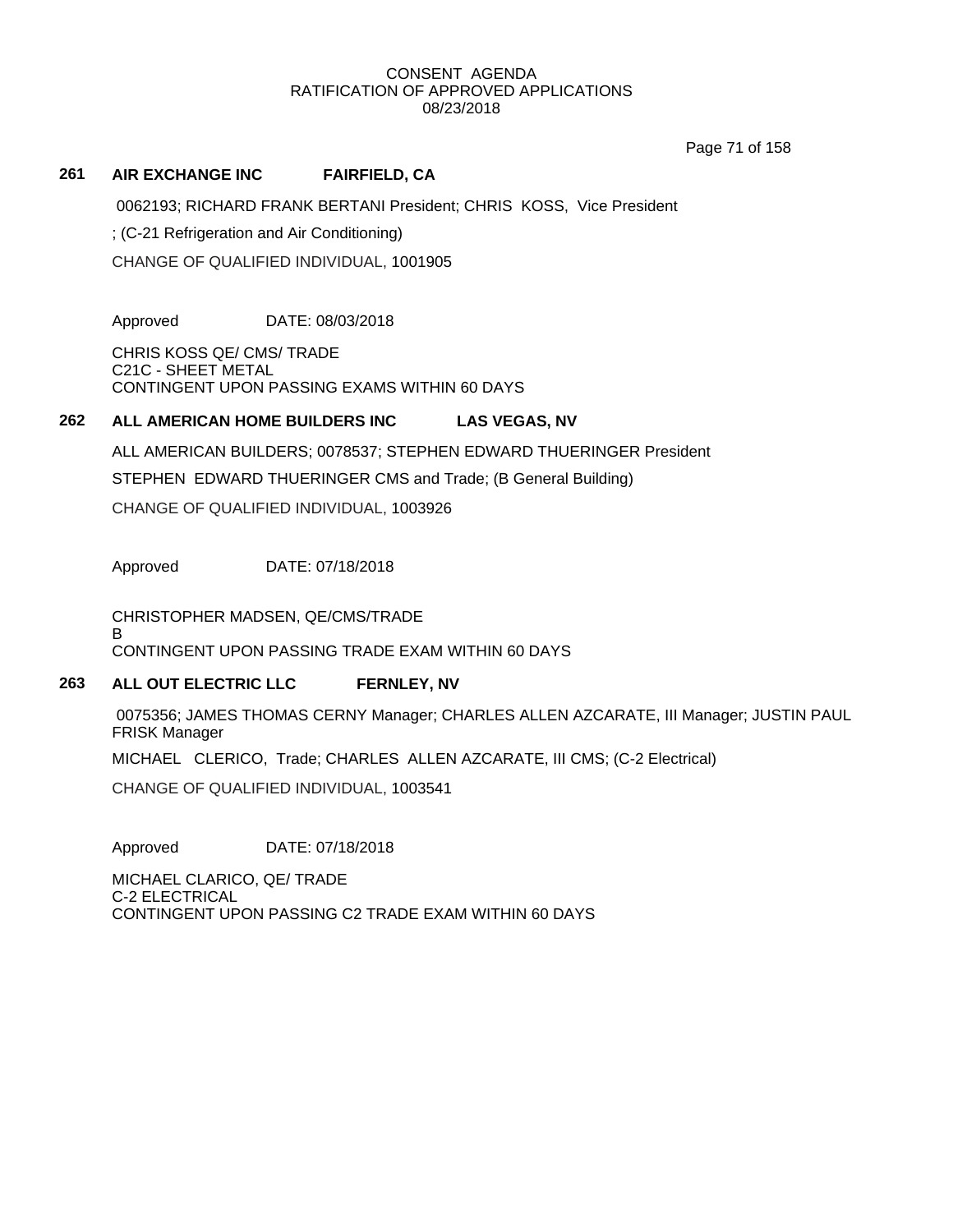CONSENT AGENDA
RATIFICATION OF APPROVED APPLICATIONS
08/23/2018

### 261 AIR EXCHANGE INC FAIRFIELD, CA

0062193; RICHARD FRANK BERTANI President; CHRIS KOSS, Vice President

; (C-21 Refrigeration and Air Conditioning)

CHANGE OF QUALIFIED INDIVIDUAL, 1001905

Approved DATE: 08/03/2018

CHRIS KOSS QE/ CMS/ TRADE
C21C - SHEET METAL
CONTINGENT UPON PASSING EXAMS WITHIN 60 DAYS

### 262 ALL AMERICAN HOME BUILDERS INC LAS VEGAS, NV

ALL AMERICAN BUILDERS; 0078537; STEPHEN EDWARD THUERINGER President

STEPHEN EDWARD THUERINGER CMS and Trade; (B General Building)

CHANGE OF QUALIFIED INDIVIDUAL, 1003926

Approved DATE: 07/18/2018

CHRISTOPHER MADSEN, QE/CMS/TRADE
B
CONTINGENT UPON PASSING TRADE EXAM WITHIN 60 DAYS

### 263 ALL OUT ELECTRIC LLC FERNLEY, NV

0075356; JAMES THOMAS CERNY Manager; CHARLES ALLEN AZCARATE, III Manager; JUSTIN PAUL FRISK Manager

MICHAEL CLERICO, Trade; CHARLES ALLEN AZCARATE, III CMS; (C-2 Electrical)

CHANGE OF QUALIFIED INDIVIDUAL, 1003541

Approved DATE: 07/18/2018

MICHAEL CLARICO, QE/ TRADE
C-2 ELECTRICAL
CONTINGENT UPON PASSING C2 TRADE EXAM WITHIN 60 DAYS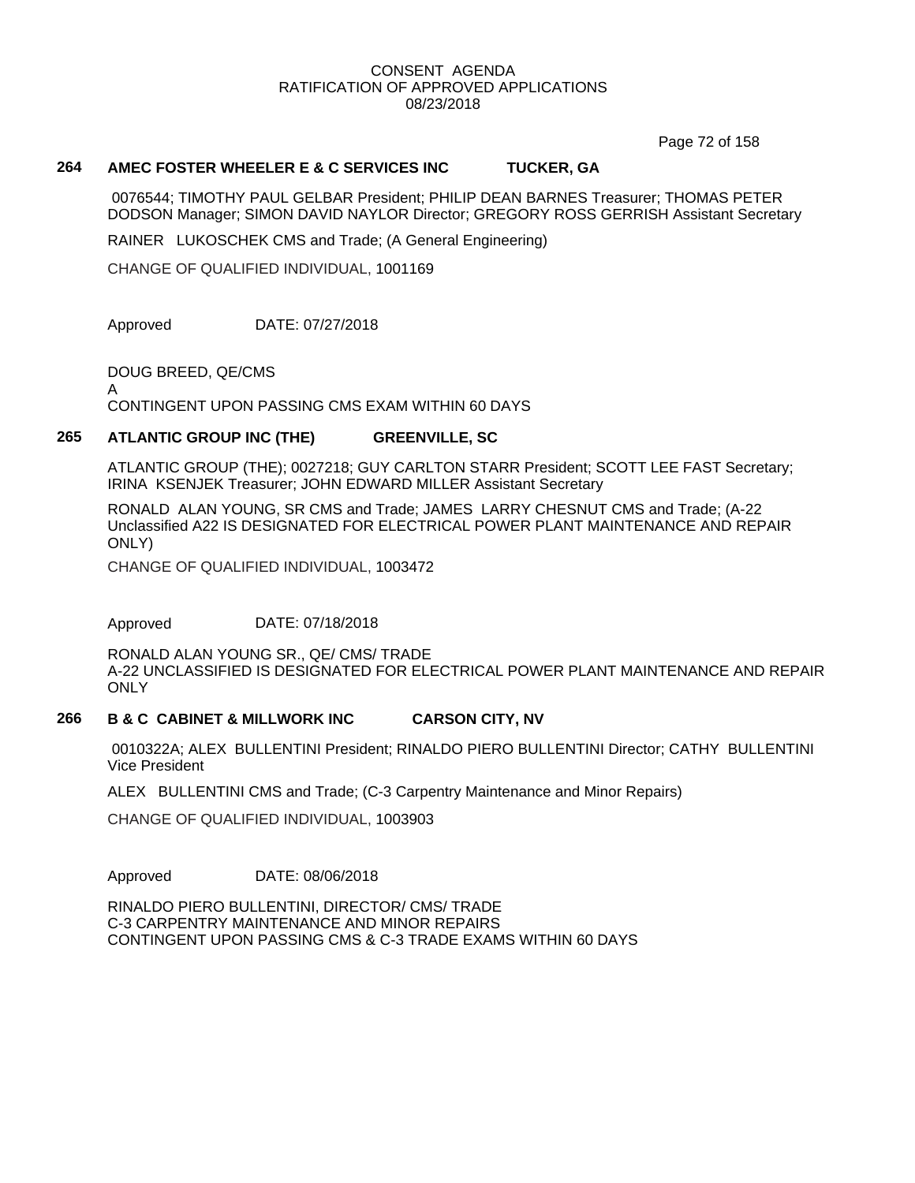CONSENT AGENDA
RATIFICATION OF APPROVED APPLICATIONS
08/23/2018

**264 AMEC FOSTER WHEELER E & C SERVICES INC TUCKER, GA**

0076544; TIMOTHY PAUL GELBAR President; PHILIP DEAN BARNES Treasurer; THOMAS PETER DODSON Manager; SIMON DAVID NAYLOR Director; GREGORY ROSS GERRISH Assistant Secretary

RAINER LUKOSCHEK CMS and Trade; (A General Engineering)

CHANGE OF QUALIFIED INDIVIDUAL, 1001169

Approved DATE: 07/27/2018

DOUG BREED, QE/CMS
A
CONTINGENT UPON PASSING CMS EXAM WITHIN 60 DAYS

**265 ATLANTIC GROUP INC (THE) GREENVILLE, SC**

ATLANTIC GROUP (THE); 0027218; GUY CARLTON STARR President; SCOTT LEE FAST Secretary; IRINA KSENJEK Treasurer; JOHN EDWARD MILLER Assistant Secretary

RONALD ALAN YOUNG, SR CMS and Trade; JAMES LARRY CHESNUT CMS and Trade; (A-22 Unclassified A22 IS DESIGNATED FOR ELECTRICAL POWER PLANT MAINTENANCE AND REPAIR ONLY)

CHANGE OF QUALIFIED INDIVIDUAL, 1003472

Approved DATE: 07/18/2018

RONALD ALAN YOUNG SR., QE/ CMS/ TRADE
A-22 UNCLASSIFIED IS DESIGNATED FOR ELECTRICAL POWER PLANT MAINTENANCE AND REPAIR ONLY

**266 B & C CABINET & MILLWORK INC CARSON CITY, NV**

0010322A; ALEX BULLENTINI President; RINALDO PIERO BULLENTINI Director; CATHY BULLENTINI Vice President

ALEX BULLENTINI CMS and Trade; (C-3 Carpentry Maintenance and Minor Repairs)

CHANGE OF QUALIFIED INDIVIDUAL, 1003903

Approved DATE: 08/06/2018

RINALDO PIERO BULLENTINI, DIRECTOR/ CMS/ TRADE
C-3 CARPENTRY MAINTENANCE AND MINOR REPAIRS
CONTINGENT UPON PASSING CMS & C-3 TRADE EXAMS WITHIN 60 DAYS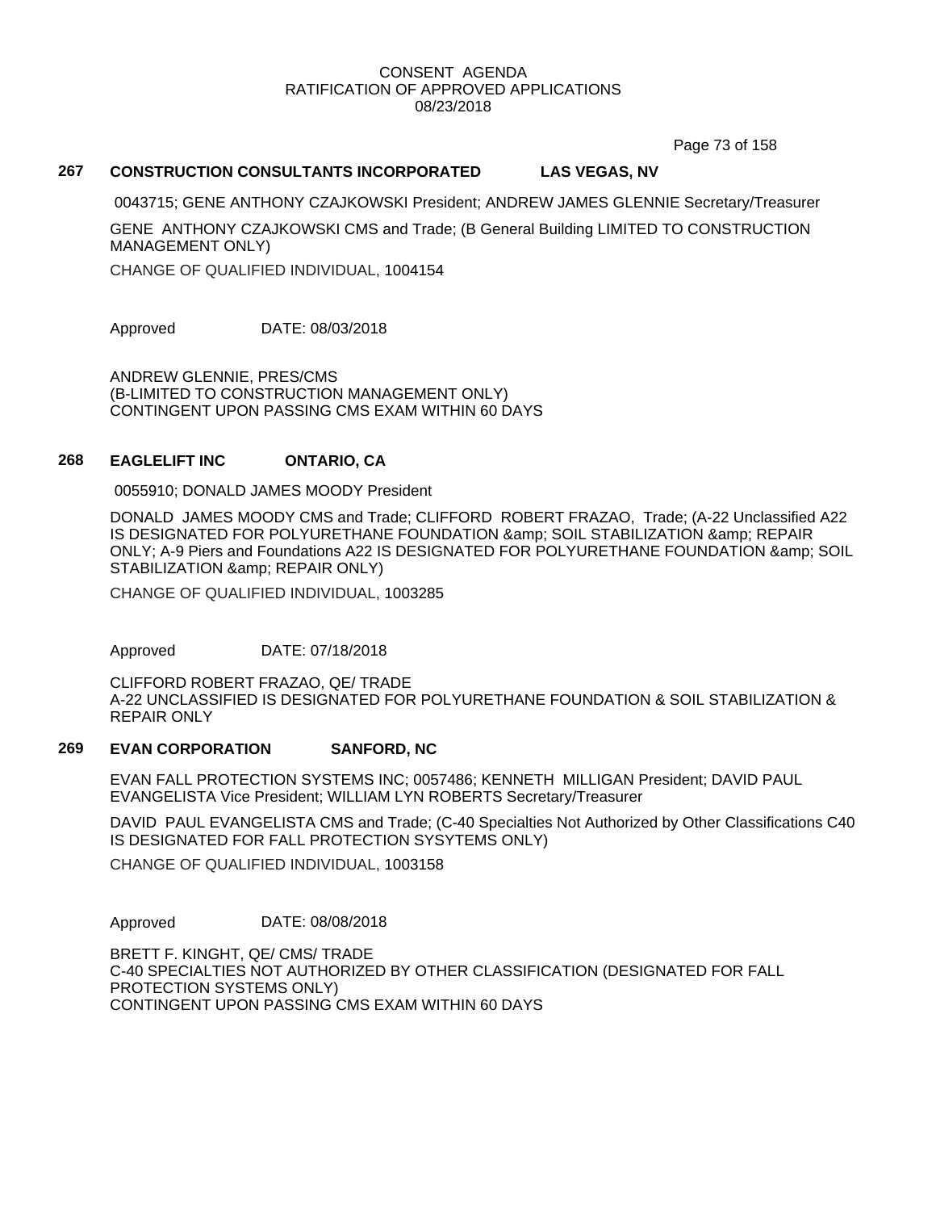CONSENT AGENDA
RATIFICATION OF APPROVED APPLICATIONS
08/23/2018

### 267 CONSTRUCTION CONSULTANTS INCORPORATED LAS VEGAS, NV

0043715; GENE ANTHONY CZAJKOWSKI President; ANDREW JAMES GLENNIE Secretary/Treasurer

GENE ANTHONY CZAJKOWSKI CMS and Trade; (B General Building LIMITED TO CONSTRUCTION MANAGEMENT ONLY)

CHANGE OF QUALIFIED INDIVIDUAL, 1004154

Approved DATE: 08/03/2018

ANDREW GLENNIE, PRES/CMS
(B-LIMITED TO CONSTRUCTION MANAGEMENT ONLY)
CONTINGENT UPON PASSING CMS EXAM WITHIN 60 DAYS

### 268 EAGLELIFT INC ONTARIO, CA

0055910; DONALD JAMES MOODY President

DONALD JAMES MOODY CMS and Trade; CLIFFORD ROBERT FRAZAO, Trade; (A-22 Unclassified A22 IS DESIGNATED FOR POLYURETHANE FOUNDATION &amp; SOIL STABILIZATION &amp; REPAIR ONLY; A-9 Piers and Foundations A22 IS DESIGNATED FOR POLYURETHANE FOUNDATION &amp; SOIL STABILIZATION &amp; REPAIR ONLY)

CHANGE OF QUALIFIED INDIVIDUAL, 1003285

Approved DATE: 07/18/2018

CLIFFORD ROBERT FRAZAO, QE/ TRADE
A-22 UNCLASSIFIED IS DESIGNATED FOR POLYURETHANE FOUNDATION & SOIL STABILIZATION & REPAIR ONLY

### 269 EVAN CORPORATION SANFORD, NC

EVAN FALL PROTECTION SYSTEMS INC; 0057486; KENNETH MILLIGAN President; DAVID PAUL EVANGELISTA Vice President; WILLIAM LYN ROBERTS Secretary/Treasurer

DAVID PAUL EVANGELISTA CMS and Trade; (C-40 Specialties Not Authorized by Other Classifications C40 IS DESIGNATED FOR FALL PROTECTION SYSYTEMS ONLY)

CHANGE OF QUALIFIED INDIVIDUAL, 1003158

Approved DATE: 08/08/2018

BRETT F. KINGHT, QE/ CMS/ TRADE
C-40 SPECIALTIES NOT AUTHORIZED BY OTHER CLASSIFICATION (DESIGNATED FOR FALL PROTECTION SYSTEMS ONLY)
CONTINGENT UPON PASSING CMS EXAM WITHIN 60 DAYS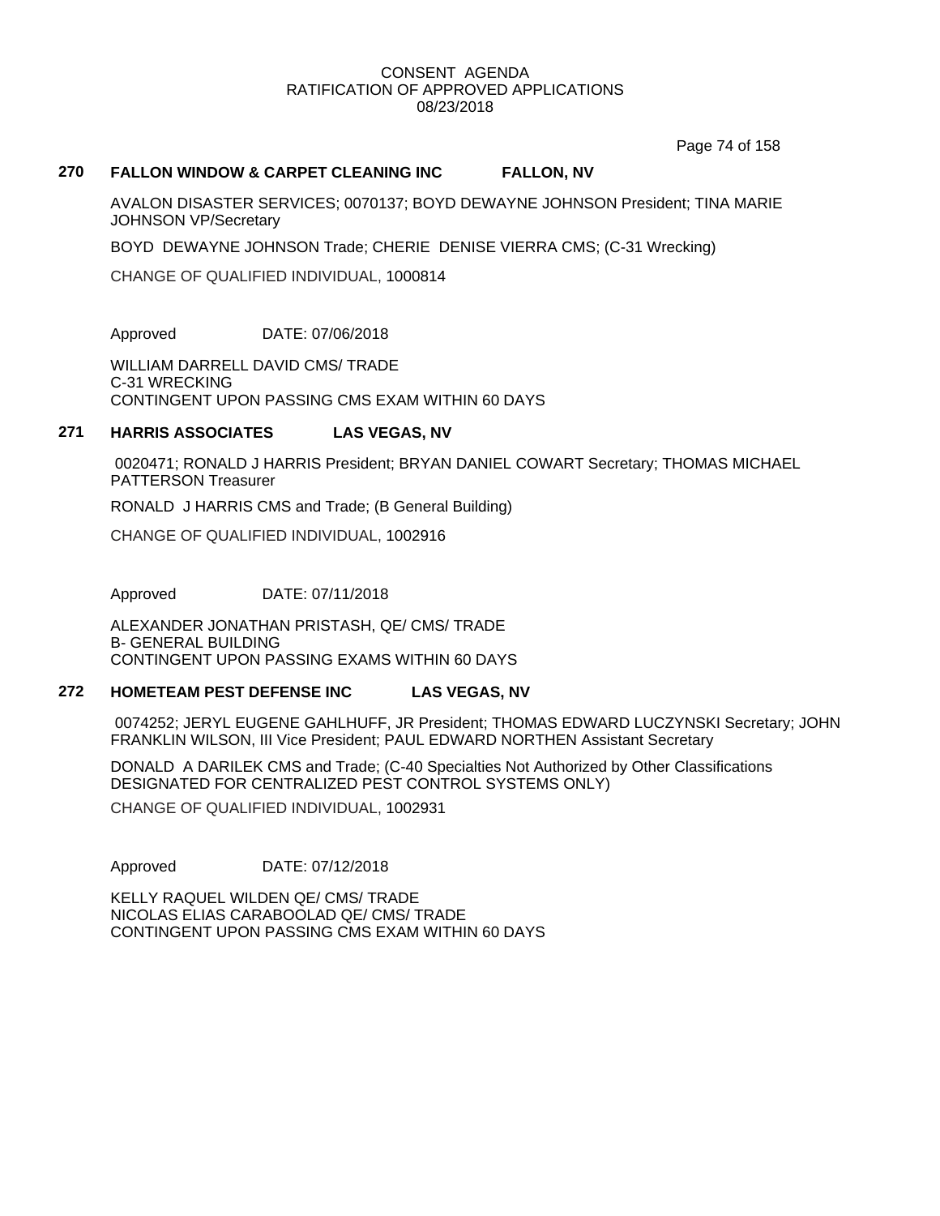CONSENT AGENDA
RATIFICATION OF APPROVED APPLICATIONS
08/23/2018

### 270 FALLON WINDOW & CARPET CLEANING INC FALLON, NV

AVALON DISASTER SERVICES; 0070137; BOYD DEWAYNE JOHNSON President; TINA MARIE JOHNSON VP/Secretary

BOYD DEWAYNE JOHNSON Trade; CHERIE DENISE VIERRA CMS; (C-31 Wrecking)

CHANGE OF QUALIFIED INDIVIDUAL, 1000814

Approved DATE: 07/06/2018

WILLIAM DARRELL DAVID CMS/ TRADE
C-31 WRECKING
CONTINGENT UPON PASSING CMS EXAM WITHIN 60 DAYS

### 271 HARRIS ASSOCIATES LAS VEGAS, NV

0020471; RONALD J HARRIS President; BRYAN DANIEL COWART Secretary; THOMAS MICHAEL PATTERSON Treasurer

RONALD J HARRIS CMS and Trade; (B General Building)

CHANGE OF QUALIFIED INDIVIDUAL, 1002916

Approved DATE: 07/11/2018

ALEXANDER JONATHAN PRISTASH, QE/ CMS/ TRADE
B- GENERAL BUILDING
CONTINGENT UPON PASSING EXAMS WITHIN 60 DAYS

### 272 HOMETEAM PEST DEFENSE INC LAS VEGAS, NV

0074252; JERYL EUGENE GAHLHUFF, JR President; THOMAS EDWARD LUCZYNSKI Secretary; JOHN FRANKLIN WILSON, III Vice President; PAUL EDWARD NORTHEN Assistant Secretary

DONALD A DARILEK CMS and Trade; (C-40 Specialties Not Authorized by Other Classifications DESIGNATED FOR CENTRALIZED PEST CONTROL SYSTEMS ONLY)

CHANGE OF QUALIFIED INDIVIDUAL, 1002931

Approved DATE: 07/12/2018

KELLY RAQUEL WILDEN QE/ CMS/ TRADE
NICOLAS ELIAS CARABOOLAD QE/ CMS/ TRADE
CONTINGENT UPON PASSING CMS EXAM WITHIN 60 DAYS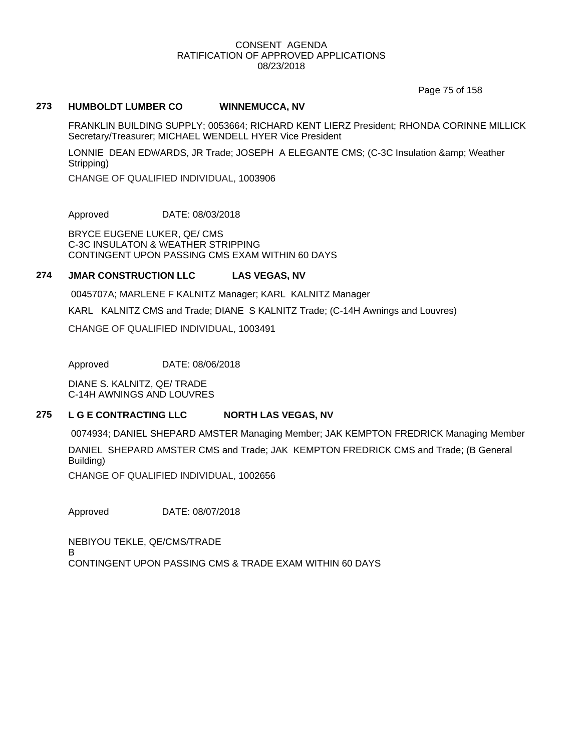CONSENT AGENDA
RATIFICATION OF APPROVED APPLICATIONS
08/23/2018

### 273 HUMBOLDT LUMBER CO WINNEMUCCA, NV

FRANKLIN BUILDING SUPPLY; 0053664; RICHARD KENT LIERZ President; RHONDA CORINNE MILLICK Secretary/Treasurer; MICHAEL WENDELL HYER Vice President

LONNIE DEAN EDWARDS, JR Trade; JOSEPH A ELEGANTE CMS; (C-3C Insulation &amp; Weather Stripping)

CHANGE OF QUALIFIED INDIVIDUAL, 1003906

Approved DATE: 08/03/2018

BRYCE EUGENE LUKER, QE/ CMS
C-3C INSULATON & WEATHER STRIPPING
CONTINGENT UPON PASSING CMS EXAM WITHIN 60 DAYS

### 274 JMAR CONSTRUCTION LLC LAS VEGAS, NV

0045707A; MARLENE F KALNITZ Manager; KARL KALNITZ Manager

KARL KALNITZ CMS and Trade; DIANE S KALNITZ Trade; (C-14H Awnings and Louvres)

CHANGE OF QUALIFIED INDIVIDUAL, 1003491

Approved DATE: 08/06/2018

DIANE S. KALNITZ, QE/ TRADE
C-14H AWNINGS AND LOUVRES

### 275 L G E CONTRACTING LLC NORTH LAS VEGAS, NV

0074934; DANIEL SHEPARD AMSTER Managing Member; JAK KEMPTON FREDRICK Managing Member

DANIEL SHEPARD AMSTER CMS and Trade; JAK KEMPTON FREDRICK CMS and Trade; (B General Building)

CHANGE OF QUALIFIED INDIVIDUAL, 1002656

Approved DATE: 08/07/2018

NEBIYOU TEKLE, QE/CMS/TRADE
B
CONTINGENT UPON PASSING CMS & TRADE EXAM WITHIN 60 DAYS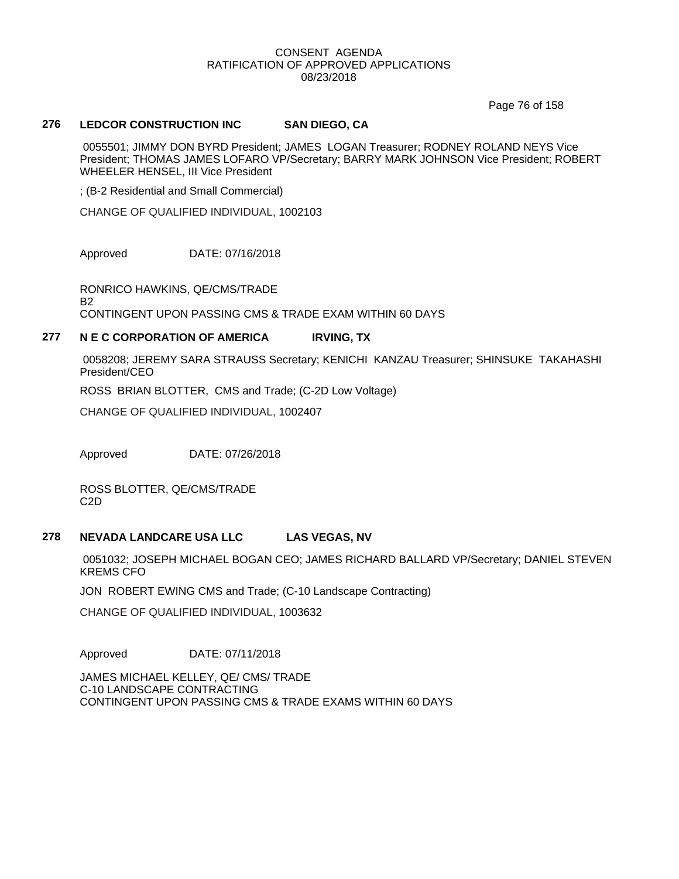CONSENT AGENDA
RATIFICATION OF APPROVED APPLICATIONS
08/23/2018

**276 LEDCOR CONSTRUCTION INC SAN DIEGO, CA**

0055501; JIMMY DON BYRD President; JAMES LOGAN Treasurer; RODNEY ROLAND NEYS Vice President; THOMAS JAMES LOFARO VP/Secretary; BARRY MARK JOHNSON Vice President; ROBERT WHEELER HENSEL, III Vice President

; (B-2 Residential and Small Commercial)

CHANGE OF QUALIFIED INDIVIDUAL, 1002103

Approved DATE: 07/16/2018

RONRICO HAWKINS, QE/CMS/TRADE
B2
CONTINGENT UPON PASSING CMS & TRADE EXAM WITHIN 60 DAYS

**277 N E C CORPORATION OF AMERICA IRVING, TX**

0058208; JEREMY SARA STRAUSS Secretary; KENICHI KANZAU Treasurer; SHINSUKE TAKAHASHI President/CEO

ROSS BRIAN BLOTTER, CMS and Trade; (C-2D Low Voltage)

CHANGE OF QUALIFIED INDIVIDUAL, 1002407

Approved DATE: 07/26/2018

ROSS BLOTTER, QE/CMS/TRADE
C2D

**278 NEVADA LANDCARE USA LLC LAS VEGAS, NV**

0051032; JOSEPH MICHAEL BOGAN CEO; JAMES RICHARD BALLARD VP/Secretary; DANIEL STEVEN KREMS CFO

JON ROBERT EWING CMS and Trade; (C-10 Landscape Contracting)

CHANGE OF QUALIFIED INDIVIDUAL, 1003632

Approved DATE: 07/11/2018

JAMES MICHAEL KELLEY, QE/ CMS/ TRADE
C-10 LANDSCAPE CONTRACTING
CONTINGENT UPON PASSING CMS & TRADE EXAMS WITHIN 60 DAYS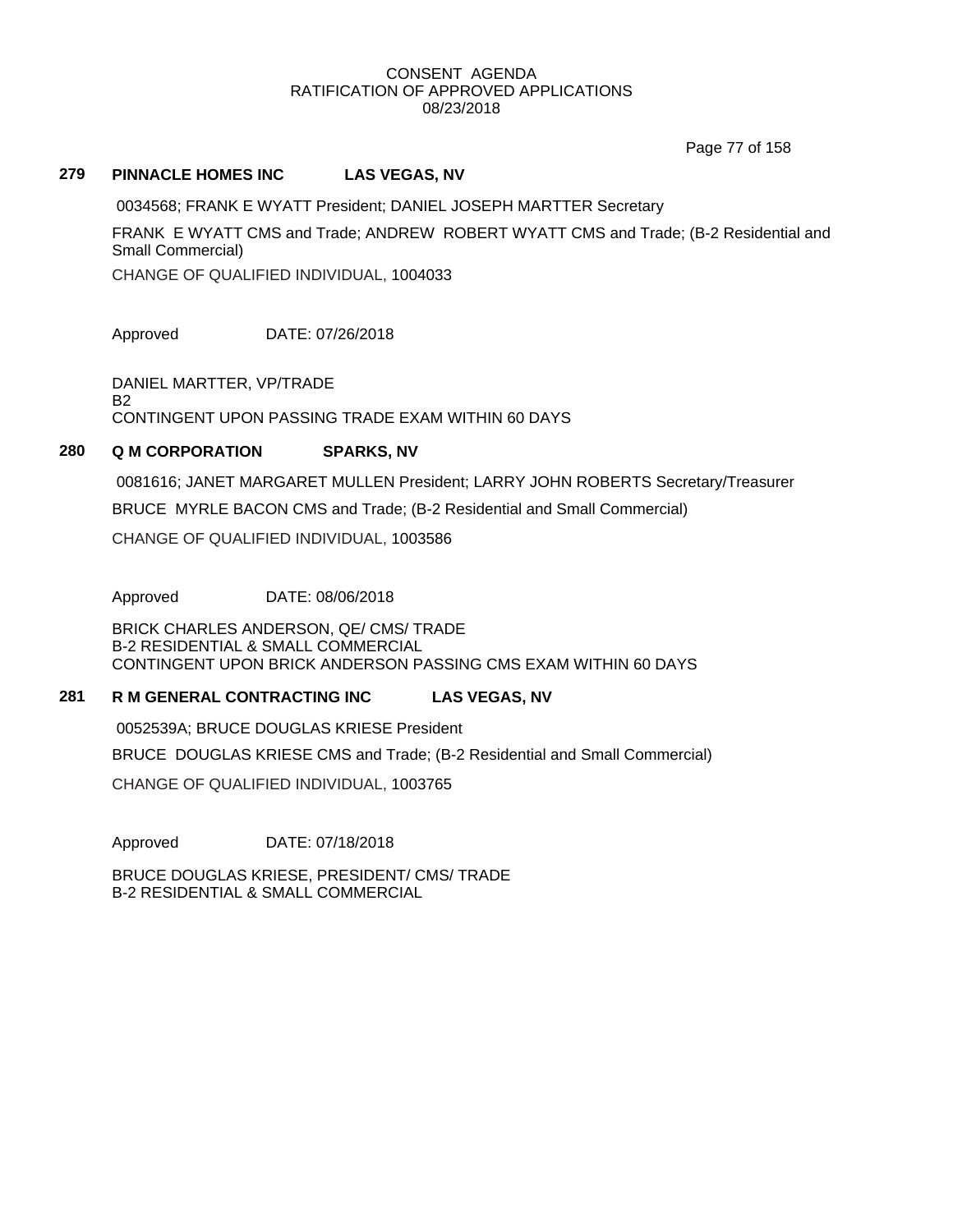CONSENT AGENDA
RATIFICATION OF APPROVED APPLICATIONS
08/23/2018

## 279 PINNACLE HOMES INC LAS VEGAS, NV

0034568; FRANK E WYATT President; DANIEL JOSEPH MARTTER Secretary

FRANK E WYATT CMS and Trade; ANDREW ROBERT WYATT CMS and Trade; (B-2 Residential and Small Commercial)

CHANGE OF QUALIFIED INDIVIDUAL, 1004033

Approved DATE: 07/26/2018

DANIEL MARTTER, VP/TRADE
B2
CONTINGENT UPON PASSING TRADE EXAM WITHIN 60 DAYS

## 280 Q M CORPORATION SPARKS, NV

0081616; JANET MARGARET MULLEN President; LARRY JOHN ROBERTS Secretary/Treasurer

BRUCE MYRLE BACON CMS and Trade; (B-2 Residential and Small Commercial)

CHANGE OF QUALIFIED INDIVIDUAL, 1003586

Approved DATE: 08/06/2018

BRICK CHARLES ANDERSON, QE/ CMS/ TRADE
B-2 RESIDENTIAL & SMALL COMMERCIAL
CONTINGENT UPON BRICK ANDERSON PASSING CMS EXAM WITHIN 60 DAYS

## 281 R M GENERAL CONTRACTING INC LAS VEGAS, NV

0052539A; BRUCE DOUGLAS KRIESE President

BRUCE DOUGLAS KRIESE CMS and Trade; (B-2 Residential and Small Commercial)

CHANGE OF QUALIFIED INDIVIDUAL, 1003765

Approved DATE: 07/18/2018

BRUCE DOUGLAS KRIESE, PRESIDENT/ CMS/ TRADE
B-2 RESIDENTIAL & SMALL COMMERCIAL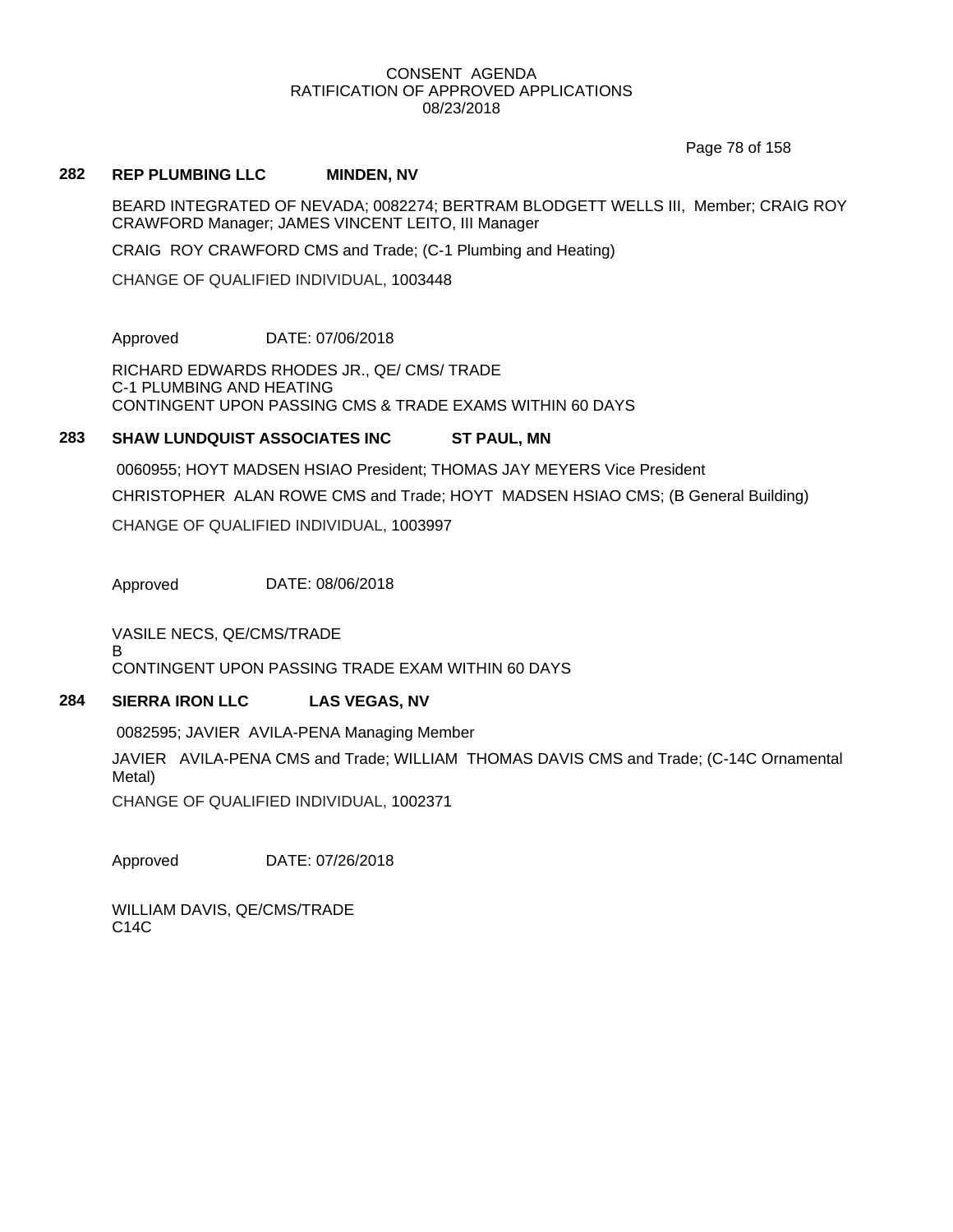### 282 REP PLUMBING LLC MINDEN, NV

BEARD INTEGRATED OF NEVADA; 0082274; BERTRAM BLODGETT WELLS III, Member; CRAIG ROY CRAWFORD Manager; JAMES VINCENT LEITO, III Manager

CRAIG ROY CRAWFORD CMS and Trade; (C-1 Plumbing and Heating)

CHANGE OF QUALIFIED INDIVIDUAL, 1003448

Approved DATE: 07/06/2018

RICHARD EDWARDS RHODES JR., QE/ CMS/ TRADE
C-1 PLUMBING AND HEATING
CONTINGENT UPON PASSING CMS & TRADE EXAMS WITHIN 60 DAYS

### 283 SHAW LUNDQUIST ASSOCIATES INC ST PAUL, MN

0060955; HOYT MADSEN HSIAO President; THOMAS JAY MEYERS Vice President

CHRISTOPHER ALAN ROWE CMS and Trade; HOYT MADSEN HSIAO CMS; (B General Building)

CHANGE OF QUALIFIED INDIVIDUAL, 1003997

Approved DATE: 08/06/2018

VASILE NECS, QE/CMS/TRADE
B
CONTINGENT UPON PASSING TRADE EXAM WITHIN 60 DAYS

### 284 SIERRA IRON LLC LAS VEGAS, NV

0082595; JAVIER AVILA-PENA Managing Member

JAVIER AVILA-PENA CMS and Trade; WILLIAM THOMAS DAVIS CMS and Trade; (C-14C Ornamental Metal)

CHANGE OF QUALIFIED INDIVIDUAL, 1002371

Approved DATE: 07/26/2018

WILLIAM DAVIS, QE/CMS/TRADE
C14C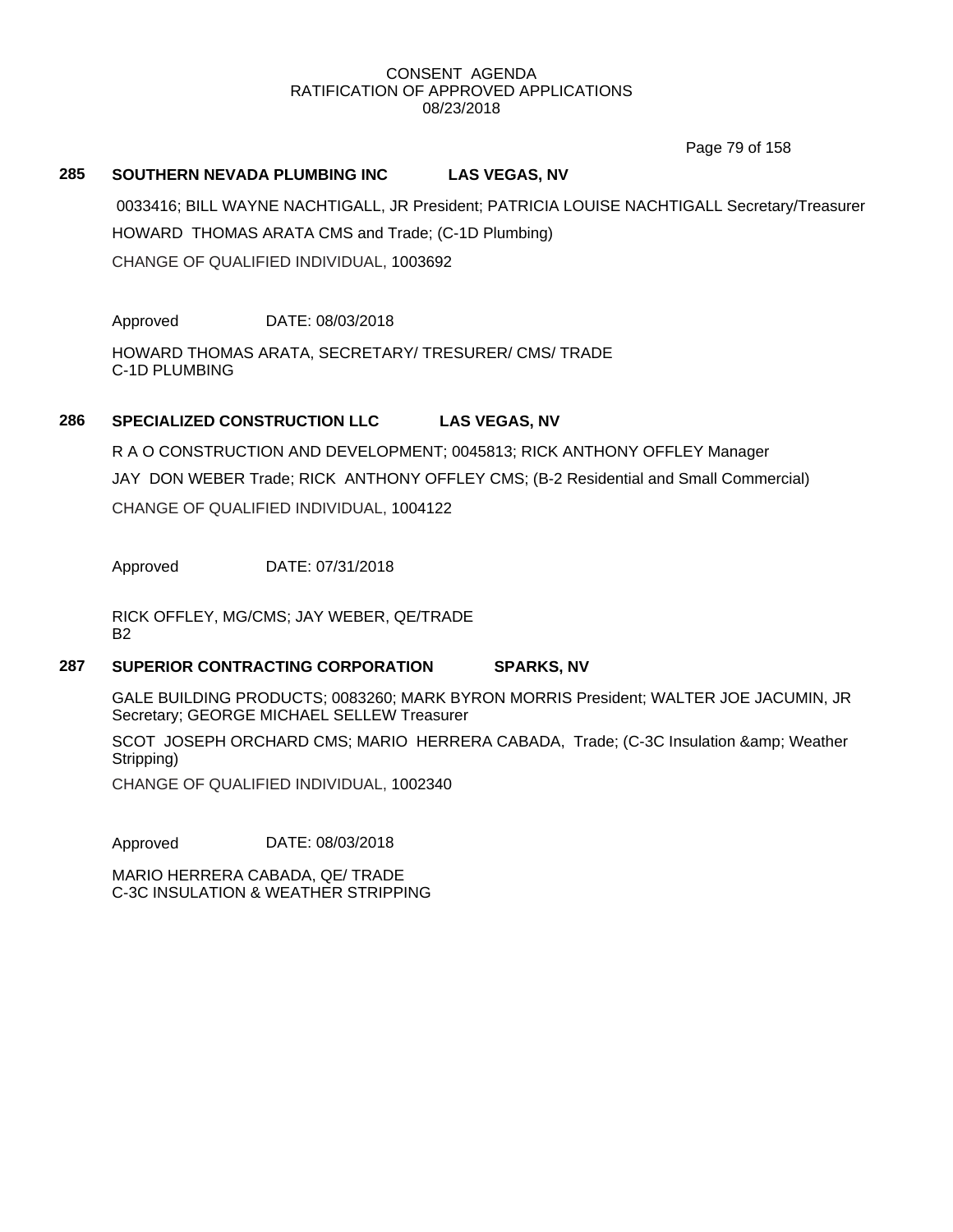CONSENT AGENDA
RATIFICATION OF APPROVED APPLICATIONS
08/23/2018

**285 SOUTHERN NEVADA PLUMBING INC LAS VEGAS, NV**

0033416; BILL WAYNE NACHTIGALL, JR President; PATRICIA LOUISE NACHTIGALL Secretary/Treasurer

HOWARD THOMAS ARATA CMS and Trade; (C-1D Plumbing)

CHANGE OF QUALIFIED INDIVIDUAL, 1003692

Approved DATE: 08/03/2018

HOWARD THOMAS ARATA, SECRETARY/ TRESURER/ CMS/ TRADE
C-1D PLUMBING

**286 SPECIALIZED CONSTRUCTION LLC LAS VEGAS, NV**

R A O CONSTRUCTION AND DEVELOPMENT; 0045813; RICK ANTHONY OFFLEY Manager

JAY DON WEBER Trade; RICK ANTHONY OFFLEY CMS; (B-2 Residential and Small Commercial)

CHANGE OF QUALIFIED INDIVIDUAL, 1004122

Approved DATE: 07/31/2018

RICK OFFLEY, MG/CMS; JAY WEBER, QE/TRADE
B2

**287 SUPERIOR CONTRACTING CORPORATION SPARKS, NV**

GALE BUILDING PRODUCTS; 0083260; MARK BYRON MORRIS President; WALTER JOE JACUMIN, JR Secretary; GEORGE MICHAEL SELLEW Treasurer

SCOT JOSEPH ORCHARD CMS; MARIO HERRERA CABADA, Trade; (C-3C Insulation &amp; Weather Stripping)

CHANGE OF QUALIFIED INDIVIDUAL, 1002340

Approved DATE: 08/03/2018

MARIO HERRERA CABADA, QE/ TRADE
C-3C INSULATION & WEATHER STRIPPING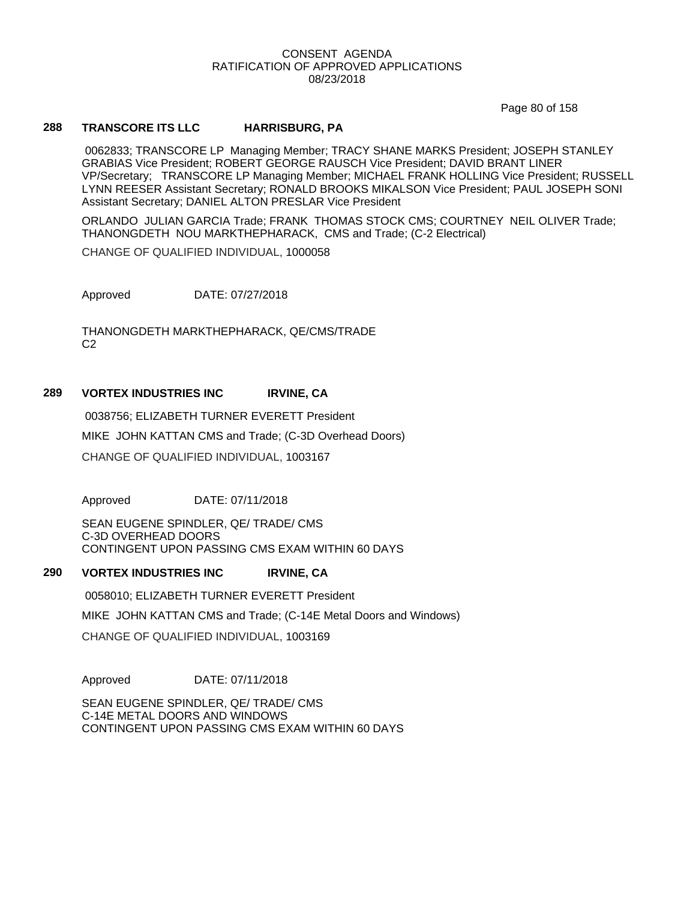**288 TRANSCORE ITS LLC HARRISBURG, PA**

0062833; TRANSCORE LP Managing Member; TRACY SHANE MARKS President; JOSEPH STANLEY GRABIAS Vice President; ROBERT GEORGE RAUSCH Vice President; DAVID BRANT LINER VP/Secretary; TRANSCORE LP Managing Member; MICHAEL FRANK HOLLING Vice President; RUSSELL LYNN REESER Assistant Secretary; RONALD BROOKS MIKALSON Vice President; PAUL JOSEPH SONI Assistant Secretary; DANIEL ALTON PRESLAR Vice President

ORLANDO JULIAN GARCIA Trade; FRANK THOMAS STOCK CMS; COURTNEY NEIL OLIVER Trade; THANONGDETH NOU MARKTHEPHARACK, CMS and Trade; (C-2 Electrical)

CHANGE OF QUALIFIED INDIVIDUAL, 1000058

Approved DATE: 07/27/2018

THANONGDETH MARKTHEPHARACK, QE/CMS/TRADE
C2

**289 VORTEX INDUSTRIES INC IRVINE, CA**

0038756; ELIZABETH TURNER EVERETT President

MIKE JOHN KATTAN CMS and Trade; (C-3D Overhead Doors)

CHANGE OF QUALIFIED INDIVIDUAL, 1003167

Approved DATE: 07/11/2018

SEAN EUGENE SPINDLER, QE/ TRADE/ CMS
C-3D OVERHEAD DOORS
CONTINGENT UPON PASSING CMS EXAM WITHIN 60 DAYS

**290 VORTEX INDUSTRIES INC IRVINE, CA**

0058010; ELIZABETH TURNER EVERETT President

MIKE JOHN KATTAN CMS and Trade; (C-14E Metal Doors and Windows)

CHANGE OF QUALIFIED INDIVIDUAL, 1003169

Approved DATE: 07/11/2018

SEAN EUGENE SPINDLER, QE/ TRADE/ CMS
C-14E METAL DOORS AND WINDOWS
CONTINGENT UPON PASSING CMS EXAM WITHIN 60 DAYS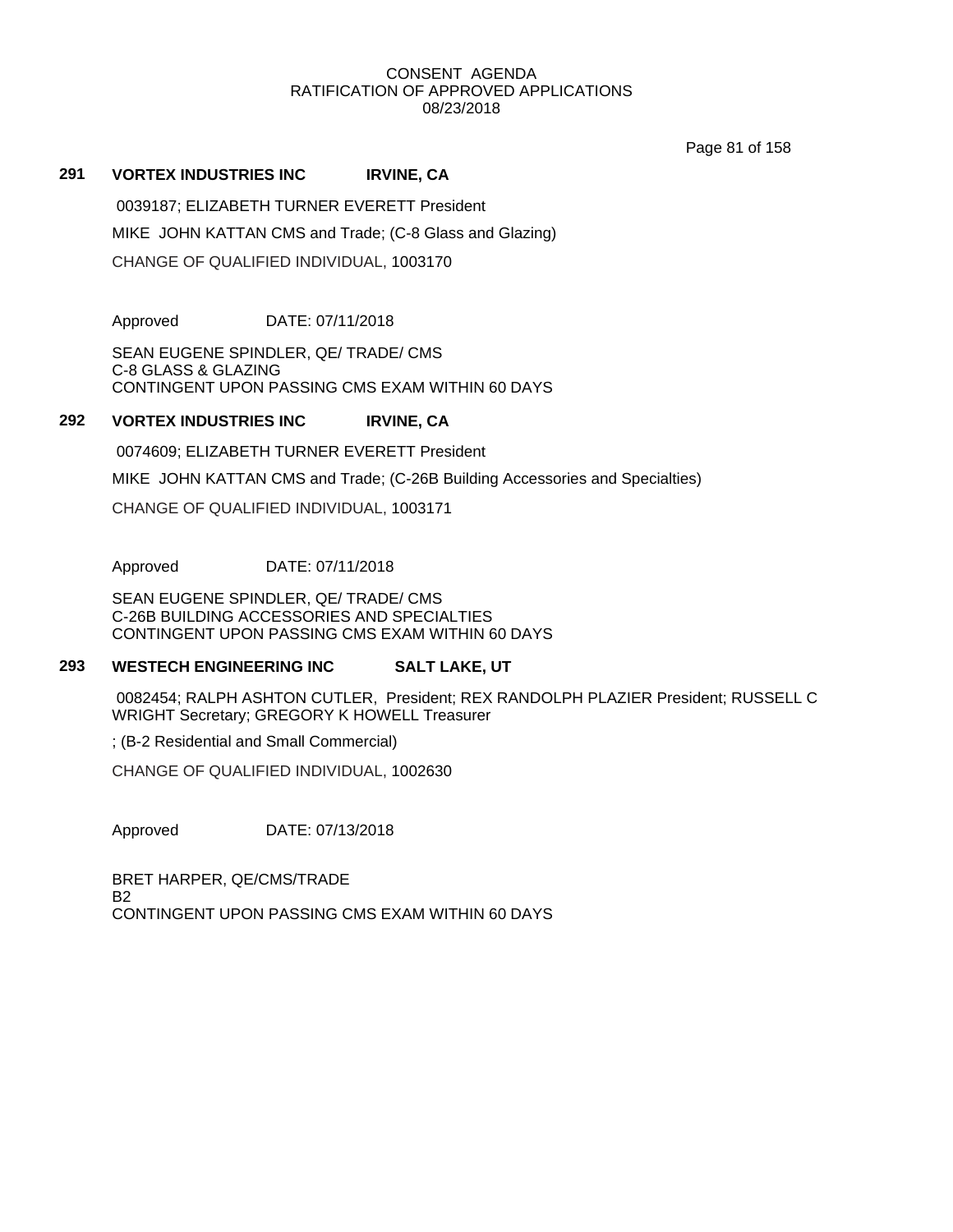CONSENT AGENDA
RATIFICATION OF APPROVED APPLICATIONS
08/23/2018

**291 VORTEX INDUSTRIES INC IRVINE, CA**

0039187; ELIZABETH TURNER EVERETT President

MIKE JOHN KATTAN CMS and Trade; (C-8 Glass and Glazing)

CHANGE OF QUALIFIED INDIVIDUAL, 1003170

Approved DATE: 07/11/2018

SEAN EUGENE SPINDLER, QE/ TRADE/ CMS
C-8 GLASS & GLAZING
CONTINGENT UPON PASSING CMS EXAM WITHIN 60 DAYS

**292 VORTEX INDUSTRIES INC IRVINE, CA**

0074609; ELIZABETH TURNER EVERETT President

MIKE JOHN KATTAN CMS and Trade; (C-26B Building Accessories and Specialties)

CHANGE OF QUALIFIED INDIVIDUAL, 1003171

Approved DATE: 07/11/2018

SEAN EUGENE SPINDLER, QE/ TRADE/ CMS
C-26B BUILDING ACCESSORIES AND SPECIALTIES
CONTINGENT UPON PASSING CMS EXAM WITHIN 60 DAYS

**293 WESTECH ENGINEERING INC SALT LAKE, UT**

0082454; RALPH ASHTON CUTLER, President; REX RANDOLPH PLAZIER President; RUSSELL C WRIGHT Secretary; GREGORY K HOWELL Treasurer

; (B-2 Residential and Small Commercial)

CHANGE OF QUALIFIED INDIVIDUAL, 1002630

Approved DATE: 07/13/2018

BRET HARPER, QE/CMS/TRADE
B2
CONTINGENT UPON PASSING CMS EXAM WITHIN 60 DAYS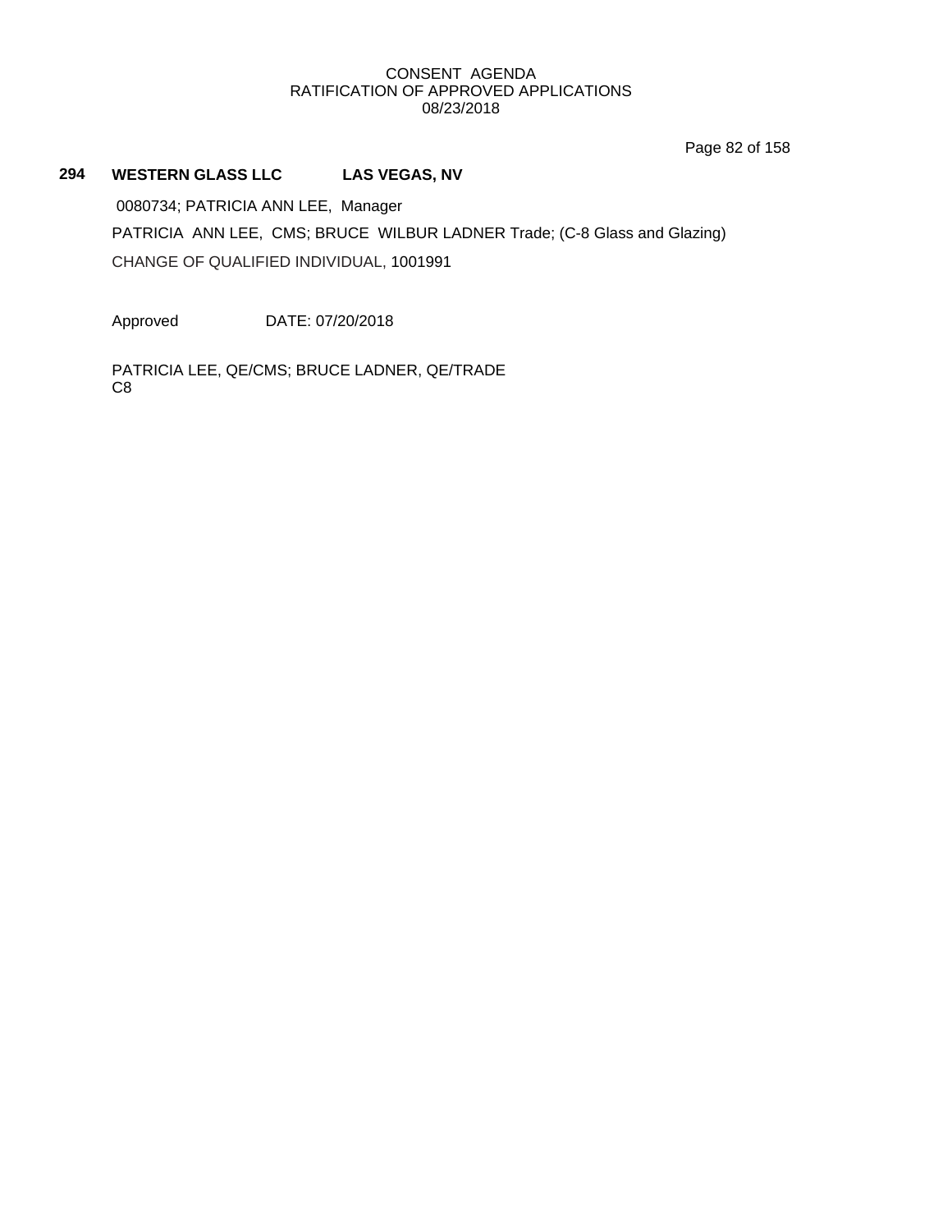CONSENT AGENDA
RATIFICATION OF APPROVED APPLICATIONS
08/23/2018

**294 WESTERN GLASS LLC LAS VEGAS, NV**

0080734; PATRICIA ANN LEE, Manager

PATRICIA ANN LEE, CMS; BRUCE WILBUR LADNER Trade; (C-8 Glass and Glazing)

CHANGE OF QUALIFIED INDIVIDUAL, 1001991

Approved DATE: 07/20/2018

PATRICIA LEE, QE/CMS; BRUCE LADNER, QE/TRADE
C8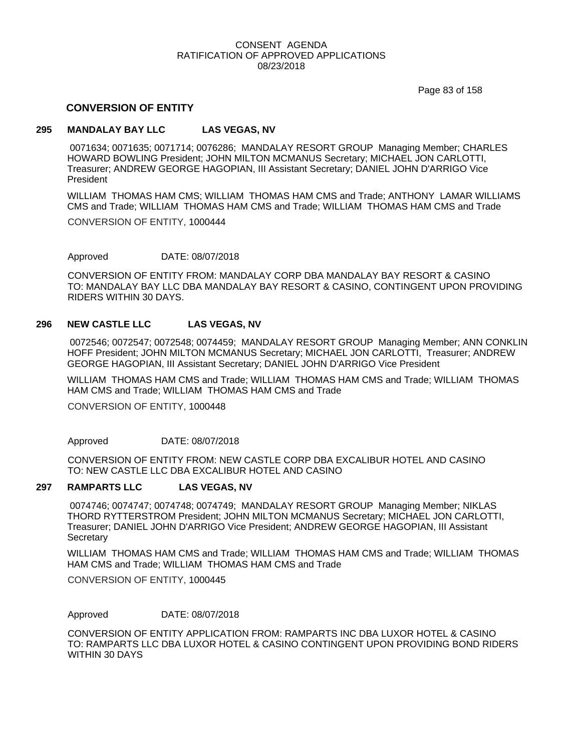CONSENT AGENDA
RATIFICATION OF APPROVED APPLICATIONS
08/23/2018

## CONVERSION OF ENTITY

### 295 MANDALAY BAY LLC LAS VEGAS, NV

0071634; 0071635; 0071714; 0076286; MANDALAY RESORT GROUP Managing Member; CHARLES HOWARD BOWLING President; JOHN MILTON MCMANUS Secretary; MICHAEL JON CARLOTTI, Treasurer; ANDREW GEORGE HAGOPIAN, III Assistant Secretary; DANIEL JOHN D'ARRIGO Vice President

WILLIAM THOMAS HAM CMS; WILLIAM THOMAS HAM CMS and Trade; ANTHONY LAMAR WILLIAMS CMS and Trade; WILLIAM THOMAS HAM CMS and Trade; WILLIAM THOMAS HAM CMS and Trade

CONVERSION OF ENTITY, 1000444

Approved DATE: 08/07/2018

CONVERSION OF ENTITY FROM: MANDALAY CORP DBA MANDALAY BAY RESORT & CASINO TO: MANDALAY BAY LLC DBA MANDALAY BAY RESORT & CASINO, CONTINGENT UPON PROVIDING RIDERS WITHIN 30 DAYS.

### 296 NEW CASTLE LLC LAS VEGAS, NV

0072546; 0072547; 0072548; 0074459; MANDALAY RESORT GROUP Managing Member; ANN CONKLIN HOFF President; JOHN MILTON MCMANUS Secretary; MICHAEL JON CARLOTTI, Treasurer; ANDREW GEORGE HAGOPIAN, III Assistant Secretary; DANIEL JOHN D'ARRIGO Vice President

WILLIAM THOMAS HAM CMS and Trade; WILLIAM THOMAS HAM CMS and Trade; WILLIAM THOMAS HAM CMS and Trade; WILLIAM THOMAS HAM CMS and Trade

CONVERSION OF ENTITY, 1000448

Approved DATE: 08/07/2018

CONVERSION OF ENTITY FROM: NEW CASTLE CORP DBA EXCALIBUR HOTEL AND CASINO TO: NEW CASTLE LLC DBA EXCALIBUR HOTEL AND CASINO

### 297 RAMPARTS LLC LAS VEGAS, NV

0074746; 0074747; 0074748; 0074749; MANDALAY RESORT GROUP Managing Member; NIKLAS THORD RYTTERSTROM President; JOHN MILTON MCMANUS Secretary; MICHAEL JON CARLOTTI, Treasurer; DANIEL JOHN D'ARRIGO Vice President; ANDREW GEORGE HAGOPIAN, III Assistant Secretary

WILLIAM THOMAS HAM CMS and Trade; WILLIAM THOMAS HAM CMS and Trade; WILLIAM THOMAS HAM CMS and Trade; WILLIAM THOMAS HAM CMS and Trade

CONVERSION OF ENTITY, 1000445

Approved DATE: 08/07/2018

CONVERSION OF ENTITY APPLICATION FROM: RAMPARTS INC DBA LUXOR HOTEL & CASINO TO: RAMPARTS LLC DBA LUXOR HOTEL & CASINO CONTINGENT UPON PROVIDING BOND RIDERS WITHIN 30 DAYS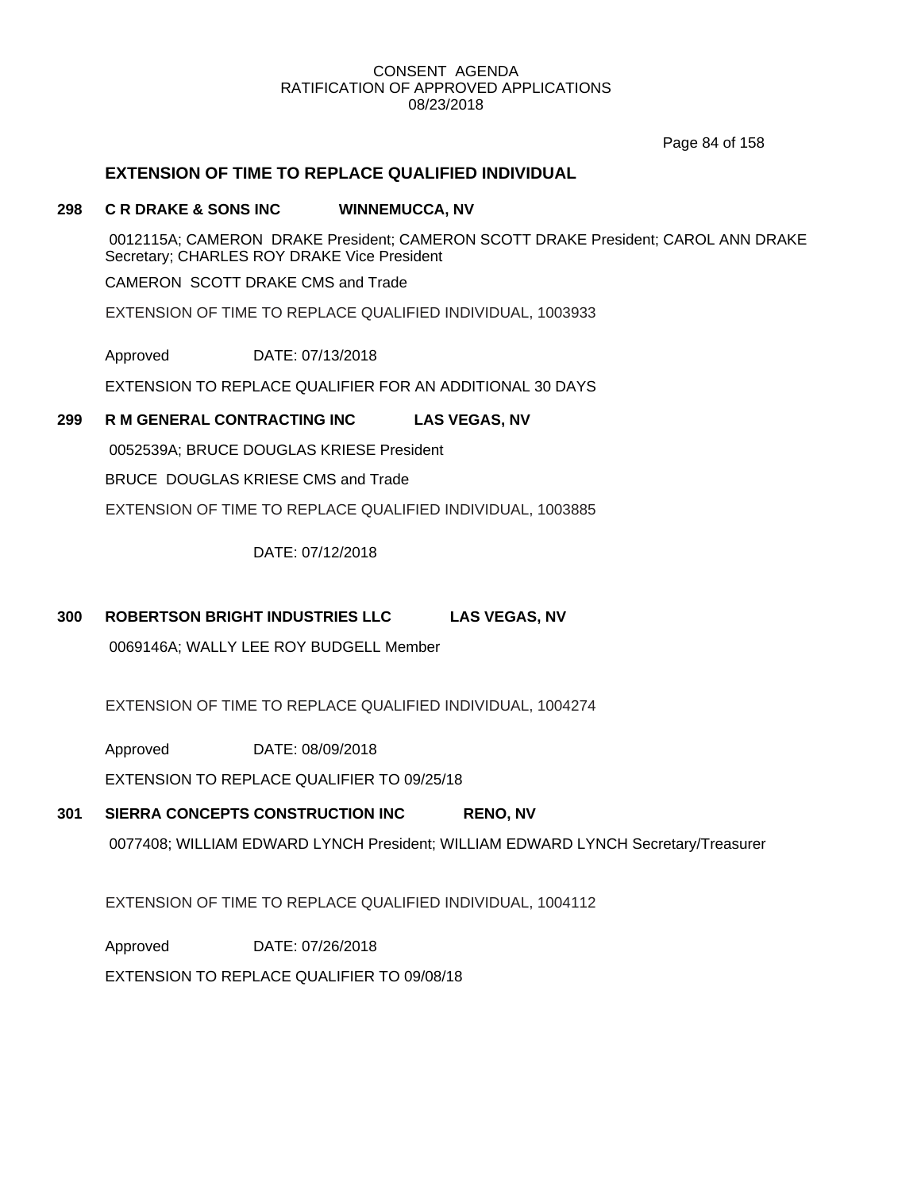CONSENT AGENDA
RATIFICATION OF APPROVED APPLICATIONS
08/23/2018

## EXTENSION OF TIME TO REPLACE QUALIFIED INDIVIDUAL

**298 C R DRAKE & SONS INC WINNEMUCCA, NV**

0012115A; CAMERON DRAKE President; CAMERON SCOTT DRAKE President; CAROL ANN DRAKE Secretary; CHARLES ROY DRAKE Vice President

CAMERON SCOTT DRAKE CMS and Trade

EXTENSION OF TIME TO REPLACE QUALIFIED INDIVIDUAL, 1003933

Approved DATE: 07/13/2018

EXTENSION TO REPLACE QUALIFIER FOR AN ADDITIONAL 30 DAYS

**299 R M GENERAL CONTRACTING INC LAS VEGAS, NV**

0052539A; BRUCE DOUGLAS KRIESE President

BRUCE DOUGLAS KRIESE CMS and Trade

EXTENSION OF TIME TO REPLACE QUALIFIED INDIVIDUAL, 1003885

DATE: 07/12/2018

**300 ROBERTSON BRIGHT INDUSTRIES LLC LAS VEGAS, NV**

0069146A; WALLY LEE ROY BUDGELL Member

EXTENSION OF TIME TO REPLACE QUALIFIED INDIVIDUAL, 1004274

Approved DATE: 08/09/2018

EXTENSION TO REPLACE QUALIFIER TO 09/25/18

**301 SIERRA CONCEPTS CONSTRUCTION INC RENO, NV**

0077408; WILLIAM EDWARD LYNCH President; WILLIAM EDWARD LYNCH Secretary/Treasurer

EXTENSION OF TIME TO REPLACE QUALIFIED INDIVIDUAL, 1004112

Approved DATE: 07/26/2018

EXTENSION TO REPLACE QUALIFIER TO 09/08/18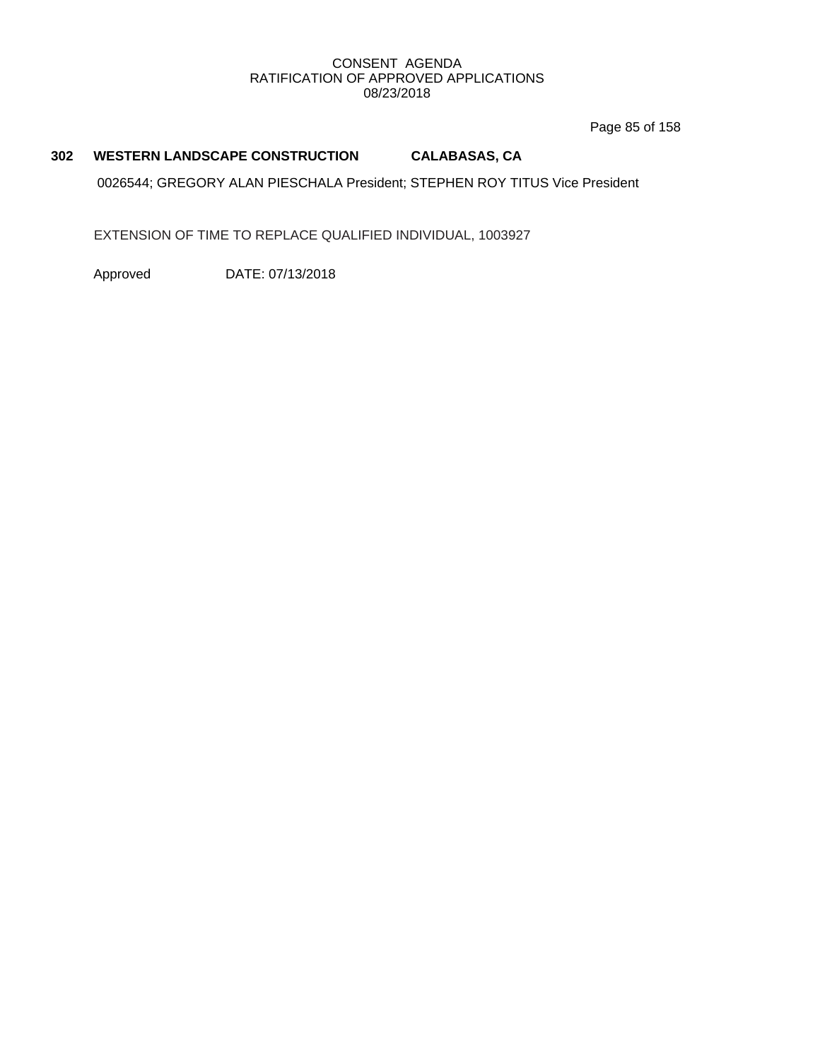**302 WESTERN LANDSCAPE CONSTRUCTION CALABASAS, CA**

0026544; GREGORY ALAN PIESCHALA President; STEPHEN ROY TITUS Vice President

EXTENSION OF TIME TO REPLACE QUALIFIED INDIVIDUAL, 1003927

Approved DATE: 07/13/2018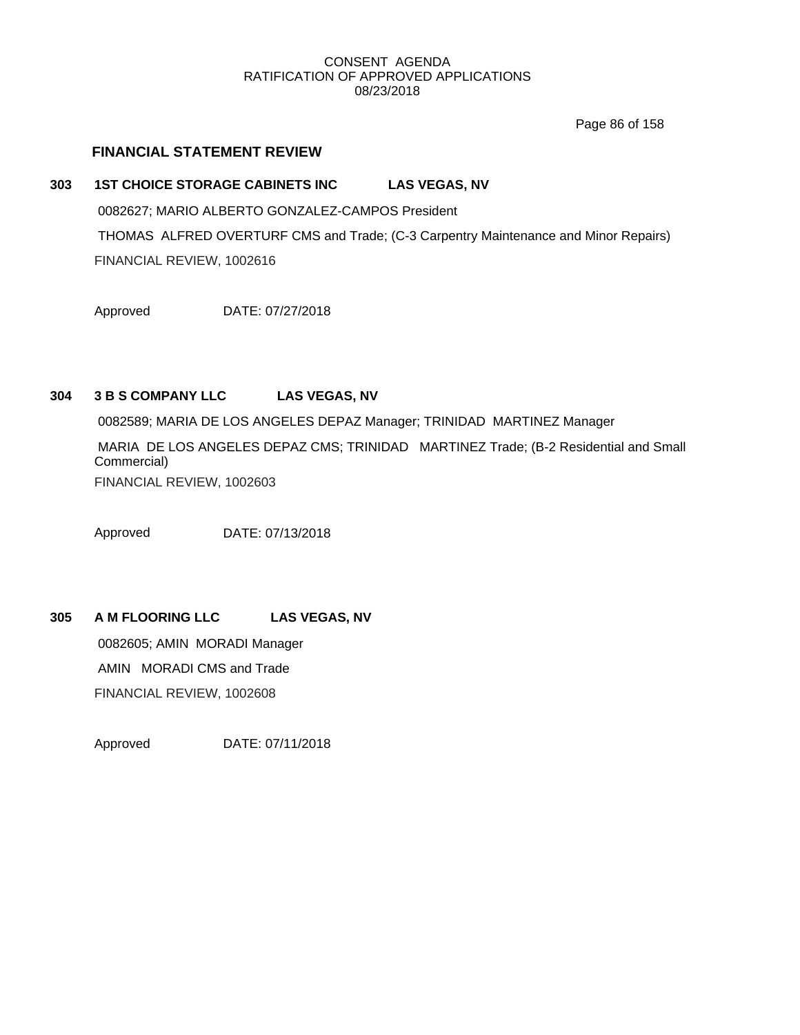CONSENT AGENDA
RATIFICATION OF APPROVED APPLICATIONS
08/23/2018

## FINANCIAL STATEMENT REVIEW

### 303 1ST CHOICE STORAGE CABINETS INC LAS VEGAS, NV

0082627; MARIO ALBERTO GONZALEZ-CAMPOS President

THOMAS ALFRED OVERTURF CMS and Trade; (C-3 Carpentry Maintenance and Minor Repairs)

FINANCIAL REVIEW, 1002616

Approved DATE: 07/27/2018

### 304 3 B S COMPANY LLC LAS VEGAS, NV

0082589; MARIA DE LOS ANGELES DEPAZ Manager; TRINIDAD MARTINEZ Manager

MARIA DE LOS ANGELES DEPAZ CMS; TRINIDAD MARTINEZ Trade; (B-2 Residential and Small Commercial)

FINANCIAL REVIEW, 1002603

Approved DATE: 07/13/2018

### 305 A M FLOORING LLC LAS VEGAS, NV

0082605; AMIN MORADI Manager

AMIN MORADI CMS and Trade

FINANCIAL REVIEW, 1002608

Approved DATE: 07/11/2018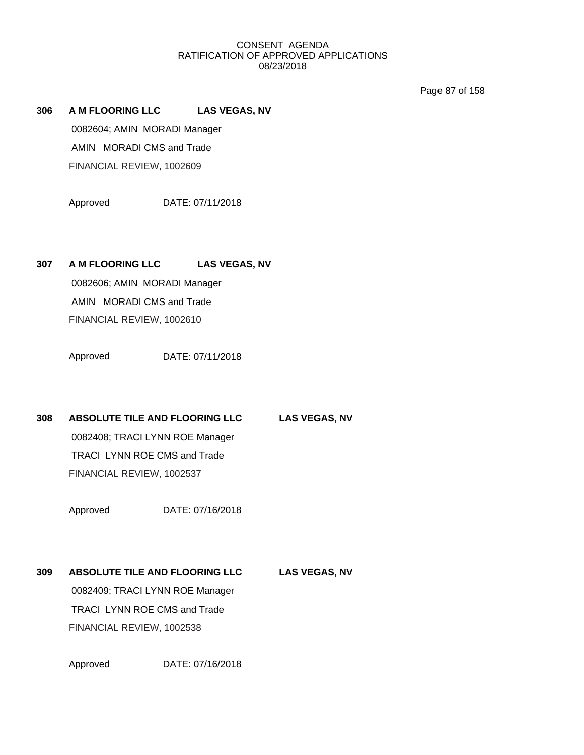CONSENT AGENDA
RATIFICATION OF APPROVED APPLICATIONS
08/23/2018

**306 A M FLOORING LLC LAS VEGAS, NV**

0082604; AMIN MORADI Manager

AMIN MORADI CMS and Trade

FINANCIAL REVIEW, 1002609

Approved DATE: 07/11/2018

**307 A M FLOORING LLC LAS VEGAS, NV**

0082606; AMIN MORADI Manager

AMIN MORADI CMS and Trade

FINANCIAL REVIEW, 1002610

Approved DATE: 07/11/2018

**308 ABSOLUTE TILE AND FLOORING LLC LAS VEGAS, NV**

0082408; TRACI LYNN ROE Manager

TRACI LYNN ROE CMS and Trade

FINANCIAL REVIEW, 1002537

Approved DATE: 07/16/2018

**309 ABSOLUTE TILE AND FLOORING LLC LAS VEGAS, NV**

0082409; TRACI LYNN ROE Manager

TRACI LYNN ROE CMS and Trade

FINANCIAL REVIEW, 1002538

Approved DATE: 07/16/2018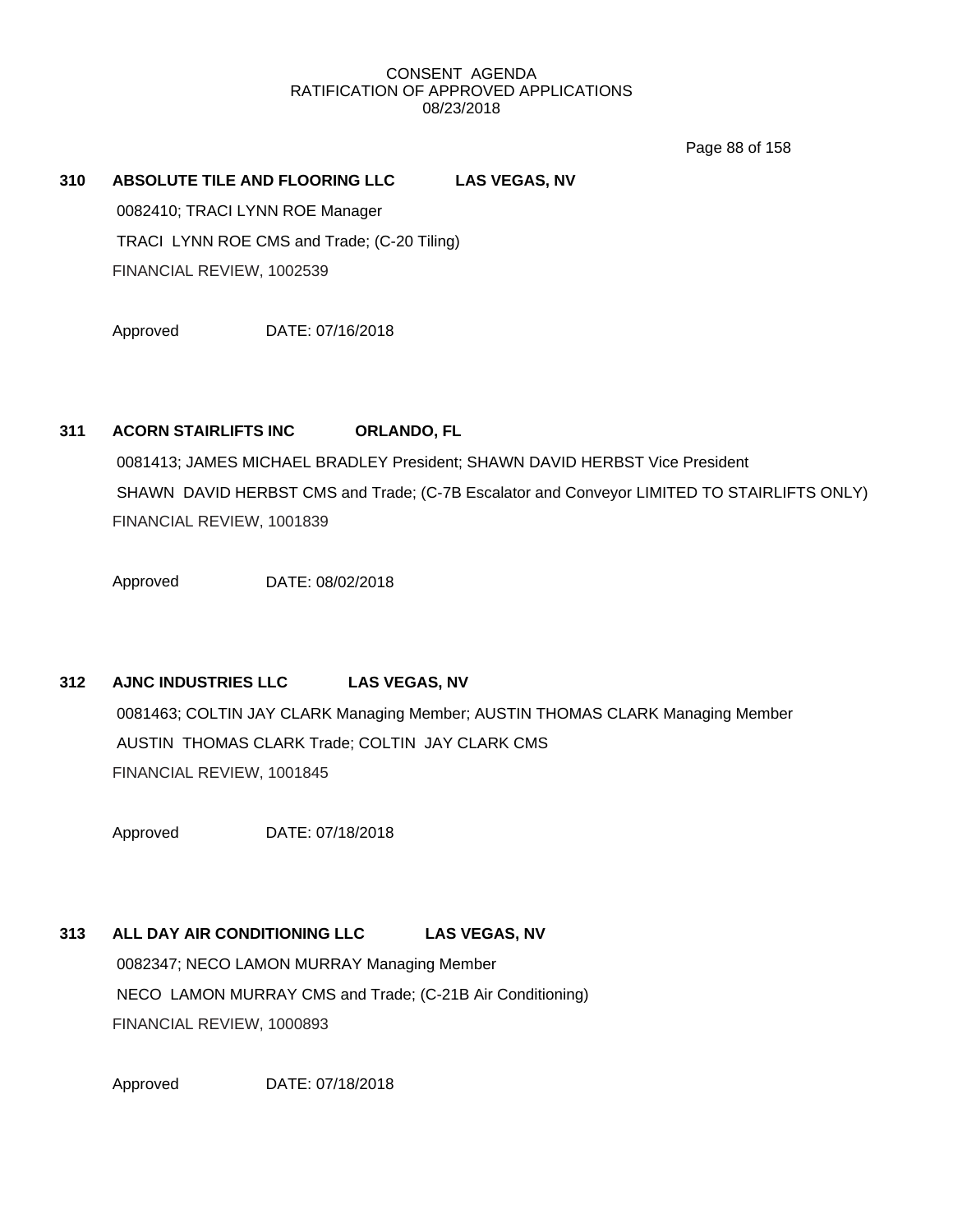CONSENT AGENDA
RATIFICATION OF APPROVED APPLICATIONS
08/23/2018

**310 ABSOLUTE TILE AND FLOORING LLC LAS VEGAS, NV**

0082410; TRACI LYNN ROE Manager
TRACI LYNN ROE CMS and Trade; (C-20 Tiling)
FINANCIAL REVIEW, 1002539

Approved DATE: 07/16/2018

**311 ACORN STAIRLIFTS INC ORLANDO, FL**

0081413; JAMES MICHAEL BRADLEY President; SHAWN DAVID HERBST Vice President
SHAWN DAVID HERBST CMS and Trade; (C-7B Escalator and Conveyor LIMITED TO STAIRLIFTS ONLY)
FINANCIAL REVIEW, 1001839

Approved DATE: 08/02/2018

**312 AJNC INDUSTRIES LLC LAS VEGAS, NV**

0081463; COLTIN JAY CLARK Managing Member; AUSTIN THOMAS CLARK Managing Member
AUSTIN THOMAS CLARK Trade; COLTIN JAY CLARK CMS
FINANCIAL REVIEW, 1001845

Approved DATE: 07/18/2018

**313 ALL DAY AIR CONDITIONING LLC LAS VEGAS, NV**

0082347; NECO LAMON MURRAY Managing Member
NECO LAMON MURRAY CMS and Trade; (C-21B Air Conditioning)
FINANCIAL REVIEW, 1000893

Approved DATE: 07/18/2018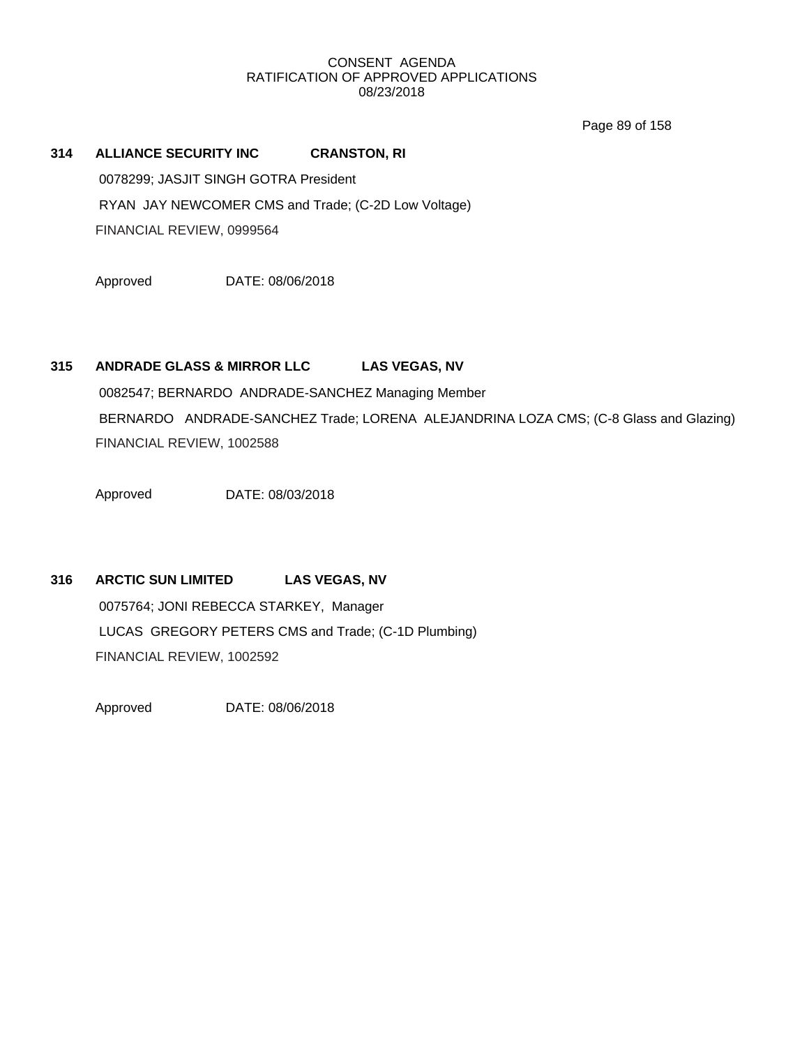CONSENT AGENDA
RATIFICATION OF APPROVED APPLICATIONS
08/23/2018

**314 ALLIANCE SECURITY INC CRANSTON, RI**

0078299; JASJIT SINGH GOTRA President

RYAN JAY NEWCOMER CMS and Trade; (C-2D Low Voltage)

FINANCIAL REVIEW, 0999564

Approved DATE: 08/06/2018

**315 ANDRADE GLASS & MIRROR LLC LAS VEGAS, NV**

0082547; BERNARDO ANDRADE-SANCHEZ Managing Member

BERNARDO ANDRADE-SANCHEZ Trade; LORENA ALEJANDRINA LOZA CMS; (C-8 Glass and Glazing)

FINANCIAL REVIEW, 1002588

Approved DATE: 08/03/2018

**316 ARCTIC SUN LIMITED LAS VEGAS, NV**

0075764; JONI REBECCA STARKEY, Manager

LUCAS GREGORY PETERS CMS and Trade; (C-1D Plumbing)

FINANCIAL REVIEW, 1002592

Approved DATE: 08/06/2018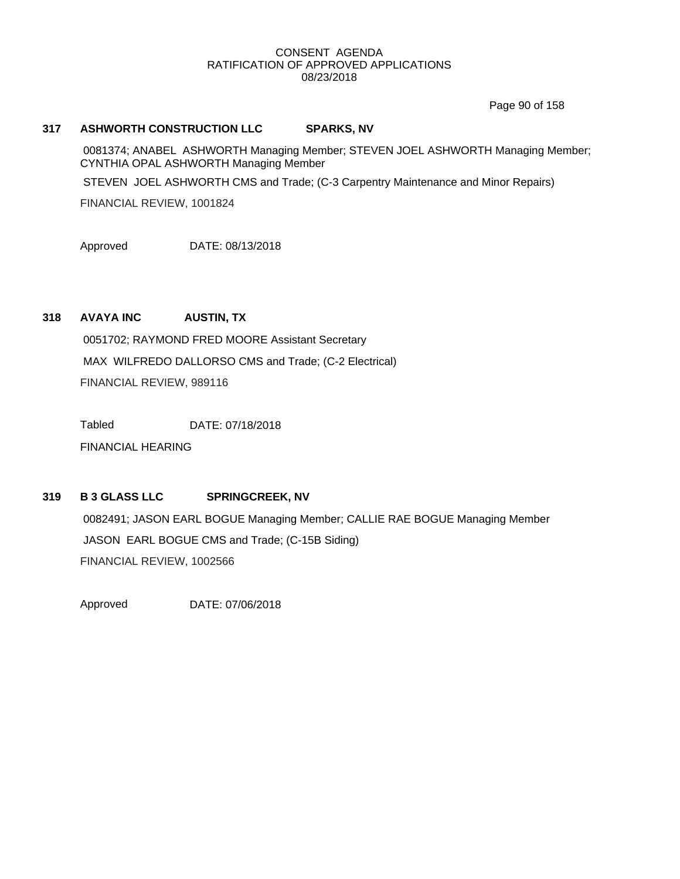CONSENT AGENDA
RATIFICATION OF APPROVED APPLICATIONS
08/23/2018

**317 ASHWORTH CONSTRUCTION LLC SPARKS, NV**

0081374; ANABEL ASHWORTH Managing Member; STEVEN JOEL ASHWORTH Managing Member; CYNTHIA OPAL ASHWORTH Managing Member

STEVEN JOEL ASHWORTH CMS and Trade; (C-3 Carpentry Maintenance and Minor Repairs)

FINANCIAL REVIEW, 1001824

Approved DATE: 08/13/2018

**318 AVAYA INC AUSTIN, TX**

0051702; RAYMOND FRED MOORE Assistant Secretary

MAX WILFREDO DALLORSO CMS and Trade; (C-2 Electrical)

FINANCIAL REVIEW, 989116

Tabled DATE: 07/18/2018

FINANCIAL HEARING

**319 B 3 GLASS LLC SPRINGCREEK, NV**

0082491; JASON EARL BOGUE Managing Member; CALLIE RAE BOGUE Managing Member

JASON EARL BOGUE CMS and Trade; (C-15B Siding)

FINANCIAL REVIEW, 1002566

Approved DATE: 07/06/2018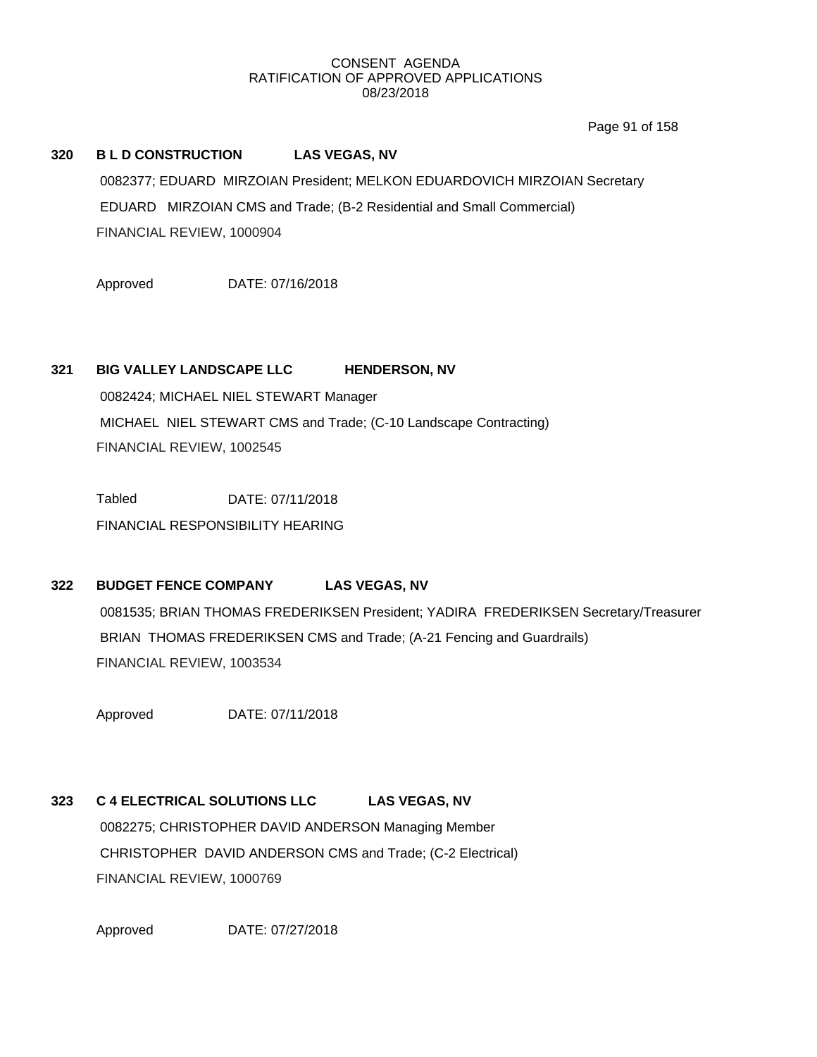**CONSENT AGENDA**
**RATIFICATION OF APPROVED APPLICATIONS**
**08/23/2018**

**320 B L D CONSTRUCTION LAS VEGAS, NV**

0082377; EDUARD MIRZOIAN President; MELKON EDUARDOVICH MIRZOIAN Secretary

EDUARD MIRZOIAN CMS and Trade; (B-2 Residential and Small Commercial)

FINANCIAL REVIEW, 1000904

Approved DATE: 07/16/2018

**321 BIG VALLEY LANDSCAPE LLC HENDERSON, NV**

0082424; MICHAEL NIEL STEWART Manager

MICHAEL NIEL STEWART CMS and Trade; (C-10 Landscape Contracting)

FINANCIAL REVIEW, 1002545

Tabled DATE: 07/11/2018

FINANCIAL RESPONSIBILITY HEARING

**322 BUDGET FENCE COMPANY LAS VEGAS, NV**

0081535; BRIAN THOMAS FREDERIKSEN President; YADIRA FREDERIKSEN Secretary/Treasurer

BRIAN THOMAS FREDERIKSEN CMS and Trade; (A-21 Fencing and Guardrails)

FINANCIAL REVIEW, 1003534

Approved DATE: 07/11/2018

**323 C 4 ELECTRICAL SOLUTIONS LLC LAS VEGAS, NV**

0082275; CHRISTOPHER DAVID ANDERSON Managing Member

CHRISTOPHER DAVID ANDERSON CMS and Trade; (C-2 Electrical)

FINANCIAL REVIEW, 1000769

Approved DATE: 07/27/2018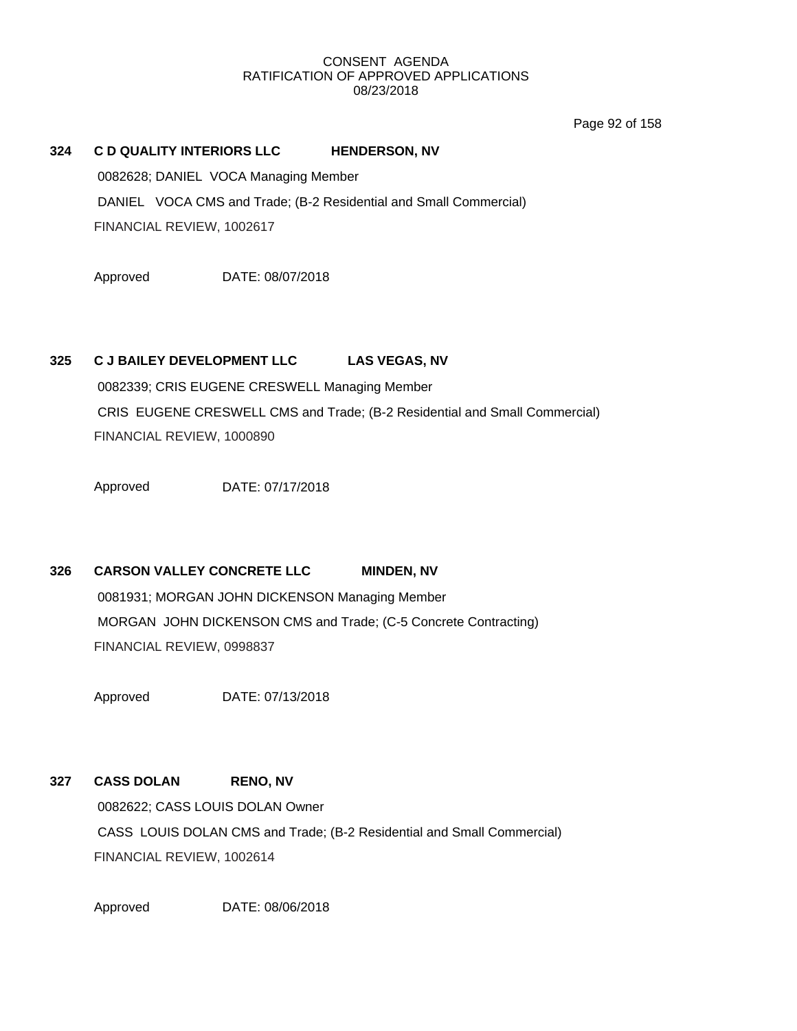CONSENT AGENDA
RATIFICATION OF APPROVED APPLICATIONS
08/23/2018

**324 C D QUALITY INTERIORS LLC HENDERSON, NV**

0082628; DANIEL VOCA Managing Member

DANIEL VOCA CMS and Trade; (B-2 Residential and Small Commercial)

FINANCIAL REVIEW, 1002617

Approved DATE: 08/07/2018

**325 C J BAILEY DEVELOPMENT LLC LAS VEGAS, NV**

0082339; CRIS EUGENE CRESWELL Managing Member

CRIS EUGENE CRESWELL CMS and Trade; (B-2 Residential and Small Commercial)

FINANCIAL REVIEW, 1000890

Approved DATE: 07/17/2018

**326 CARSON VALLEY CONCRETE LLC MINDEN, NV**

0081931; MORGAN JOHN DICKENSON Managing Member

MORGAN JOHN DICKENSON CMS and Trade; (C-5 Concrete Contracting)

FINANCIAL REVIEW, 0998837

Approved DATE: 07/13/2018

**327 CASS DOLAN RENO, NV**

0082622; CASS LOUIS DOLAN Owner

CASS LOUIS DOLAN CMS and Trade; (B-2 Residential and Small Commercial)

FINANCIAL REVIEW, 1002614

Approved DATE: 08/06/2018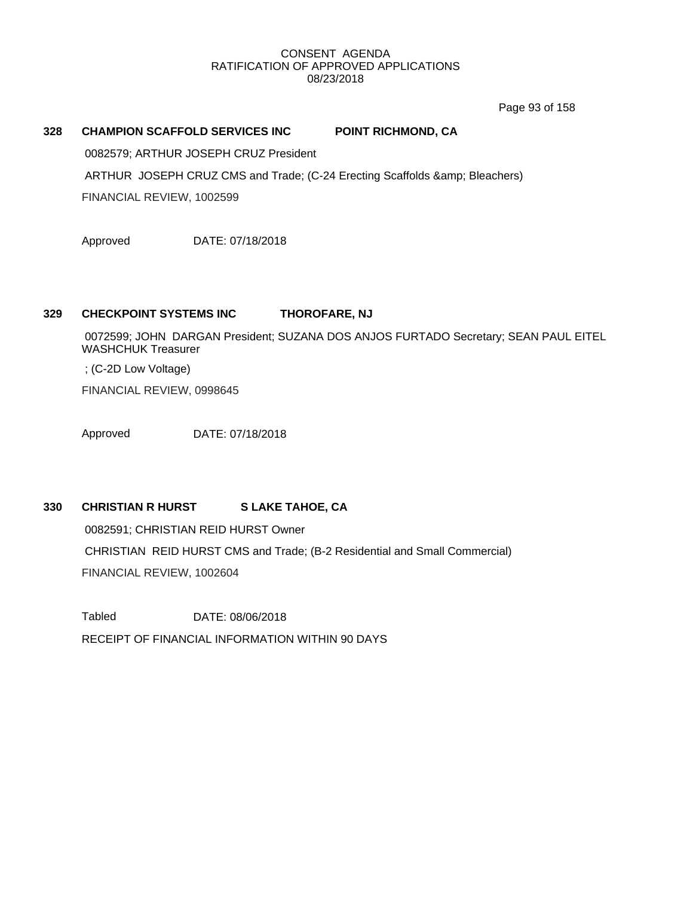CONSENT AGENDA
RATIFICATION OF APPROVED APPLICATIONS
08/23/2018

**328 CHAMPION SCAFFOLD SERVICES INC POINT RICHMOND, CA**

0082579; ARTHUR JOSEPH CRUZ President

ARTHUR JOSEPH CRUZ CMS and Trade; (C-24 Erecting Scaffolds &amp; Bleachers)

FINANCIAL REVIEW, 1002599

Approved DATE: 07/18/2018

**329 CHECKPOINT SYSTEMS INC THOROFARE, NJ**

0072599; JOHN DARGAN President; SUZANA DOS ANJOS FURTADO Secretary; SEAN PAUL EITEL WASHCHUK Treasurer

; (C-2D Low Voltage)

FINANCIAL REVIEW, 0998645

Approved DATE: 07/18/2018

**330 CHRISTIAN R HURST S LAKE TAHOE, CA**

0082591; CHRISTIAN REID HURST Owner

CHRISTIAN REID HURST CMS and Trade; (B-2 Residential and Small Commercial)

FINANCIAL REVIEW, 1002604

Tabled DATE: 08/06/2018

RECEIPT OF FINANCIAL INFORMATION WITHIN 90 DAYS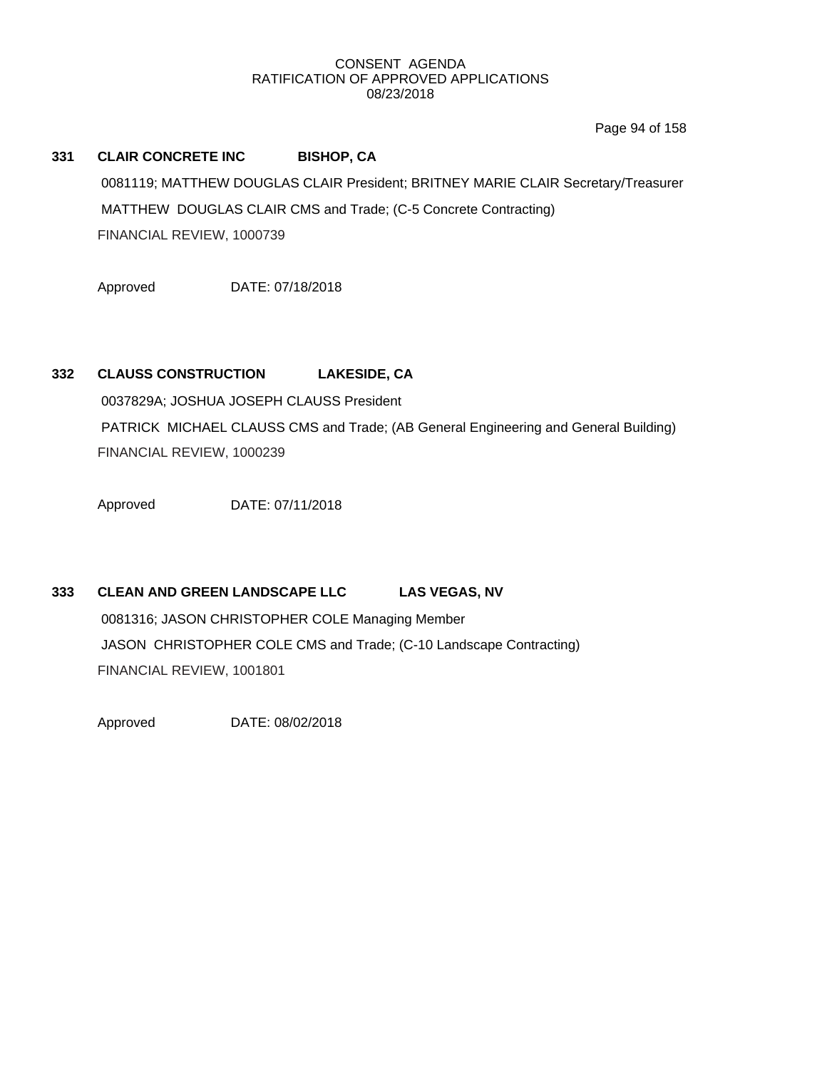CONSENT AGENDA
RATIFICATION OF APPROVED APPLICATIONS
08/23/2018

**331 CLAIR CONCRETE INC BISHOP, CA**

0081119; MATTHEW DOUGLAS CLAIR President; BRITNEY MARIE CLAIR Secretary/Treasurer

MATTHEW DOUGLAS CLAIR CMS and Trade; (C-5 Concrete Contracting)

FINANCIAL REVIEW, 1000739

Approved DATE: 07/18/2018

**332 CLAUSS CONSTRUCTION LAKESIDE, CA**

0037829A; JOSHUA JOSEPH CLAUSS President

PATRICK MICHAEL CLAUSS CMS and Trade; (AB General Engineering and General Building)

FINANCIAL REVIEW, 1000239

Approved DATE: 07/11/2018

**333 CLEAN AND GREEN LANDSCAPE LLC LAS VEGAS, NV**

0081316; JASON CHRISTOPHER COLE Managing Member

JASON CHRISTOPHER COLE CMS and Trade; (C-10 Landscape Contracting)

FINANCIAL REVIEW, 1001801

Approved DATE: 08/02/2018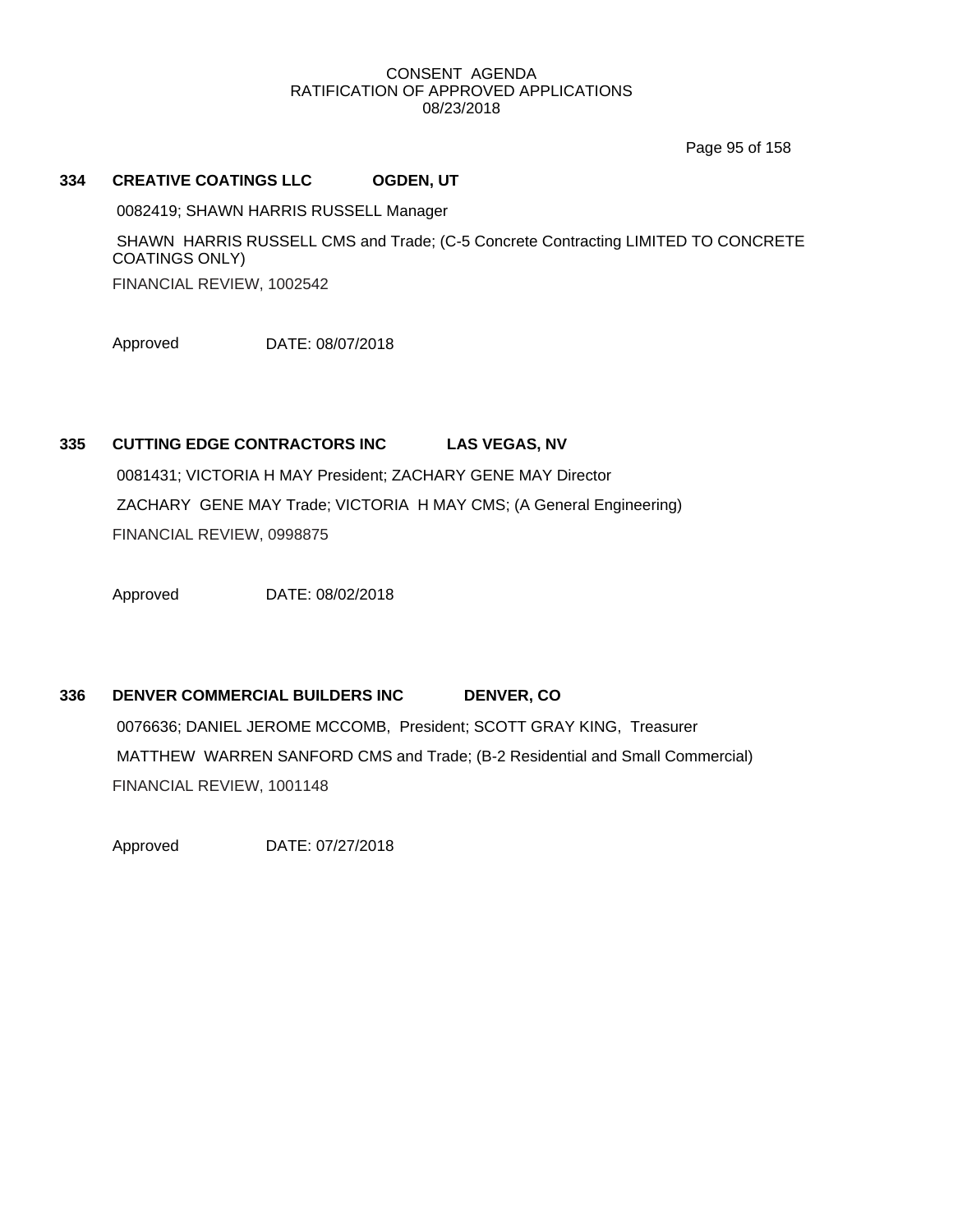CONSENT AGENDA
RATIFICATION OF APPROVED APPLICATIONS
08/23/2018

**334 CREATIVE COATINGS LLC OGDEN, UT**

0082419; SHAWN HARRIS RUSSELL Manager

SHAWN HARRIS RUSSELL CMS and Trade; (C-5 Concrete Contracting LIMITED TO CONCRETE COATINGS ONLY)

FINANCIAL REVIEW, 1002542

Approved DATE: 08/07/2018

**335 CUTTING EDGE CONTRACTORS INC LAS VEGAS, NV**

0081431; VICTORIA H MAY President; ZACHARY GENE MAY Director

ZACHARY GENE MAY Trade; VICTORIA H MAY CMS; (A General Engineering)

FINANCIAL REVIEW, 0998875

Approved DATE: 08/02/2018

**336 DENVER COMMERCIAL BUILDERS INC DENVER, CO**

0076636; DANIEL JEROME MCCOMB, President; SCOTT GRAY KING, Treasurer

MATTHEW WARREN SANFORD CMS and Trade; (B-2 Residential and Small Commercial)

FINANCIAL REVIEW, 1001148

Approved DATE: 07/27/2018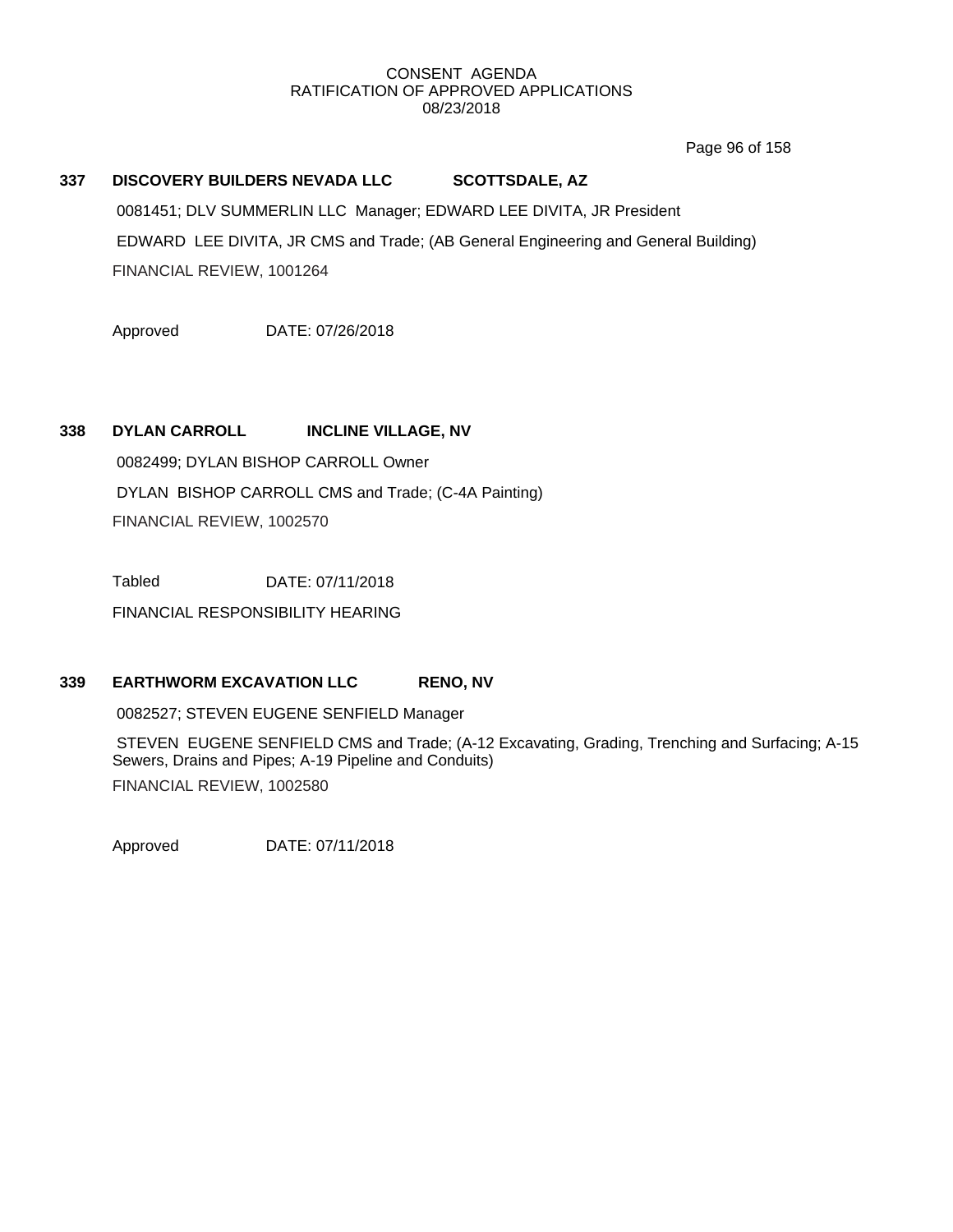CONSENT AGENDA
RATIFICATION OF APPROVED APPLICATIONS
08/23/2018

**337 DISCOVERY BUILDERS NEVADA LLC SCOTTSDALE, AZ**

0081451; DLV SUMMERLIN LLC Manager; EDWARD LEE DIVITA, JR President

EDWARD LEE DIVITA, JR CMS and Trade; (AB General Engineering and General Building)

FINANCIAL REVIEW, 1001264

Approved DATE: 07/26/2018

**338 DYLAN CARROLL INCLINE VILLAGE, NV**

0082499; DYLAN BISHOP CARROLL Owner

DYLAN BISHOP CARROLL CMS and Trade; (C-4A Painting)

FINANCIAL REVIEW, 1002570

Tabled DATE: 07/11/2018

FINANCIAL RESPONSIBILITY HEARING

**339 EARTHWORM EXCAVATION LLC RENO, NV**

0082527; STEVEN EUGENE SENFIELD Manager

STEVEN EUGENE SENFIELD CMS and Trade; (A-12 Excavating, Grading, Trenching and Surfacing; A-15 Sewers, Drains and Pipes; A-19 Pipeline and Conduits)

FINANCIAL REVIEW, 1002580

Approved DATE: 07/11/2018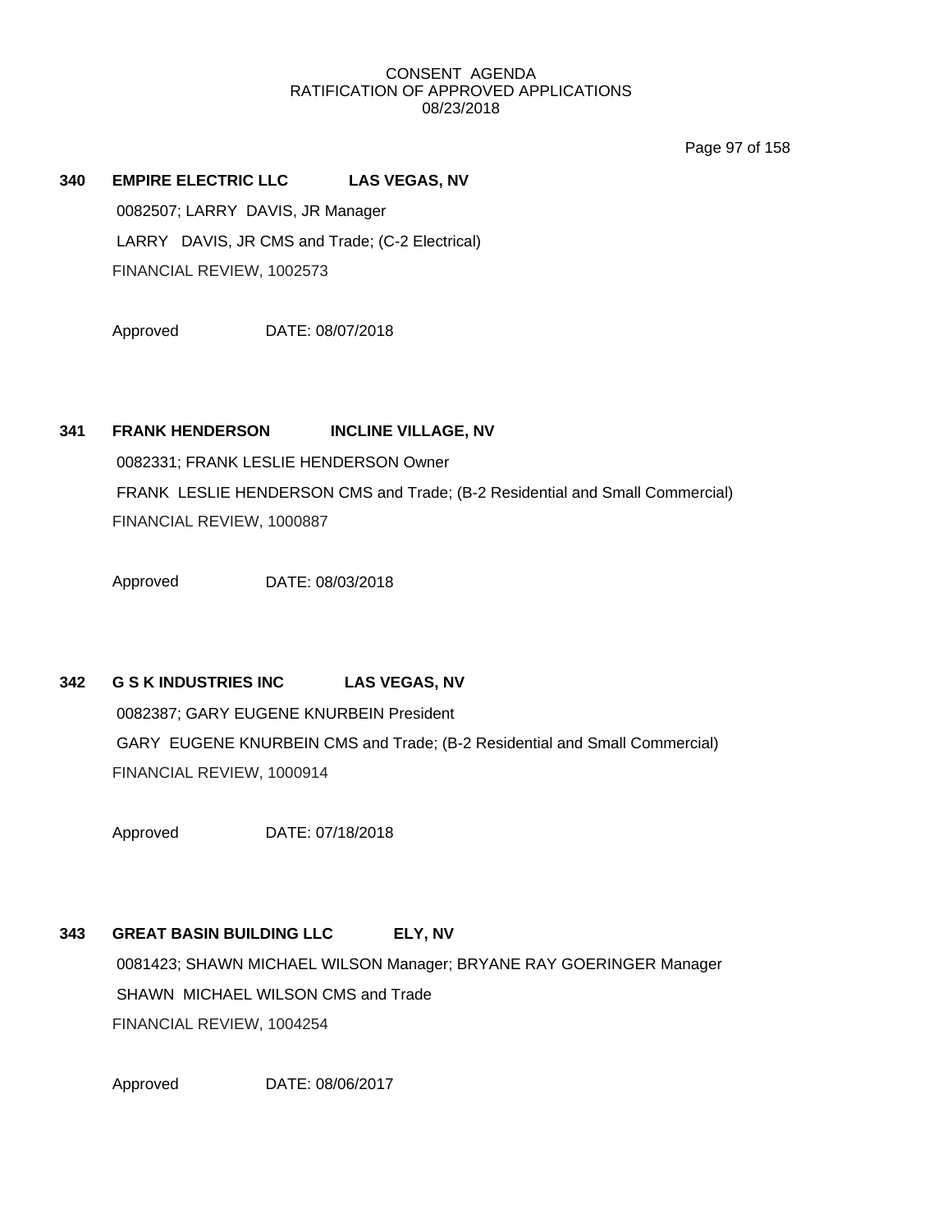CONSENT AGENDA
RATIFICATION OF APPROVED APPLICATIONS
08/23/2018

**340 EMPIRE ELECTRIC LLC LAS VEGAS, NV**

0082507; LARRY DAVIS, JR Manager

LARRY DAVIS, JR CMS and Trade; (C-2 Electrical)

FINANCIAL REVIEW, 1002573

Approved DATE: 08/07/2018

**341 FRANK HENDERSON INCLINE VILLAGE, NV**

0082331; FRANK LESLIE HENDERSON Owner

FRANK LESLIE HENDERSON CMS and Trade; (B-2 Residential and Small Commercial)

FINANCIAL REVIEW, 1000887

Approved DATE: 08/03/2018

**342 G S K INDUSTRIES INC LAS VEGAS, NV**

0082387; GARY EUGENE KNURBEIN President

GARY EUGENE KNURBEIN CMS and Trade; (B-2 Residential and Small Commercial)

FINANCIAL REVIEW, 1000914

Approved DATE: 07/18/2018

**343 GREAT BASIN BUILDING LLC ELY, NV**

0081423; SHAWN MICHAEL WILSON Manager; BRYANE RAY GOERINGER Manager

SHAWN MICHAEL WILSON CMS and Trade

FINANCIAL REVIEW, 1004254

Approved DATE: 08/06/2017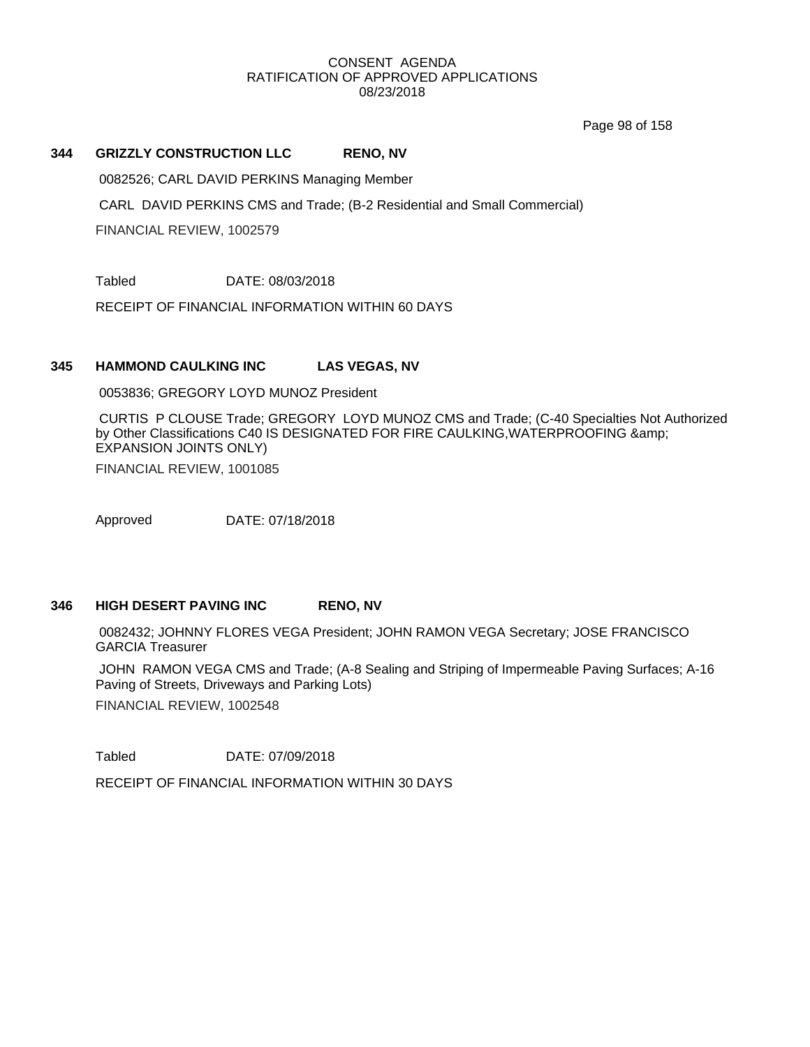CONSENT AGENDA
RATIFICATION OF APPROVED APPLICATIONS
08/23/2018

**344 GRIZZLY CONSTRUCTION LLC RENO, NV**

0082526; CARL DAVID PERKINS Managing Member

CARL DAVID PERKINS CMS and Trade; (B-2 Residential and Small Commercial)

FINANCIAL REVIEW, 1002579

Tabled DATE: 08/03/2018

RECEIPT OF FINANCIAL INFORMATION WITHIN 60 DAYS

**345 HAMMOND CAULKING INC LAS VEGAS, NV**

0053836; GREGORY LOYD MUNOZ President

CURTIS P CLOUSE Trade; GREGORY LOYD MUNOZ CMS and Trade; (C-40 Specialties Not Authorized by Other Classifications C40 IS DESIGNATED FOR FIRE CAULKING,WATERPROOFING &amp; EXPANSION JOINTS ONLY)

FINANCIAL REVIEW, 1001085

Approved DATE: 07/18/2018

**346 HIGH DESERT PAVING INC RENO, NV**

0082432; JOHNNY FLORES VEGA President; JOHN RAMON VEGA Secretary; JOSE FRANCISCO GARCIA Treasurer

JOHN RAMON VEGA CMS and Trade; (A-8 Sealing and Striping of Impermeable Paving Surfaces; A-16 Paving of Streets, Driveways and Parking Lots)

FINANCIAL REVIEW, 1002548

Tabled DATE: 07/09/2018

RECEIPT OF FINANCIAL INFORMATION WITHIN 30 DAYS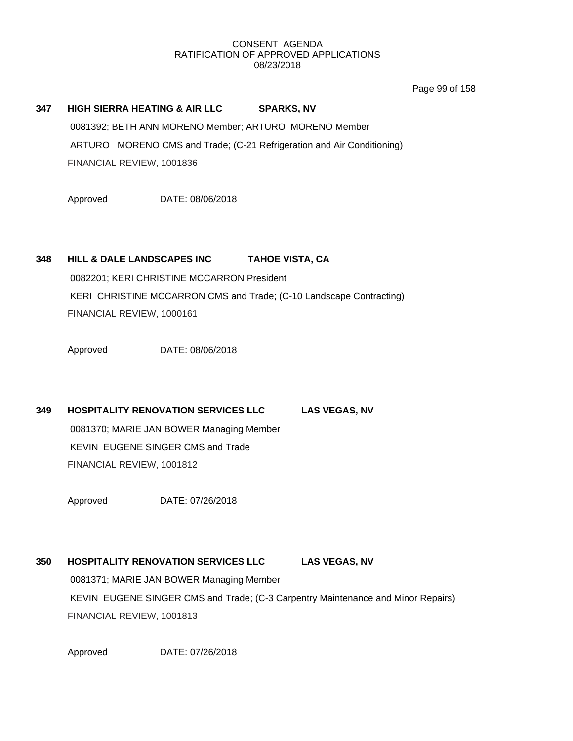CONSENT AGENDA
RATIFICATION OF APPROVED APPLICATIONS
08/23/2018

**347 HIGH SIERRA HEATING & AIR LLC SPARKS, NV**

0081392; BETH ANN MORENO Member; ARTURO MORENO Member

ARTURO MORENO CMS and Trade; (C-21 Refrigeration and Air Conditioning)

FINANCIAL REVIEW, 1001836

Approved DATE: 08/06/2018

**348 HILL & DALE LANDSCAPES INC TAHOE VISTA, CA**

0082201; KERI CHRISTINE MCCARRON President

KERI CHRISTINE MCCARRON CMS and Trade; (C-10 Landscape Contracting)

FINANCIAL REVIEW, 1000161

Approved DATE: 08/06/2018

**349 HOSPITALITY RENOVATION SERVICES LLC LAS VEGAS, NV**

0081370; MARIE JAN BOWER Managing Member

KEVIN EUGENE SINGER CMS and Trade

FINANCIAL REVIEW, 1001812

Approved DATE: 07/26/2018

**350 HOSPITALITY RENOVATION SERVICES LLC LAS VEGAS, NV**

0081371; MARIE JAN BOWER Managing Member

KEVIN EUGENE SINGER CMS and Trade; (C-3 Carpentry Maintenance and Minor Repairs)

FINANCIAL REVIEW, 1001813

Approved DATE: 07/26/2018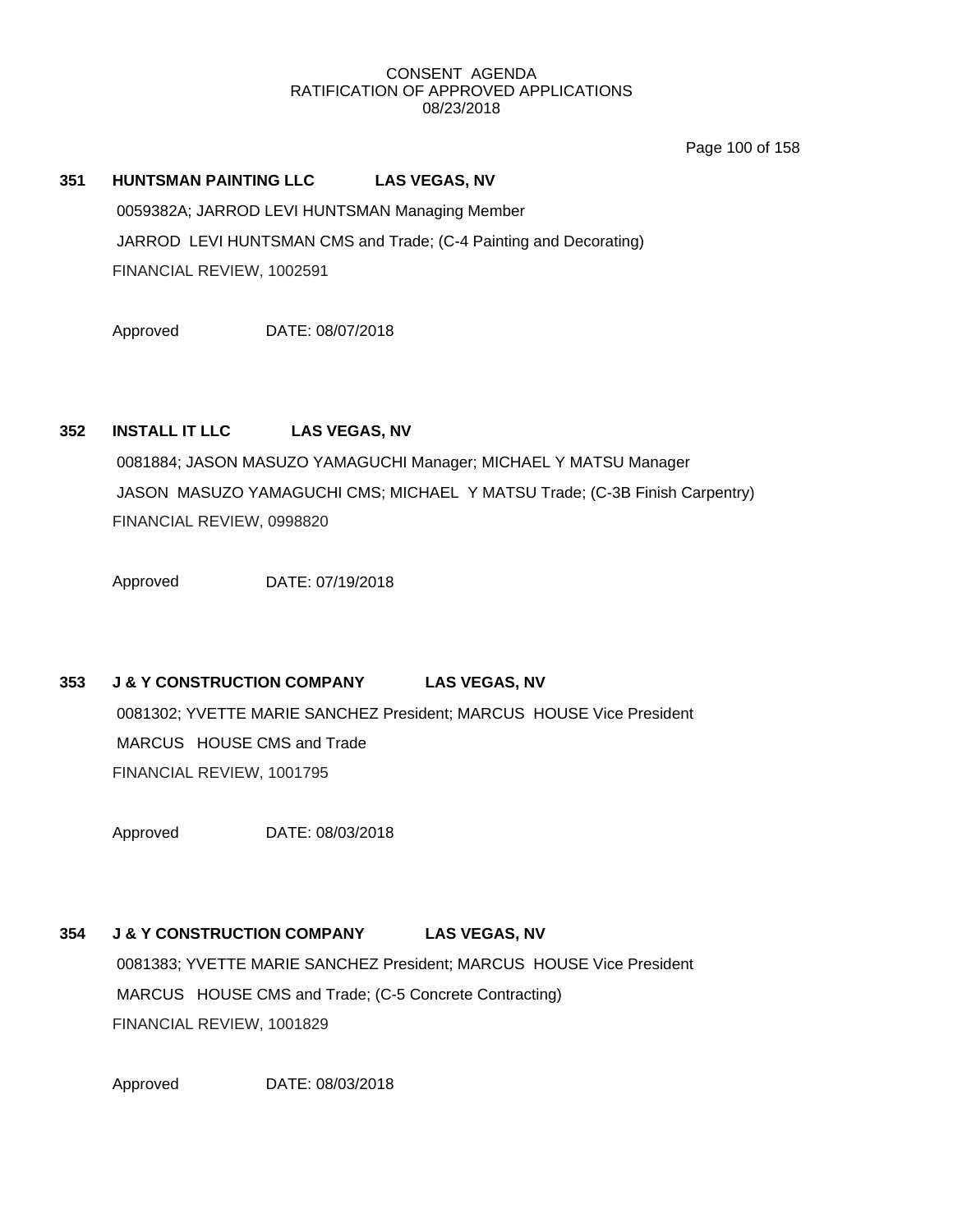CONSENT AGENDA
RATIFICATION OF APPROVED APPLICATIONS
08/23/2018

**351 HUNTSMAN PAINTING LLC LAS VEGAS, NV**

0059382A; JARROD LEVI HUNTSMAN Managing Member

JARROD LEVI HUNTSMAN CMS and Trade; (C-4 Painting and Decorating)

FINANCIAL REVIEW, 1002591

Approved DATE: 08/07/2018

**352 INSTALL IT LLC LAS VEGAS, NV**

0081884; JASON MASUZO YAMAGUCHI Manager; MICHAEL Y MATSU Manager

JASON MASUZO YAMAGUCHI CMS; MICHAEL Y MATSU Trade; (C-3B Finish Carpentry)

FINANCIAL REVIEW, 0998820

Approved DATE: 07/19/2018

**353 J & Y CONSTRUCTION COMPANY LAS VEGAS, NV**

0081302; YVETTE MARIE SANCHEZ President; MARCUS HOUSE Vice President

MARCUS HOUSE CMS and Trade

FINANCIAL REVIEW, 1001795

Approved DATE: 08/03/2018

**354 J & Y CONSTRUCTION COMPANY LAS VEGAS, NV**

0081383; YVETTE MARIE SANCHEZ President; MARCUS HOUSE Vice President

MARCUS HOUSE CMS and Trade; (C-5 Concrete Contracting)

FINANCIAL REVIEW, 1001829

Approved DATE: 08/03/2018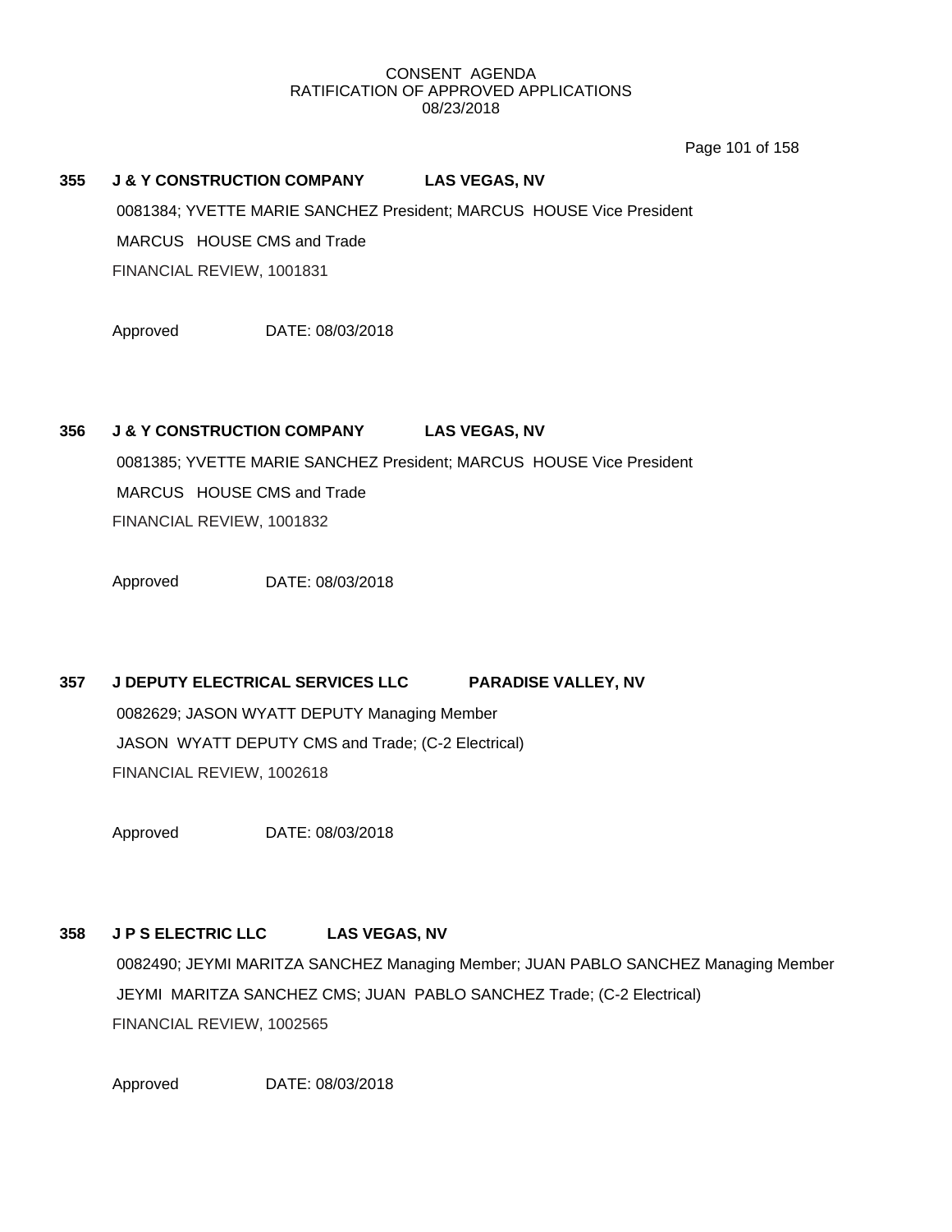CONSENT AGENDA
RATIFICATION OF APPROVED APPLICATIONS
08/23/2018

**355 J & Y CONSTRUCTION COMPANY LAS VEGAS, NV**

0081384; YVETTE MARIE SANCHEZ President; MARCUS HOUSE Vice President
MARCUS HOUSE CMS and Trade
FINANCIAL REVIEW, 1001831

Approved DATE: 08/03/2018

**356 J & Y CONSTRUCTION COMPANY LAS VEGAS, NV**

0081385; YVETTE MARIE SANCHEZ President; MARCUS HOUSE Vice President
MARCUS HOUSE CMS and Trade
FINANCIAL REVIEW, 1001832

Approved DATE: 08/03/2018

**357 J DEPUTY ELECTRICAL SERVICES LLC PARADISE VALLEY, NV**

0082629; JASON WYATT DEPUTY Managing Member
JASON WYATT DEPUTY CMS and Trade; (C-2 Electrical)
FINANCIAL REVIEW, 1002618

Approved DATE: 08/03/2018

**358 J P S ELECTRIC LLC LAS VEGAS, NV**

0082490; JEYMI MARITZA SANCHEZ Managing Member; JUAN PABLO SANCHEZ Managing Member
JEYMI MARITZA SANCHEZ CMS; JUAN PABLO SANCHEZ Trade; (C-2 Electrical)
FINANCIAL REVIEW, 1002565

Approved DATE: 08/03/2018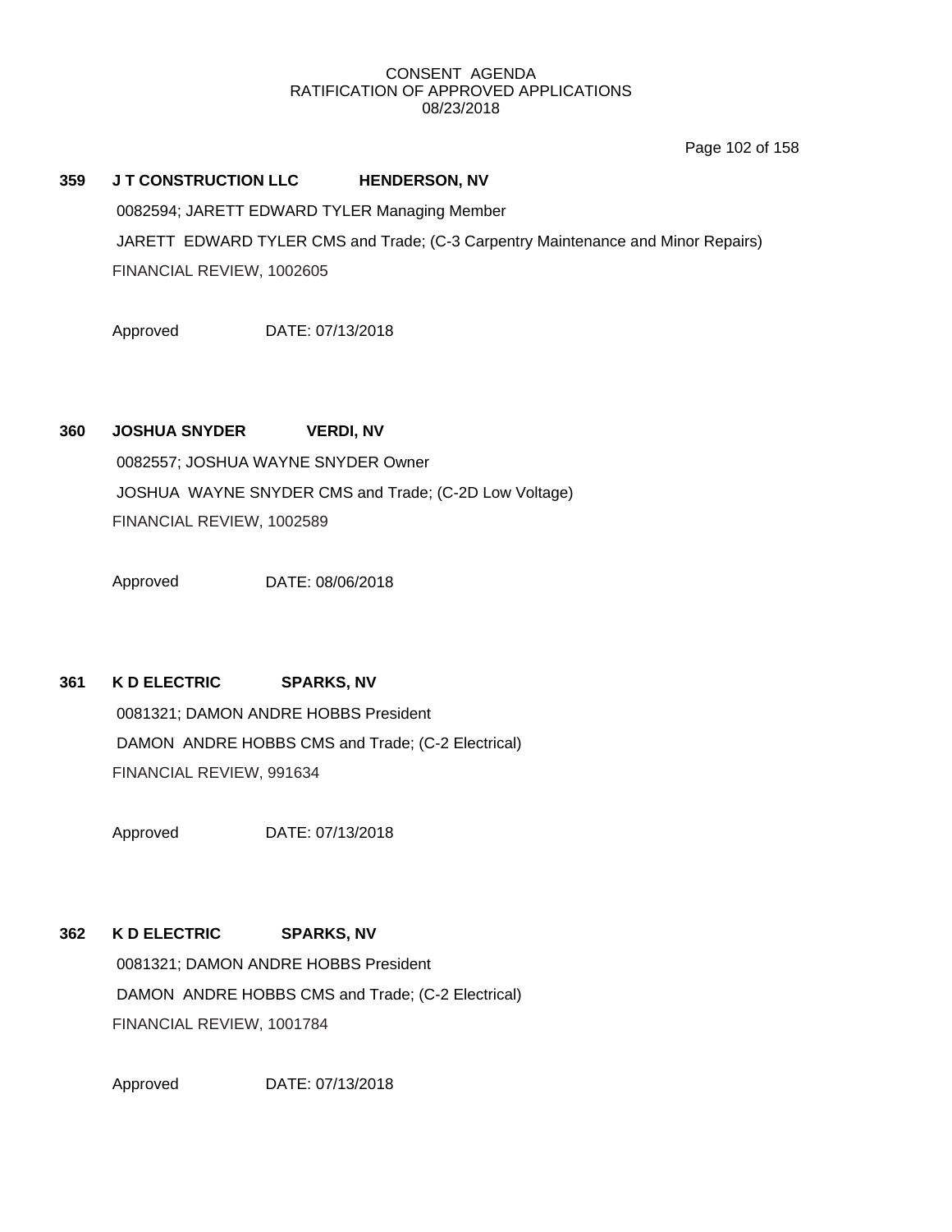CONSENT AGENDA
RATIFICATION OF APPROVED APPLICATIONS
08/23/2018

**359 J T CONSTRUCTION LLC HENDERSON, NV**

0082594; JARETT EDWARD TYLER Managing Member

JARETT EDWARD TYLER CMS and Trade; (C-3 Carpentry Maintenance and Minor Repairs)

FINANCIAL REVIEW, 1002605

Approved DATE: 07/13/2018

**360 JOSHUA SNYDER VERDI, NV**

0082557; JOSHUA WAYNE SNYDER Owner

JOSHUA WAYNE SNYDER CMS and Trade; (C-2D Low Voltage)

FINANCIAL REVIEW, 1002589

Approved DATE: 08/06/2018

**361 K D ELECTRIC SPARKS, NV**

0081321; DAMON ANDRE HOBBS President

DAMON ANDRE HOBBS CMS and Trade; (C-2 Electrical)

FINANCIAL REVIEW, 991634

Approved DATE: 07/13/2018

**362 K D ELECTRIC SPARKS, NV**

0081321; DAMON ANDRE HOBBS President

DAMON ANDRE HOBBS CMS and Trade; (C-2 Electrical)

FINANCIAL REVIEW, 1001784

Approved DATE: 07/13/2018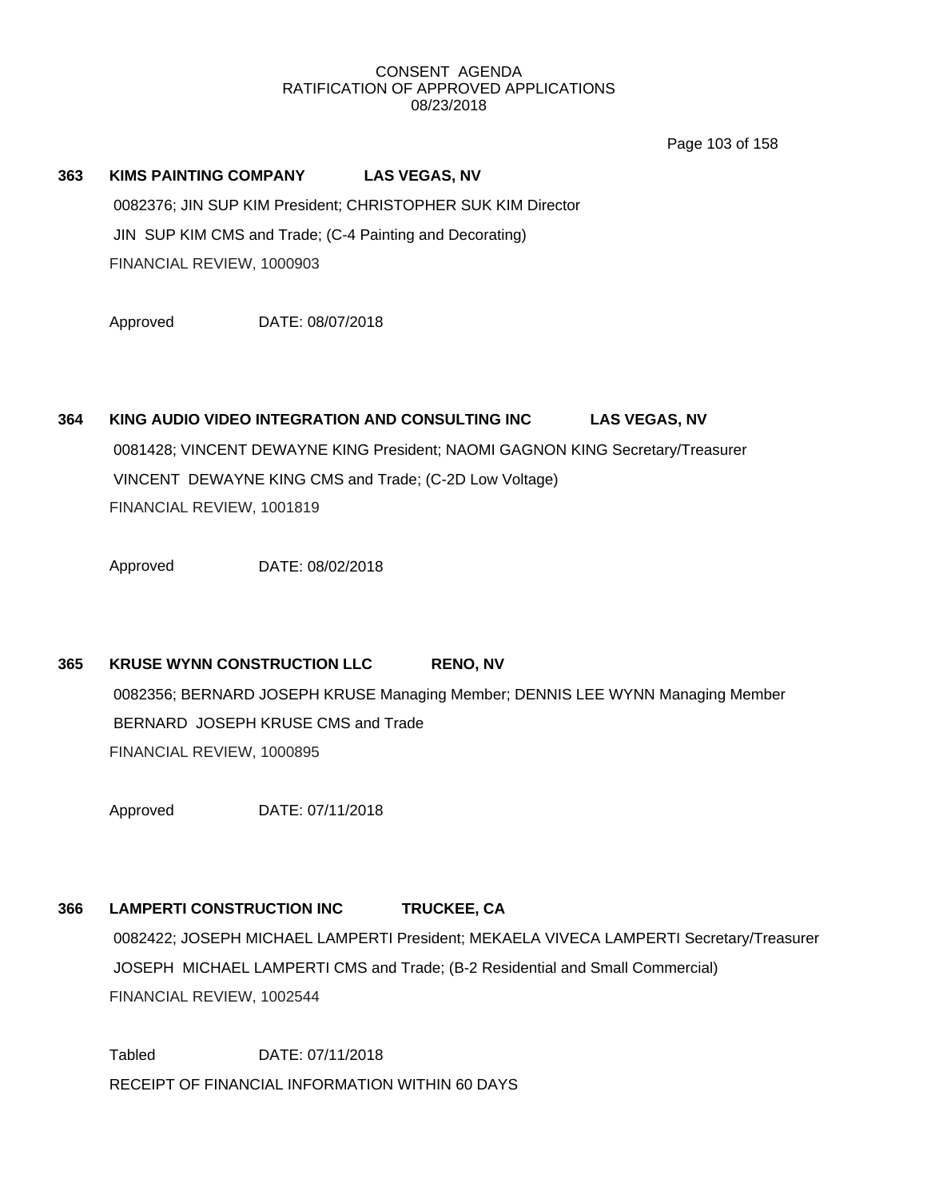# CONSENT AGENDA
## RATIFICATION OF APPROVED APPLICATIONS
### 08/23/2018

**363 KIMS PAINTING COMPANY LAS VEGAS, NV**

0082376; JIN SUP KIM President; CHRISTOPHER SUK KIM Director

JIN SUP KIM CMS and Trade; (C-4 Painting and Decorating)

FINANCIAL REVIEW, 1000903

Approved DATE: 08/07/2018

**364 KING AUDIO VIDEO INTEGRATION AND CONSULTING INC LAS VEGAS, NV**

0081428; VINCENT DEWAYNE KING President; NAOMI GAGNON KING Secretary/Treasurer

VINCENT DEWAYNE KING CMS and Trade; (C-2D Low Voltage)

FINANCIAL REVIEW, 1001819

Approved DATE: 08/02/2018

**365 KRUSE WYNN CONSTRUCTION LLC RENO, NV**

0082356; BERNARD JOSEPH KRUSE Managing Member; DENNIS LEE WYNN Managing Member

BERNARD JOSEPH KRUSE CMS and Trade

FINANCIAL REVIEW, 1000895

Approved DATE: 07/11/2018

**366 LAMPERTI CONSTRUCTION INC TRUCKEE, CA**

0082422; JOSEPH MICHAEL LAMPERTI President; MEKAELA VIVECA LAMPERTI Secretary/Treasurer

JOSEPH MICHAEL LAMPERTI CMS and Trade; (B-2 Residential and Small Commercial)

FINANCIAL REVIEW, 1002544

Tabled DATE: 07/11/2018

RECEIPT OF FINANCIAL INFORMATION WITHIN 60 DAYS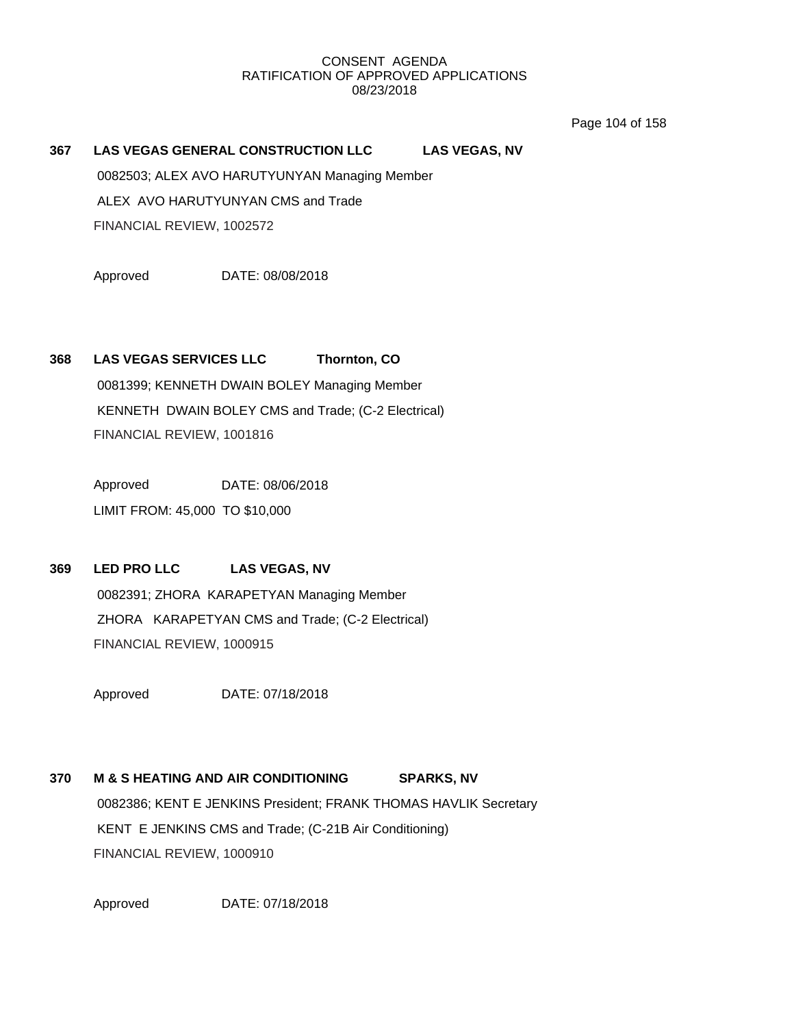CONSENT AGENDA
RATIFICATION OF APPROVED APPLICATIONS
08/23/2018

**367 LAS VEGAS GENERAL CONSTRUCTION LLC LAS VEGAS, NV**

0082503; ALEX AVO HARUTYUNYAN Managing Member

ALEX AVO HARUTYUNYAN CMS and Trade

FINANCIAL REVIEW, 1002572

Approved DATE: 08/08/2018

**368 LAS VEGAS SERVICES LLC Thornton, CO**

0081399; KENNETH DWAIN BOLEY Managing Member

KENNETH DWAIN BOLEY CMS and Trade; (C-2 Electrical)

FINANCIAL REVIEW, 1001816

Approved DATE: 08/06/2018

LIMIT FROM: 45,000 TO $10,000

**369 LED PRO LLC LAS VEGAS, NV**

0082391; ZHORA KARAPETYAN Managing Member

ZHORA KARAPETYAN CMS and Trade; (C-2 Electrical)

FINANCIAL REVIEW, 1000915

Approved DATE: 07/18/2018

**370 M & S HEATING AND AIR CONDITIONING SPARKS, NV**

0082386; KENT E JENKINS President; FRANK THOMAS HAVLIK Secretary

KENT E JENKINS CMS and Trade; (C-21B Air Conditioning)

FINANCIAL REVIEW, 1000910

Approved DATE: 07/18/2018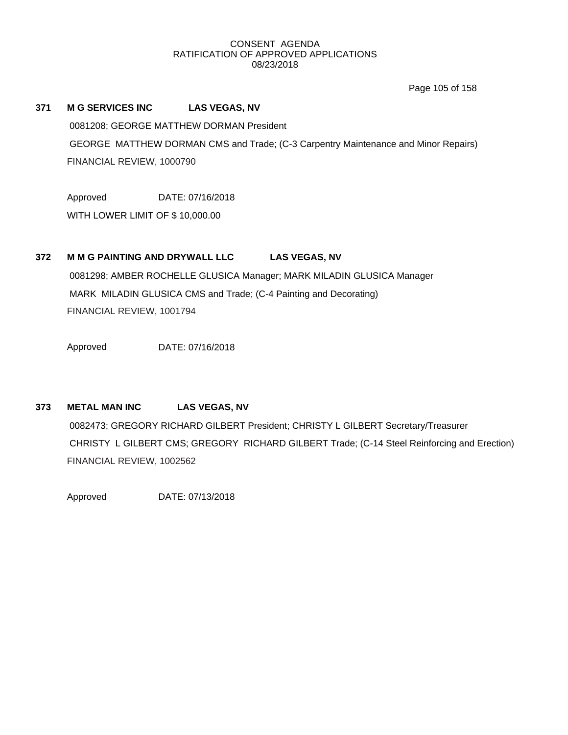CONSENT AGENDA
RATIFICATION OF APPROVED APPLICATIONS
08/23/2018

**371 M G SERVICES INC LAS VEGAS, NV**

0081208; GEORGE MATTHEW DORMAN President

GEORGE MATTHEW DORMAN CMS and Trade; (C-3 Carpentry Maintenance and Minor Repairs)

FINANCIAL REVIEW, 1000790

Approved DATE: 07/16/2018

WITH LOWER LIMIT OF $ 10,000.00

**372 M M G PAINTING AND DRYWALL LLC LAS VEGAS, NV**

0081298; AMBER ROCHELLE GLUSICA Manager; MARK MILADIN GLUSICA Manager

MARK MILADIN GLUSICA CMS and Trade; (C-4 Painting and Decorating)

FINANCIAL REVIEW, 1001794

Approved DATE: 07/16/2018

**373 METAL MAN INC LAS VEGAS, NV**

0082473; GREGORY RICHARD GILBERT President; CHRISTY L GILBERT Secretary/Treasurer

CHRISTY L GILBERT CMS; GREGORY RICHARD GILBERT Trade; (C-14 Steel Reinforcing and Erection)

FINANCIAL REVIEW, 1002562

Approved DATE: 07/13/2018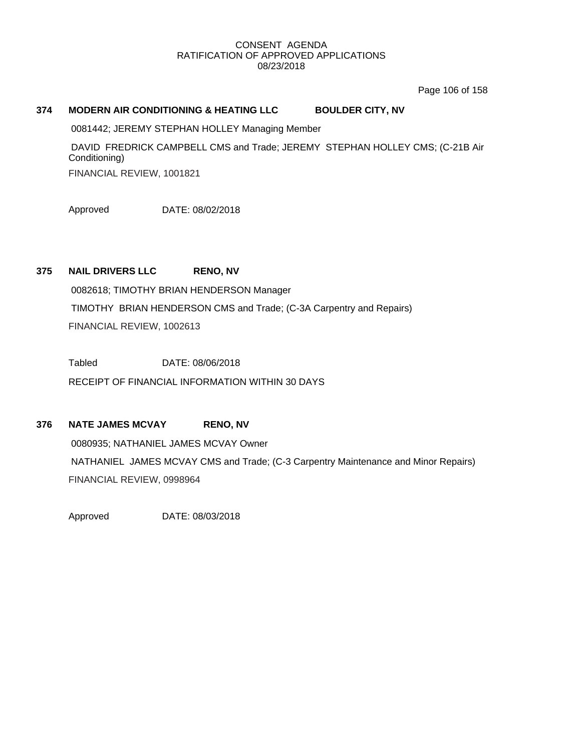# CONSENT AGENDA
## RATIFICATION OF APPROVED APPLICATIONS
### 08/23/2018

**374 MODERN AIR CONDITIONING & HEATING LLC BOULDER CITY, NV**

0081442; JEREMY STEPHAN HOLLEY Managing Member

DAVID FREDRICK CAMPBELL CMS and Trade; JEREMY STEPHAN HOLLEY CMS; (C-21B Air Conditioning)

FINANCIAL REVIEW, 1001821

Approved DATE: 08/02/2018

**375 NAIL DRIVERS LLC RENO, NV**

0082618; TIMOTHY BRIAN HENDERSON Manager

TIMOTHY BRIAN HENDERSON CMS and Trade; (C-3A Carpentry and Repairs)

FINANCIAL REVIEW, 1002613

Tabled DATE: 08/06/2018

RECEIPT OF FINANCIAL INFORMATION WITHIN 30 DAYS

**376 NATE JAMES MCVAY RENO, NV**

0080935; NATHANIEL JAMES MCVAY Owner

NATHANIEL JAMES MCVAY CMS and Trade; (C-3 Carpentry Maintenance and Minor Repairs)

FINANCIAL REVIEW, 0998964

Approved DATE: 08/03/2018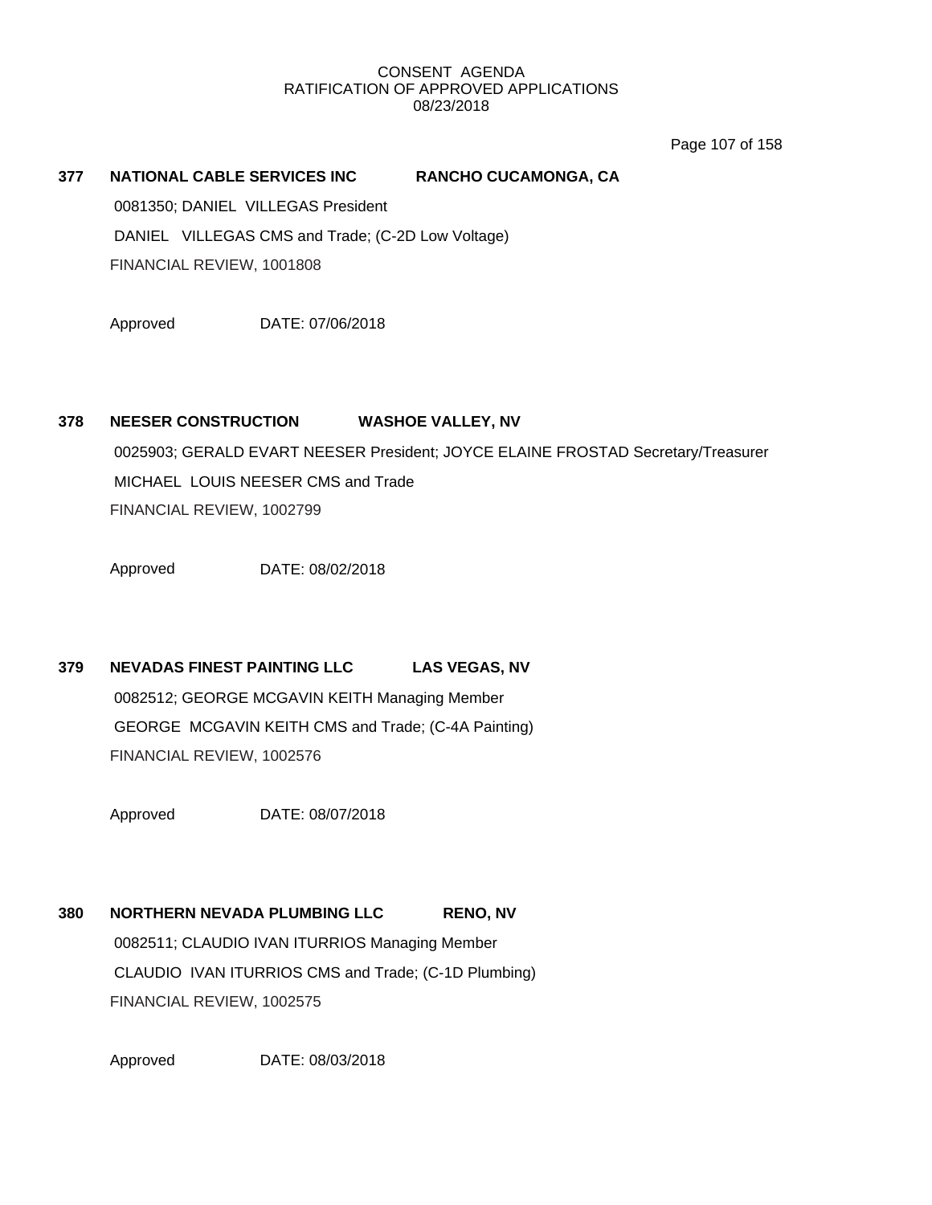CONSENT AGENDA
RATIFICATION OF APPROVED APPLICATIONS
08/23/2018

**377 NATIONAL CABLE SERVICES INC RANCHO CUCAMONGA, CA**

0081350; DANIEL VILLEGAS President

DANIEL VILLEGAS CMS and Trade; (C-2D Low Voltage)

FINANCIAL REVIEW, 1001808

Approved DATE: 07/06/2018

**378 NEESER CONSTRUCTION WASHOE VALLEY, NV**

0025903; GERALD EVART NEESER President; JOYCE ELAINE FROSTAD Secretary/Treasurer

MICHAEL LOUIS NEESER CMS and Trade

FINANCIAL REVIEW, 1002799

Approved DATE: 08/02/2018

**379 NEVADAS FINEST PAINTING LLC LAS VEGAS, NV**

0082512; GEORGE MCGAVIN KEITH Managing Member

GEORGE MCGAVIN KEITH CMS and Trade; (C-4A Painting)

FINANCIAL REVIEW, 1002576

Approved DATE: 08/07/2018

**380 NORTHERN NEVADA PLUMBING LLC RENO, NV**

0082511; CLAUDIO IVAN ITURRIOS Managing Member

CLAUDIO IVAN ITURRIOS CMS and Trade; (C-1D Plumbing)

FINANCIAL REVIEW, 1002575

Approved DATE: 08/03/2018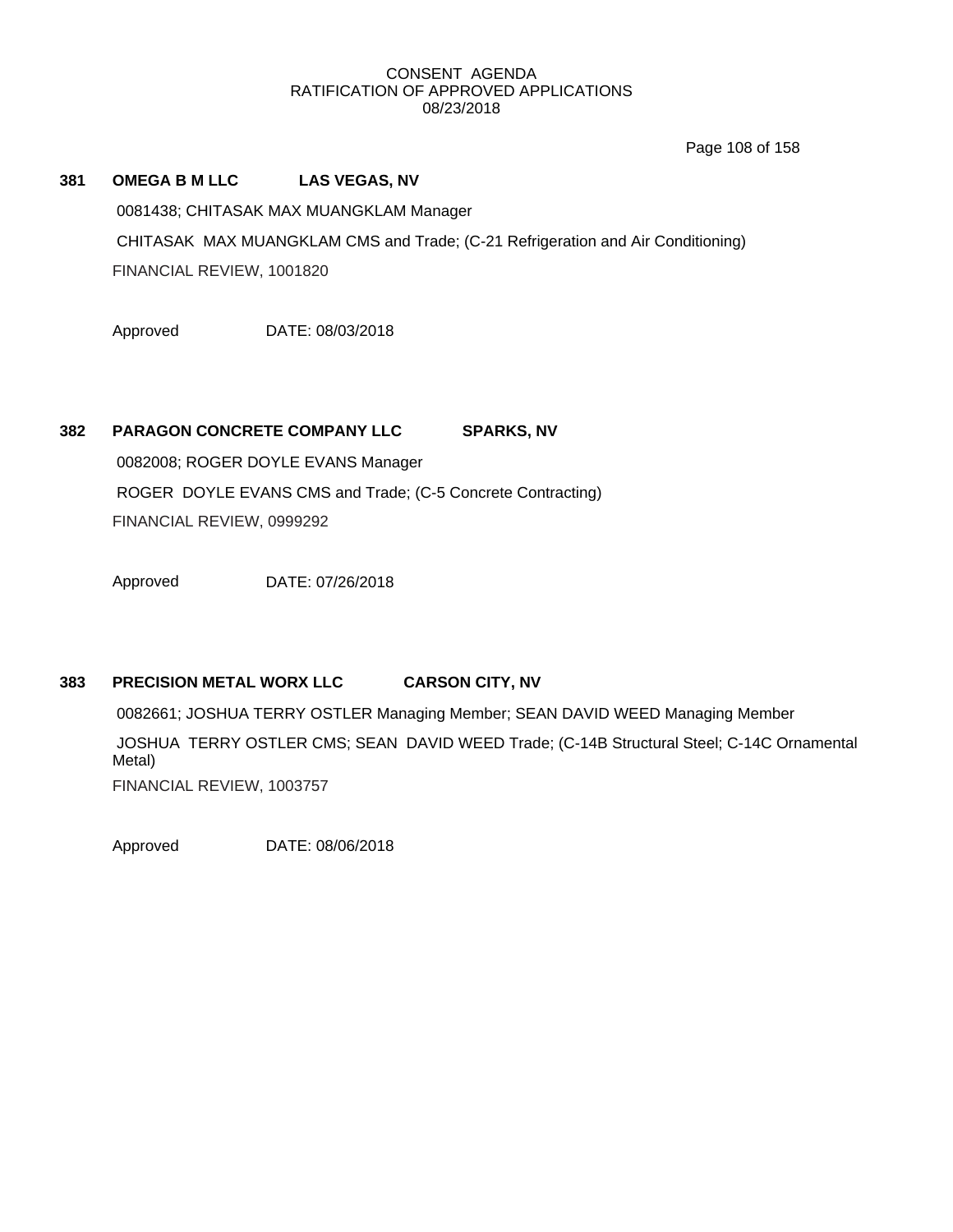CONSENT AGENDA
RATIFICATION OF APPROVED APPLICATIONS
08/23/2018

**381 OMEGA B M LLC LAS VEGAS, NV**

0081438; CHITASAK MAX MUANGKLAM Manager

CHITASAK MAX MUANGKLAM CMS and Trade; (C-21 Refrigeration and Air Conditioning)

FINANCIAL REVIEW, 1001820

Approved DATE: 08/03/2018

**382 PARAGON CONCRETE COMPANY LLC SPARKS, NV**

0082008; ROGER DOYLE EVANS Manager

ROGER DOYLE EVANS CMS and Trade; (C-5 Concrete Contracting)

FINANCIAL REVIEW, 0999292

Approved DATE: 07/26/2018

**383 PRECISION METAL WORX LLC CARSON CITY, NV**

0082661; JOSHUA TERRY OSTLER Managing Member; SEAN DAVID WEED Managing Member

JOSHUA TERRY OSTLER CMS; SEAN DAVID WEED Trade; (C-14B Structural Steel; C-14C Ornamental Metal)

FINANCIAL REVIEW, 1003757

Approved DATE: 08/06/2018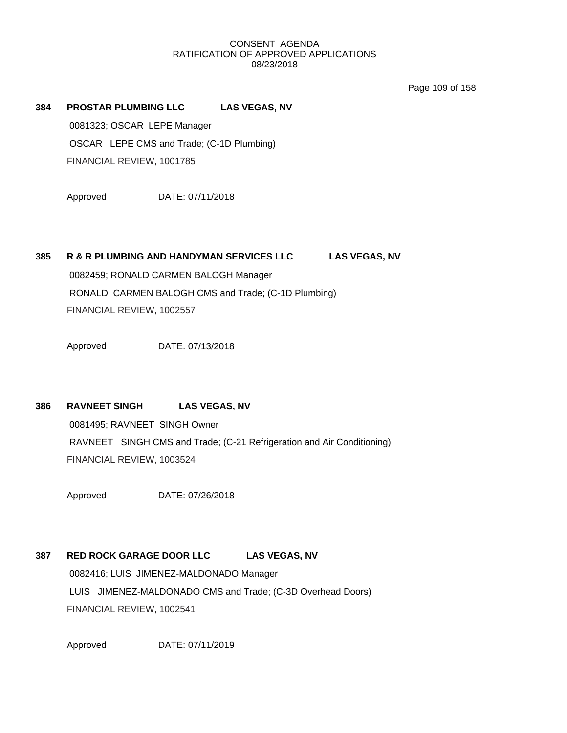# CONSENT AGENDA
## RATIFICATION OF APPROVED APPLICATIONS
### 08/23/2018

**384 PROSTAR PLUMBING LLC LAS VEGAS, NV**

0081323; OSCAR LEPE Manager

OSCAR LEPE CMS and Trade; (C-1D Plumbing)

FINANCIAL REVIEW, 1001785

Approved DATE: 07/11/2018

**385 R & R PLUMBING AND HANDYMAN SERVICES LLC LAS VEGAS, NV**

0082459; RONALD CARMEN BALOGH Manager

RONALD CARMEN BALOGH CMS and Trade; (C-1D Plumbing)

FINANCIAL REVIEW, 1002557

Approved DATE: 07/13/2018

**386 RAVNEET SINGH LAS VEGAS, NV**

0081495; RAVNEET SINGH Owner

RAVNEET SINGH CMS and Trade; (C-21 Refrigeration and Air Conditioning)

FINANCIAL REVIEW, 1003524

Approved DATE: 07/26/2018

**387 RED ROCK GARAGE DOOR LLC LAS VEGAS, NV**

0082416; LUIS JIMENEZ-MALDONADO Manager

LUIS JIMENEZ-MALDONADO CMS and Trade; (C-3D Overhead Doors)

FINANCIAL REVIEW, 1002541

Approved DATE: 07/11/2019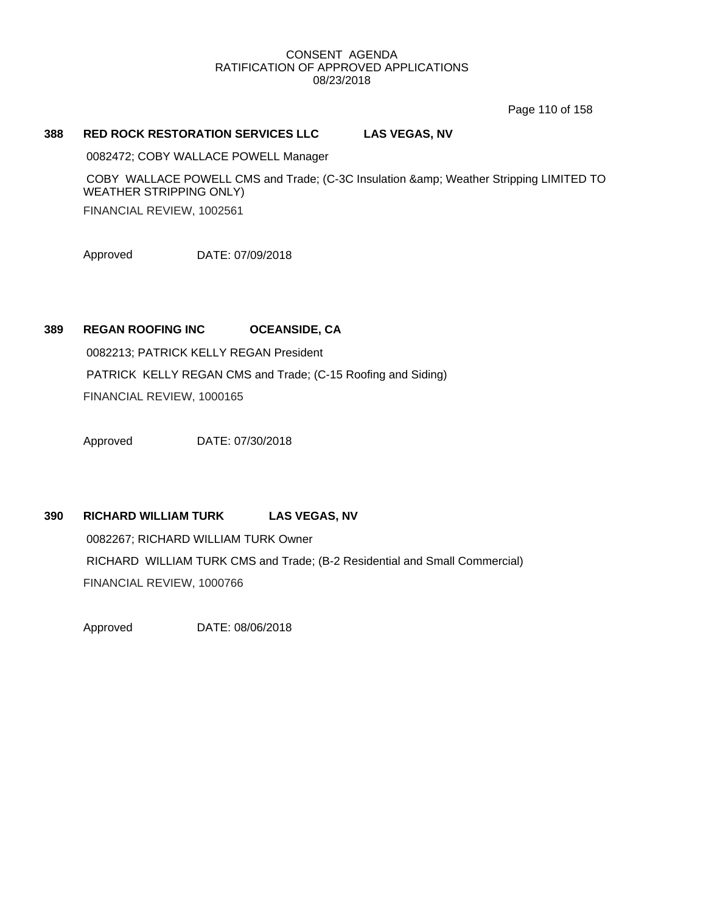CONSENT AGENDA
RATIFICATION OF APPROVED APPLICATIONS
08/23/2018

**388 RED ROCK RESTORATION SERVICES LLC LAS VEGAS, NV**

0082472; COBY WALLACE POWELL Manager

COBY WALLACE POWELL CMS and Trade; (C-3C Insulation &amp; Weather Stripping LIMITED TO WEATHER STRIPPING ONLY)

FINANCIAL REVIEW, 1002561

Approved DATE: 07/09/2018

**389 REGAN ROOFING INC OCEANSIDE, CA**

0082213; PATRICK KELLY REGAN President

PATRICK KELLY REGAN CMS and Trade; (C-15 Roofing and Siding)

FINANCIAL REVIEW, 1000165

Approved DATE: 07/30/2018

**390 RICHARD WILLIAM TURK LAS VEGAS, NV**

0082267; RICHARD WILLIAM TURK Owner

RICHARD WILLIAM TURK CMS and Trade; (B-2 Residential and Small Commercial)

FINANCIAL REVIEW, 1000766

Approved DATE: 08/06/2018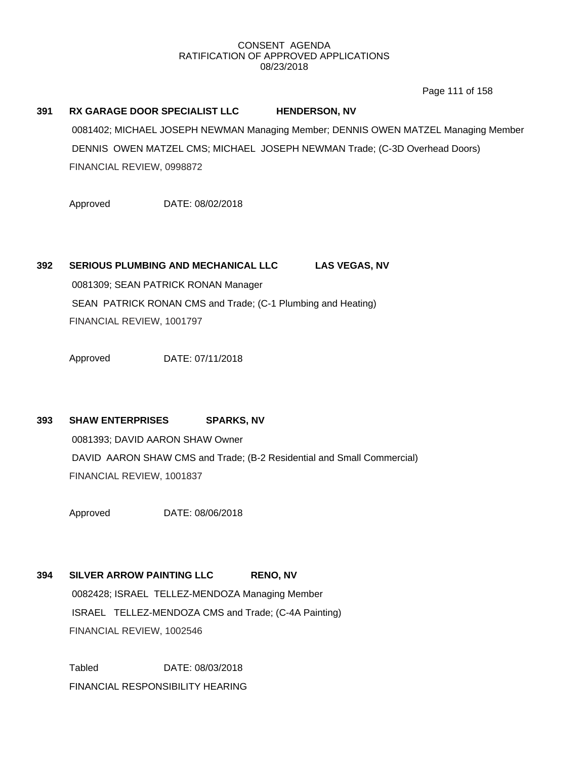CONSENT AGENDA
RATIFICATION OF APPROVED APPLICATIONS
08/23/2018

**391 RX GARAGE DOOR SPECIALIST LLC HENDERSON, NV**

0081402; MICHAEL JOSEPH NEWMAN Managing Member; DENNIS OWEN MATZEL Managing Member
DENNIS OWEN MATZEL CMS; MICHAEL JOSEPH NEWMAN Trade; (C-3D Overhead Doors)
FINANCIAL REVIEW, 0998872

Approved DATE: 08/02/2018

**392 SERIOUS PLUMBING AND MECHANICAL LLC LAS VEGAS, NV**

0081309; SEAN PATRICK RONAN Manager
SEAN PATRICK RONAN CMS and Trade; (C-1 Plumbing and Heating)
FINANCIAL REVIEW, 1001797

Approved DATE: 07/11/2018

**393 SHAW ENTERPRISES SPARKS, NV**

0081393; DAVID AARON SHAW Owner
DAVID AARON SHAW CMS and Trade; (B-2 Residential and Small Commercial)
FINANCIAL REVIEW, 1001837

Approved DATE: 08/06/2018

**394 SILVER ARROW PAINTING LLC RENO, NV**

0082428; ISRAEL TELLEZ-MENDOZA Managing Member
ISRAEL TELLEZ-MENDOZA CMS and Trade; (C-4A Painting)
FINANCIAL REVIEW, 1002546

Tabled DATE: 08/03/2018
FINANCIAL RESPONSIBILITY HEARING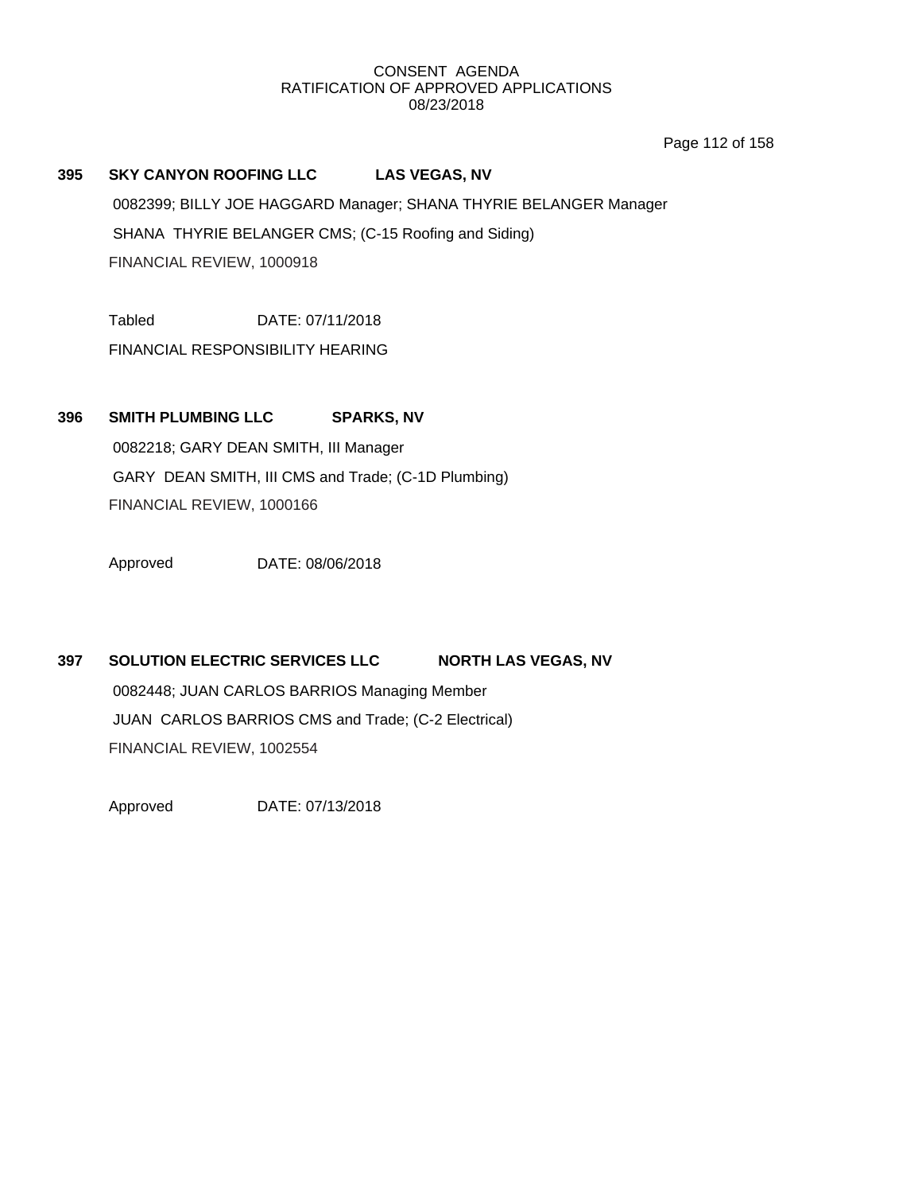CONSENT AGENDA
RATIFICATION OF APPROVED APPLICATIONS
08/23/2018

**395 SKY CANYON ROOFING LLC LAS VEGAS, NV**

0082399; BILLY JOE HAGGARD Manager; SHANA THYRIE BELANGER Manager

SHANA THYRIE BELANGER CMS; (C-15 Roofing and Siding)

FINANCIAL REVIEW, 1000918

Tabled DATE: 07/11/2018

FINANCIAL RESPONSIBILITY HEARING

**396 SMITH PLUMBING LLC SPARKS, NV**

0082218; GARY DEAN SMITH, III Manager

GARY DEAN SMITH, III CMS and Trade; (C-1D Plumbing)

FINANCIAL REVIEW, 1000166

Approved DATE: 08/06/2018

**397 SOLUTION ELECTRIC SERVICES LLC NORTH LAS VEGAS, NV**

0082448; JUAN CARLOS BARRIOS Managing Member

JUAN CARLOS BARRIOS CMS and Trade; (C-2 Electrical)

FINANCIAL REVIEW, 1002554

Approved DATE: 07/13/2018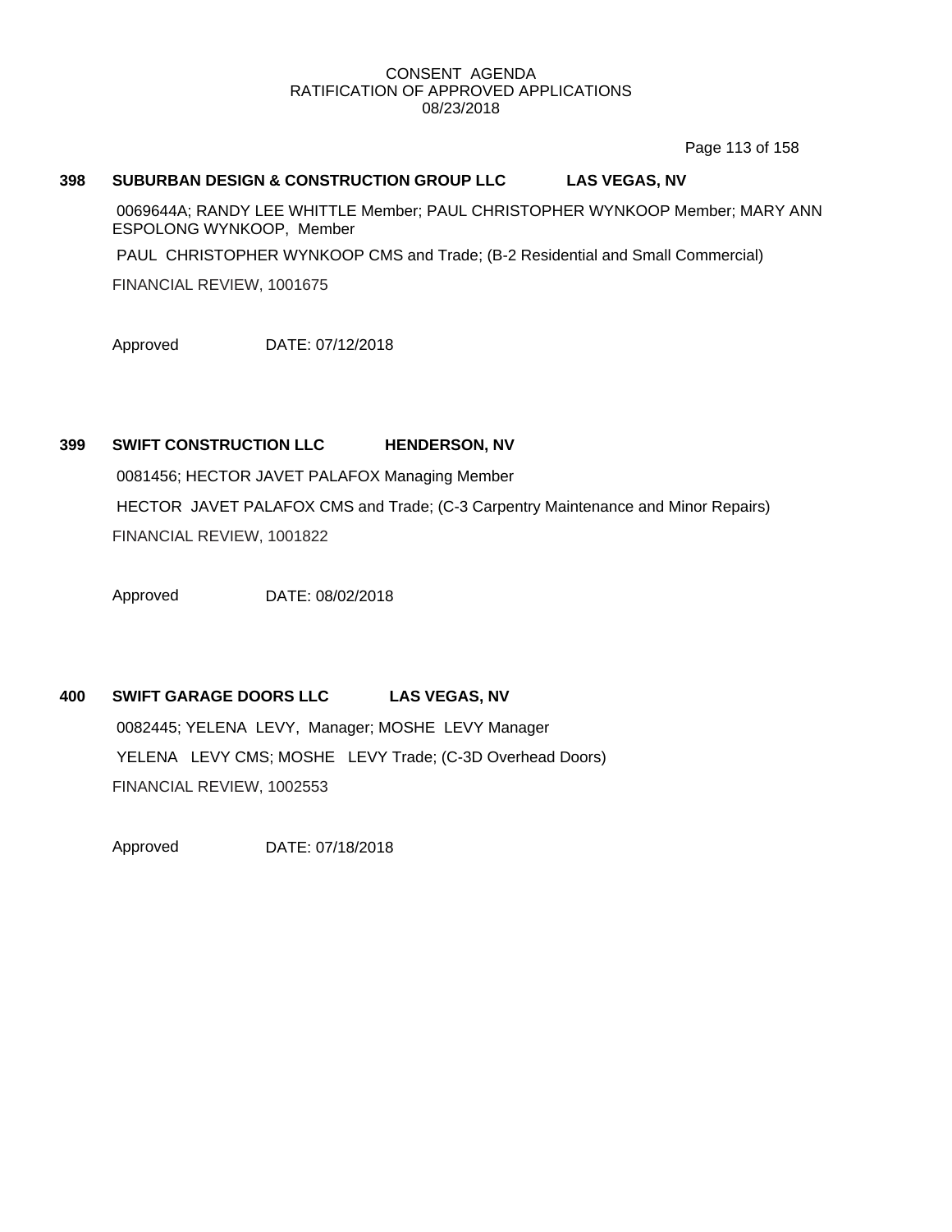CONSENT AGENDA
RATIFICATION OF APPROVED APPLICATIONS
08/23/2018

**398 SUBURBAN DESIGN & CONSTRUCTION GROUP LLC LAS VEGAS, NV**

0069644A; RANDY LEE WHITTLE Member; PAUL CHRISTOPHER WYNKOOP Member; MARY ANN ESPOLONG WYNKOOP, Member

PAUL CHRISTOPHER WYNKOOP CMS and Trade; (B-2 Residential and Small Commercial)

FINANCIAL REVIEW, 1001675

Approved DATE: 07/12/2018

**399 SWIFT CONSTRUCTION LLC HENDERSON, NV**

0081456; HECTOR JAVET PALAFOX Managing Member

HECTOR JAVET PALAFOX CMS and Trade; (C-3 Carpentry Maintenance and Minor Repairs)

FINANCIAL REVIEW, 1001822

Approved DATE: 08/02/2018

**400 SWIFT GARAGE DOORS LLC LAS VEGAS, NV**

0082445; YELENA LEVY, Manager; MOSHE LEVY Manager

YELENA LEVY CMS; MOSHE LEVY Trade; (C-3D Overhead Doors)

FINANCIAL REVIEW, 1002553

Approved DATE: 07/18/2018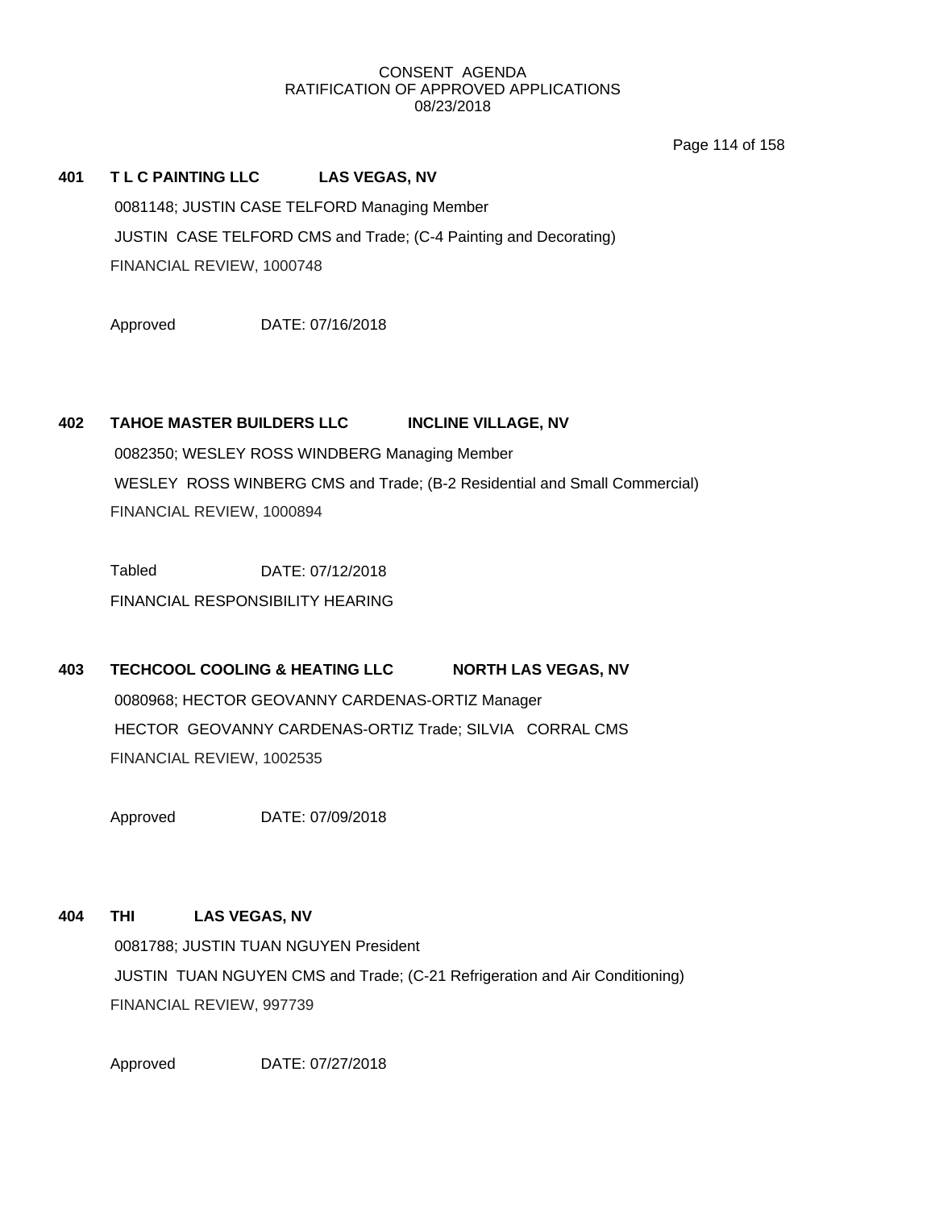CONSENT AGENDA
RATIFICATION OF APPROVED APPLICATIONS
08/23/2018

**401 T L C PAINTING LLC LAS VEGAS, NV**

0081148; JUSTIN CASE TELFORD Managing Member

JUSTIN CASE TELFORD CMS and Trade; (C-4 Painting and Decorating)

FINANCIAL REVIEW, 1000748

Approved DATE: 07/16/2018

**402 TAHOE MASTER BUILDERS LLC INCLINE VILLAGE, NV**

0082350; WESLEY ROSS WINDBERG Managing Member

WESLEY ROSS WINBERG CMS and Trade; (B-2 Residential and Small Commercial)

FINANCIAL REVIEW, 1000894

Tabled DATE: 07/12/2018

FINANCIAL RESPONSIBILITY HEARING

**403 TECHCOOL COOLING & HEATING LLC NORTH LAS VEGAS, NV**

0080968; HECTOR GEOVANNY CARDENAS-ORTIZ Manager

HECTOR GEOVANNY CARDENAS-ORTIZ Trade; SILVIA CORRAL CMS

FINANCIAL REVIEW, 1002535

Approved DATE: 07/09/2018

**404 THI LAS VEGAS, NV**

0081788; JUSTIN TUAN NGUYEN President

JUSTIN TUAN NGUYEN CMS and Trade; (C-21 Refrigeration and Air Conditioning)

FINANCIAL REVIEW, 997739

Approved DATE: 07/27/2018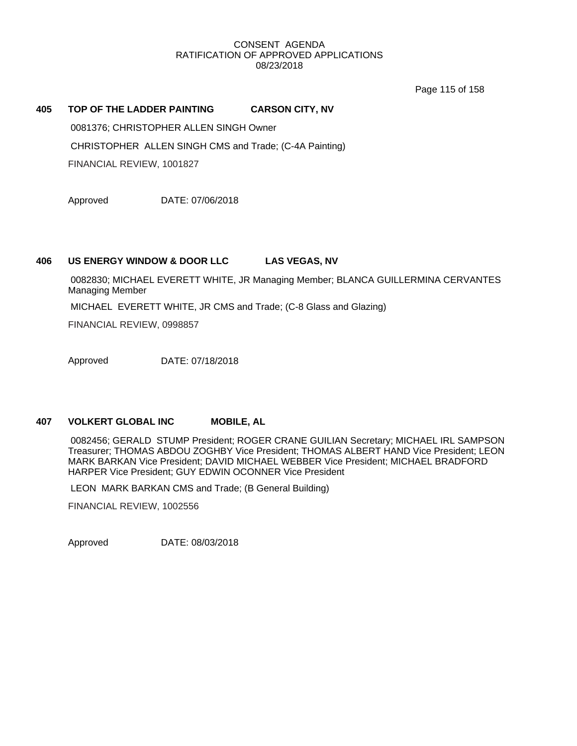## 405 TOP OF THE LADDER PAINTING CARSON CITY, NV

0081376; CHRISTOPHER ALLEN SINGH Owner

CHRISTOPHER ALLEN SINGH CMS and Trade; (C-4A Painting)

FINANCIAL REVIEW, 1001827

Approved DATE: 07/06/2018

## 406 US ENERGY WINDOW & DOOR LLC LAS VEGAS, NV

0082830; MICHAEL EVERETT WHITE, JR Managing Member; BLANCA GUILLERMINA CERVANTES Managing Member

MICHAEL EVERETT WHITE, JR CMS and Trade; (C-8 Glass and Glazing)

FINANCIAL REVIEW, 0998857

Approved DATE: 07/18/2018

## 407 VOLKERT GLOBAL INC MOBILE, AL

0082456; GERALD STUMP President; ROGER CRANE GUILIAN Secretary; MICHAEL IRL SAMPSON Treasurer; THOMAS ABDOU ZOGHBY Vice President; THOMAS ALBERT HAND Vice President; LEON MARK BARKAN Vice President; DAVID MICHAEL WEBBER Vice President; MICHAEL BRADFORD HARPER Vice President; GUY EDWIN OCONNER Vice President

LEON MARK BARKAN CMS and Trade; (B General Building)

FINANCIAL REVIEW, 1002556

Approved DATE: 08/03/2018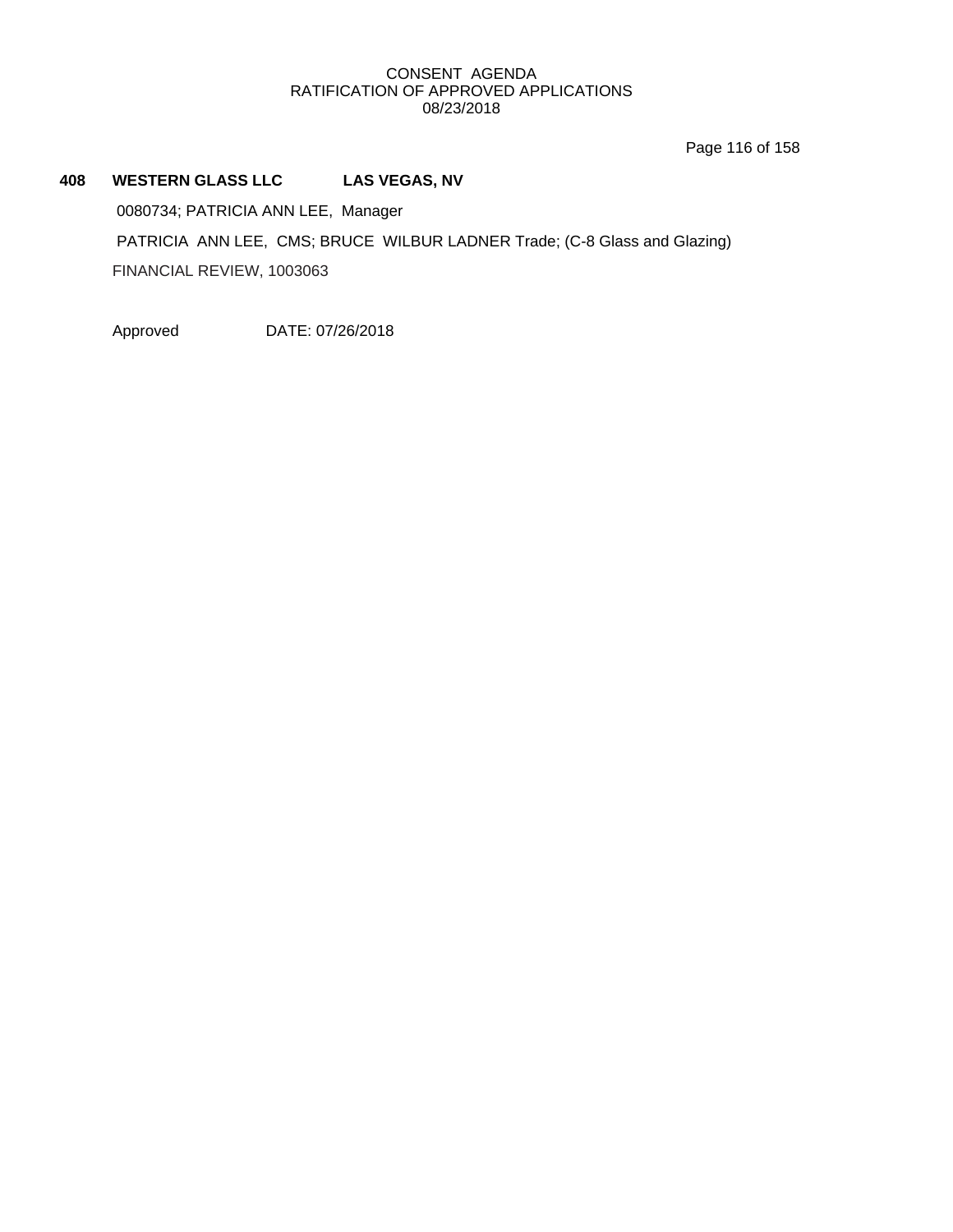**408 WESTERN GLASS LLC LAS VEGAS, NV**

0080734; PATRICIA ANN LEE, Manager

PATRICIA ANN LEE, CMS; BRUCE WILBUR LADNER Trade; (C-8 Glass and Glazing)

FINANCIAL REVIEW, 1003063

Approved DATE: 07/26/2018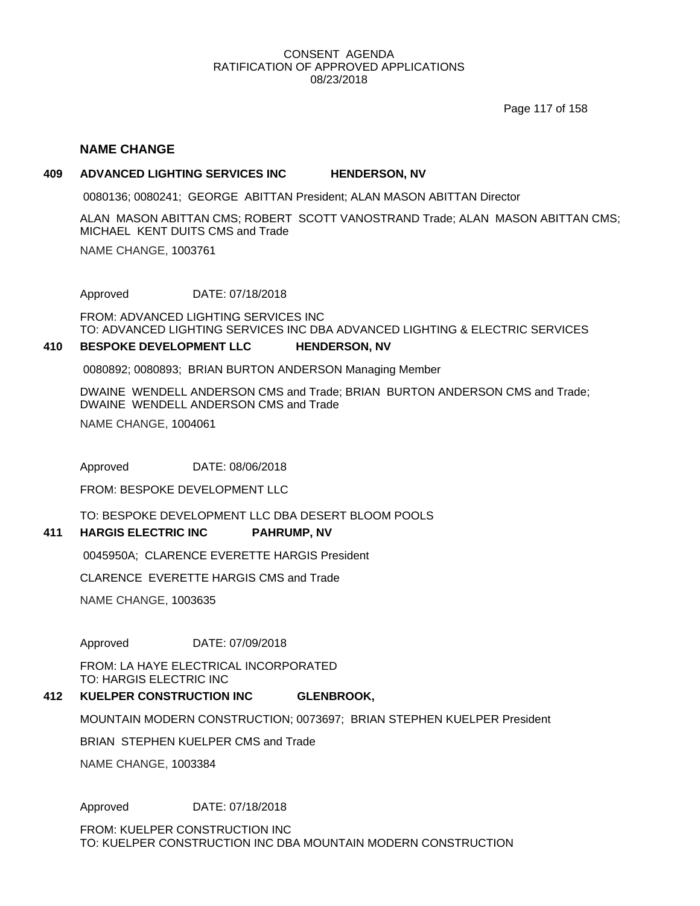CONSENT AGENDA
RATIFICATION OF APPROVED APPLICATIONS
08/23/2018

## NAME CHANGE

**409 ADVANCED LIGHTING SERVICES INC HENDERSON, NV**

0080136; 0080241; GEORGE ABITTAN President; ALAN MASON ABITTAN Director

ALAN MASON ABITTAN CMS; ROBERT SCOTT VANOSTRAND Trade; ALAN MASON ABITTAN CMS; MICHAEL KENT DUITS CMS and Trade

NAME CHANGE, 1003761

Approved DATE: 07/18/2018

FROM: ADVANCED LIGHTING SERVICES INC
TO: ADVANCED LIGHTING SERVICES INC DBA ADVANCED LIGHTING & ELECTRIC SERVICES

**410 BESPOKE DEVELOPMENT LLC HENDERSON, NV**

0080892; 0080893; BRIAN BURTON ANDERSON Managing Member

DWAINE WENDELL ANDERSON CMS and Trade; BRIAN BURTON ANDERSON CMS and Trade; DWAINE WENDELL ANDERSON CMS and Trade

NAME CHANGE, 1004061

Approved DATE: 08/06/2018

FROM: BESPOKE DEVELOPMENT LLC

TO: BESPOKE DEVELOPMENT LLC DBA DESERT BLOOM POOLS

**411 HARGIS ELECTRIC INC PAHRUMP, NV**

0045950A; CLARENCE EVERETTE HARGIS President

CLARENCE EVERETTE HARGIS CMS and Trade

NAME CHANGE, 1003635

Approved DATE: 07/09/2018

FROM: LA HAYE ELECTRICAL INCORPORATED
TO: HARGIS ELECTRIC INC

**412 KUELPER CONSTRUCTION INC GLENBROOK,**

MOUNTAIN MODERN CONSTRUCTION; 0073697; BRIAN STEPHEN KUELPER President

BRIAN STEPHEN KUELPER CMS and Trade

NAME CHANGE, 1003384

Approved DATE: 07/18/2018

FROM: KUELPER CONSTRUCTION INC
TO: KUELPER CONSTRUCTION INC DBA MOUNTAIN MODERN CONSTRUCTION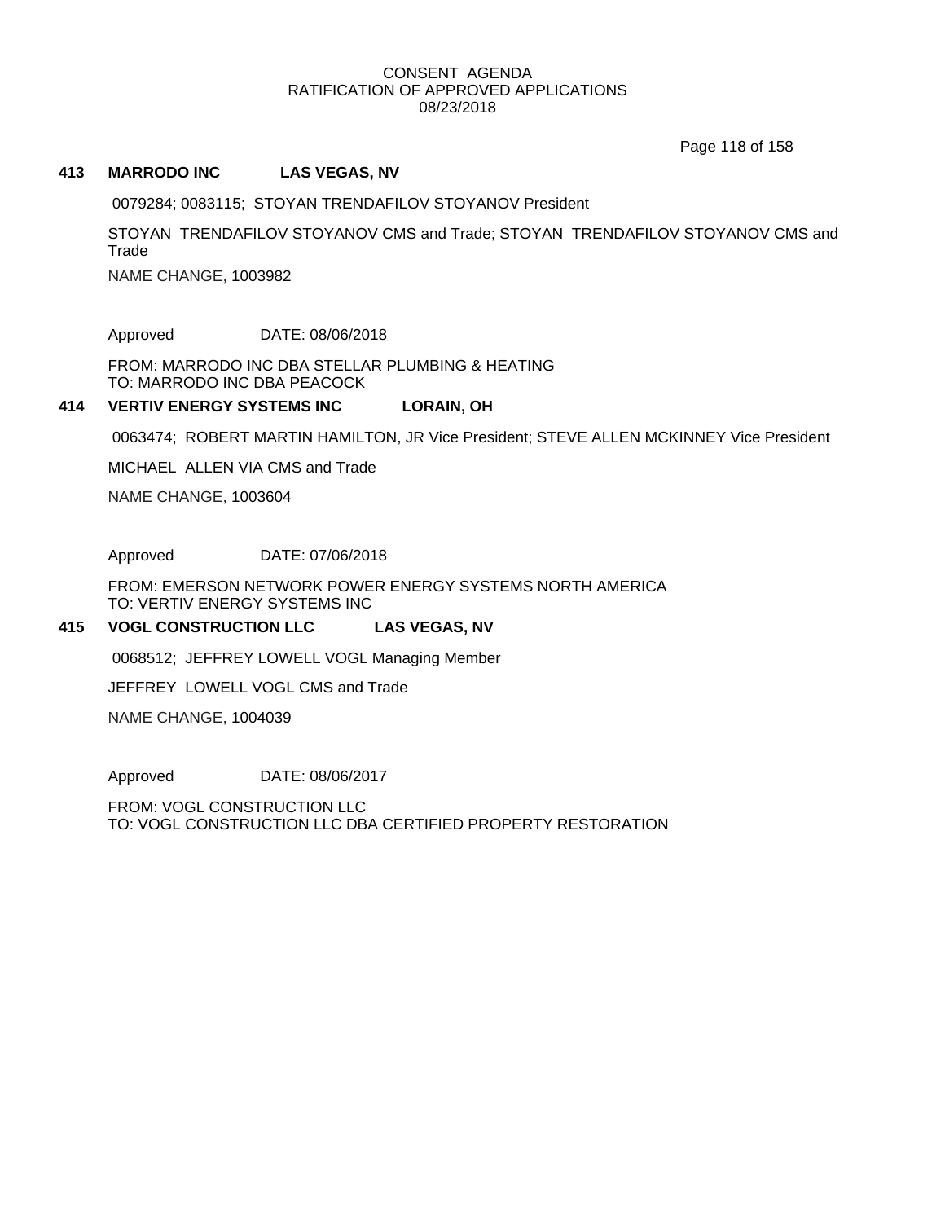CONSENT AGENDA
RATIFICATION OF APPROVED APPLICATIONS
08/23/2018

**413 MARRODO INC LAS VEGAS, NV**

0079284; 0083115; STOYAN TRENDAFILOV STOYANOV President

STOYAN TRENDAFILOV STOYANOV CMS and Trade; STOYAN TRENDAFILOV STOYANOV CMS and Trade

NAME CHANGE, 1003982

Approved DATE: 08/06/2018

FROM: MARRODO INC DBA STELLAR PLUMBING & HEATING
TO: MARRODO INC DBA PEACOCK

**414 VERTIV ENERGY SYSTEMS INC LORAIN, OH**

0063474; ROBERT MARTIN HAMILTON, JR Vice President; STEVE ALLEN MCKINNEY Vice President

MICHAEL ALLEN VIA CMS and Trade

NAME CHANGE, 1003604

Approved DATE: 07/06/2018

FROM: EMERSON NETWORK POWER ENERGY SYSTEMS NORTH AMERICA
TO: VERTIV ENERGY SYSTEMS INC

**415 VOGL CONSTRUCTION LLC LAS VEGAS, NV**

0068512; JEFFREY LOWELL VOGL Managing Member

JEFFREY LOWELL VOGL CMS and Trade

NAME CHANGE, 1004039

Approved DATE: 08/06/2017

FROM: VOGL CONSTRUCTION LLC
TO: VOGL CONSTRUCTION LLC DBA CERTIFIED PROPERTY RESTORATION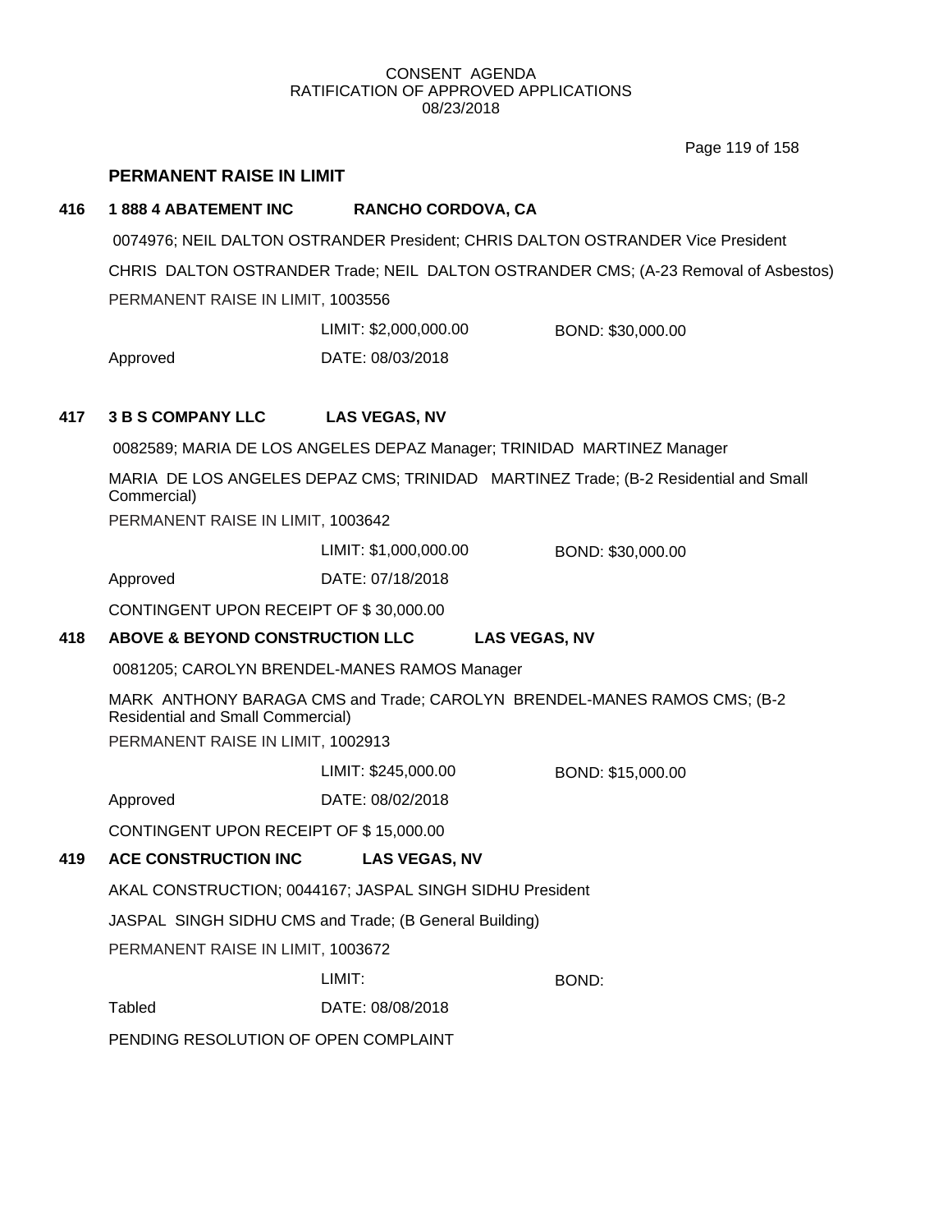CONSENT AGENDA
RATIFICATION OF APPROVED APPLICATIONS
08/23/2018

## PERMANENT RAISE IN LIMIT

### 416 1 888 4 ABATEMENT INC RANCHO CORDOVA, CA

0074976; NEIL DALTON OSTRANDER President; CHRIS DALTON OSTRANDER Vice President

CHRIS DALTON OSTRANDER Trade; NEIL DALTON OSTRANDER CMS; (A-23 Removal of Asbestos)

PERMANENT RAISE IN LIMIT, 1003556

LIMIT: $2,000,000.00 BOND: $30,000.00

Approved DATE: 08/03/2018

### 417 3 B S COMPANY LLC LAS VEGAS, NV

0082589; MARIA DE LOS ANGELES DEPAZ Manager; TRINIDAD MARTINEZ Manager

MARIA DE LOS ANGELES DEPAZ CMS; TRINIDAD MARTINEZ Trade; (B-2 Residential and Small Commercial)

PERMANENT RAISE IN LIMIT, 1003642

LIMIT: $1,000,000.00 BOND: $30,000.00

Approved DATE: 07/18/2018

CONTINGENT UPON RECEIPT OF $ 30,000.00

### 418 ABOVE & BEYOND CONSTRUCTION LLC LAS VEGAS, NV

0081205; CAROLYN BRENDEL-MANES RAMOS Manager

MARK ANTHONY BARAGA CMS and Trade; CAROLYN BRENDEL-MANES RAMOS CMS; (B-2 Residential and Small Commercial)

PERMANENT RAISE IN LIMIT, 1002913

LIMIT: $245,000.00 BOND: $15,000.00

Approved DATE: 08/02/2018

CONTINGENT UPON RECEIPT OF $ 15,000.00

### 419 ACE CONSTRUCTION INC LAS VEGAS, NV

AKAL CONSTRUCTION; 0044167; JASPAL SINGH SIDHU President

JASPAL SINGH SIDHU CMS and Trade; (B General Building)

PERMANENT RAISE IN LIMIT, 1003672

LIMIT: BOND:

Tabled DATE: 08/08/2018

PENDING RESOLUTION OF OPEN COMPLAINT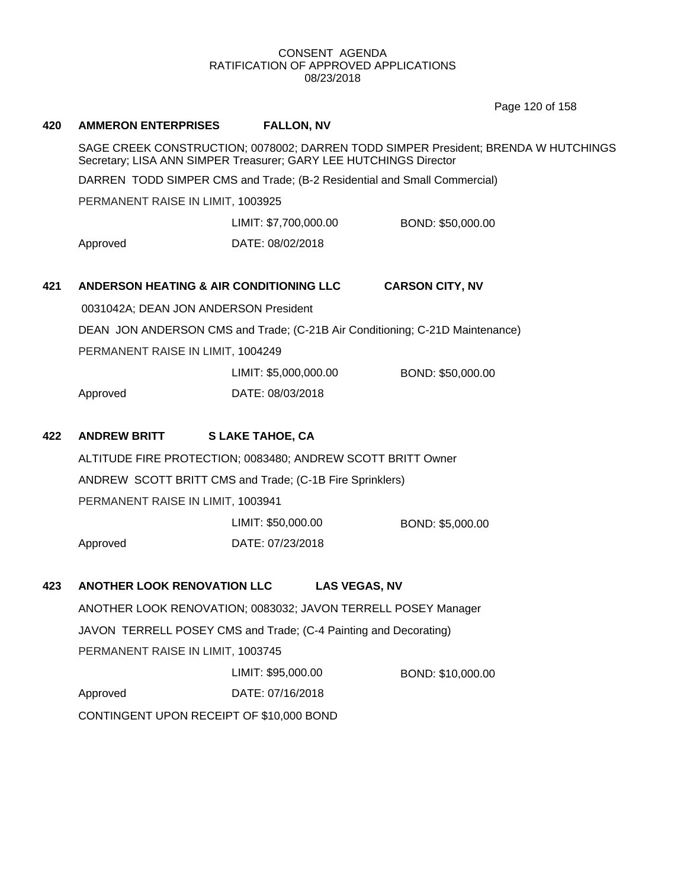CONSENT AGENDA
RATIFICATION OF APPROVED APPLICATIONS
08/23/2018

**420 AMMERON ENTERPRISES FALLON, NV**

SAGE CREEK CONSTRUCTION; 0078002; DARREN TODD SIMPER President; BRENDA W HUTCHINGS Secretary; LISA ANN SIMPER Treasurer; GARY LEE HUTCHINGS Director

DARREN TODD SIMPER CMS and Trade; (B-2 Residential and Small Commercial)

PERMANENT RAISE IN LIMIT, 1003925

LIMIT: $7,700,000.00 BOND: $50,000.00

Approved DATE: 08/02/2018

**421 ANDERSON HEATING & AIR CONDITIONING LLC CARSON CITY, NV**

0031042A; DEAN JON ANDERSON President

DEAN JON ANDERSON CMS and Trade; (C-21B Air Conditioning; C-21D Maintenance)

PERMANENT RAISE IN LIMIT, 1004249

LIMIT: $5,000,000.00 BOND: $50,000.00

Approved DATE: 08/03/2018

**422 ANDREW BRITT S LAKE TAHOE, CA**

ALTITUDE FIRE PROTECTION; 0083480; ANDREW SCOTT BRITT Owner

ANDREW SCOTT BRITT CMS and Trade; (C-1B Fire Sprinklers)

PERMANENT RAISE IN LIMIT, 1003941

LIMIT: $50,000.00 BOND: $5,000.00

Approved DATE: 07/23/2018

**423 ANOTHER LOOK RENOVATION LLC LAS VEGAS, NV**

ANOTHER LOOK RENOVATION; 0083032; JAVON TERRELL POSEY Manager

JAVON TERRELL POSEY CMS and Trade; (C-4 Painting and Decorating)

PERMANENT RAISE IN LIMIT, 1003745

LIMIT: $95,000.00 BOND: $10,000.00

Approved DATE: 07/16/2018

CONTINGENT UPON RECEIPT OF $10,000 BOND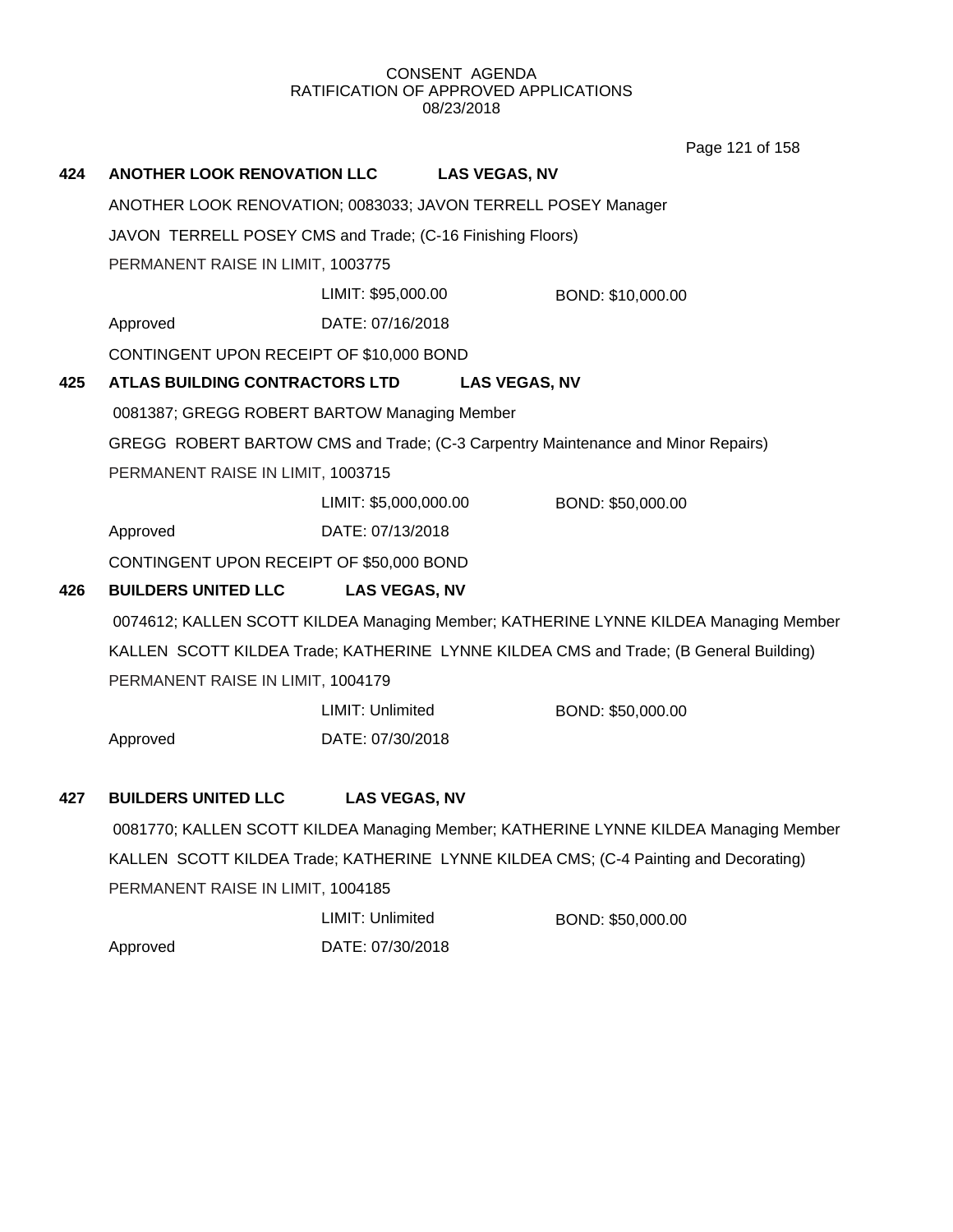CONSENT AGENDA
RATIFICATION OF APPROVED APPLICATIONS
08/23/2018

**424 ANOTHER LOOK RENOVATION LLC LAS VEGAS, NV**

ANOTHER LOOK RENOVATION; 0083033; JAVON TERRELL POSEY Manager

JAVON TERRELL POSEY CMS and Trade; (C-16 Finishing Floors)

PERMANENT RAISE IN LIMIT, 1003775

LIMIT: $95,000.00 BOND: $10,000.00

Approved DATE: 07/16/2018

CONTINGENT UPON RECEIPT OF $10,000 BOND

**425 ATLAS BUILDING CONTRACTORS LTD LAS VEGAS, NV**

0081387; GREGG ROBERT BARTOW Managing Member

GREGG ROBERT BARTOW CMS and Trade; (C-3 Carpentry Maintenance and Minor Repairs)

PERMANENT RAISE IN LIMIT, 1003715

LIMIT: $5,000,000.00 BOND: $50,000.00

Approved DATE: 07/13/2018

CONTINGENT UPON RECEIPT OF $50,000 BOND

**426 BUILDERS UNITED LLC LAS VEGAS, NV**

0074612; KALLEN SCOTT KILDEA Managing Member; KATHERINE LYNNE KILDEA Managing Member

KALLEN SCOTT KILDEA Trade; KATHERINE LYNNE KILDEA CMS and Trade; (B General Building)

PERMANENT RAISE IN LIMIT, 1004179

LIMIT: Unlimited BOND: $50,000.00

Approved DATE: 07/30/2018

**427 BUILDERS UNITED LLC LAS VEGAS, NV**

0081770; KALLEN SCOTT KILDEA Managing Member; KATHERINE LYNNE KILDEA Managing Member

KALLEN SCOTT KILDEA Trade; KATHERINE LYNNE KILDEA CMS; (C-4 Painting and Decorating)

PERMANENT RAISE IN LIMIT, 1004185

LIMIT: Unlimited BOND: $50,000.00

Approved DATE: 07/30/2018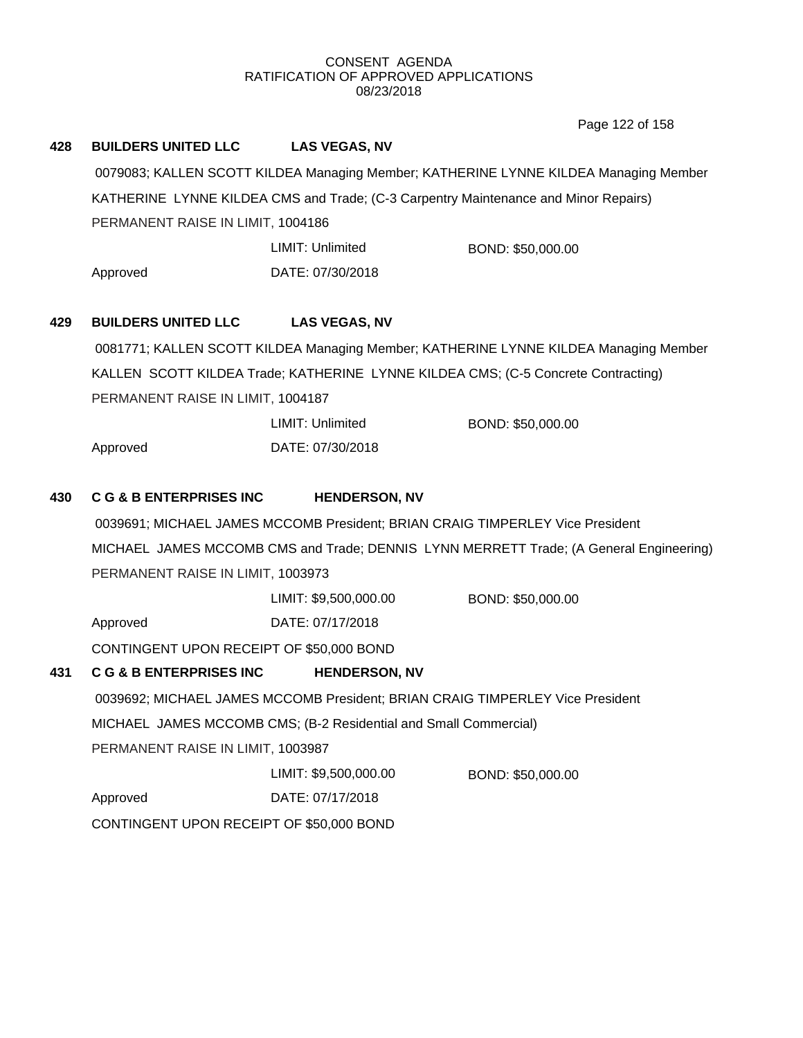CONSENT AGENDA
RATIFICATION OF APPROVED APPLICATIONS
08/23/2018

**428 BUILDERS UNITED LLC LAS VEGAS, NV**

0079083; KALLEN SCOTT KILDEA Managing Member; KATHERINE LYNNE KILDEA Managing Member
KATHERINE LYNNE KILDEA CMS and Trade; (C-3 Carpentry Maintenance and Minor Repairs)
PERMANENT RAISE IN LIMIT, 1004186

LIMIT: Unlimited BOND: $50,000.00

Approved DATE: 07/30/2018

**429 BUILDERS UNITED LLC LAS VEGAS, NV**

0081771; KALLEN SCOTT KILDEA Managing Member; KATHERINE LYNNE KILDEA Managing Member
KALLEN SCOTT KILDEA Trade; KATHERINE LYNNE KILDEA CMS; (C-5 Concrete Contracting)
PERMANENT RAISE IN LIMIT, 1004187

LIMIT: Unlimited BOND: $50,000.00

Approved DATE: 07/30/2018

**430 C G & B ENTERPRISES INC HENDERSON, NV**

0039691; MICHAEL JAMES MCCOMB President; BRIAN CRAIG TIMPERLEY Vice President
MICHAEL JAMES MCCOMB CMS and Trade; DENNIS LYNN MERRETT Trade; (A General Engineering)
PERMANENT RAISE IN LIMIT, 1003973

LIMIT: $9,500,000.00 BOND: $50,000.00

Approved DATE: 07/17/2018

CONTINGENT UPON RECEIPT OF $50,000 BOND

**431 C G & B ENTERPRISES INC HENDERSON, NV**

0039692; MICHAEL JAMES MCCOMB President; BRIAN CRAIG TIMPERLEY Vice President
MICHAEL JAMES MCCOMB CMS; (B-2 Residential and Small Commercial)
PERMANENT RAISE IN LIMIT, 1003987

LIMIT: $9,500,000.00 BOND: $50,000.00

Approved DATE: 07/17/2018

CONTINGENT UPON RECEIPT OF $50,000 BOND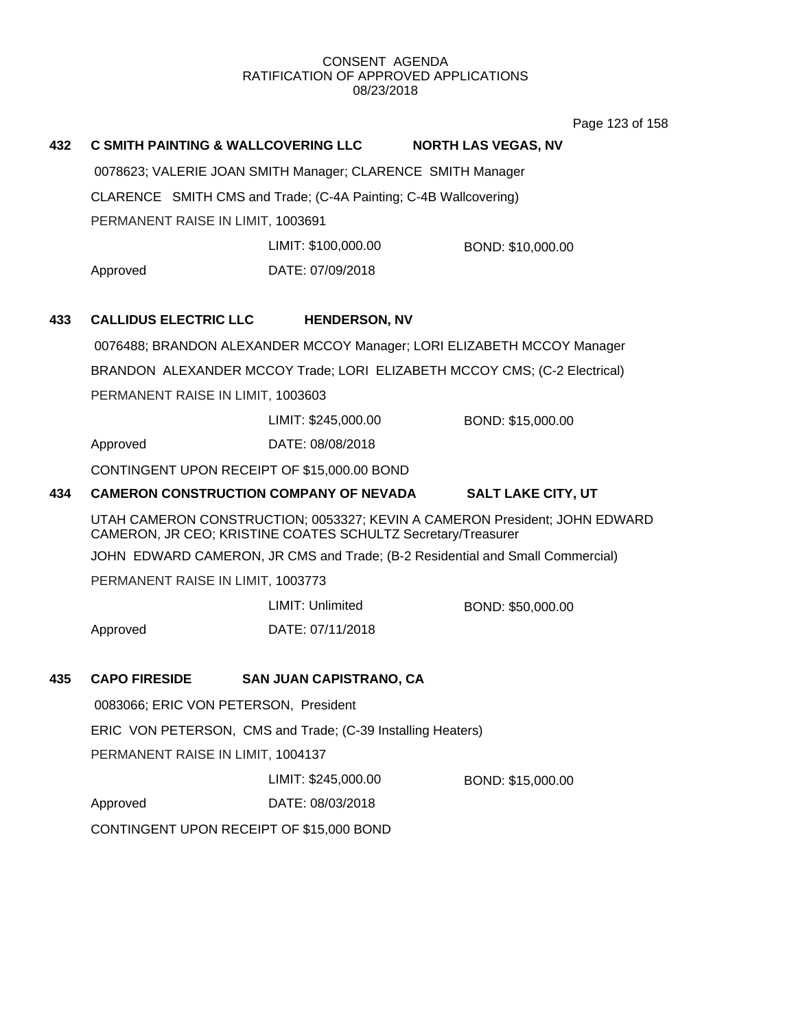CONSENT AGENDA
RATIFICATION OF APPROVED APPLICATIONS
08/23/2018

**432 C SMITH PAINTING & WALLCOVERING LLC NORTH LAS VEGAS, NV**

0078623; VALERIE JOAN SMITH Manager; CLARENCE SMITH Manager

CLARENCE SMITH CMS and Trade; (C-4A Painting; C-4B Wallcovering)

PERMANENT RAISE IN LIMIT, 1003691

LIMIT: $100,000.00 BOND: $10,000.00

Approved DATE: 07/09/2018

**433 CALLIDUS ELECTRIC LLC HENDERSON, NV**

0076488; BRANDON ALEXANDER MCCOY Manager; LORI ELIZABETH MCCOY Manager

BRANDON ALEXANDER MCCOY Trade; LORI ELIZABETH MCCOY CMS; (C-2 Electrical)

PERMANENT RAISE IN LIMIT, 1003603

LIMIT: $245,000.00 BOND: $15,000.00

Approved DATE: 08/08/2018

CONTINGENT UPON RECEIPT OF $15,000.00 BOND

**434 CAMERON CONSTRUCTION COMPANY OF NEVADA SALT LAKE CITY, UT**

UTAH CAMERON CONSTRUCTION; 0053327; KEVIN A CAMERON President; JOHN EDWARD CAMERON, JR CEO; KRISTINE COATES SCHULTZ Secretary/Treasurer

JOHN EDWARD CAMERON, JR CMS and Trade; (B-2 Residential and Small Commercial)

PERMANENT RAISE IN LIMIT, 1003773

LIMIT: Unlimited BOND: $50,000.00

Approved DATE: 07/11/2018

**435 CAPO FIRESIDE SAN JUAN CAPISTRANO, CA**

0083066; ERIC VON PETERSON, President

ERIC VON PETERSON, CMS and Trade; (C-39 Installing Heaters)

PERMANENT RAISE IN LIMIT, 1004137

LIMIT: $245,000.00 BOND: $15,000.00

Approved DATE: 08/03/2018

CONTINGENT UPON RECEIPT OF $15,000 BOND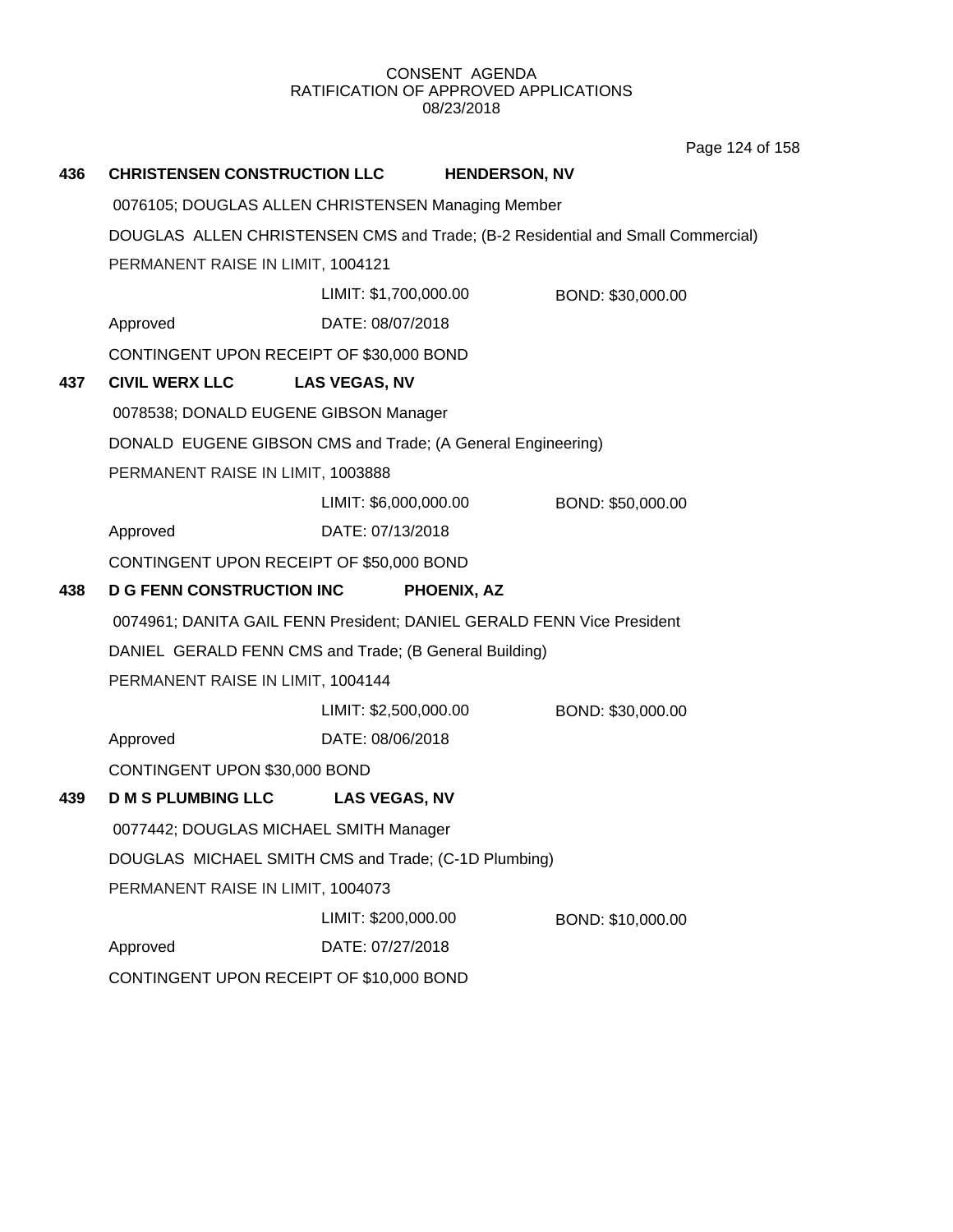CONSENT AGENDA
RATIFICATION OF APPROVED APPLICATIONS
08/23/2018

**436 CHRISTENSEN CONSTRUCTION LLC HENDERSON, NV**

0076105; DOUGLAS ALLEN CHRISTENSEN Managing Member

DOUGLAS ALLEN CHRISTENSEN CMS and Trade; (B-2 Residential and Small Commercial)

PERMANENT RAISE IN LIMIT, 1004121

LIMIT: $1,700,000.00 BOND: $30,000.00

Approved DATE: 08/07/2018

CONTINGENT UPON RECEIPT OF $30,000 BOND

**437 CIVIL WERX LLC LAS VEGAS, NV**

0078538; DONALD EUGENE GIBSON Manager

DONALD EUGENE GIBSON CMS and Trade; (A General Engineering)

PERMANENT RAISE IN LIMIT, 1003888

LIMIT: $6,000,000.00 BOND: $50,000.00

Approved DATE: 07/13/2018

CONTINGENT UPON RECEIPT OF $50,000 BOND

**438 D G FENN CONSTRUCTION INC PHOENIX, AZ**

0074961; DANITA GAIL FENN President; DANIEL GERALD FENN Vice President

DANIEL GERALD FENN CMS and Trade; (B General Building)

PERMANENT RAISE IN LIMIT, 1004144

LIMIT: $2,500,000.00 BOND: $30,000.00

Approved DATE: 08/06/2018

CONTINGENT UPON $30,000 BOND

**439 D M S PLUMBING LLC LAS VEGAS, NV**

0077442; DOUGLAS MICHAEL SMITH Manager

DOUGLAS MICHAEL SMITH CMS and Trade; (C-1D Plumbing)

PERMANENT RAISE IN LIMIT, 1004073

LIMIT: $200,000.00 BOND: $10,000.00

Approved DATE: 07/27/2018

CONTINGENT UPON RECEIPT OF $10,000 BOND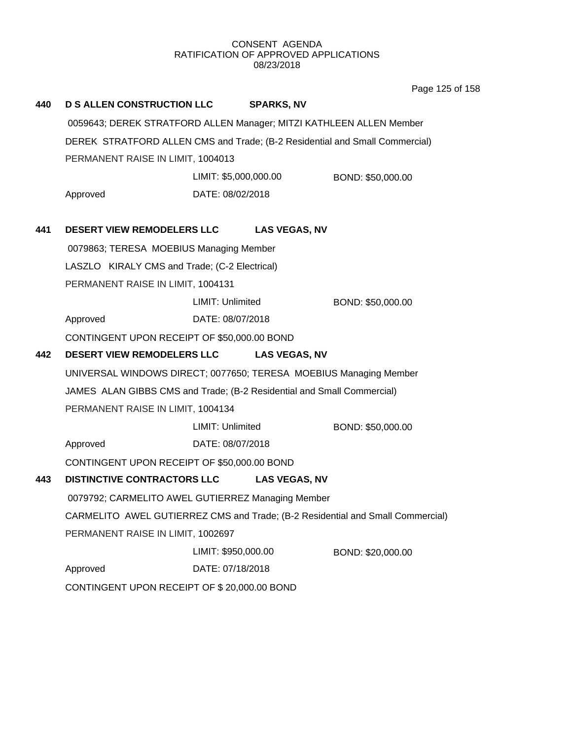CONSENT AGENDA
RATIFICATION OF APPROVED APPLICATIONS
08/23/2018

**440 D S ALLEN CONSTRUCTION LLC SPARKS, NV**

0059643; DEREK STRATFORD ALLEN Manager; MITZI KATHLEEN ALLEN Member

DEREK STRATFORD ALLEN CMS and Trade; (B-2 Residential and Small Commercial)

PERMANENT RAISE IN LIMIT, 1004013

LIMIT: $5,000,000.00 BOND: $50,000.00

Approved DATE: 08/02/2018

**441 DESERT VIEW REMODELERS LLC LAS VEGAS, NV**

0079863; TERESA MOEBIUS Managing Member

LASZLO KIRALY CMS and Trade; (C-2 Electrical)

PERMANENT RAISE IN LIMIT, 1004131

LIMIT: Unlimited BOND: $50,000.00

Approved DATE: 08/07/2018

CONTINGENT UPON RECEIPT OF $50,000.00 BOND

**442 DESERT VIEW REMODELERS LLC LAS VEGAS, NV**

UNIVERSAL WINDOWS DIRECT; 0077650; TERESA MOEBIUS Managing Member

JAMES ALAN GIBBS CMS and Trade; (B-2 Residential and Small Commercial)

PERMANENT RAISE IN LIMIT, 1004134

LIMIT: Unlimited BOND: $50,000.00

Approved DATE: 08/07/2018

CONTINGENT UPON RECEIPT OF $50,000.00 BOND

**443 DISTINCTIVE CONTRACTORS LLC LAS VEGAS, NV**

0079792; CARMELITO AWEL GUTIERREZ Managing Member

CARMELITO AWEL GUTIERREZ CMS and Trade; (B-2 Residential and Small Commercial)

PERMANENT RAISE IN LIMIT, 1002697

LIMIT: $950,000.00 BOND: $20,000.00

Approved DATE: 07/18/2018

CONTINGENT UPON RECEIPT OF $ 20,000.00 BOND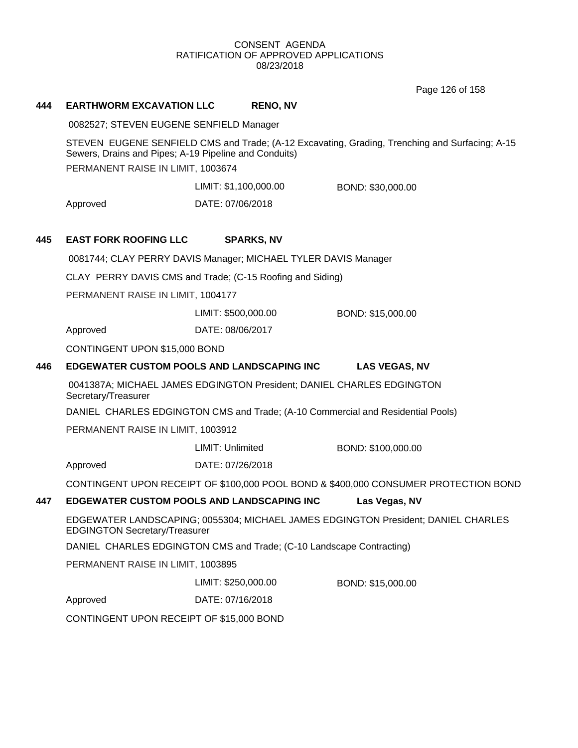CONSENT AGENDA
RATIFICATION OF APPROVED APPLICATIONS
08/23/2018

### 444 EARTHWORM EXCAVATION LLC RENO, NV

0082527; STEVEN EUGENE SENFIELD Manager

STEVEN EUGENE SENFIELD CMS and Trade; (A-12 Excavating, Grading, Trenching and Surfacing; A-15 Sewers, Drains and Pipes; A-19 Pipeline and Conduits)

PERMANENT RAISE IN LIMIT, 1003674

LIMIT: $1,100,000.00 BOND: $30,000.00

Approved DATE: 07/06/2018

### 445 EAST FORK ROOFING LLC SPARKS, NV

0081744; CLAY PERRY DAVIS Manager; MICHAEL TYLER DAVIS Manager

CLAY PERRY DAVIS CMS and Trade; (C-15 Roofing and Siding)

PERMANENT RAISE IN LIMIT, 1004177

LIMIT: $500,000.00 BOND: $15,000.00

Approved DATE: 08/06/2017

CONTINGENT UPON $15,000 BOND

### 446 EDGEWATER CUSTOM POOLS AND LANDSCAPING INC LAS VEGAS, NV

0041387A; MICHAEL JAMES EDGINGTON President; DANIEL CHARLES EDGINGTON Secretary/Treasurer

DANIEL CHARLES EDGINGTON CMS and Trade; (A-10 Commercial and Residential Pools)

PERMANENT RAISE IN LIMIT, 1003912

LIMIT: Unlimited BOND: $100,000.00

Approved DATE: 07/26/2018

CONTINGENT UPON RECEIPT OF $100,000 POOL BOND & $400,000 CONSUMER PROTECTION BOND

### 447 EDGEWATER CUSTOM POOLS AND LANDSCAPING INC Las Vegas, NV

EDGEWATER LANDSCAPING; 0055304; MICHAEL JAMES EDGINGTON President; DANIEL CHARLES EDGINGTON Secretary/Treasurer

DANIEL CHARLES EDGINGTON CMS and Trade; (C-10 Landscape Contracting)

PERMANENT RAISE IN LIMIT, 1003895

LIMIT: $250,000.00 BOND: $15,000.00

Approved DATE: 07/16/2018

CONTINGENT UPON RECEIPT OF $15,000 BOND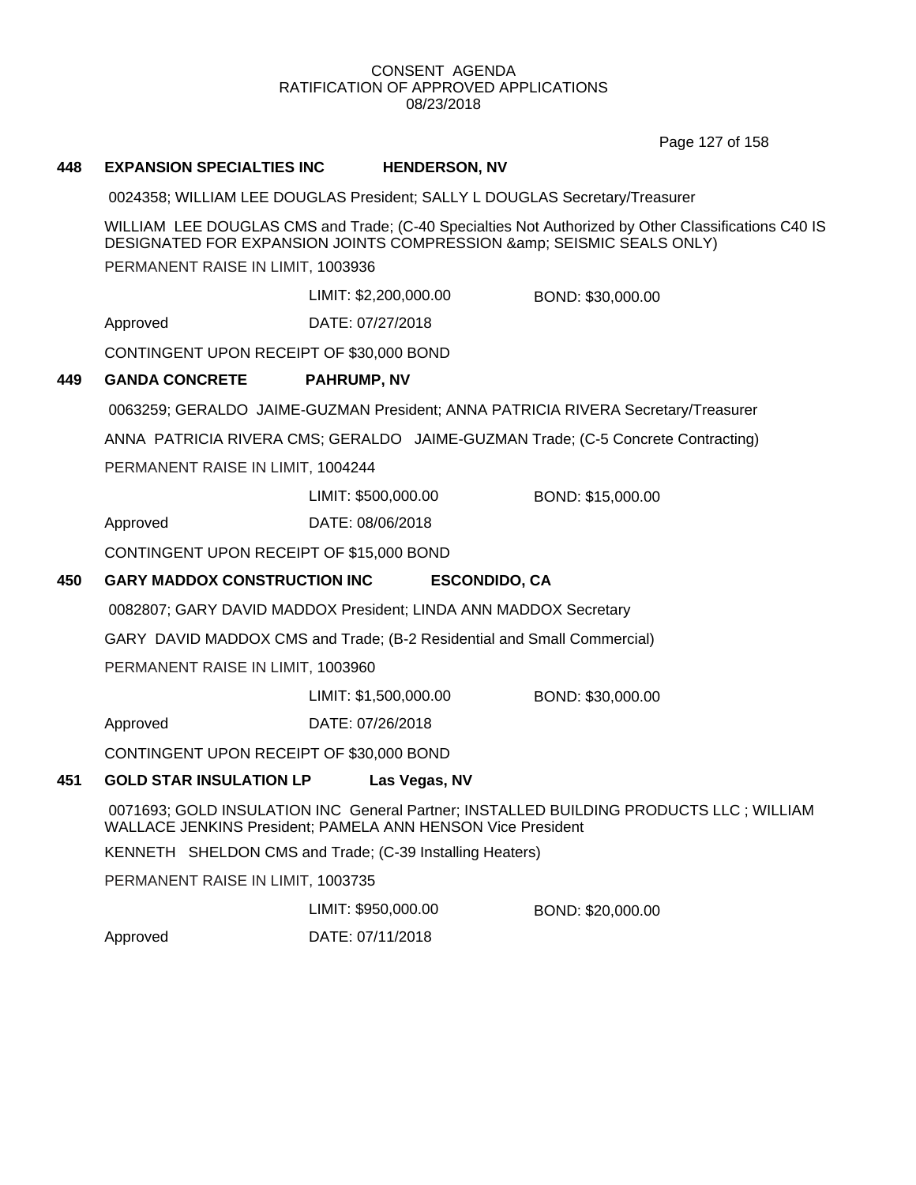CONSENT AGENDA
RATIFICATION OF APPROVED APPLICATIONS
08/23/2018

**448 EXPANSION SPECIALTIES INC HENDERSON, NV**

0024358; WILLIAM LEE DOUGLAS President; SALLY L DOUGLAS Secretary/Treasurer

WILLIAM LEE DOUGLAS CMS and Trade; (C-40 Specialties Not Authorized by Other Classifications C40 IS DESIGNATED FOR EXPANSION JOINTS COMPRESSION &amp; SEISMIC SEALS ONLY)

PERMANENT RAISE IN LIMIT, 1003936

LIMIT: $2,200,000.00 BOND: $30,000.00

Approved DATE: 07/27/2018

CONTINGENT UPON RECEIPT OF $30,000 BOND

**449 GANDA CONCRETE PAHRUMP, NV**

0063259; GERALDO JAIME-GUZMAN President; ANNA PATRICIA RIVERA Secretary/Treasurer

ANNA PATRICIA RIVERA CMS; GERALDO JAIME-GUZMAN Trade; (C-5 Concrete Contracting)

PERMANENT RAISE IN LIMIT, 1004244

LIMIT: $500,000.00 BOND: $15,000.00

Approved DATE: 08/06/2018

CONTINGENT UPON RECEIPT OF $15,000 BOND

**450 GARY MADDOX CONSTRUCTION INC ESCONDIDO, CA**

0082807; GARY DAVID MADDOX President; LINDA ANN MADDOX Secretary

GARY DAVID MADDOX CMS and Trade; (B-2 Residential and Small Commercial)

PERMANENT RAISE IN LIMIT, 1003960

LIMIT: $1,500,000.00 BOND: $30,000.00

Approved DATE: 07/26/2018

CONTINGENT UPON RECEIPT OF $30,000 BOND

**451 GOLD STAR INSULATION LP Las Vegas, NV**

0071693; GOLD INSULATION INC General Partner; INSTALLED BUILDING PRODUCTS LLC ; WILLIAM WALLACE JENKINS President; PAMELA ANN HENSON Vice President

KENNETH SHELDON CMS and Trade; (C-39 Installing Heaters)

PERMANENT RAISE IN LIMIT, 1003735

LIMIT: $950,000.00 BOND: $20,000.00

Approved DATE: 07/11/2018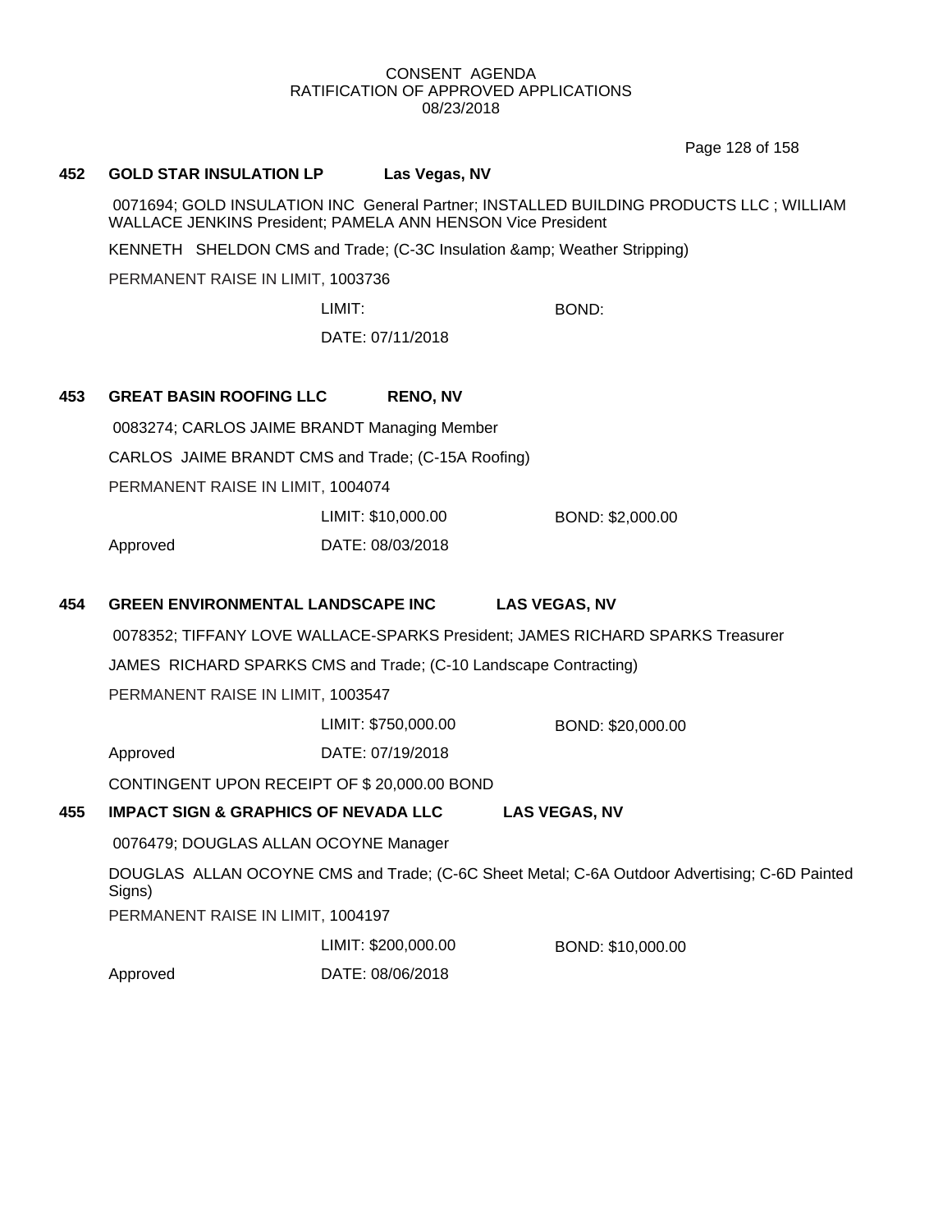CONSENT AGENDA
RATIFICATION OF APPROVED APPLICATIONS
08/23/2018

**452 GOLD STAR INSULATION LP Las Vegas, NV**

0071694; GOLD INSULATION INC General Partner; INSTALLED BUILDING PRODUCTS LLC ; WILLIAM WALLACE JENKINS President; PAMELA ANN HENSON Vice President

KENNETH SHELDON CMS and Trade; (C-3C Insulation &amp; Weather Stripping)

PERMANENT RAISE IN LIMIT, 1003736

LIMIT: BOND:

DATE: 07/11/2018

**453 GREAT BASIN ROOFING LLC RENO, NV**

0083274; CARLOS JAIME BRANDT Managing Member

CARLOS JAIME BRANDT CMS and Trade; (C-15A Roofing)

PERMANENT RAISE IN LIMIT, 1004074

LIMIT: $10,000.00 BOND: $2,000.00

Approved DATE: 08/03/2018

**454 GREEN ENVIRONMENTAL LANDSCAPE INC LAS VEGAS, NV**

0078352; TIFFANY LOVE WALLACE-SPARKS President; JAMES RICHARD SPARKS Treasurer

JAMES RICHARD SPARKS CMS and Trade; (C-10 Landscape Contracting)

PERMANENT RAISE IN LIMIT, 1003547

LIMIT: $750,000.00 BOND: $20,000.00

Approved DATE: 07/19/2018

CONTINGENT UPON RECEIPT OF $ 20,000.00 BOND

**455 IMPACT SIGN & GRAPHICS OF NEVADA LLC LAS VEGAS, NV**

0076479; DOUGLAS ALLAN OCOYNE Manager

DOUGLAS ALLAN OCOYNE CMS and Trade; (C-6C Sheet Metal; C-6A Outdoor Advertising; C-6D Painted Signs)

PERMANENT RAISE IN LIMIT, 1004197

LIMIT: $200,000.00 BOND: $10,000.00

Approved DATE: 08/06/2018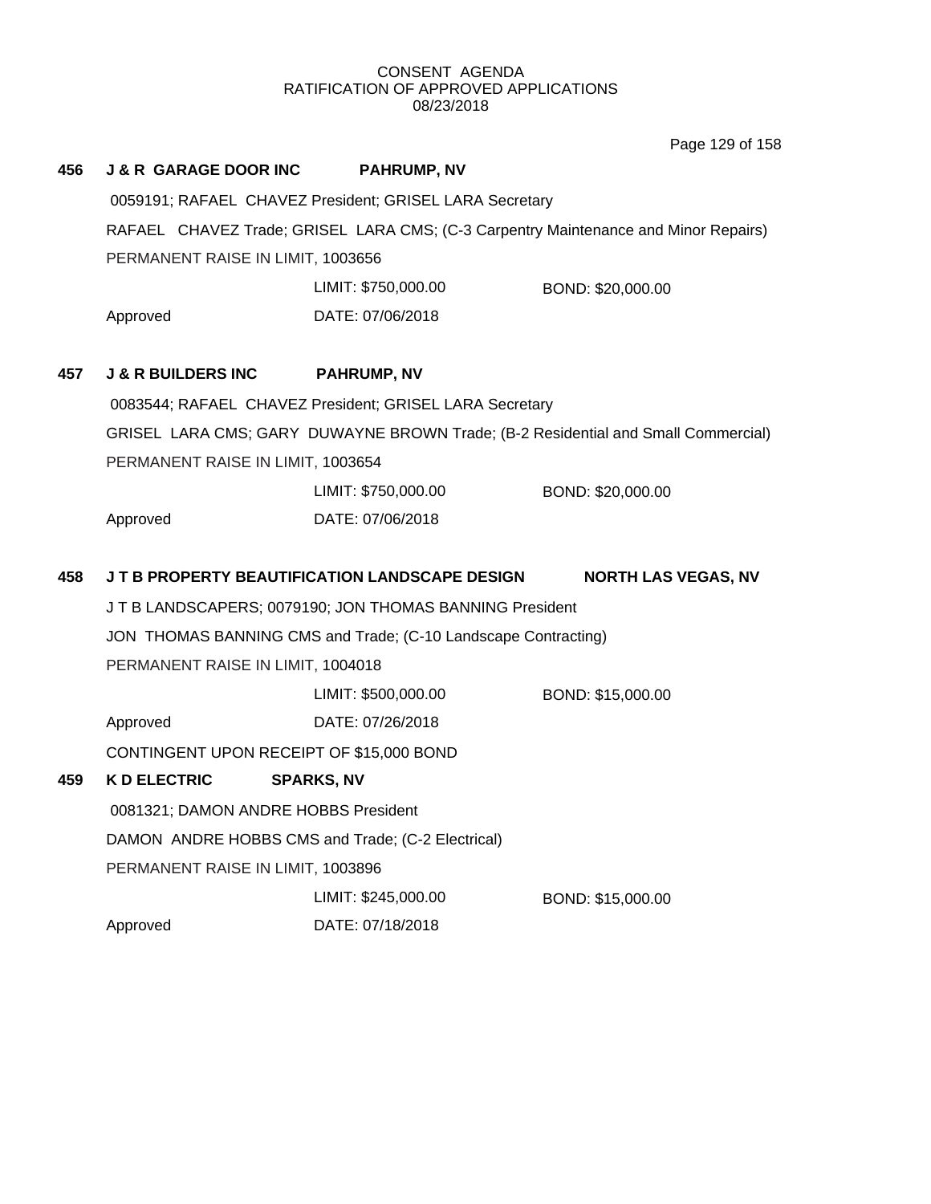CONSENT AGENDA
RATIFICATION OF APPROVED APPLICATIONS
08/23/2018

**456 J & R GARAGE DOOR INC PAHRUMP, NV**

0059191; RAFAEL CHAVEZ President; GRISEL LARA Secretary

RAFAEL CHAVEZ Trade; GRISEL LARA CMS; (C-3 Carpentry Maintenance and Minor Repairs)

PERMANENT RAISE IN LIMIT, 1003656

LIMIT: $750,000.00 BOND: $20,000.00

Approved DATE: 07/06/2018

**457 J & R BUILDERS INC PAHRUMP, NV**

0083544; RAFAEL CHAVEZ President; GRISEL LARA Secretary

GRISEL LARA CMS; GARY DUWAYNE BROWN Trade; (B-2 Residential and Small Commercial)

PERMANENT RAISE IN LIMIT, 1003654

LIMIT: $750,000.00 BOND: $20,000.00

Approved DATE: 07/06/2018

**458 J T B PROPERTY BEAUTIFICATION LANDSCAPE DESIGN NORTH LAS VEGAS, NV**

J T B LANDSCAPERS; 0079190; JON THOMAS BANNING President

JON THOMAS BANNING CMS and Trade; (C-10 Landscape Contracting)

PERMANENT RAISE IN LIMIT, 1004018

LIMIT: $500,000.00 BOND: $15,000.00

Approved DATE: 07/26/2018

CONTINGENT UPON RECEIPT OF $15,000 BOND

**459 K D ELECTRIC SPARKS, NV**

0081321; DAMON ANDRE HOBBS President

DAMON ANDRE HOBBS CMS and Trade; (C-2 Electrical)

PERMANENT RAISE IN LIMIT, 1003896

LIMIT: $245,000.00 BOND: $15,000.00

Approved DATE: 07/18/2018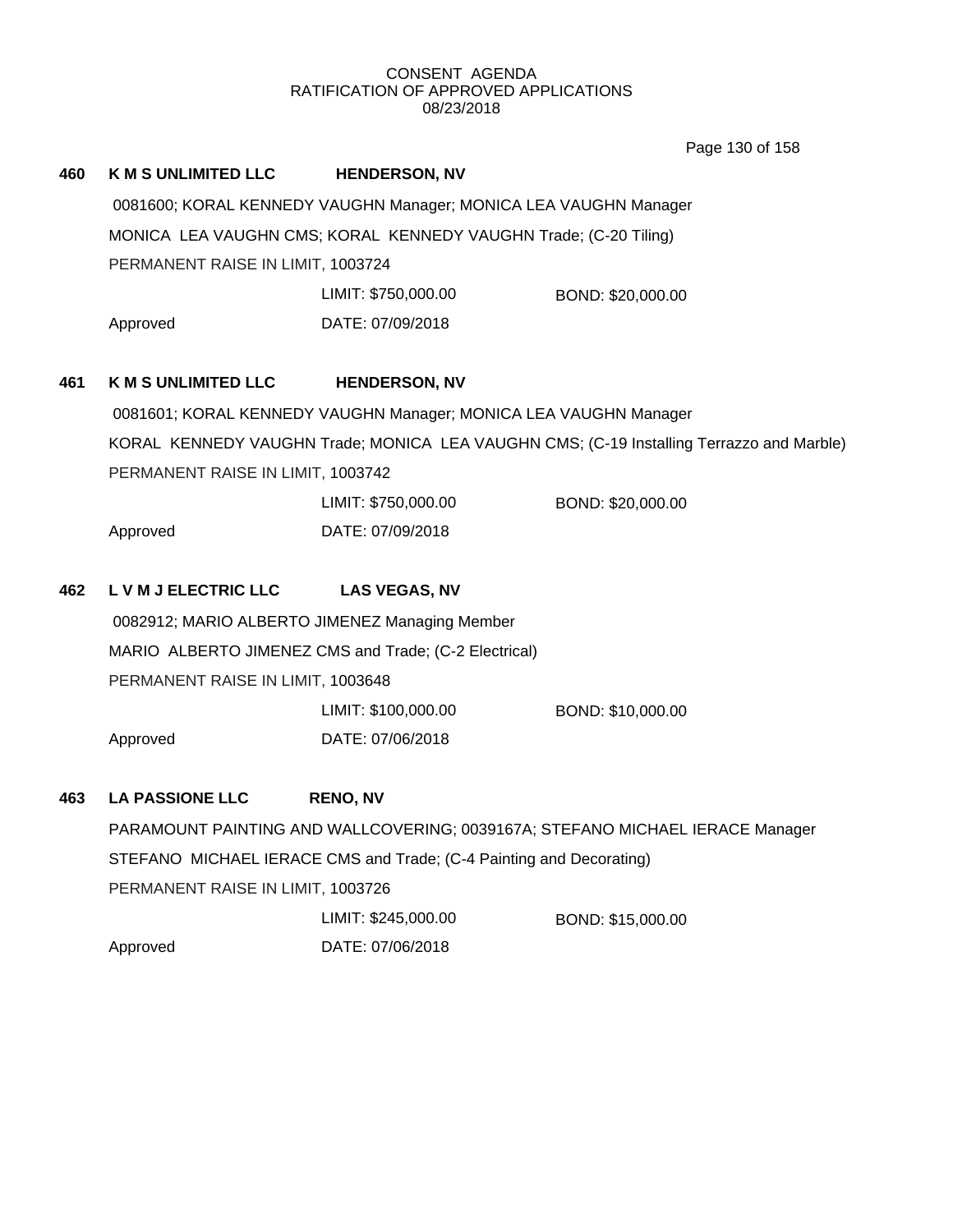CONSENT AGENDA
RATIFICATION OF APPROVED APPLICATIONS
08/23/2018

**460 K M S UNLIMITED LLC HENDERSON, NV**

0081600; KORAL KENNEDY VAUGHN Manager; MONICA LEA VAUGHN Manager

MONICA LEA VAUGHN CMS; KORAL KENNEDY VAUGHN Trade; (C-20 Tiling)

PERMANENT RAISE IN LIMIT, 1003724

LIMIT: $750,000.00 BOND: $20,000.00

Approved DATE: 07/09/2018

**461 K M S UNLIMITED LLC HENDERSON, NV**

0081601; KORAL KENNEDY VAUGHN Manager; MONICA LEA VAUGHN Manager

KORAL KENNEDY VAUGHN Trade; MONICA LEA VAUGHN CMS; (C-19 Installing Terrazzo and Marble)

PERMANENT RAISE IN LIMIT, 1003742

LIMIT: $750,000.00 BOND: $20,000.00

Approved DATE: 07/09/2018

**462 L V M J ELECTRIC LLC LAS VEGAS, NV**

0082912; MARIO ALBERTO JIMENEZ Managing Member

MARIO ALBERTO JIMENEZ CMS and Trade; (C-2 Electrical)

PERMANENT RAISE IN LIMIT, 1003648

LIMIT: $100,000.00 BOND: $10,000.00

Approved DATE: 07/06/2018

**463 LA PASSIONE LLC RENO, NV**

PARAMOUNT PAINTING AND WALLCOVERING; 0039167A; STEFANO MICHAEL IERACE Manager

STEFANO MICHAEL IERACE CMS and Trade; (C-4 Painting and Decorating)

PERMANENT RAISE IN LIMIT, 1003726

LIMIT: $245,000.00 BOND: $15,000.00

Approved DATE: 07/06/2018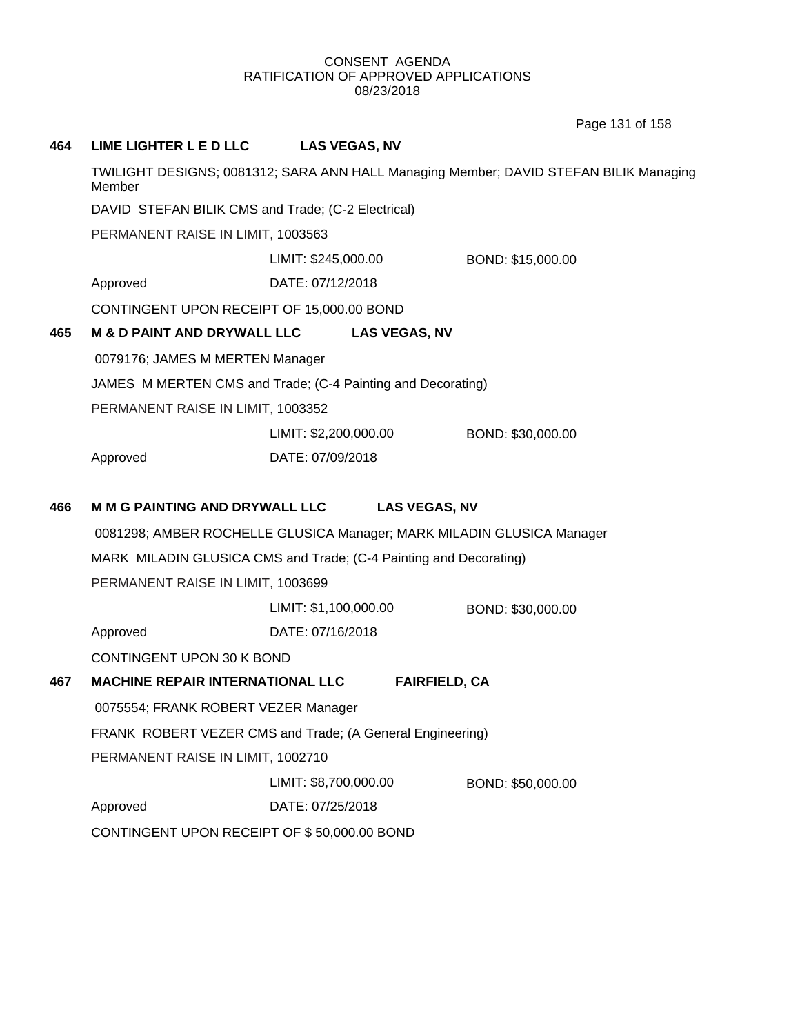CONSENT AGENDA
RATIFICATION OF APPROVED APPLICATIONS
08/23/2018

**464 LIME LIGHTER L E D LLC LAS VEGAS, NV**

TWILIGHT DESIGNS; 0081312; SARA ANN HALL Managing Member; DAVID STEFAN BILIK Managing Member

DAVID STEFAN BILIK CMS and Trade; (C-2 Electrical)

PERMANENT RAISE IN LIMIT, 1003563

LIMIT: $245,000.00 BOND: $15,000.00

Approved DATE: 07/12/2018

CONTINGENT UPON RECEIPT OF 15,000.00 BOND

**465 M & D PAINT AND DRYWALL LLC LAS VEGAS, NV**

0079176; JAMES M MERTEN Manager

JAMES M MERTEN CMS and Trade; (C-4 Painting and Decorating)

PERMANENT RAISE IN LIMIT, 1003352

LIMIT: $2,200,000.00 BOND: $30,000.00

Approved DATE: 07/09/2018

**466 M M G PAINTING AND DRYWALL LLC LAS VEGAS, NV**

0081298; AMBER ROCHELLE GLUSICA Manager; MARK MILADIN GLUSICA Manager

MARK MILADIN GLUSICA CMS and Trade; (C-4 Painting and Decorating)

PERMANENT RAISE IN LIMIT, 1003699

LIMIT: $1,100,000.00 BOND: $30,000.00

Approved DATE: 07/16/2018

CONTINGENT UPON 30 K BOND

**467 MACHINE REPAIR INTERNATIONAL LLC FAIRFIELD, CA**

0075554; FRANK ROBERT VEZER Manager

FRANK ROBERT VEZER CMS and Trade; (A General Engineering)

PERMANENT RAISE IN LIMIT, 1002710

LIMIT: $8,700,000.00 BOND: $50,000.00

Approved DATE: 07/25/2018

CONTINGENT UPON RECEIPT OF $ 50,000.00 BOND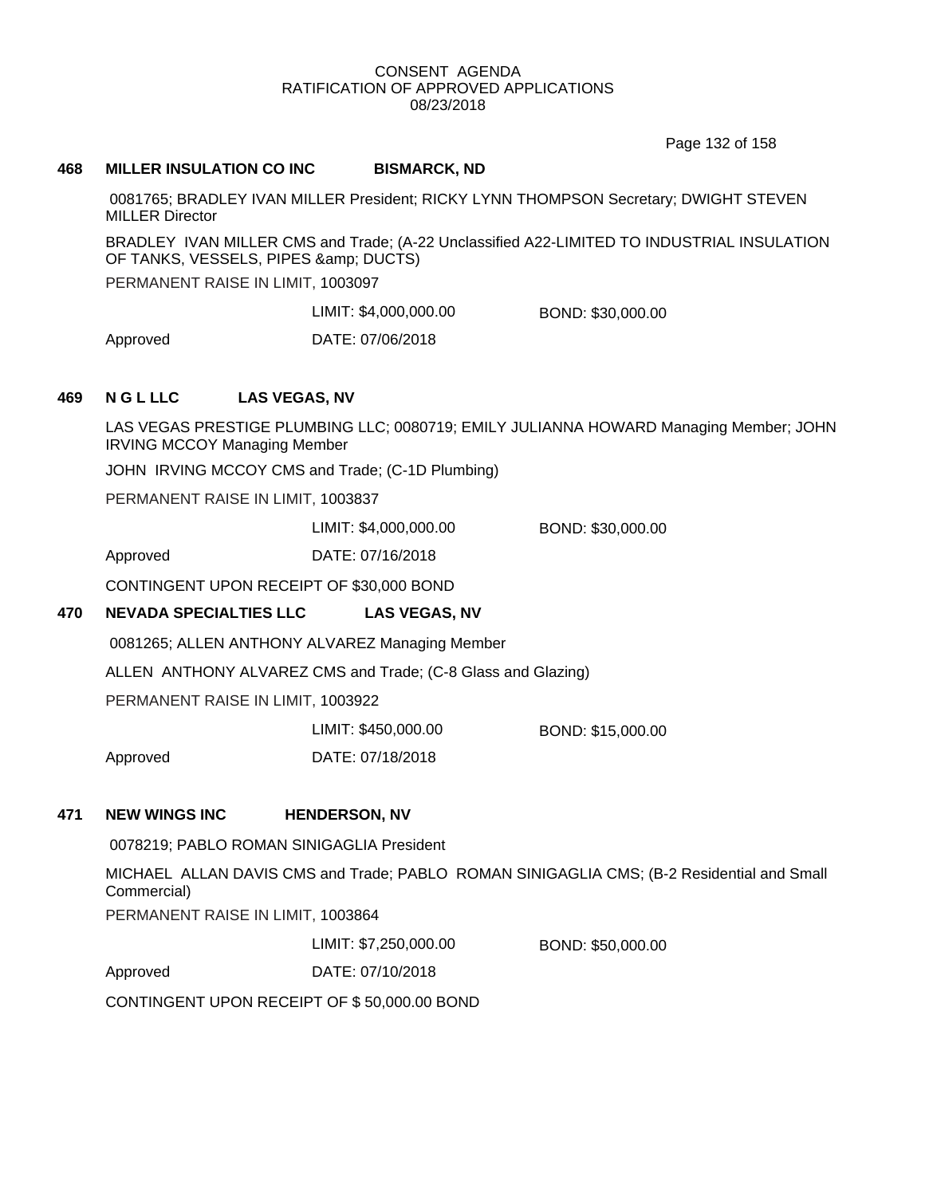CONSENT AGENDA
RATIFICATION OF APPROVED APPLICATIONS
08/23/2018

**468 MILLER INSULATION CO INC BISMARCK, ND**

0081765; BRADLEY IVAN MILLER President; RICKY LYNN THOMPSON Secretary; DWIGHT STEVEN MILLER Director

BRADLEY IVAN MILLER CMS and Trade; (A-22 Unclassified A22-LIMITED TO INDUSTRIAL INSULATION OF TANKS, VESSELS, PIPES &amp; DUCTS)

PERMANENT RAISE IN LIMIT, 1003097

LIMIT: $4,000,000.00 BOND: $30,000.00

Approved DATE: 07/06/2018

**469 N G L LLC LAS VEGAS, NV**

LAS VEGAS PRESTIGE PLUMBING LLC; 0080719; EMILY JULIANNA HOWARD Managing Member; JOHN IRVING MCCOY Managing Member

JOHN IRVING MCCOY CMS and Trade; (C-1D Plumbing)

PERMANENT RAISE IN LIMIT, 1003837

LIMIT: $4,000,000.00 BOND: $30,000.00

Approved DATE: 07/16/2018

CONTINGENT UPON RECEIPT OF $30,000 BOND

**470 NEVADA SPECIALTIES LLC LAS VEGAS, NV**

0081265; ALLEN ANTHONY ALVAREZ Managing Member

ALLEN ANTHONY ALVAREZ CMS and Trade; (C-8 Glass and Glazing)

PERMANENT RAISE IN LIMIT, 1003922

LIMIT: $450,000.00 BOND: $15,000.00

Approved DATE: 07/18/2018

**471 NEW WINGS INC HENDERSON, NV**

0078219; PABLO ROMAN SINIGAGLIA President

MICHAEL ALLAN DAVIS CMS and Trade; PABLO ROMAN SINIGAGLIA CMS; (B-2 Residential and Small Commercial)

PERMANENT RAISE IN LIMIT, 1003864

LIMIT: $7,250,000.00 BOND: $50,000.00

Approved DATE: 07/10/2018

CONTINGENT UPON RECEIPT OF $ 50,000.00 BOND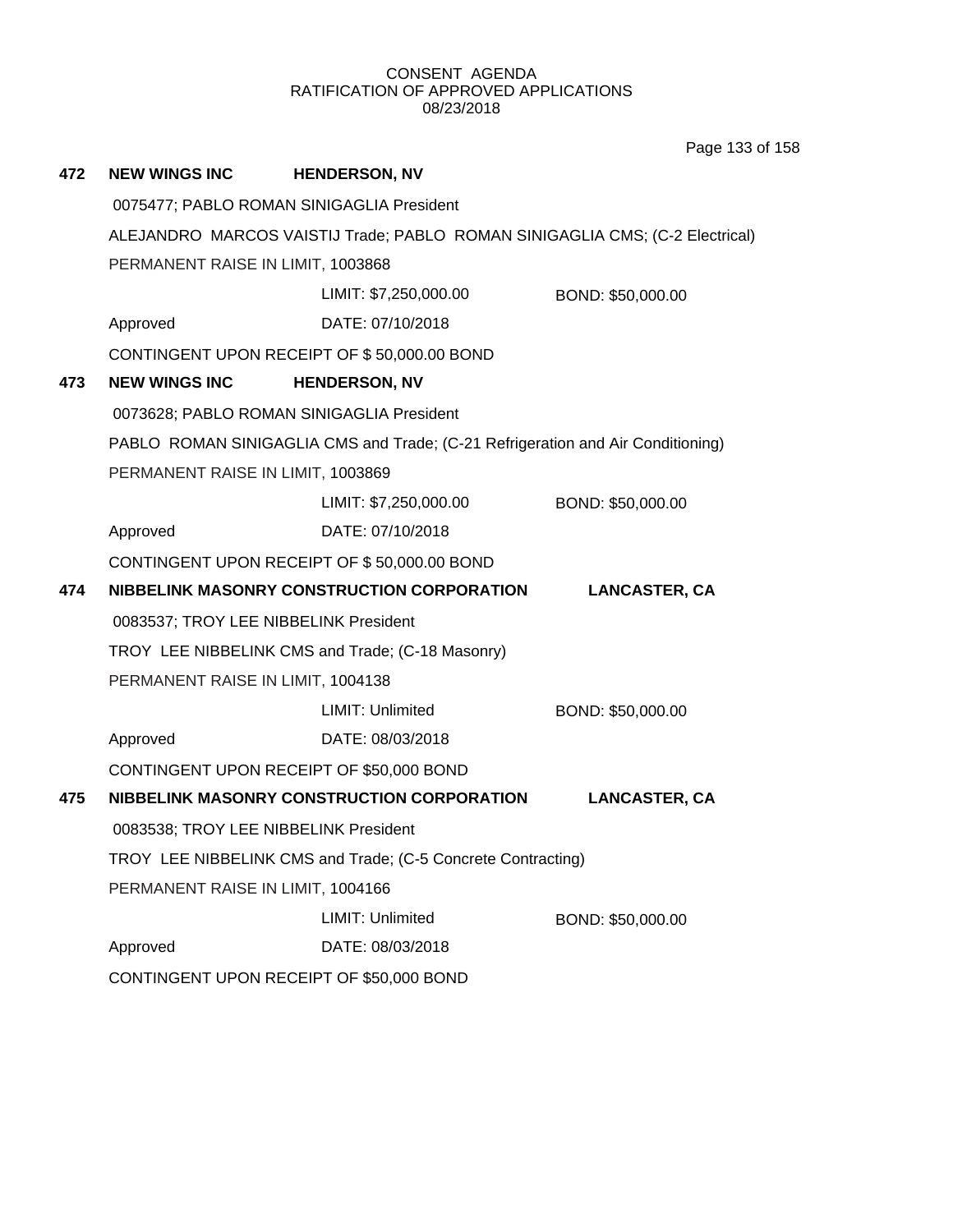CONSENT AGENDA
RATIFICATION OF APPROVED APPLICATIONS
08/23/2018

**472 NEW WINGS INC HENDERSON, NV**

0075477; PABLO ROMAN SINIGAGLIA President

ALEJANDRO MARCOS VAISTIJ Trade; PABLO ROMAN SINIGAGLIA CMS; (C-2 Electrical)

PERMANENT RAISE IN LIMIT, 1003868

LIMIT: $7,250,000.00 BOND: $50,000.00

Approved DATE: 07/10/2018

CONTINGENT UPON RECEIPT OF $ 50,000.00 BOND

**473 NEW WINGS INC HENDERSON, NV**

0073628; PABLO ROMAN SINIGAGLIA President

PABLO ROMAN SINIGAGLIA CMS and Trade; (C-21 Refrigeration and Air Conditioning)

PERMANENT RAISE IN LIMIT, 1003869

LIMIT: $7,250,000.00 BOND: $50,000.00

Approved DATE: 07/10/2018

CONTINGENT UPON RECEIPT OF $ 50,000.00 BOND

**474 NIBBELINK MASONRY CONSTRUCTION CORPORATION LANCASTER, CA**

0083537; TROY LEE NIBBELINK President

TROY LEE NIBBELINK CMS and Trade; (C-18 Masonry)

PERMANENT RAISE IN LIMIT, 1004138

LIMIT: Unlimited BOND: $50,000.00

Approved DATE: 08/03/2018

CONTINGENT UPON RECEIPT OF $50,000 BOND

**475 NIBBELINK MASONRY CONSTRUCTION CORPORATION LANCASTER, CA**

0083538; TROY LEE NIBBELINK President

TROY LEE NIBBELINK CMS and Trade; (C-5 Concrete Contracting)

PERMANENT RAISE IN LIMIT, 1004166

LIMIT: Unlimited BOND: $50,000.00

Approved DATE: 08/03/2018

CONTINGENT UPON RECEIPT OF $50,000 BOND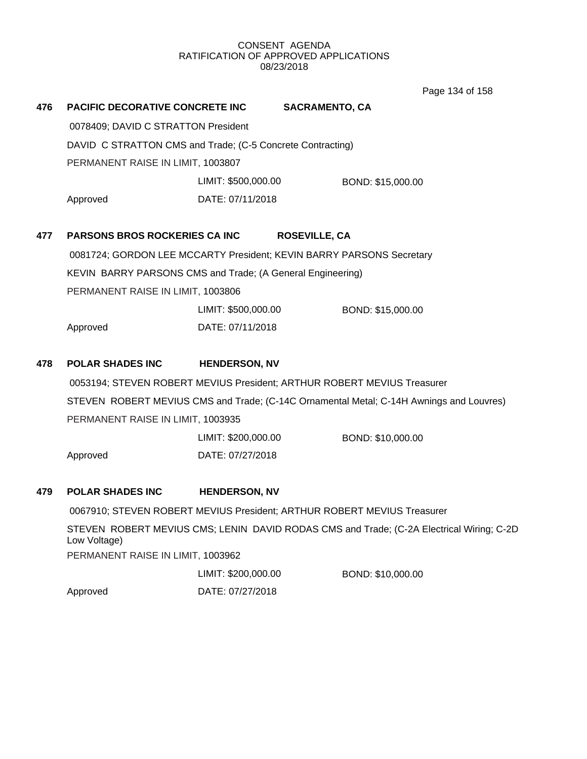CONSENT AGENDA
RATIFICATION OF APPROVED APPLICATIONS
08/23/2018

**476 PACIFIC DECORATIVE CONCRETE INC SACRAMENTO, CA**

0078409; DAVID C STRATTON President

DAVID C STRATTON CMS and Trade; (C-5 Concrete Contracting)

PERMANENT RAISE IN LIMIT, 1003807

LIMIT: $500,000.00 BOND: $15,000.00

Approved DATE: 07/11/2018

**477 PARSONS BROS ROCKERIES CA INC ROSEVILLE, CA**

0081724; GORDON LEE MCCARTY President; KEVIN BARRY PARSONS Secretary

KEVIN BARRY PARSONS CMS and Trade; (A General Engineering)

PERMANENT RAISE IN LIMIT, 1003806

LIMIT: $500,000.00 BOND: $15,000.00

Approved DATE: 07/11/2018

**478 POLAR SHADES INC HENDERSON, NV**

0053194; STEVEN ROBERT MEVIUS President; ARTHUR ROBERT MEVIUS Treasurer

STEVEN ROBERT MEVIUS CMS and Trade; (C-14C Ornamental Metal; C-14H Awnings and Louvres)

PERMANENT RAISE IN LIMIT, 1003935

LIMIT: $200,000.00 BOND: $10,000.00

Approved DATE: 07/27/2018

**479 POLAR SHADES INC HENDERSON, NV**

0067910; STEVEN ROBERT MEVIUS President; ARTHUR ROBERT MEVIUS Treasurer

STEVEN ROBERT MEVIUS CMS; LENIN DAVID RODAS CMS and Trade; (C-2A Electrical Wiring; C-2D Low Voltage)

PERMANENT RAISE IN LIMIT, 1003962

LIMIT: $200,000.00 BOND: $10,000.00

Approved DATE: 07/27/2018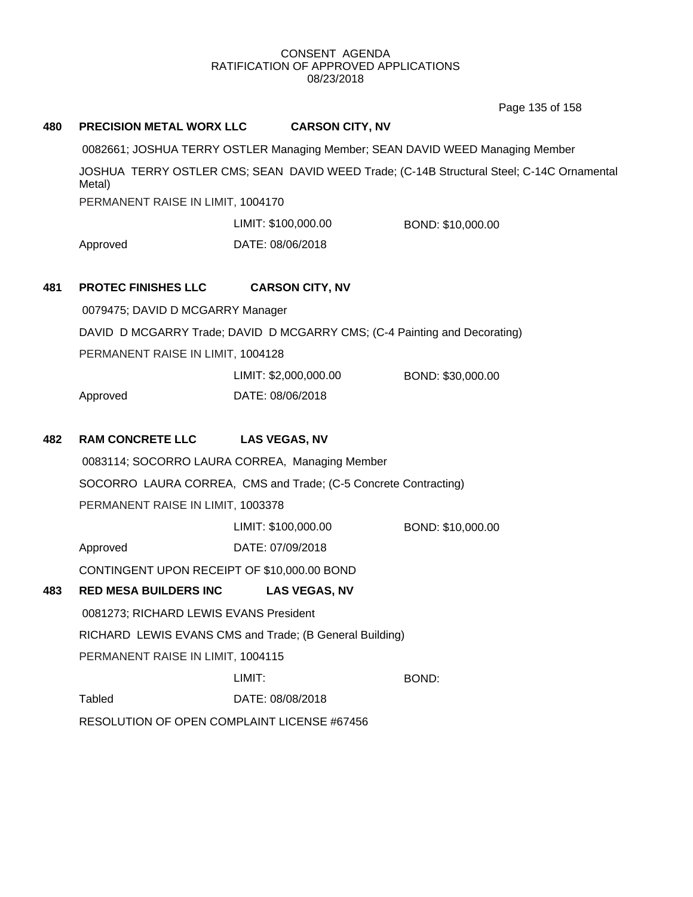CONSENT AGENDA
RATIFICATION OF APPROVED APPLICATIONS
08/23/2018

**480 PRECISION METAL WORX LLC CARSON CITY, NV**

0082661; JOSHUA TERRY OSTLER Managing Member; SEAN DAVID WEED Managing Member

JOSHUA TERRY OSTLER CMS; SEAN DAVID WEED Trade; (C-14B Structural Steel; C-14C Ornamental Metal)

PERMANENT RAISE IN LIMIT, 1004170

LIMIT: $100,000.00 BOND: $10,000.00

Approved DATE: 08/06/2018

**481 PROTEC FINISHES LLC CARSON CITY, NV**

0079475; DAVID D MCGARRY Manager

DAVID D MCGARRY Trade; DAVID D MCGARRY CMS; (C-4 Painting and Decorating)

PERMANENT RAISE IN LIMIT, 1004128

LIMIT: $2,000,000.00 BOND: $30,000.00

Approved DATE: 08/06/2018

**482 RAM CONCRETE LLC LAS VEGAS, NV**

0083114; SOCORRO LAURA CORREA, Managing Member

SOCORRO LAURA CORREA, CMS and Trade; (C-5 Concrete Contracting)

PERMANENT RAISE IN LIMIT, 1003378

LIMIT: $100,000.00 BOND: $10,000.00

Approved DATE: 07/09/2018

CONTINGENT UPON RECEIPT OF $10,000.00 BOND

**483 RED MESA BUILDERS INC LAS VEGAS, NV**

0081273; RICHARD LEWIS EVANS President

RICHARD LEWIS EVANS CMS and Trade; (B General Building)

PERMANENT RAISE IN LIMIT, 1004115

LIMIT: BOND:

Tabled DATE: 08/08/2018

RESOLUTION OF OPEN COMPLAINT LICENSE #67456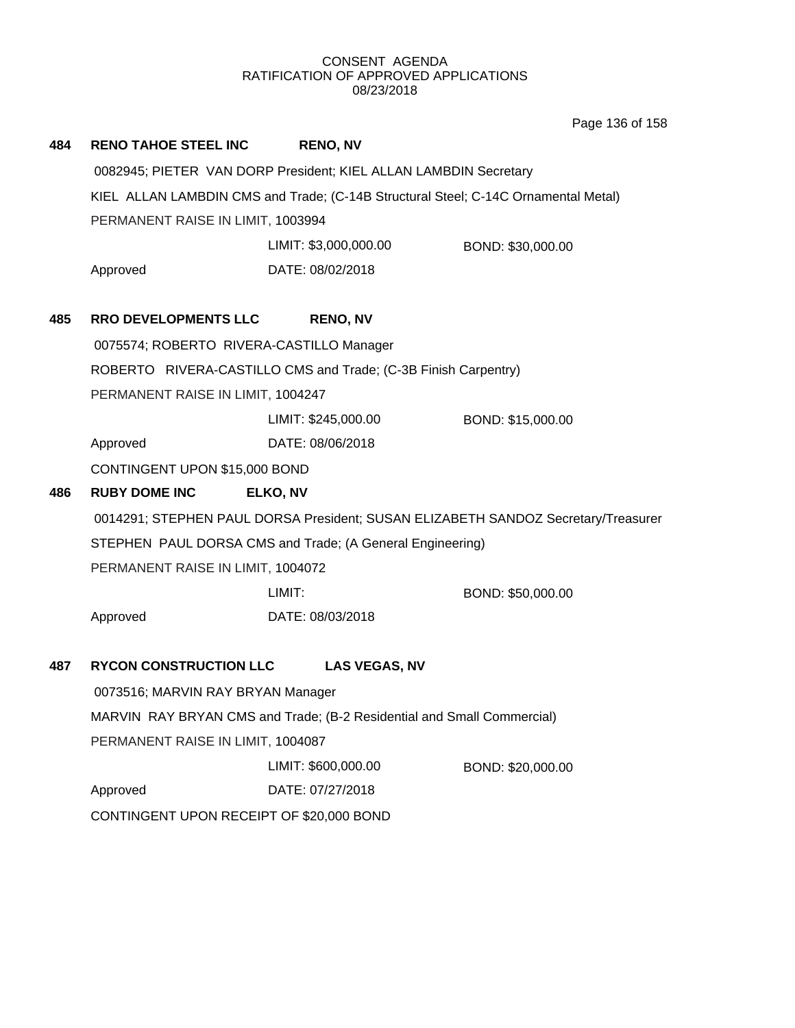CONSENT AGENDA
RATIFICATION OF APPROVED APPLICATIONS
08/23/2018

**484 RENO TAHOE STEEL INC RENO, NV**

0082945; PIETER VAN DORP President; KIEL ALLAN LAMBDIN Secretary

KIEL ALLAN LAMBDIN CMS and Trade; (C-14B Structural Steel; C-14C Ornamental Metal)

PERMANENT RAISE IN LIMIT, 1003994

LIMIT: $3,000,000.00 BOND: $30,000.00

Approved DATE: 08/02/2018

**485 RRO DEVELOPMENTS LLC RENO, NV**

0075574; ROBERTO RIVERA-CASTILLO Manager

ROBERTO RIVERA-CASTILLO CMS and Trade; (C-3B Finish Carpentry)

PERMANENT RAISE IN LIMIT, 1004247

LIMIT: $245,000.00 BOND: $15,000.00

Approved DATE: 08/06/2018

CONTINGENT UPON $15,000 BOND

**486 RUBY DOME INC ELKO, NV**

0014291; STEPHEN PAUL DORSA President; SUSAN ELIZABETH SANDOZ Secretary/Treasurer

STEPHEN PAUL DORSA CMS and Trade; (A General Engineering)

PERMANENT RAISE IN LIMIT, 1004072

LIMIT: BOND: $50,000.00

Approved DATE: 08/03/2018

**487 RYCON CONSTRUCTION LLC LAS VEGAS, NV**

0073516; MARVIN RAY BRYAN Manager

MARVIN RAY BRYAN CMS and Trade; (B-2 Residential and Small Commercial)

PERMANENT RAISE IN LIMIT, 1004087

LIMIT: $600,000.00 BOND: $20,000.00

Approved DATE: 07/27/2018

CONTINGENT UPON RECEIPT OF $20,000 BOND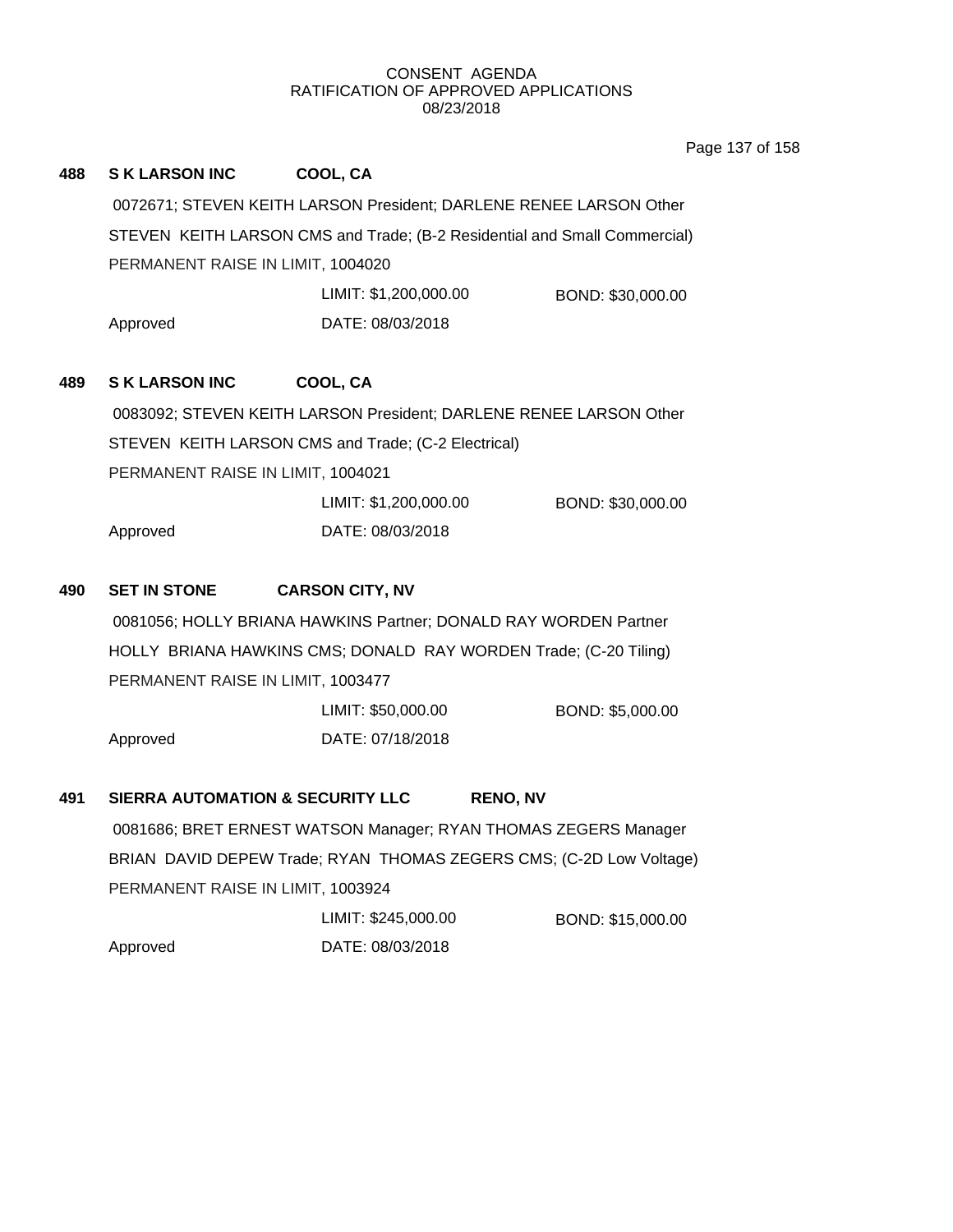CONSENT AGENDA
RATIFICATION OF APPROVED APPLICATIONS
08/23/2018

**488 S K LARSON INC COOL, CA**

0072671; STEVEN KEITH LARSON President; DARLENE RENEE LARSON Other
STEVEN KEITH LARSON CMS and Trade; (B-2 Residential and Small Commercial)
PERMANENT RAISE IN LIMIT, 1004020

LIMIT: $1,200,000.00 BOND: $30,000.00

Approved DATE: 08/03/2018

**489 S K LARSON INC COOL, CA**

0083092; STEVEN KEITH LARSON President; DARLENE RENEE LARSON Other
STEVEN KEITH LARSON CMS and Trade; (C-2 Electrical)
PERMANENT RAISE IN LIMIT, 1004021

LIMIT: $1,200,000.00 BOND: $30,000.00

Approved DATE: 08/03/2018

**490 SET IN STONE CARSON CITY, NV**

0081056; HOLLY BRIANA HAWKINS Partner; DONALD RAY WORDEN Partner
HOLLY BRIANA HAWKINS CMS; DONALD RAY WORDEN Trade; (C-20 Tiling)
PERMANENT RAISE IN LIMIT, 1003477

LIMIT: $50,000.00 BOND: $5,000.00

Approved DATE: 07/18/2018

**491 SIERRA AUTOMATION & SECURITY LLC RENO, NV**

0081686; BRET ERNEST WATSON Manager; RYAN THOMAS ZEGERS Manager
BRIAN DAVID DEPEW Trade; RYAN THOMAS ZEGERS CMS; (C-2D Low Voltage)
PERMANENT RAISE IN LIMIT, 1003924

LIMIT: $245,000.00 BOND: $15,000.00

Approved DATE: 08/03/2018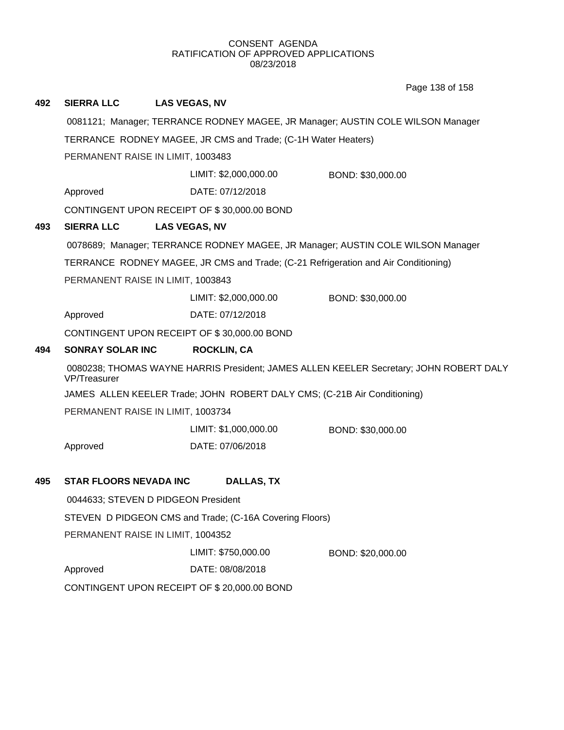CONSENT AGENDA
RATIFICATION OF APPROVED APPLICATIONS
08/23/2018

**492 SIERRA LLC LAS VEGAS, NV**

0081121; Manager; TERRANCE RODNEY MAGEE, JR Manager; AUSTIN COLE WILSON Manager

TERRANCE RODNEY MAGEE, JR CMS and Trade; (C-1H Water Heaters)

PERMANENT RAISE IN LIMIT, 1003483

LIMIT: $2,000,000.00 BOND: $30,000.00

Approved DATE: 07/12/2018

CONTINGENT UPON RECEIPT OF $ 30,000.00 BOND

**493 SIERRA LLC LAS VEGAS, NV**

0078689; Manager; TERRANCE RODNEY MAGEE, JR Manager; AUSTIN COLE WILSON Manager

TERRANCE RODNEY MAGEE, JR CMS and Trade; (C-21 Refrigeration and Air Conditioning)

PERMANENT RAISE IN LIMIT, 1003843

LIMIT: $2,000,000.00 BOND: $30,000.00

Approved DATE: 07/12/2018

CONTINGENT UPON RECEIPT OF $ 30,000.00 BOND

**494 SONRAY SOLAR INC ROCKLIN, CA**

0080238; THOMAS WAYNE HARRIS President; JAMES ALLEN KEELER Secretary; JOHN ROBERT DALY VP/Treasurer

JAMES ALLEN KEELER Trade; JOHN ROBERT DALY CMS; (C-21B Air Conditioning)

PERMANENT RAISE IN LIMIT, 1003734

LIMIT: $1,000,000.00 BOND: $30,000.00

Approved DATE: 07/06/2018

**495 STAR FLOORS NEVADA INC DALLAS, TX**

0044633; STEVEN D PIDGEON President

STEVEN D PIDGEON CMS and Trade; (C-16A Covering Floors)

PERMANENT RAISE IN LIMIT, 1004352

LIMIT: $750,000.00 BOND: $20,000.00

Approved DATE: 08/08/2018

CONTINGENT UPON RECEIPT OF $ 20,000.00 BOND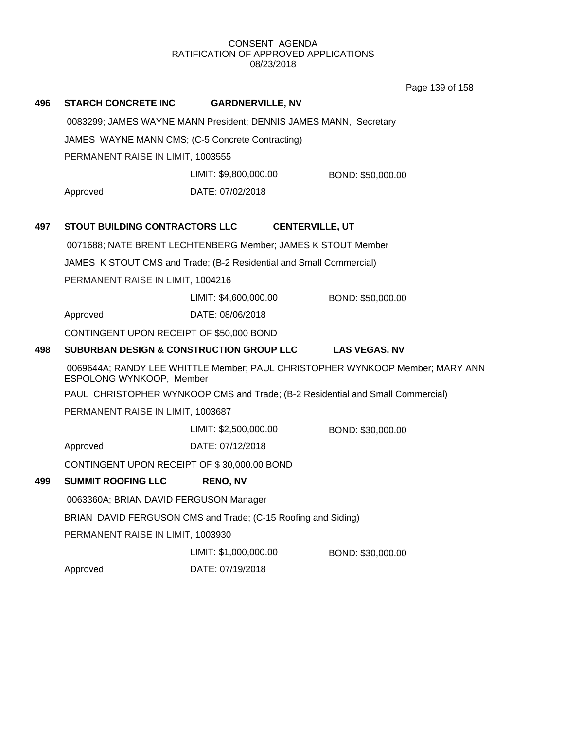CONSENT AGENDA
RATIFICATION OF APPROVED APPLICATIONS
08/23/2018

**496 STARCH CONCRETE INC GARDNERVILLE, NV**

0083299; JAMES WAYNE MANN President; DENNIS JAMES MANN, Secretary

JAMES WAYNE MANN CMS; (C-5 Concrete Contracting)

PERMANENT RAISE IN LIMIT, 1003555

LIMIT: $9,800,000.00 BOND: $50,000.00

Approved DATE: 07/02/2018

**497 STOUT BUILDING CONTRACTORS LLC CENTERVILLE, UT**

0071688; NATE BRENT LECHTENBERG Member; JAMES K STOUT Member

JAMES K STOUT CMS and Trade; (B-2 Residential and Small Commercial)

PERMANENT RAISE IN LIMIT, 1004216

LIMIT: $4,600,000.00 BOND: $50,000.00

Approved DATE: 08/06/2018

CONTINGENT UPON RECEIPT OF $50,000 BOND

**498 SUBURBAN DESIGN & CONSTRUCTION GROUP LLC LAS VEGAS, NV**

0069644A; RANDY LEE WHITTLE Member; PAUL CHRISTOPHER WYNKOOP Member; MARY ANN ESPOLONG WYNKOOP, Member

PAUL CHRISTOPHER WYNKOOP CMS and Trade; (B-2 Residential and Small Commercial)

PERMANENT RAISE IN LIMIT, 1003687

LIMIT: $2,500,000.00 BOND: $30,000.00

Approved DATE: 07/12/2018

CONTINGENT UPON RECEIPT OF $ 30,000.00 BOND

**499 SUMMIT ROOFING LLC RENO, NV**

0063360A; BRIAN DAVID FERGUSON Manager

BRIAN DAVID FERGUSON CMS and Trade; (C-15 Roofing and Siding)

PERMANENT RAISE IN LIMIT, 1003930

LIMIT: $1,000,000.00 BOND: $30,000.00

Approved DATE: 07/19/2018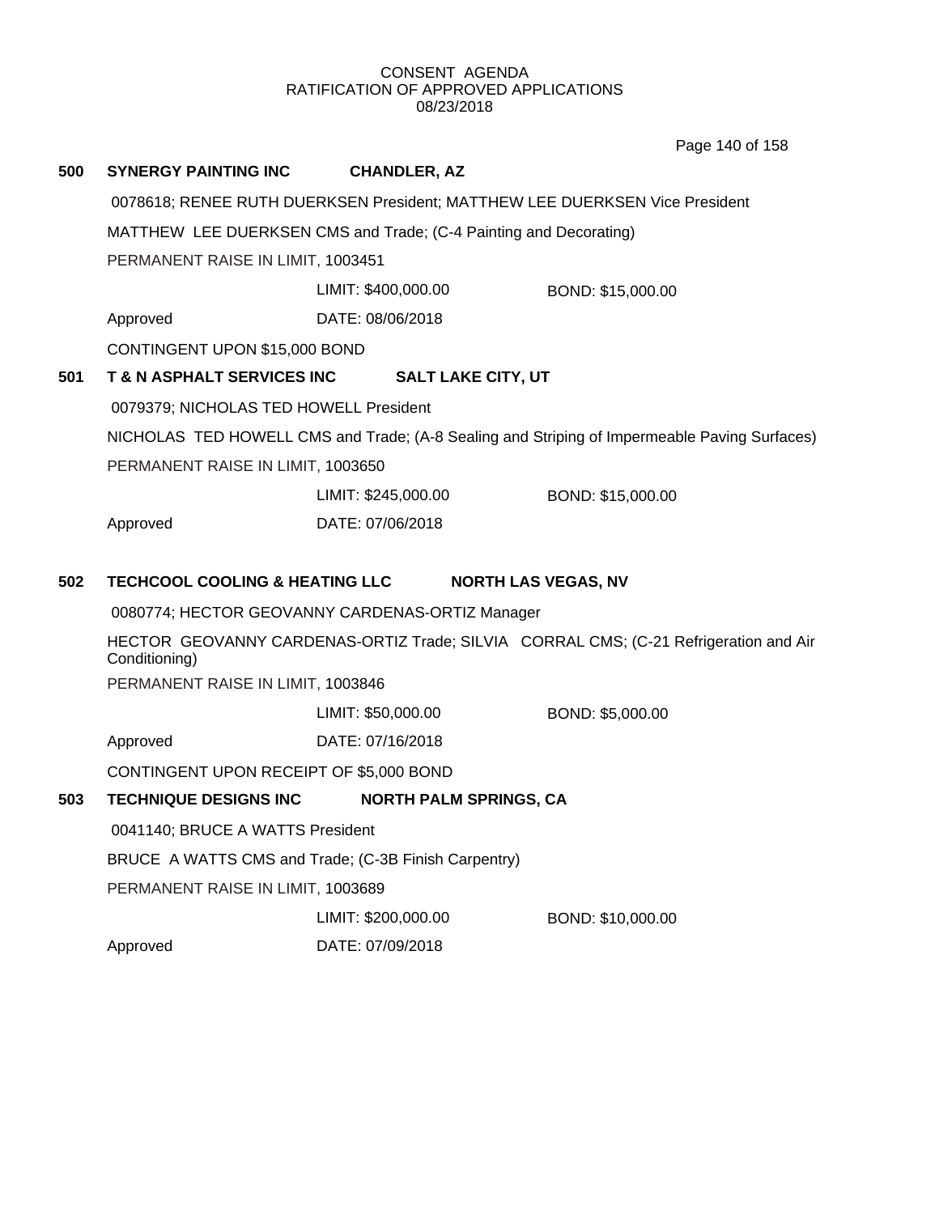CONSENT AGENDA
RATIFICATION OF APPROVED APPLICATIONS
08/23/2018

**500 SYNERGY PAINTING INC CHANDLER, AZ**

0078618; RENEE RUTH DUERKSEN President; MATTHEW LEE DUERKSEN Vice President

MATTHEW LEE DUERKSEN CMS and Trade; (C-4 Painting and Decorating)

PERMANENT RAISE IN LIMIT, 1003451

LIMIT: $400,000.00 BOND: $15,000.00

Approved DATE: 08/06/2018

CONTINGENT UPON $15,000 BOND

**501 T & N ASPHALT SERVICES INC SALT LAKE CITY, UT**

0079379; NICHOLAS TED HOWELL President

NICHOLAS TED HOWELL CMS and Trade; (A-8 Sealing and Striping of Impermeable Paving Surfaces)

PERMANENT RAISE IN LIMIT, 1003650

LIMIT: $245,000.00 BOND: $15,000.00

Approved DATE: 07/06/2018

**502 TECHCOOL COOLING & HEATING LLC NORTH LAS VEGAS, NV**

0080774; HECTOR GEOVANNY CARDENAS-ORTIZ Manager

HECTOR GEOVANNY CARDENAS-ORTIZ Trade; SILVIA CORRAL CMS; (C-21 Refrigeration and Air Conditioning)

PERMANENT RAISE IN LIMIT, 1003846

LIMIT: $50,000.00 BOND: $5,000.00

Approved DATE: 07/16/2018

CONTINGENT UPON RECEIPT OF $5,000 BOND

**503 TECHNIQUE DESIGNS INC NORTH PALM SPRINGS, CA**

0041140; BRUCE A WATTS President

BRUCE A WATTS CMS and Trade; (C-3B Finish Carpentry)

PERMANENT RAISE IN LIMIT, 1003689

LIMIT: $200,000.00 BOND: $10,000.00

Approved DATE: 07/09/2018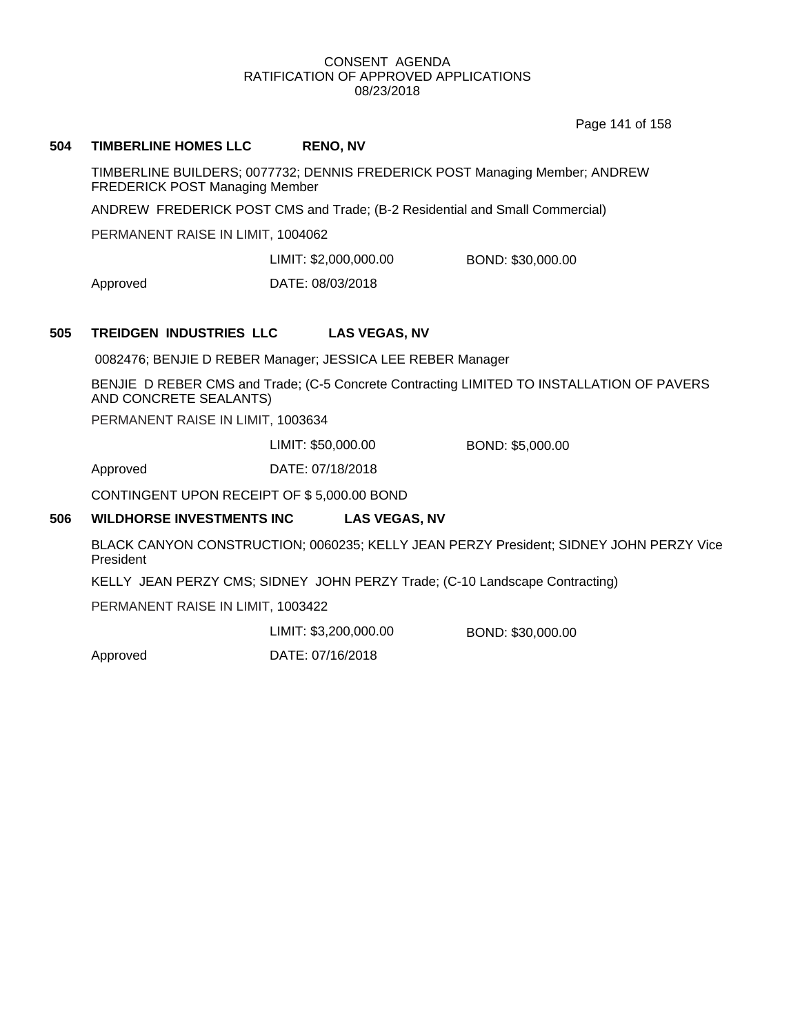## 504 TIMBERLINE HOMES LLC RENO, NV

TIMBERLINE BUILDERS; 0077732; DENNIS FREDERICK POST Managing Member; ANDREW FREDERICK POST Managing Member

ANDREW FREDERICK POST CMS and Trade; (B-2 Residential and Small Commercial)

PERMANENT RAISE IN LIMIT, 1004062

LIMIT: $2,000,000.00 BOND: $30,000.00

Approved DATE: 08/03/2018

## 505 TREIDGEN INDUSTRIES LLC LAS VEGAS, NV

0082476; BENJIE D REBER Manager; JESSICA LEE REBER Manager

BENJIE D REBER CMS and Trade; (C-5 Concrete Contracting LIMITED TO INSTALLATION OF PAVERS AND CONCRETE SEALANTS)

PERMANENT RAISE IN LIMIT, 1003634

LIMIT: $50,000.00 BOND: $5,000.00

Approved DATE: 07/18/2018

CONTINGENT UPON RECEIPT OF $ 5,000.00 BOND

## 506 WILDHORSE INVESTMENTS INC LAS VEGAS, NV

BLACK CANYON CONSTRUCTION; 0060235; KELLY JEAN PERZY President; SIDNEY JOHN PERZY Vice President

KELLY JEAN PERZY CMS; SIDNEY JOHN PERZY Trade; (C-10 Landscape Contracting)

PERMANENT RAISE IN LIMIT, 1003422

LIMIT: $3,200,000.00 BOND: $30,000.00

Approved DATE: 07/16/2018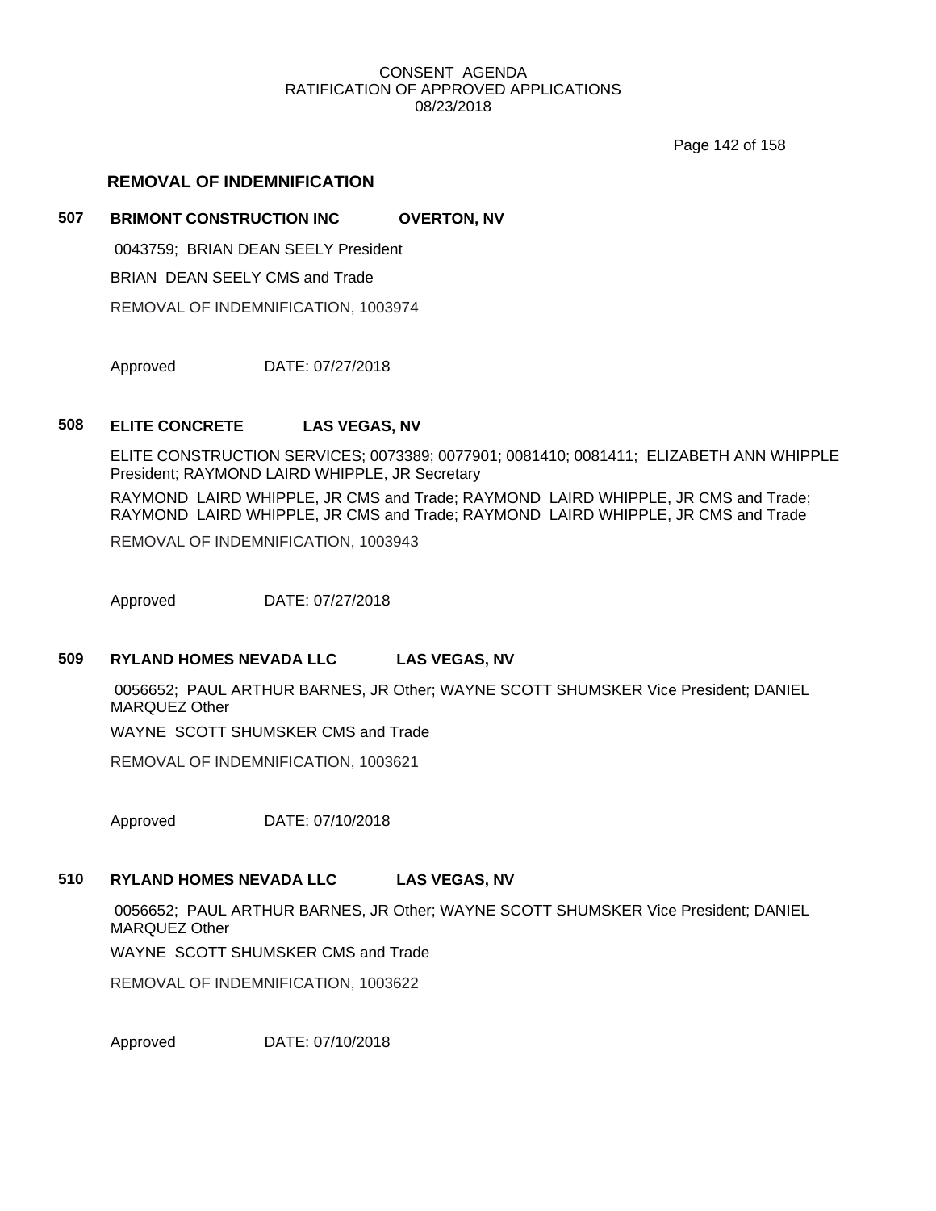CONSENT AGENDA
RATIFICATION OF APPROVED APPLICATIONS
08/23/2018

## REMOVAL OF INDEMNIFICATION

**507 BRIMONT CONSTRUCTION INC OVERTON, NV**

0043759; BRIAN DEAN SEELY President

BRIAN DEAN SEELY CMS and Trade

REMOVAL OF INDEMNIFICATION, 1003974

Approved DATE: 07/27/2018

**508 ELITE CONCRETE LAS VEGAS, NV**

ELITE CONSTRUCTION SERVICES; 0073389; 0077901; 0081410; 0081411; ELIZABETH ANN WHIPPLE President; RAYMOND LAIRD WHIPPLE, JR Secretary

RAYMOND LAIRD WHIPPLE, JR CMS and Trade; RAYMOND LAIRD WHIPPLE, JR CMS and Trade; RAYMOND LAIRD WHIPPLE, JR CMS and Trade; RAYMOND LAIRD WHIPPLE, JR CMS and Trade

REMOVAL OF INDEMNIFICATION, 1003943

Approved DATE: 07/27/2018

**509 RYLAND HOMES NEVADA LLC LAS VEGAS, NV**

0056652; PAUL ARTHUR BARNES, JR Other; WAYNE SCOTT SHUMSKER Vice President; DANIEL MARQUEZ Other

WAYNE SCOTT SHUMSKER CMS and Trade

REMOVAL OF INDEMNIFICATION, 1003621

Approved DATE: 07/10/2018

**510 RYLAND HOMES NEVADA LLC LAS VEGAS, NV**

0056652; PAUL ARTHUR BARNES, JR Other; WAYNE SCOTT SHUMSKER Vice President; DANIEL MARQUEZ Other

WAYNE SCOTT SHUMSKER CMS and Trade

REMOVAL OF INDEMNIFICATION, 1003622

Approved DATE: 07/10/2018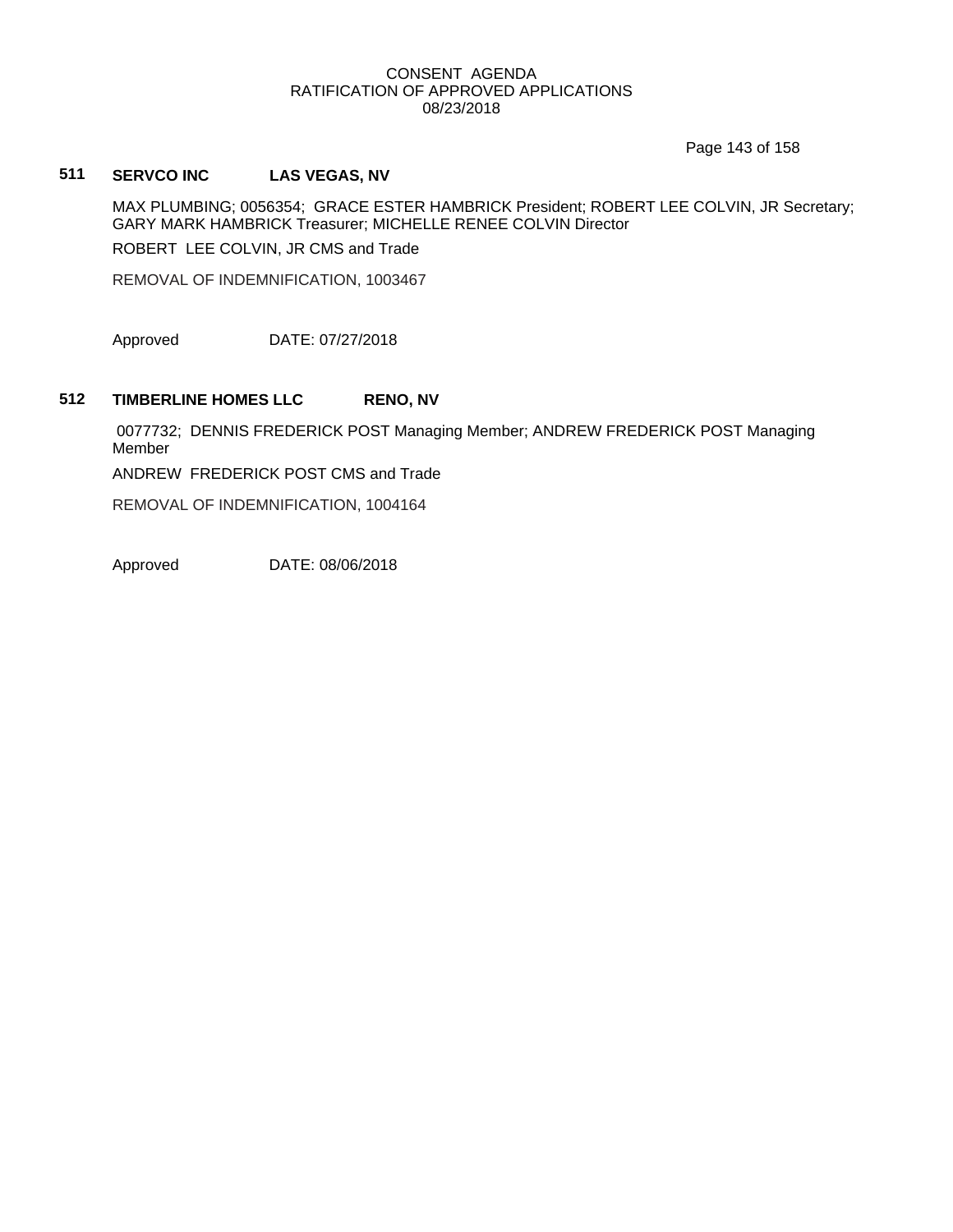CONSENT AGENDA
RATIFICATION OF APPROVED APPLICATIONS
08/23/2018

**511 SERVCO INC LAS VEGAS, NV**

MAX PLUMBING; 0056354; GRACE ESTER HAMBRICK President; ROBERT LEE COLVIN, JR Secretary; GARY MARK HAMBRICK Treasurer; MICHELLE RENEE COLVIN Director

ROBERT LEE COLVIN, JR CMS and Trade

REMOVAL OF INDEMNIFICATION, 1003467

Approved DATE: 07/27/2018

**512 TIMBERLINE HOMES LLC RENO, NV**

0077732; DENNIS FREDERICK POST Managing Member; ANDREW FREDERICK POST Managing Member

ANDREW FREDERICK POST CMS and Trade

REMOVAL OF INDEMNIFICATION, 1004164

Approved DATE: 08/06/2018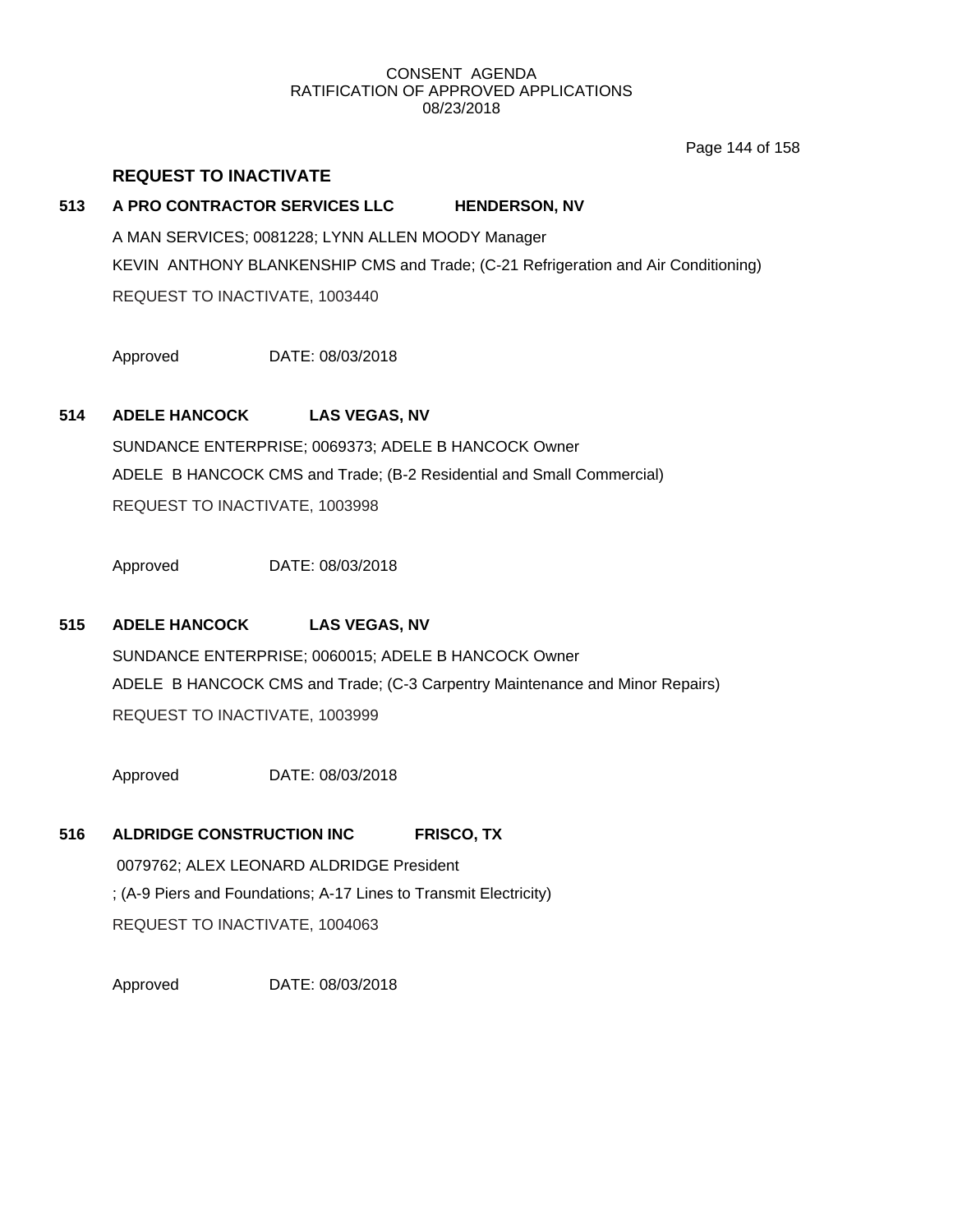## REQUEST TO INACTIVATE

### 513 A PRO CONTRACTOR SERVICES LLC HENDERSON, NV

A MAN SERVICES; 0081228; LYNN ALLEN MOODY Manager

KEVIN ANTHONY BLANKENSHIP CMS and Trade; (C-21 Refrigeration and Air Conditioning)

REQUEST TO INACTIVATE, 1003440

Approved DATE: 08/03/2018

### 514 ADELE HANCOCK LAS VEGAS, NV

SUNDANCE ENTERPRISE; 0069373; ADELE B HANCOCK Owner

ADELE B HANCOCK CMS and Trade; (B-2 Residential and Small Commercial)

REQUEST TO INACTIVATE, 1003998

Approved DATE: 08/03/2018

### 515 ADELE HANCOCK LAS VEGAS, NV

SUNDANCE ENTERPRISE; 0060015; ADELE B HANCOCK Owner

ADELE B HANCOCK CMS and Trade; (C-3 Carpentry Maintenance and Minor Repairs)

REQUEST TO INACTIVATE, 1003999

Approved DATE: 08/03/2018

### 516 ALDRIDGE CONSTRUCTION INC FRISCO, TX

0079762; ALEX LEONARD ALDRIDGE President

; (A-9 Piers and Foundations; A-17 Lines to Transmit Electricity)

REQUEST TO INACTIVATE, 1004063

Approved DATE: 08/03/2018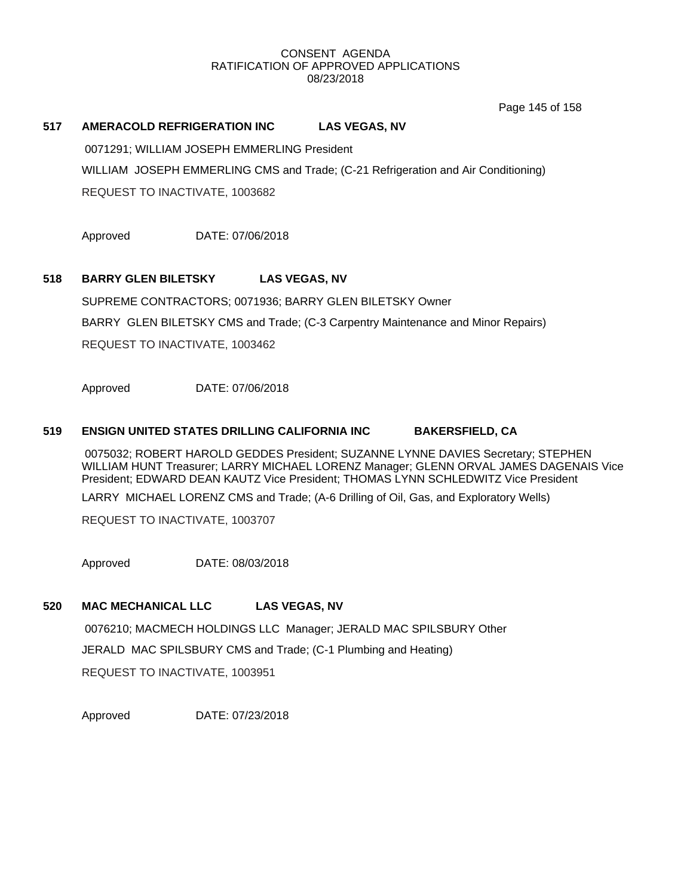CONSENT AGENDA
RATIFICATION OF APPROVED APPLICATIONS
08/23/2018

**517 AMERACOLD REFRIGERATION INC LAS VEGAS, NV**

0071291; WILLIAM JOSEPH EMMERLING President

WILLIAM JOSEPH EMMERLING CMS and Trade; (C-21 Refrigeration and Air Conditioning)

REQUEST TO INACTIVATE, 1003682

Approved DATE: 07/06/2018

**518 BARRY GLEN BILETSKY LAS VEGAS, NV**

SUPREME CONTRACTORS; 0071936; BARRY GLEN BILETSKY Owner

BARRY GLEN BILETSKY CMS and Trade; (C-3 Carpentry Maintenance and Minor Repairs)

REQUEST TO INACTIVATE, 1003462

Approved DATE: 07/06/2018

**519 ENSIGN UNITED STATES DRILLING CALIFORNIA INC BAKERSFIELD, CA**

0075032; ROBERT HAROLD GEDDES President; SUZANNE LYNNE DAVIES Secretary; STEPHEN WILLIAM HUNT Treasurer; LARRY MICHAEL LORENZ Manager; GLENN ORVAL JAMES DAGENAIS Vice President; EDWARD DEAN KAUTZ Vice President; THOMAS LYNN SCHLEDWITZ Vice President

LARRY MICHAEL LORENZ CMS and Trade; (A-6 Drilling of Oil, Gas, and Exploratory Wells)

REQUEST TO INACTIVATE, 1003707

Approved DATE: 08/03/2018

**520 MAC MECHANICAL LLC LAS VEGAS, NV**

0076210; MACMECH HOLDINGS LLC Manager; JERALD MAC SPILSBURY Other

JERALD MAC SPILSBURY CMS and Trade; (C-1 Plumbing and Heating)

REQUEST TO INACTIVATE, 1003951

Approved DATE: 07/23/2018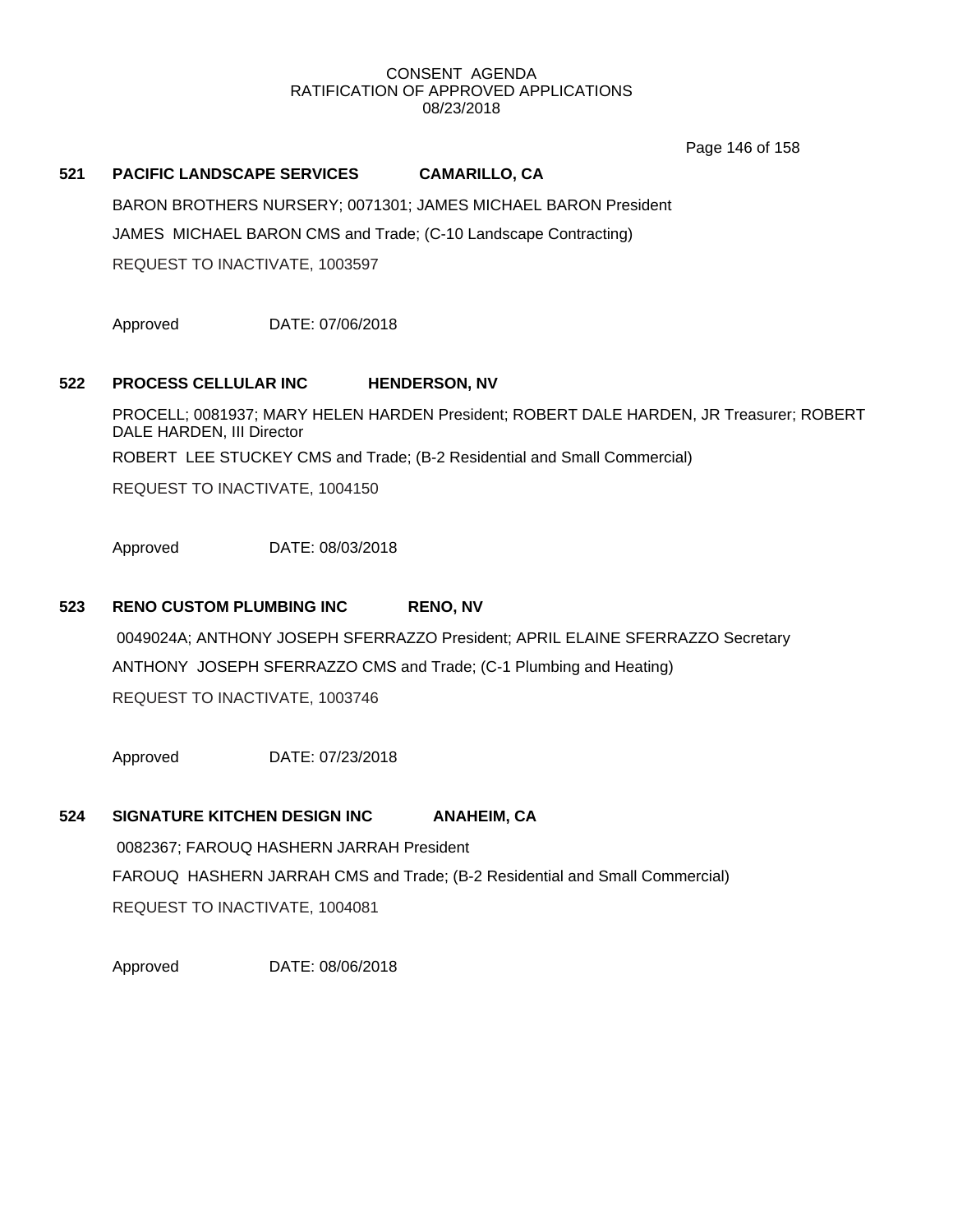## 521 PACIFIC LANDSCAPE SERVICES CAMARILLO, CA

BARON BROTHERS NURSERY; 0071301; JAMES MICHAEL BARON President

JAMES MICHAEL BARON CMS and Trade; (C-10 Landscape Contracting)

REQUEST TO INACTIVATE, 1003597

Approved DATE: 07/06/2018

## 522 PROCESS CELLULAR INC HENDERSON, NV

PROCELL; 0081937; MARY HELEN HARDEN President; ROBERT DALE HARDEN, JR Treasurer; ROBERT DALE HARDEN, III Director

ROBERT LEE STUCKEY CMS and Trade; (B-2 Residential and Small Commercial)

REQUEST TO INACTIVATE, 1004150

Approved DATE: 08/03/2018

## 523 RENO CUSTOM PLUMBING INC RENO, NV

0049024A; ANTHONY JOSEPH SFERRAZZO President; APRIL ELAINE SFERRAZZO Secretary

ANTHONY JOSEPH SFERRAZZO CMS and Trade; (C-1 Plumbing and Heating)

REQUEST TO INACTIVATE, 1003746

Approved DATE: 07/23/2018

## 524 SIGNATURE KITCHEN DESIGN INC ANAHEIM, CA

0082367; FAROUQ HASHERN JARRAH President

FAROUQ HASHERN JARRAH CMS and Trade; (B-2 Residential and Small Commercial)

REQUEST TO INACTIVATE, 1004081

Approved DATE: 08/06/2018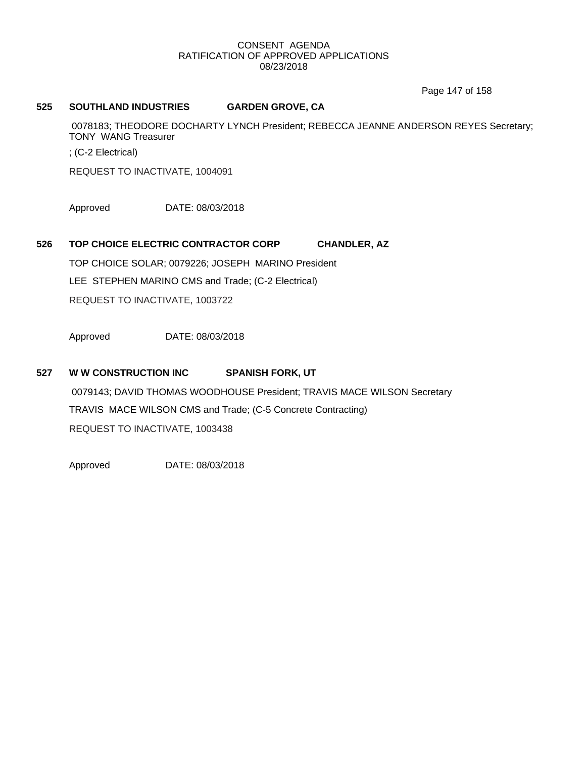CONSENT AGENDA
RATIFICATION OF APPROVED APPLICATIONS
08/23/2018

**525 SOUTHLAND INDUSTRIES GARDEN GROVE, CA**

0078183; THEODORE DOCHARTY LYNCH President; REBECCA JEANNE ANDERSON REYES Secretary; TONY WANG Treasurer

; (C-2 Electrical)

REQUEST TO INACTIVATE, 1004091

Approved DATE: 08/03/2018

**526 TOP CHOICE ELECTRIC CONTRACTOR CORP CHANDLER, AZ**

TOP CHOICE SOLAR; 0079226; JOSEPH MARINO President

LEE STEPHEN MARINO CMS and Trade; (C-2 Electrical)

REQUEST TO INACTIVATE, 1003722

Approved DATE: 08/03/2018

**527 W W CONSTRUCTION INC SPANISH FORK, UT**

0079143; DAVID THOMAS WOODHOUSE President; TRAVIS MACE WILSON Secretary

TRAVIS MACE WILSON CMS and Trade; (C-5 Concrete Contracting)

REQUEST TO INACTIVATE, 1003438

Approved DATE: 08/03/2018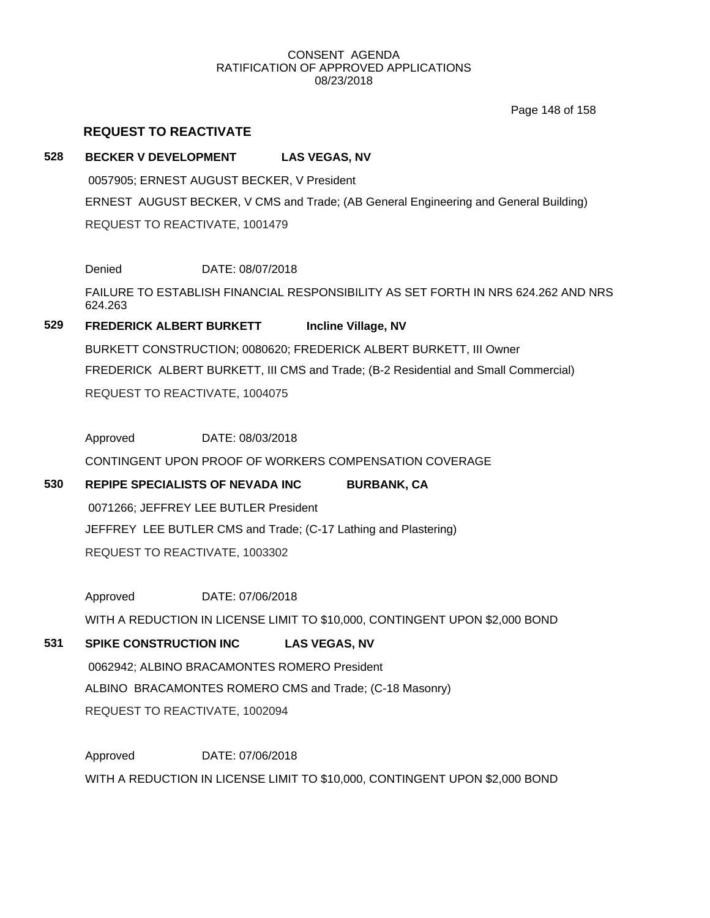CONSENT AGENDA
RATIFICATION OF APPROVED APPLICATIONS
08/23/2018

## REQUEST TO REACTIVATE

**528 BECKER V DEVELOPMENT LAS VEGAS, NV**

0057905; ERNEST AUGUST BECKER, V President

ERNEST AUGUST BECKER, V CMS and Trade; (AB General Engineering and General Building)

REQUEST TO REACTIVATE, 1001479

Denied DATE: 08/07/2018

FAILURE TO ESTABLISH FINANCIAL RESPONSIBILITY AS SET FORTH IN NRS 624.262 AND NRS 624.263

**529 FREDERICK ALBERT BURKETT Incline Village, NV**

BURKETT CONSTRUCTION; 0080620; FREDERICK ALBERT BURKETT, III Owner

FREDERICK ALBERT BURKETT, III CMS and Trade; (B-2 Residential and Small Commercial)

REQUEST TO REACTIVATE, 1004075

Approved DATE: 08/03/2018

CONTINGENT UPON PROOF OF WORKERS COMPENSATION COVERAGE

**530 REPIPE SPECIALISTS OF NEVADA INC BURBANK, CA**

0071266; JEFFREY LEE BUTLER President

JEFFREY LEE BUTLER CMS and Trade; (C-17 Lathing and Plastering)

REQUEST TO REACTIVATE, 1003302

Approved DATE: 07/06/2018

WITH A REDUCTION IN LICENSE LIMIT TO $10,000, CONTINGENT UPON $2,000 BOND

**531 SPIKE CONSTRUCTION INC LAS VEGAS, NV**

0062942; ALBINO BRACAMONTES ROMERO President

ALBINO BRACAMONTES ROMERO CMS and Trade; (C-18 Masonry)

REQUEST TO REACTIVATE, 1002094

Approved DATE: 07/06/2018

WITH A REDUCTION IN LICENSE LIMIT TO $10,000, CONTINGENT UPON $2,000 BOND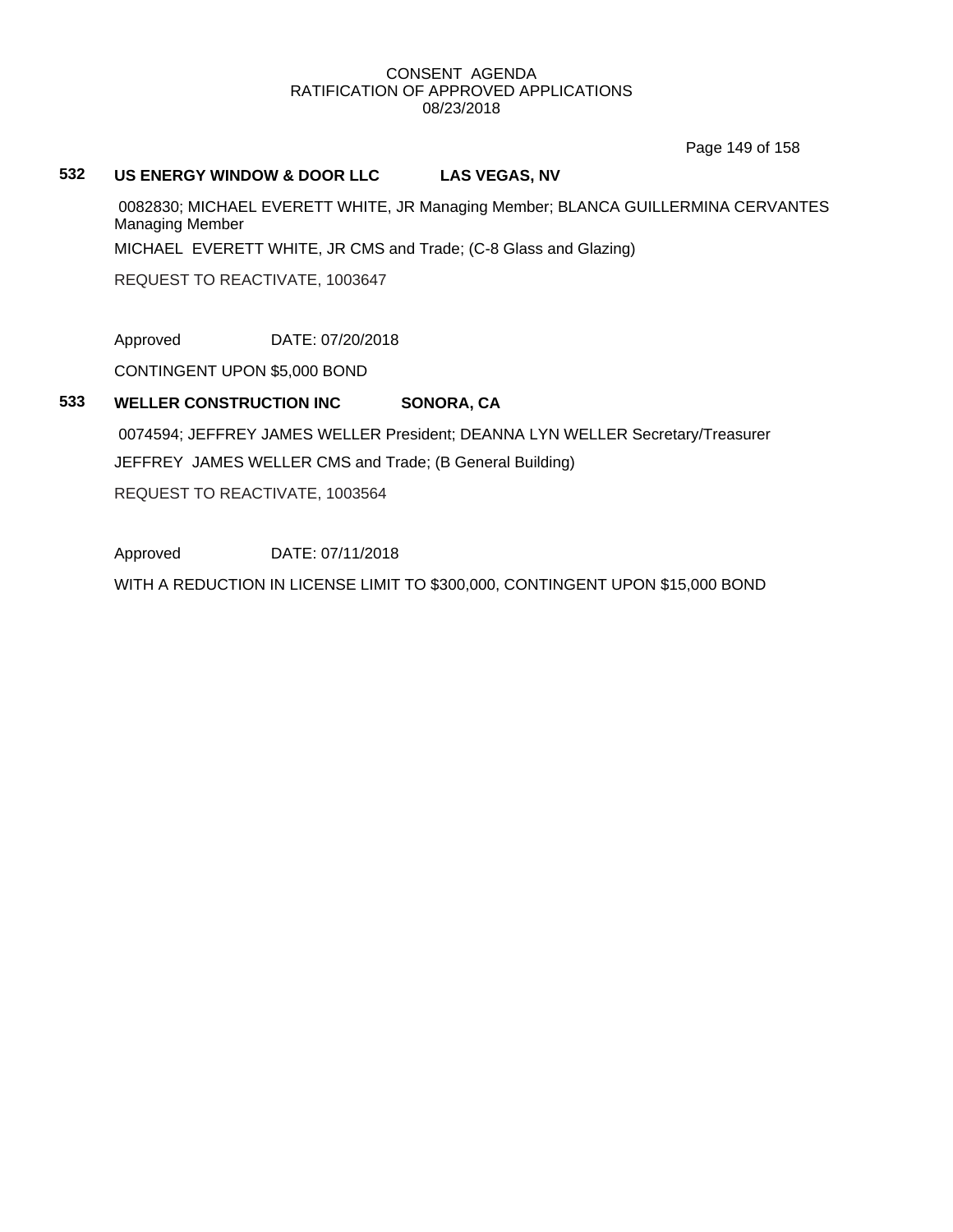CONSENT AGENDA
RATIFICATION OF APPROVED APPLICATIONS
08/23/2018

**532 US ENERGY WINDOW & DOOR LLC LAS VEGAS, NV**

0082830; MICHAEL EVERETT WHITE, JR Managing Member; BLANCA GUILLERMINA CERVANTES Managing Member

MICHAEL EVERETT WHITE, JR CMS and Trade; (C-8 Glass and Glazing)

REQUEST TO REACTIVATE, 1003647

Approved DATE: 07/20/2018

CONTINGENT UPON $5,000 BOND

**533 WELLER CONSTRUCTION INC SONORA, CA**

0074594; JEFFREY JAMES WELLER President; DEANNA LYN WELLER Secretary/Treasurer

JEFFREY JAMES WELLER CMS and Trade; (B General Building)

REQUEST TO REACTIVATE, 1003564

Approved DATE: 07/11/2018

WITH A REDUCTION IN LICENSE LIMIT TO $300,000, CONTINGENT UPON $15,000 BOND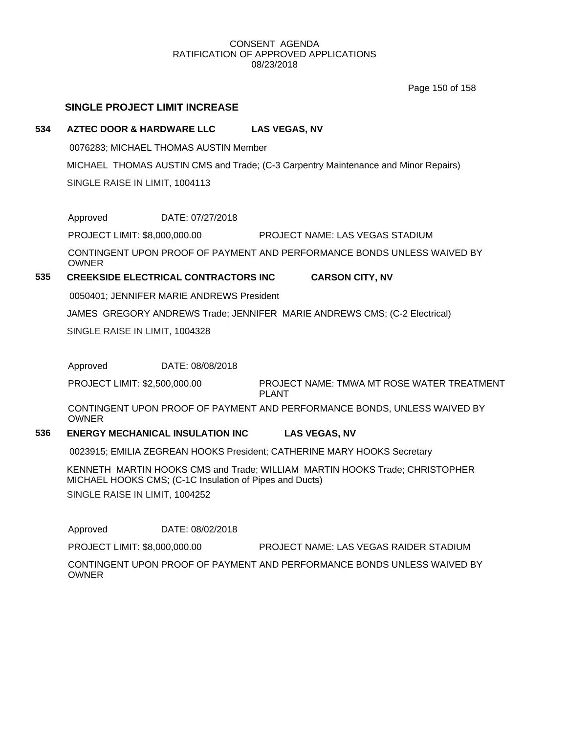CONSENT AGENDA
RATIFICATION OF APPROVED APPLICATIONS
08/23/2018

## SINGLE PROJECT LIMIT INCREASE

**534 AZTEC DOOR & HARDWARE LLC LAS VEGAS, NV**

0076283; MICHAEL THOMAS AUSTIN Member

MICHAEL THOMAS AUSTIN CMS and Trade; (C-3 Carpentry Maintenance and Minor Repairs)

SINGLE RAISE IN LIMIT, 1004113

Approved DATE: 07/27/2018

PROJECT LIMIT: $8,000,000.00 PROJECT NAME: LAS VEGAS STADIUM

CONTINGENT UPON PROOF OF PAYMENT AND PERFORMANCE BONDS UNLESS WAIVED BY OWNER

**535 CREEKSIDE ELECTRICAL CONTRACTORS INC CARSON CITY, NV**

0050401; JENNIFER MARIE ANDREWS President

JAMES GREGORY ANDREWS Trade; JENNIFER MARIE ANDREWS CMS; (C-2 Electrical)

SINGLE RAISE IN LIMIT, 1004328

Approved DATE: 08/08/2018

PROJECT LIMIT: $2,500,000.00 PROJECT NAME: TMWA MT ROSE WATER TREATMENT PLANT

CONTINGENT UPON PROOF OF PAYMENT AND PERFORMANCE BONDS, UNLESS WAIVED BY OWNER

**536 ENERGY MECHANICAL INSULATION INC LAS VEGAS, NV**

0023915; EMILIA ZEGREAN HOOKS President; CATHERINE MARY HOOKS Secretary

KENNETH MARTIN HOOKS CMS and Trade; WILLIAM MARTIN HOOKS Trade; CHRISTOPHER MICHAEL HOOKS CMS; (C-1C Insulation of Pipes and Ducts)

SINGLE RAISE IN LIMIT, 1004252

Approved DATE: 08/02/2018

PROJECT LIMIT: $8,000,000.00 PROJECT NAME: LAS VEGAS RAIDER STADIUM

CONTINGENT UPON PROOF OF PAYMENT AND PERFORMANCE BONDS UNLESS WAIVED BY OWNER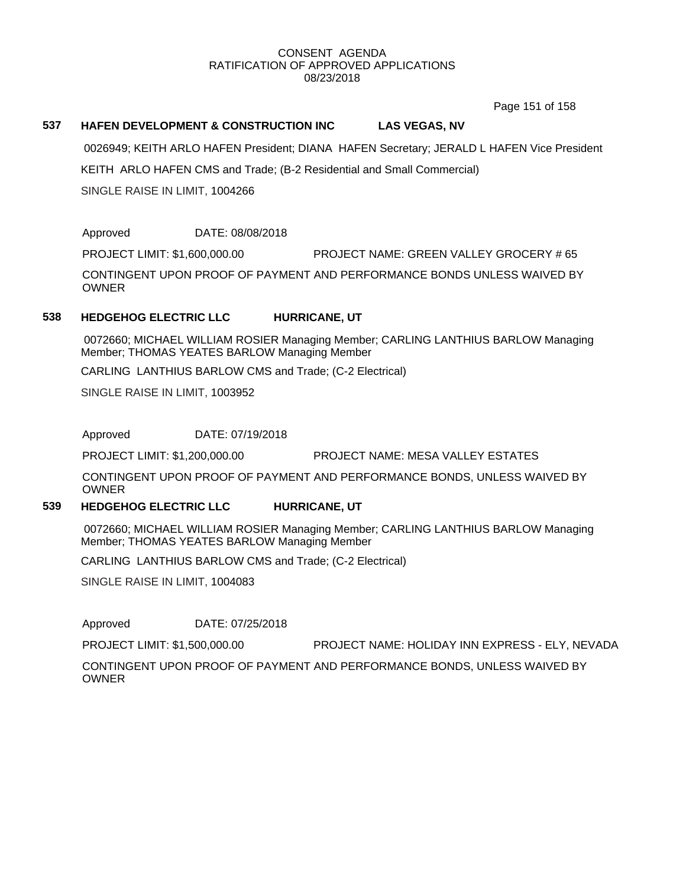# CONSENT AGENDA
## RATIFICATION OF APPROVED APPLICATIONS
08/23/2018

**537 HAFEN DEVELOPMENT & CONSTRUCTION INC LAS VEGAS, NV**

0026949; KEITH ARLO HAFEN President; DIANA HAFEN Secretary; JERALD L HAFEN Vice President

KEITH ARLO HAFEN CMS and Trade; (B-2 Residential and Small Commercial)

SINGLE RAISE IN LIMIT, 1004266

Approved DATE: 08/08/2018

PROJECT LIMIT: $1,600,000.00 PROJECT NAME: GREEN VALLEY GROCERY # 65

CONTINGENT UPON PROOF OF PAYMENT AND PERFORMANCE BONDS UNLESS WAIVED BY OWNER

**538 HEDGEHOG ELECTRIC LLC HURRICANE, UT**

0072660; MICHAEL WILLIAM ROSIER Managing Member; CARLING LANTHIUS BARLOW Managing Member; THOMAS YEATES BARLOW Managing Member

CARLING LANTHIUS BARLOW CMS and Trade; (C-2 Electrical)

SINGLE RAISE IN LIMIT, 1003952

Approved DATE: 07/19/2018

PROJECT LIMIT: $1,200,000.00 PROJECT NAME: MESA VALLEY ESTATES

CONTINGENT UPON PROOF OF PAYMENT AND PERFORMANCE BONDS, UNLESS WAIVED BY OWNER

**539 HEDGEHOG ELECTRIC LLC HURRICANE, UT**

0072660; MICHAEL WILLIAM ROSIER Managing Member; CARLING LANTHIUS BARLOW Managing Member; THOMAS YEATES BARLOW Managing Member

CARLING LANTHIUS BARLOW CMS and Trade; (C-2 Electrical)

SINGLE RAISE IN LIMIT, 1004083

Approved DATE: 07/25/2018

PROJECT LIMIT: $1,500,000.00 PROJECT NAME: HOLIDAY INN EXPRESS - ELY, NEVADA

CONTINGENT UPON PROOF OF PAYMENT AND PERFORMANCE BONDS, UNLESS WAIVED BY OWNER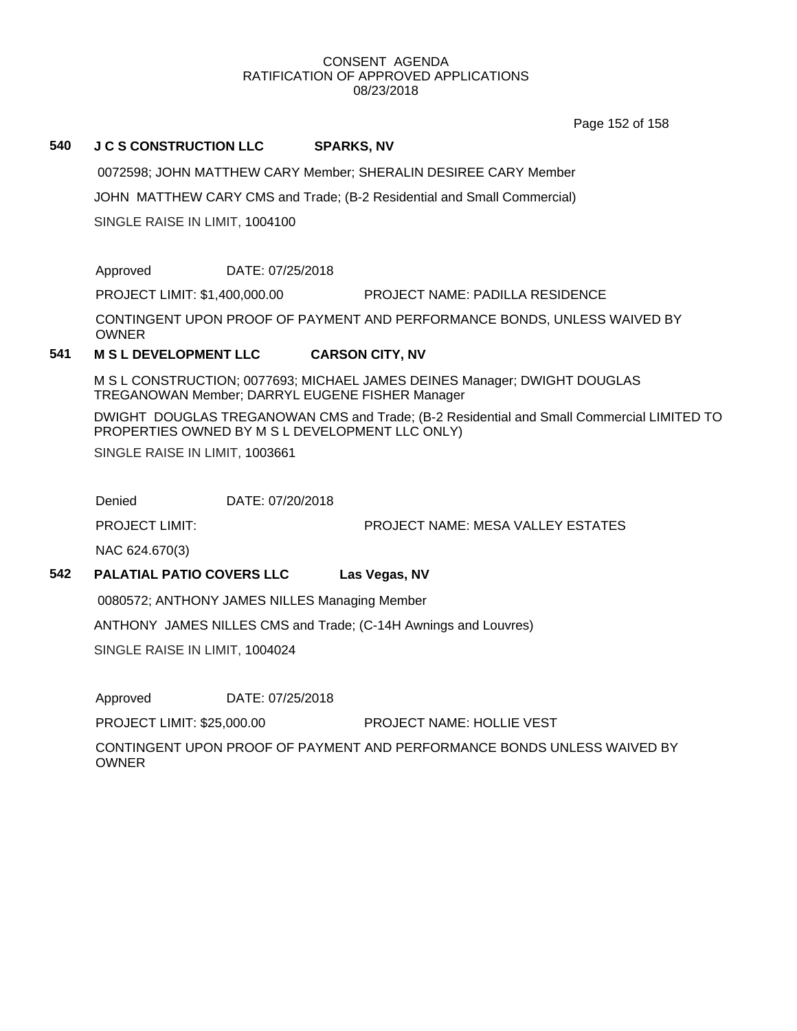CONSENT AGENDA
RATIFICATION OF APPROVED APPLICATIONS
08/23/2018

### 540 J C S CONSTRUCTION LLC SPARKS, NV

0072598; JOHN MATTHEW CARY Member; SHERALIN DESIREE CARY Member

JOHN MATTHEW CARY CMS and Trade; (B-2 Residential and Small Commercial)

SINGLE RAISE IN LIMIT, 1004100

Approved DATE: 07/25/2018

PROJECT LIMIT: $1,400,000.00 PROJECT NAME: PADILLA RESIDENCE

CONTINGENT UPON PROOF OF PAYMENT AND PERFORMANCE BONDS, UNLESS WAIVED BY OWNER

### 541 M S L DEVELOPMENT LLC CARSON CITY, NV

M S L CONSTRUCTION; 0077693; MICHAEL JAMES DEINES Manager; DWIGHT DOUGLAS TREGANOWAN Member; DARRYL EUGENE FISHER Manager

DWIGHT DOUGLAS TREGANOWAN CMS and Trade; (B-2 Residential and Small Commercial LIMITED TO PROPERTIES OWNED BY M S L DEVELOPMENT LLC ONLY)

SINGLE RAISE IN LIMIT, 1003661

Denied DATE: 07/20/2018

PROJECT LIMIT: PROJECT NAME: MESA VALLEY ESTATES

NAC 624.670(3)

### 542 PALATIAL PATIO COVERS LLC Las Vegas, NV

0080572; ANTHONY JAMES NILLES Managing Member

ANTHONY JAMES NILLES CMS and Trade; (C-14H Awnings and Louvres)

SINGLE RAISE IN LIMIT, 1004024

Approved DATE: 07/25/2018

PROJECT LIMIT: $25,000.00 PROJECT NAME: HOLLIE VEST

CONTINGENT UPON PROOF OF PAYMENT AND PERFORMANCE BONDS UNLESS WAIVED BY OWNER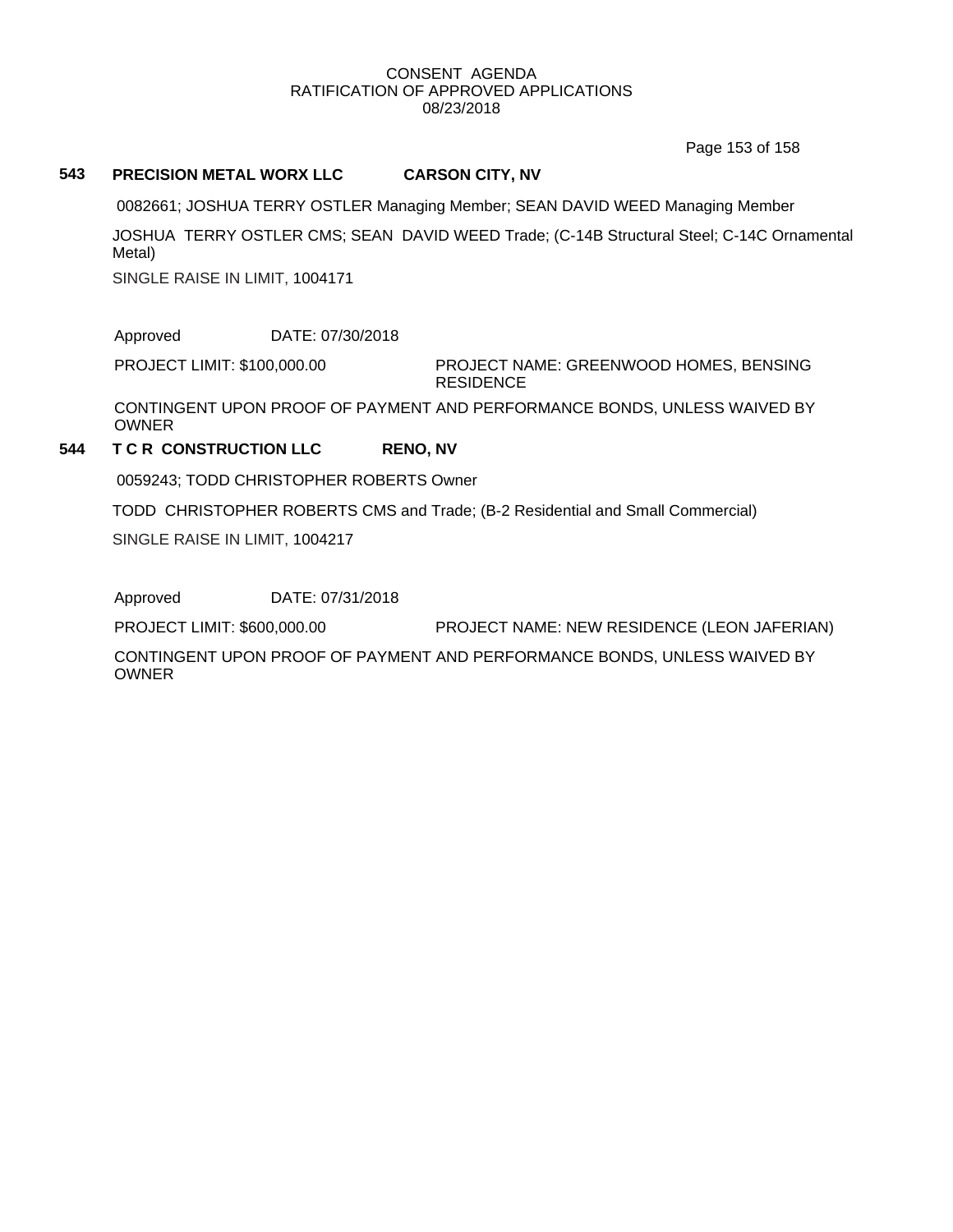CONSENT AGENDA
RATIFICATION OF APPROVED APPLICATIONS
08/23/2018

**543 PRECISION METAL WORX LLC CARSON CITY, NV**

0082661; JOSHUA TERRY OSTLER Managing Member; SEAN DAVID WEED Managing Member

JOSHUA TERRY OSTLER CMS; SEAN DAVID WEED Trade; (C-14B Structural Steel; C-14C Ornamental Metal)

SINGLE RAISE IN LIMIT, 1004171

Approved DATE: 07/30/2018

PROJECT LIMIT: $100,000.00 PROJECT NAME: GREENWOOD HOMES, BENSING RESIDENCE

CONTINGENT UPON PROOF OF PAYMENT AND PERFORMANCE BONDS, UNLESS WAIVED BY OWNER

**544 T C R CONSTRUCTION LLC RENO, NV**

0059243; TODD CHRISTOPHER ROBERTS Owner

TODD CHRISTOPHER ROBERTS CMS and Trade; (B-2 Residential and Small Commercial)

SINGLE RAISE IN LIMIT, 1004217

Approved DATE: 07/31/2018

PROJECT LIMIT: $600,000.00 PROJECT NAME: NEW RESIDENCE (LEON JAFERIAN)

CONTINGENT UPON PROOF OF PAYMENT AND PERFORMANCE BONDS, UNLESS WAIVED BY OWNER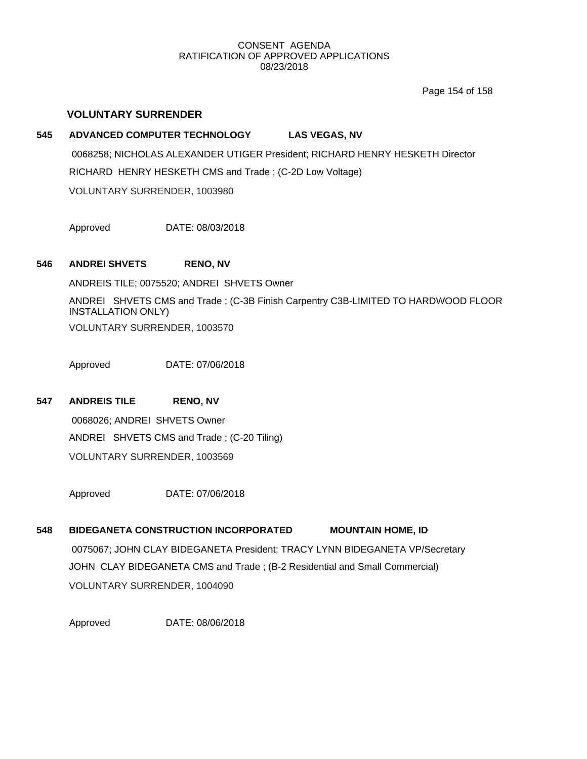## VOLUNTARY SURRENDER

**545 ADVANCED COMPUTER TECHNOLOGY LAS VEGAS, NV**

0068258; NICHOLAS ALEXANDER UTIGER President; RICHARD HENRY HESKETH Director

RICHARD HENRY HESKETH CMS and Trade ; (C-2D Low Voltage)

VOLUNTARY SURRENDER, 1003980

Approved DATE: 08/03/2018

**546 ANDREI SHVETS RENO, NV**

ANDREIS TILE; 0075520; ANDREI SHVETS Owner

ANDREI SHVETS CMS and Trade ; (C-3B Finish Carpentry C3B-LIMITED TO HARDWOOD FLOOR INSTALLATION ONLY)

VOLUNTARY SURRENDER, 1003570

Approved DATE: 07/06/2018

**547 ANDREIS TILE RENO, NV**

0068026; ANDREI SHVETS Owner

ANDREI SHVETS CMS and Trade ; (C-20 Tiling)

VOLUNTARY SURRENDER, 1003569

Approved DATE: 07/06/2018

**548 BIDEGANETA CONSTRUCTION INCORPORATED MOUNTAIN HOME, ID**

0075067; JOHN CLAY BIDEGANETA President; TRACY LYNN BIDEGANETA VP/Secretary

JOHN CLAY BIDEGANETA CMS and Trade ; (B-2 Residential and Small Commercial)

VOLUNTARY SURRENDER, 1004090

Approved DATE: 08/06/2018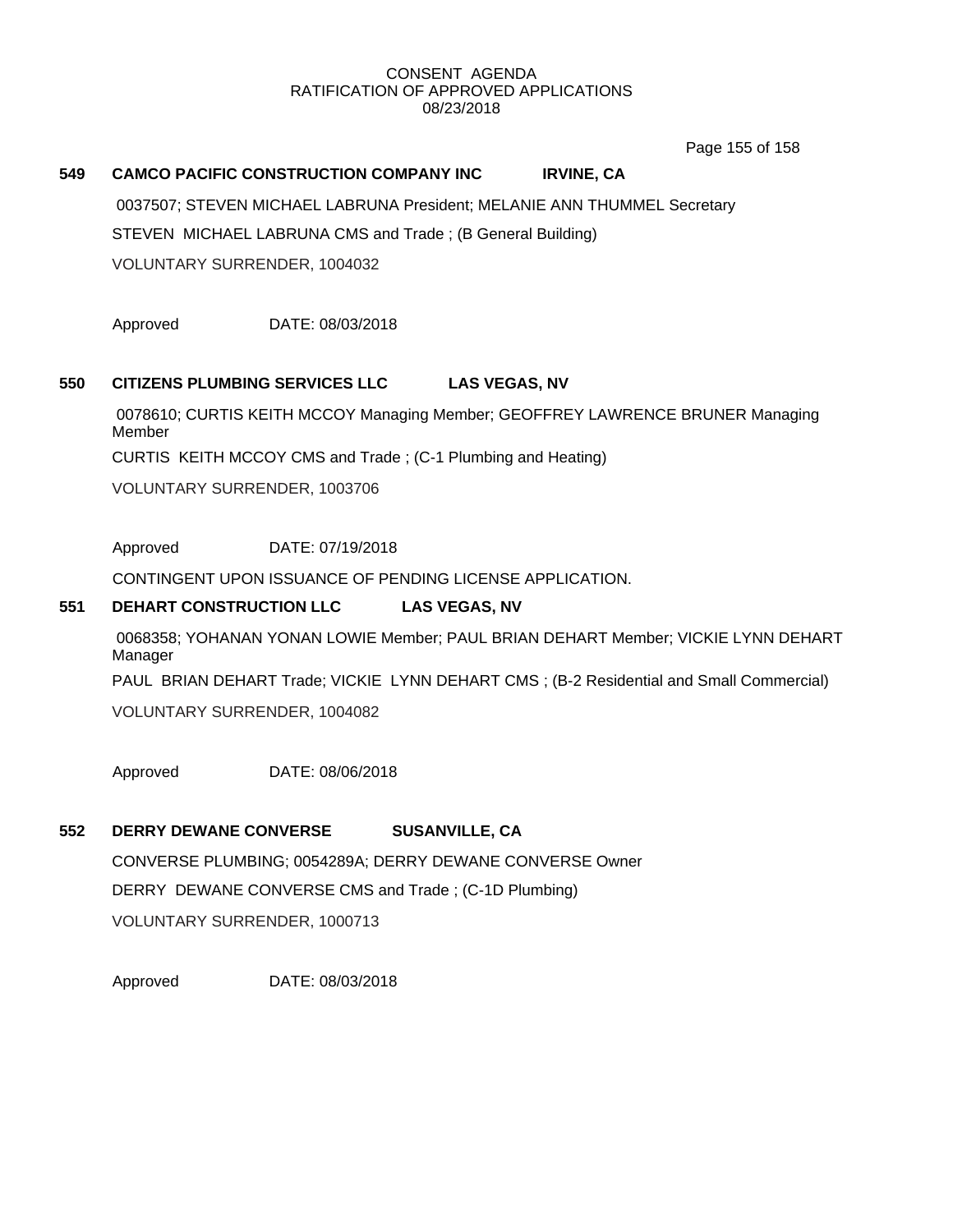CONSENT AGENDA
RATIFICATION OF APPROVED APPLICATIONS
08/23/2018

**549 CAMCO PACIFIC CONSTRUCTION COMPANY INC IRVINE, CA**

0037507; STEVEN MICHAEL LABRUNA President; MELANIE ANN THUMMEL Secretary

STEVEN MICHAEL LABRUNA CMS and Trade ; (B General Building)

VOLUNTARY SURRENDER, 1004032

Approved DATE: 08/03/2018

**550 CITIZENS PLUMBING SERVICES LLC LAS VEGAS, NV**

0078610; CURTIS KEITH MCCOY Managing Member; GEOFFREY LAWRENCE BRUNER Managing Member

CURTIS KEITH MCCOY CMS and Trade ; (C-1 Plumbing and Heating)

VOLUNTARY SURRENDER, 1003706

Approved DATE: 07/19/2018

CONTINGENT UPON ISSUANCE OF PENDING LICENSE APPLICATION.

**551 DEHART CONSTRUCTION LLC LAS VEGAS, NV**

0068358; YOHANAN YONAN LOWIE Member; PAUL BRIAN DEHART Member; VICKIE LYNN DEHART Manager

PAUL BRIAN DEHART Trade; VICKIE LYNN DEHART CMS ; (B-2 Residential and Small Commercial)

VOLUNTARY SURRENDER, 1004082

Approved DATE: 08/06/2018

**552 DERRY DEWANE CONVERSE SUSANVILLE, CA**

CONVERSE PLUMBING; 0054289A; DERRY DEWANE CONVERSE Owner

DERRY DEWANE CONVERSE CMS and Trade ; (C-1D Plumbing)

VOLUNTARY SURRENDER, 1000713

Approved DATE: 08/03/2018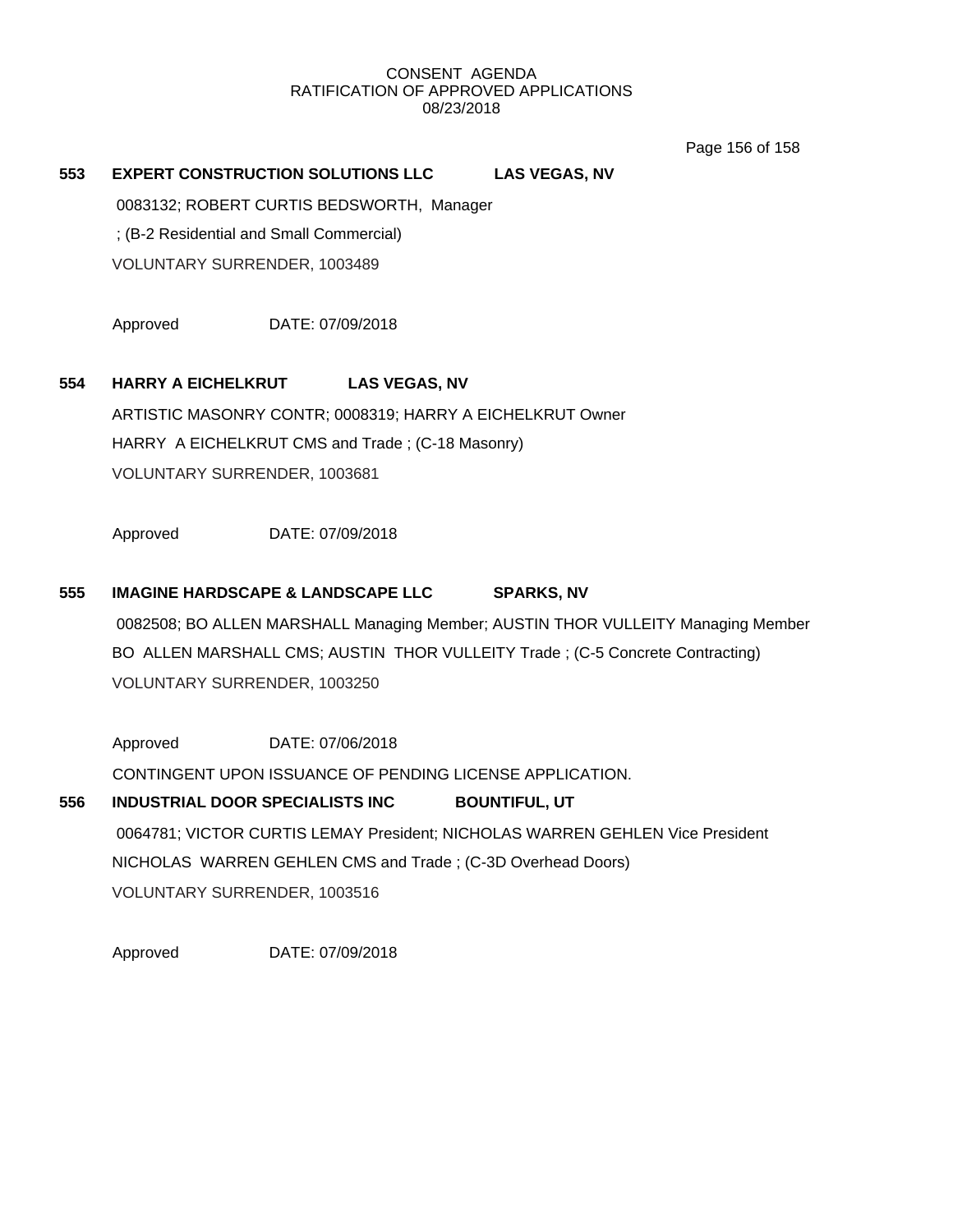CONSENT AGENDA
RATIFICATION OF APPROVED APPLICATIONS
08/23/2018

**553 EXPERT CONSTRUCTION SOLUTIONS LLC LAS VEGAS, NV**

0083132; ROBERT CURTIS BEDSWORTH, Manager

; (B-2 Residential and Small Commercial)

VOLUNTARY SURRENDER, 1003489

Approved DATE: 07/09/2018

**554 HARRY A EICHELKRUT LAS VEGAS, NV**

ARTISTIC MASONRY CONTR; 0008319; HARRY A EICHELKRUT Owner

HARRY A EICHELKRUT CMS and Trade ; (C-18 Masonry)

VOLUNTARY SURRENDER, 1003681

Approved DATE: 07/09/2018

**555 IMAGINE HARDSCAPE & LANDSCAPE LLC SPARKS, NV**

0082508; BO ALLEN MARSHALL Managing Member; AUSTIN THOR VULLEITY Managing Member

BO ALLEN MARSHALL CMS; AUSTIN THOR VULLEITY Trade ; (C-5 Concrete Contracting)

VOLUNTARY SURRENDER, 1003250

Approved DATE: 07/06/2018

CONTINGENT UPON ISSUANCE OF PENDING LICENSE APPLICATION.

**556 INDUSTRIAL DOOR SPECIALISTS INC BOUNTIFUL, UT**

0064781; VICTOR CURTIS LEMAY President; NICHOLAS WARREN GEHLEN Vice President

NICHOLAS WARREN GEHLEN CMS and Trade ; (C-3D Overhead Doors)

VOLUNTARY SURRENDER, 1003516

Approved DATE: 07/09/2018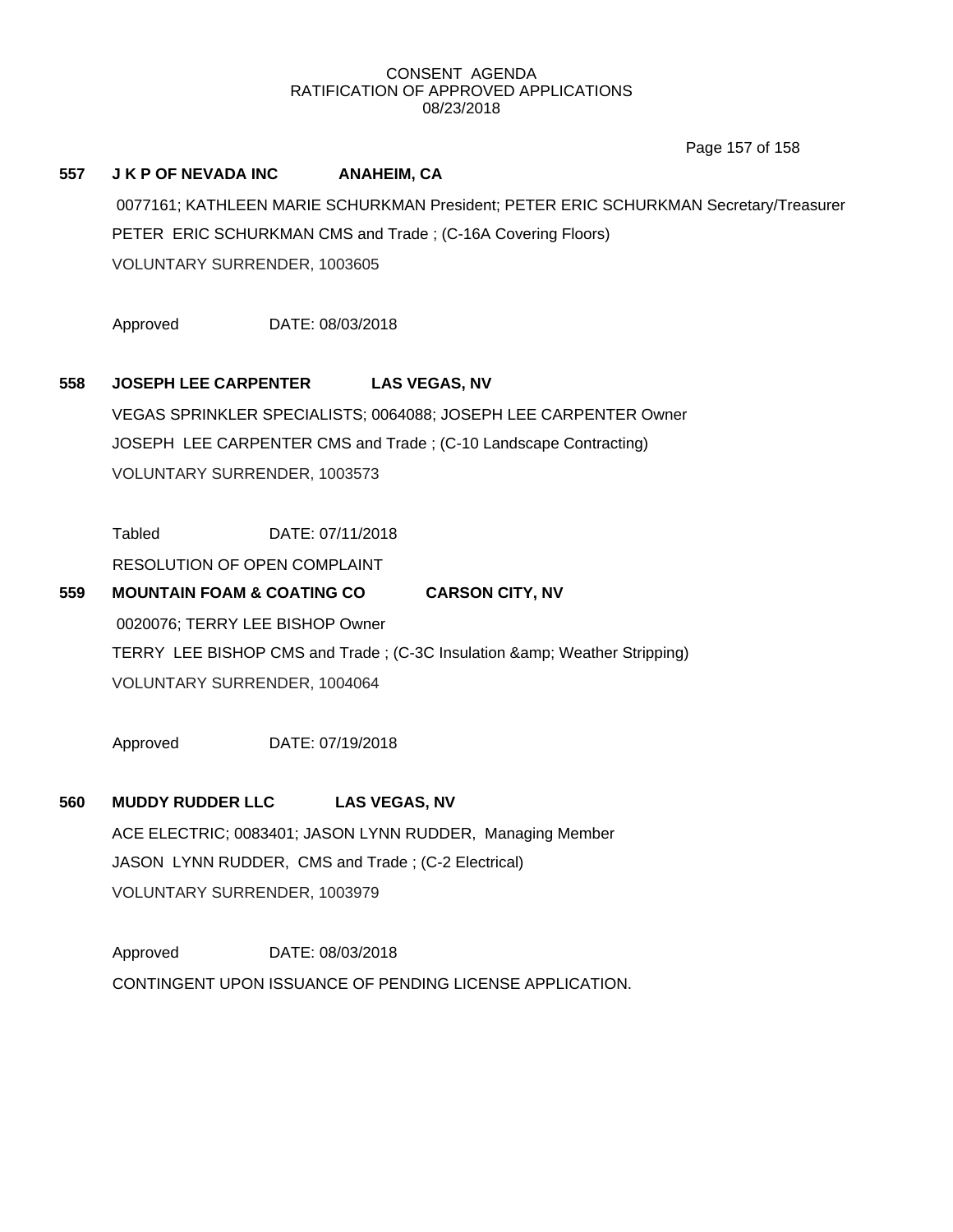CONSENT AGENDA
RATIFICATION OF APPROVED APPLICATIONS
08/23/2018

**557 J K P OF NEVADA INC ANAHEIM, CA**

0077161; KATHLEEN MARIE SCHURKMAN President; PETER ERIC SCHURKMAN Secretary/Treasurer
PETER ERIC SCHURKMAN CMS and Trade ; (C-16A Covering Floors)
VOLUNTARY SURRENDER, 1003605

Approved DATE: 08/03/2018

**558 JOSEPH LEE CARPENTER LAS VEGAS, NV**

VEGAS SPRINKLER SPECIALISTS; 0064088; JOSEPH LEE CARPENTER Owner
JOSEPH LEE CARPENTER CMS and Trade ; (C-10 Landscape Contracting)
VOLUNTARY SURRENDER, 1003573

Tabled DATE: 07/11/2018
RESOLUTION OF OPEN COMPLAINT

**559 MOUNTAIN FOAM & COATING CO CARSON CITY, NV**

0020076; TERRY LEE BISHOP Owner
TERRY LEE BISHOP CMS and Trade ; (C-3C Insulation &amp; Weather Stripping)
VOLUNTARY SURRENDER, 1004064

Approved DATE: 07/19/2018

**560 MUDDY RUDDER LLC LAS VEGAS, NV**

ACE ELECTRIC; 0083401; JASON LYNN RUDDER, Managing Member
JASON LYNN RUDDER, CMS and Trade ; (C-2 Electrical)
VOLUNTARY SURRENDER, 1003979

Approved DATE: 08/03/2018
CONTINGENT UPON ISSUANCE OF PENDING LICENSE APPLICATION.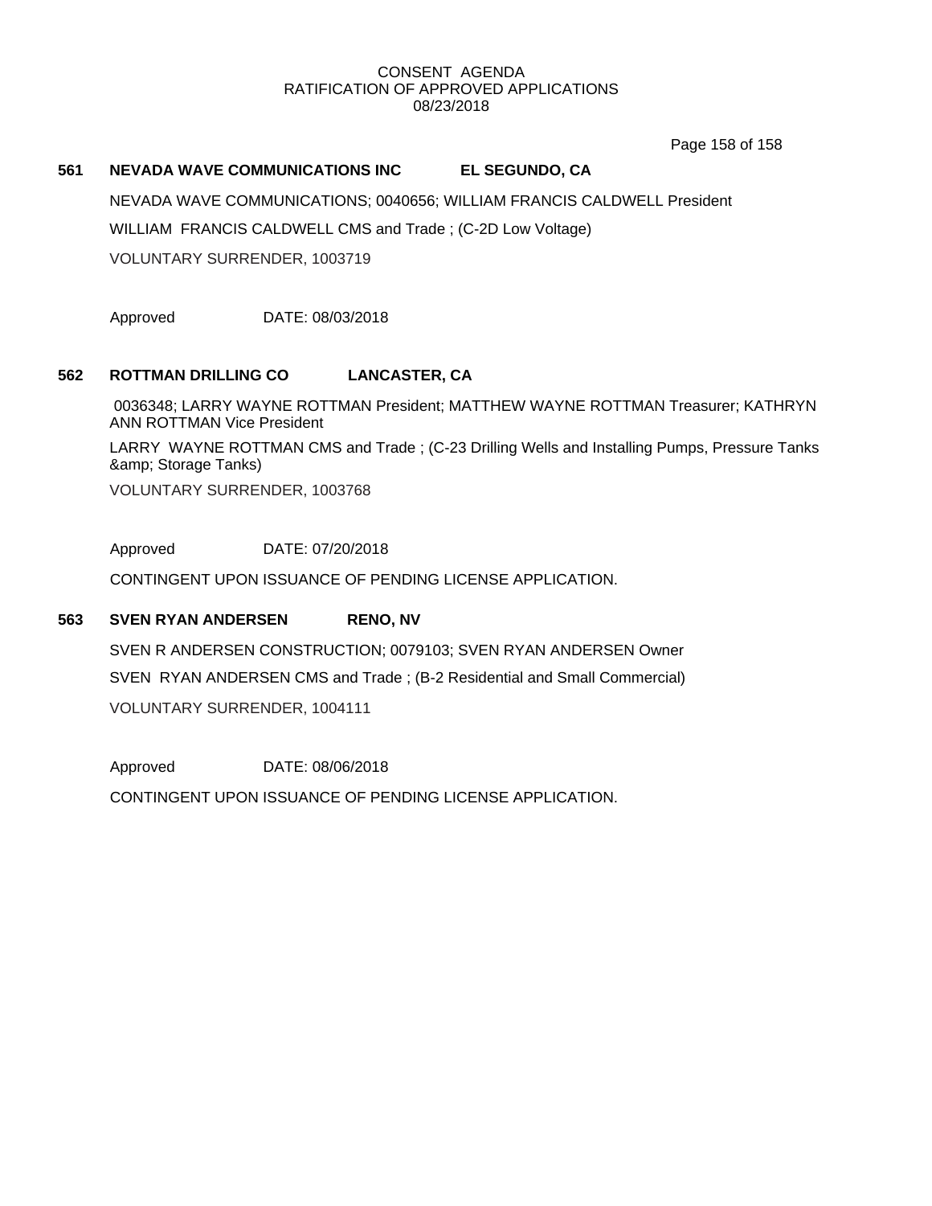CONSENT AGENDA
RATIFICATION OF APPROVED APPLICATIONS
08/23/2018

**561 NEVADA WAVE COMMUNICATIONS INC EL SEGUNDO, CA**

NEVADA WAVE COMMUNICATIONS; 0040656; WILLIAM FRANCIS CALDWELL President

WILLIAM FRANCIS CALDWELL CMS and Trade ; (C-2D Low Voltage)

VOLUNTARY SURRENDER, 1003719

Approved DATE: 08/03/2018

**562 ROTTMAN DRILLING CO LANCASTER, CA**

0036348; LARRY WAYNE ROTTMAN President; MATTHEW WAYNE ROTTMAN Treasurer; KATHRYN ANN ROTTMAN Vice President

LARRY WAYNE ROTTMAN CMS and Trade ; (C-23 Drilling Wells and Installing Pumps, Pressure Tanks &amp; Storage Tanks)

VOLUNTARY SURRENDER, 1003768

Approved DATE: 07/20/2018

CONTINGENT UPON ISSUANCE OF PENDING LICENSE APPLICATION.

**563 SVEN RYAN ANDERSEN RENO, NV**

SVEN R ANDERSEN CONSTRUCTION; 0079103; SVEN RYAN ANDERSEN Owner

SVEN RYAN ANDERSEN CMS and Trade ; (B-2 Residential and Small Commercial)

VOLUNTARY SURRENDER, 1004111

Approved DATE: 08/06/2018

CONTINGENT UPON ISSUANCE OF PENDING LICENSE APPLICATION.